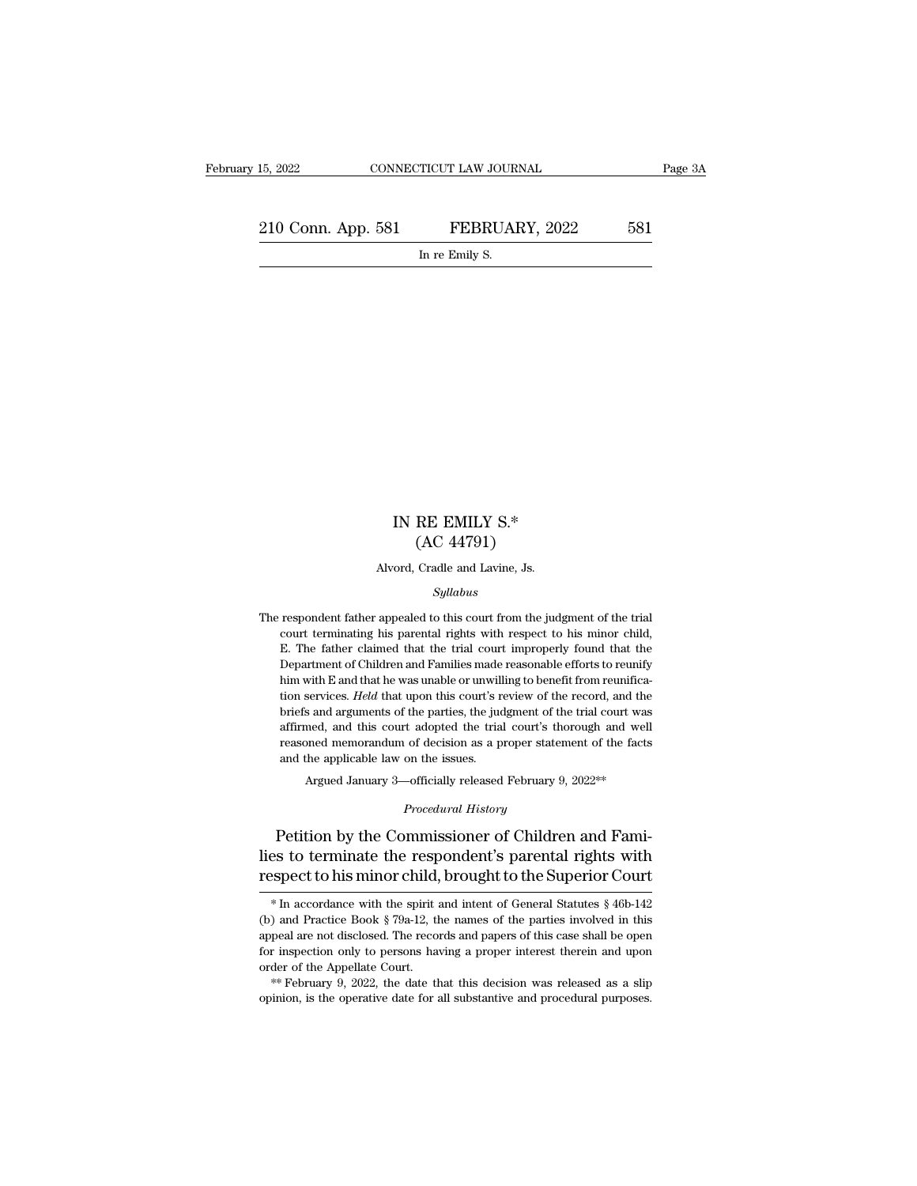# IN RE EMILY S.*
## (AC 44791)

Alvord, Cradle and Lavine, Js.

*Syllabus*

The respondent father appealed to this court from the judgment of the trial court terminating his parental rights with respect to his minor child, E. The father claimed that the trial court improperly found that the Department of Children and Families made reasonable efforts to reunify him with E and that he was unable or unwilling to benefit from reunification services. *Held* that upon this court's review of the record, and the briefs and arguments of the parties, the judgment of the trial court was affirmed, and this court adopted the trial court's thorough and well reasoned memorandum of decision as a proper statement of the facts and the applicable law on the issues.

Argued January 3—officially released February 9, 2022**

*Procedural History*

Petition by the Commissioner of Children and Families to terminate the respondent's parental rights with respect to his minor child, brought to the Superior Court

---

* In accordance with the spirit and intent of General Statutes § 46b-142 (b) and Practice Book § 79a-12, the names of the parties involved in this appeal are not disclosed. The records and papers of this case shall be open for inspection only to persons having a proper interest therein and upon order of the Appellate Court.

** February 9, 2022, the date that this decision was released as a slip opinion, is the operative date for all substantive and procedural purposes.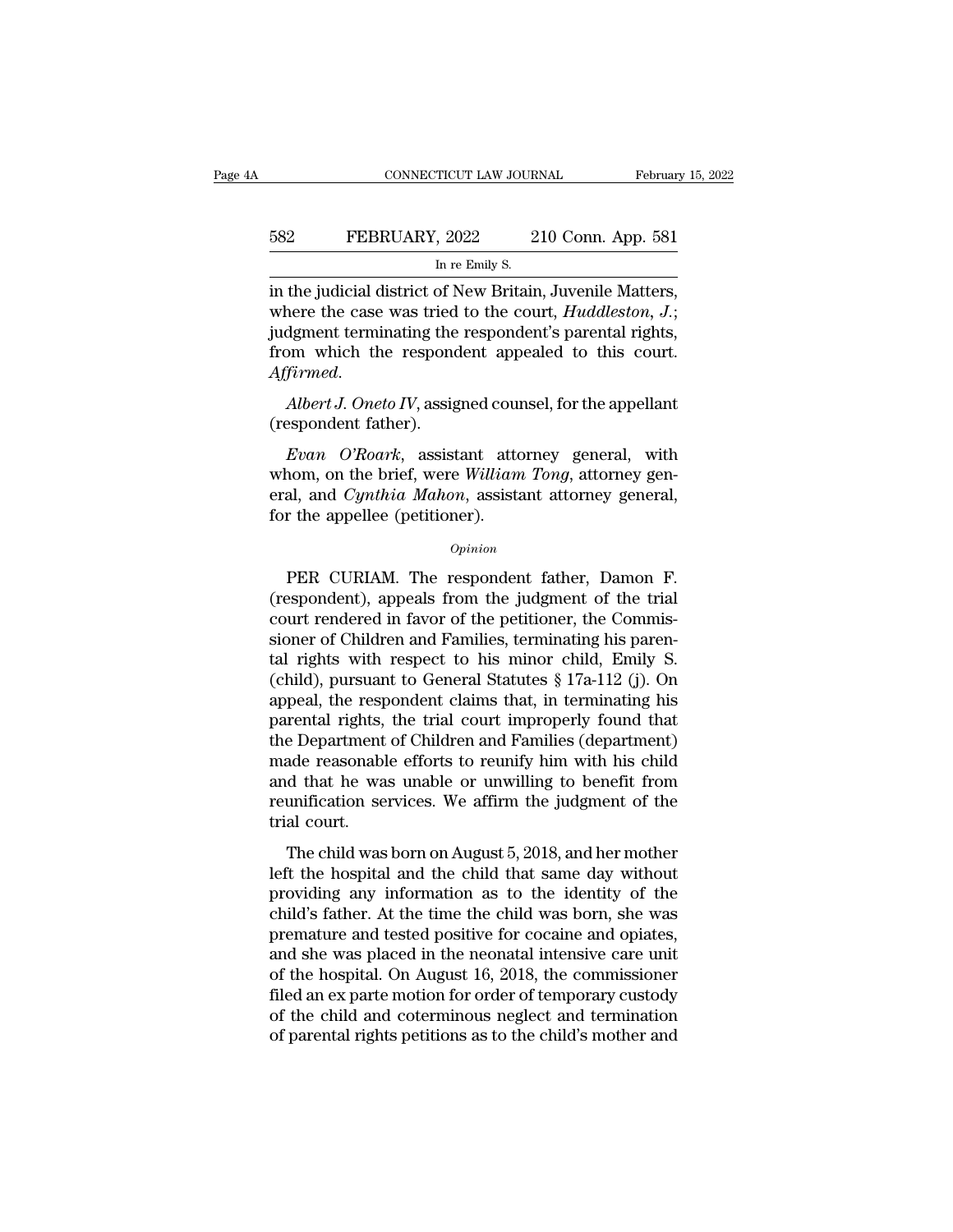in the judicial district of New Britain, Juvenile Matters, where the case was tried to the court, *Huddleston*, *J.*; judgment terminating the respondent's parental rights, from which the respondent appealed to this court. *Affirmed*.

*Albert J. Oneto IV*, assigned counsel, for the appellant (respondent father).

*Evan O'Roark*, assistant attorney general, with whom, on the brief, were *William Tong*, attorney general, and *Cynthia Mahon*, assistant attorney general, for the appellee (petitioner).

*Opinion*

PER CURIAM. The respondent father, Damon F. (respondent), appeals from the judgment of the trial court rendered in favor of the petitioner, the Commissioner of Children and Families, terminating his parental rights with respect to his minor child, Emily S. (child), pursuant to General Statutes § 17a-112 (j). On appeal, the respondent claims that, in terminating his parental rights, the trial court improperly found that the Department of Children and Families (department) made reasonable efforts to reunify him with his child and that he was unable or unwilling to benefit from reunification services. We affirm the judgment of the trial court.

The child was born on August 5, 2018, and her mother left the hospital and the child that same day without providing any information as to the identity of the child's father. At the time the child was born, she was premature and tested positive for cocaine and opiates, and she was placed in the neonatal intensive care unit of the hospital. On August 16, 2018, the commissioner filed an ex parte motion for order of temporary custody of the child and coterminous neglect and termination of parental rights petitions as to the child's mother and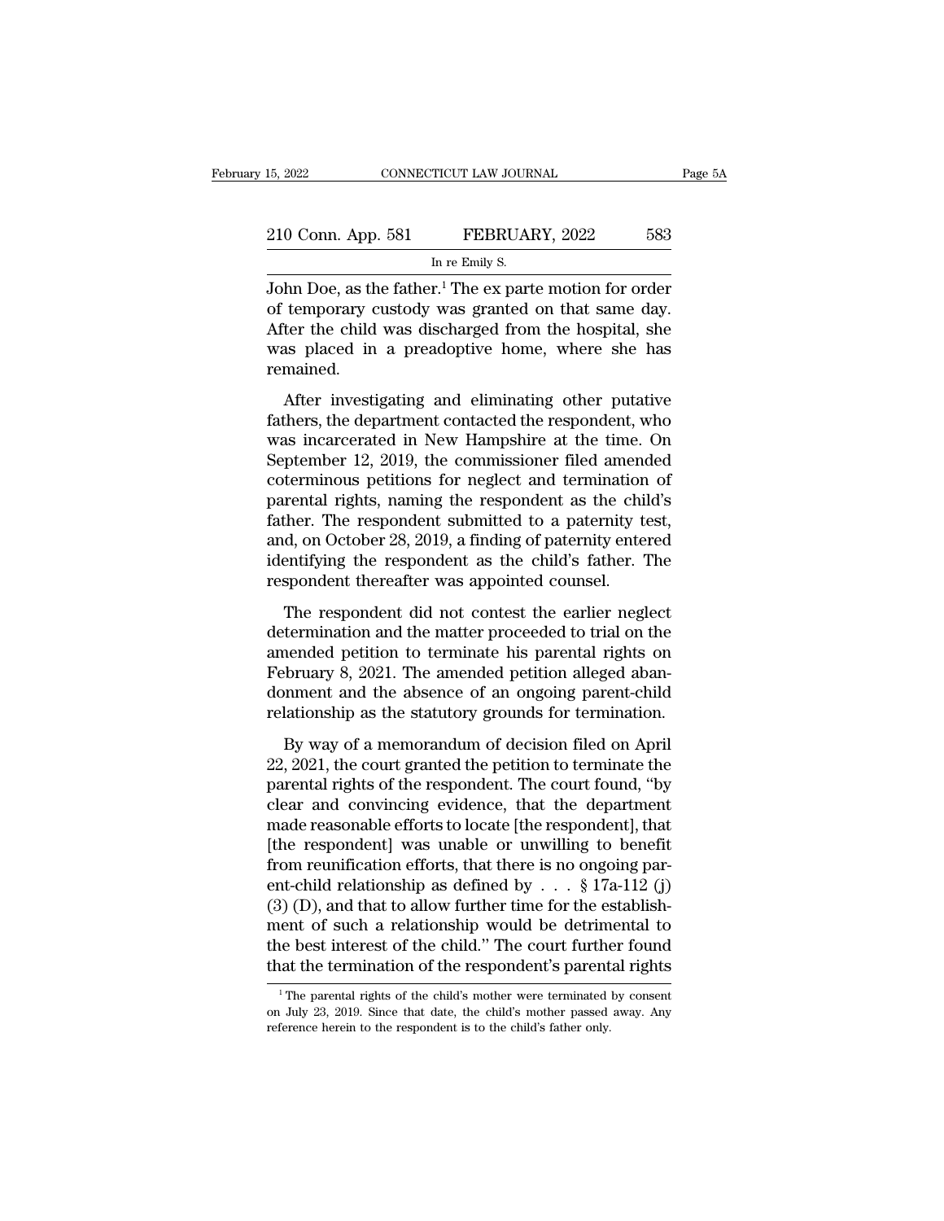John Doe, as the father.[1] The ex parte motion for order of temporary custody was granted on that same day. After the child was discharged from the hospital, she was placed in a preadoptive home, where she has remained.

After investigating and eliminating other putative fathers, the department contacted the respondent, who was incarcerated in New Hampshire at the time. On September 12, 2019, the commissioner filed amended coterminous petitions for neglect and termination of parental rights, naming the respondent as the child's father. The respondent submitted to a paternity test, and, on October 28, 2019, a finding of paternity entered identifying the respondent as the child's father. The respondent thereafter was appointed counsel.

The respondent did not contest the earlier neglect determination and the matter proceeded to trial on the amended petition to terminate his parental rights on February 8, 2021. The amended petition alleged abandonment and the absence of an ongoing parent-child relationship as the statutory grounds for termination.

By way of a memorandum of decision filed on April 22, 2021, the court granted the petition to terminate the parental rights of the respondent. The court found, "by clear and convincing evidence, that the department made reasonable efforts to locate [the respondent], that [the respondent] was unable or unwilling to benefit from reunification efforts, that there is no ongoing parent-child relationship as defined by . . . § 17a-112 (j) (3) (D), and that to allow further time for the establishment of such a relationship would be detrimental to the best interest of the child." The court further found that the termination of the respondent's parental rights

[1] The parental rights of the child's mother were terminated by consent on July 23, 2019. Since that date, the child's mother passed away. Any reference herein to the respondent is to the child's father only.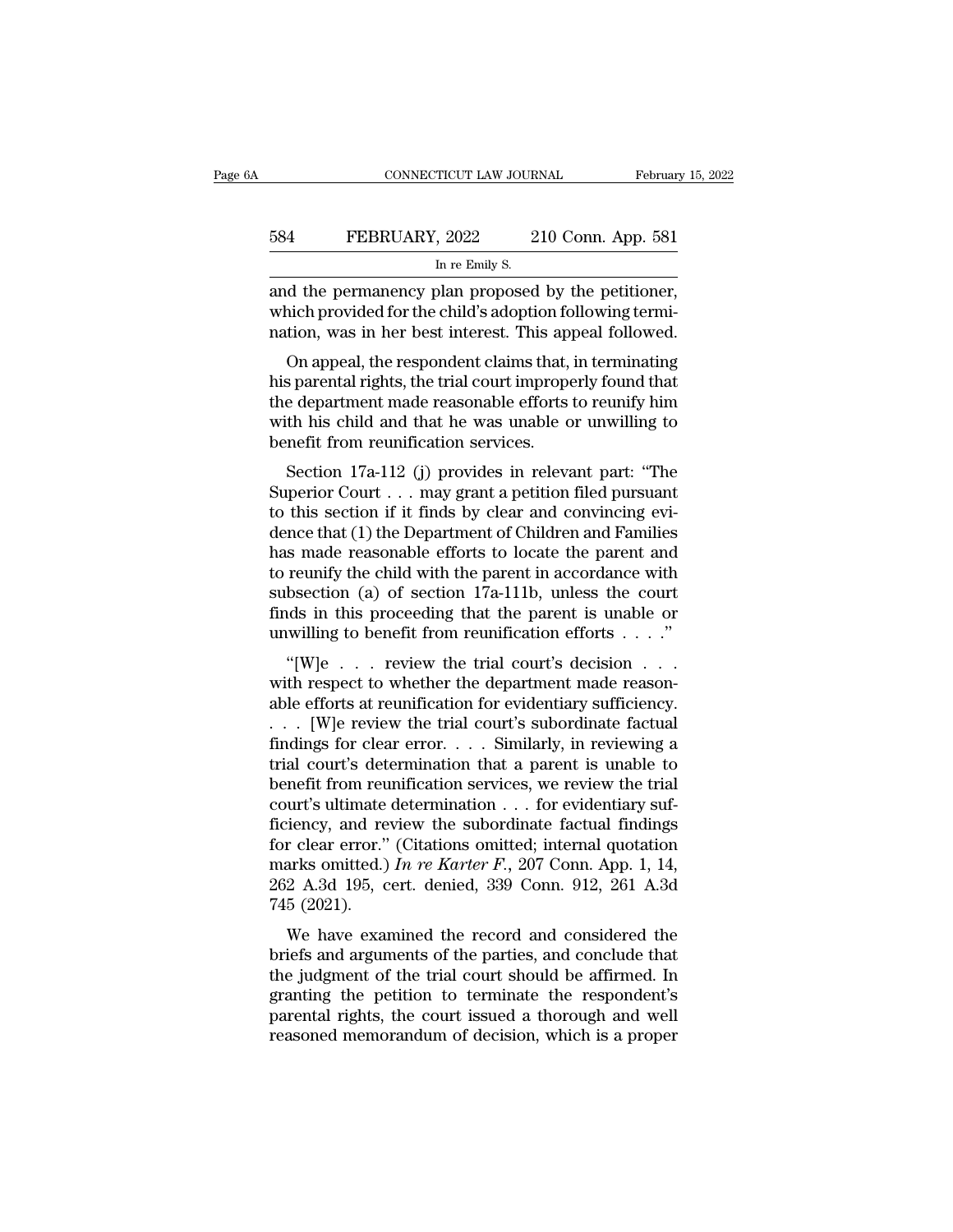and the permanency plan proposed by the petitioner, which provided for the child's adoption following termination, was in her best interest. This appeal followed.

On appeal, the respondent claims that, in terminating his parental rights, the trial court improperly found that the department made reasonable efforts to reunify him with his child and that he was unable or unwilling to benefit from reunification services.

Section 17a-112 (j) provides in relevant part: "The Superior Court . . . may grant a petition filed pursuant to this section if it finds by clear and convincing evidence that (1) the Department of Children and Families has made reasonable efforts to locate the parent and to reunify the child with the parent in accordance with subsection (a) of section 17a-111b, unless the court finds in this proceeding that the parent is unable or unwilling to benefit from reunification efforts . . . ."

"[W]e . . . review the trial court's decision . . . with respect to whether the department made reasonable efforts at reunification for evidentiary sufficiency. . . . [W]e review the trial court's subordinate factual findings for clear error. . . . Similarly, in reviewing a trial court's determination that a parent is unable to benefit from reunification services, we review the trial court's ultimate determination . . . for evidentiary sufficiency, and review the subordinate factual findings for clear error." (Citations omitted; internal quotation marks omitted.) *In re Karter F.*, 207 Conn. App. 1, 14, 262 A.3d 195, cert. denied, 339 Conn. 912, 261 A.3d 745 (2021).

We have examined the record and considered the briefs and arguments of the parties, and conclude that the judgment of the trial court should be affirmed. In granting the petition to terminate the respondent's parental rights, the court issued a thorough and well reasoned memorandum of decision, which is a proper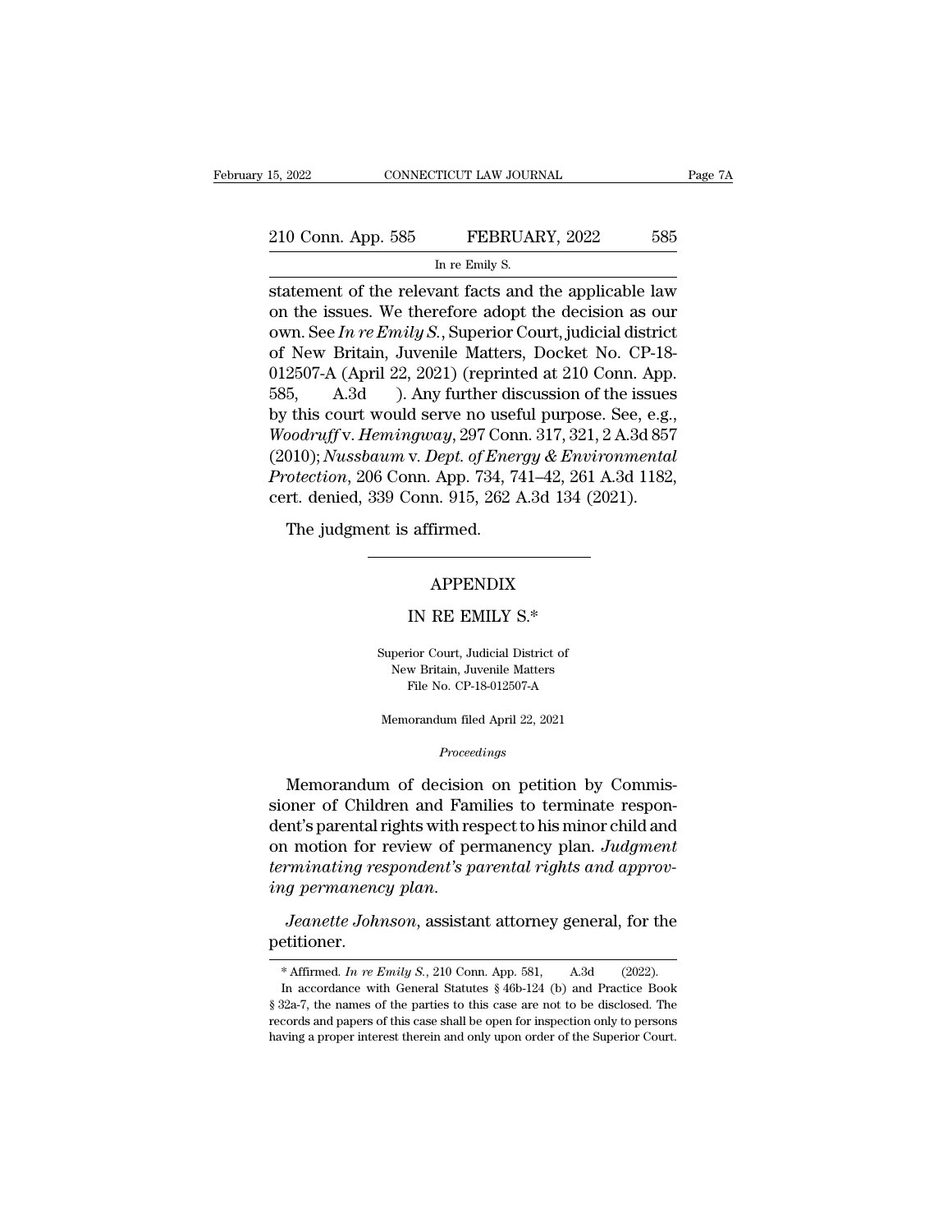statement of the relevant facts and the applicable law on the issues. We therefore adopt the decision as our own. See *In re Emily S.*, Superior Court, judicial district of New Britain, Juvenile Matters, Docket No. CP-18-012507-A (April 22, 2021) (reprinted at 210 Conn. App. 585, A.3d ). Any further discussion of the issues by this court would serve no useful purpose. See, e.g., *Woodruff* v. *Hemingway*, 297 Conn. 317, 321, 2 A.3d 857 (2010); *Nussbaum* v. *Dept. of Energy & Environmental Protection*, 206 Conn. App. 734, 741–42, 261 A.3d 1182, cert. denied, 339 Conn. 915, 262 A.3d 134 (2021).

The judgment is affirmed.

---

## APPENDIX

## IN RE EMILY S.*

Superior Court, Judicial District of New Britain, Juvenile Matters
File No. CP-18-012507-A

Memorandum filed April 22, 2021

*Proceedings*

Memorandum of decision on petition by Commissioner of Children and Families to terminate respondent's parental rights with respect to his minor child and on motion for review of permanency plan. *Judgment terminating respondent's parental rights and approving permanency plan.*

*Jeanette Johnson*, assistant attorney general, for the petitioner.

---

\* Affirmed. *In re Emily S.*, 210 Conn. App. 581, A.3d (2022).

In accordance with General Statutes § 46b-124 (b) and Practice Book § 32a-7, the names of the parties to this case are not to be disclosed. The records and papers of this case shall be open for inspection only to persons having a proper interest therein and only upon order of the Superior Court.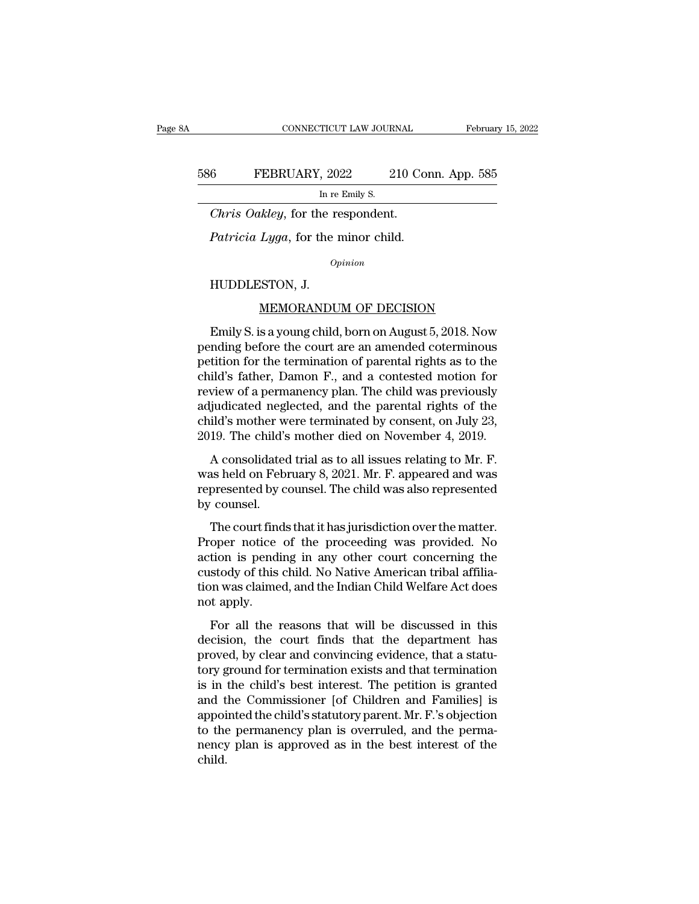*Chris Oakley*, for the respondent.

*Patricia Lyga*, for the minor child.

*Opinion*

HUDDLESTON, J.

MEMORANDUM OF DECISION

Emily S. is a young child, born on August 5, 2018. Now pending before the court are an amended coterminous petition for the termination of parental rights as to the child's father, Damon F., and a contested motion for review of a permanency plan. The child was previously adjudicated neglected, and the parental rights of the child's mother were terminated by consent, on July 23, 2019. The child's mother died on November 4, 2019.

A consolidated trial as to all issues relating to Mr. F. was held on February 8, 2021. Mr. F. appeared and was represented by counsel. The child was also represented by counsel.

The court finds that it has jurisdiction over the matter. Proper notice of the proceeding was provided. No action is pending in any other court concerning the custody of this child. No Native American tribal affiliation was claimed, and the Indian Child Welfare Act does not apply.

For all the reasons that will be discussed in this decision, the court finds that the department has proved, by clear and convincing evidence, that a statutory ground for termination exists and that termination is in the child's best interest. The petition is granted and the Commissioner [of Children and Families] is appointed the child's statutory parent. Mr. F.'s objection to the permanency plan is overruled, and the permanency plan is approved as in the best interest of the child.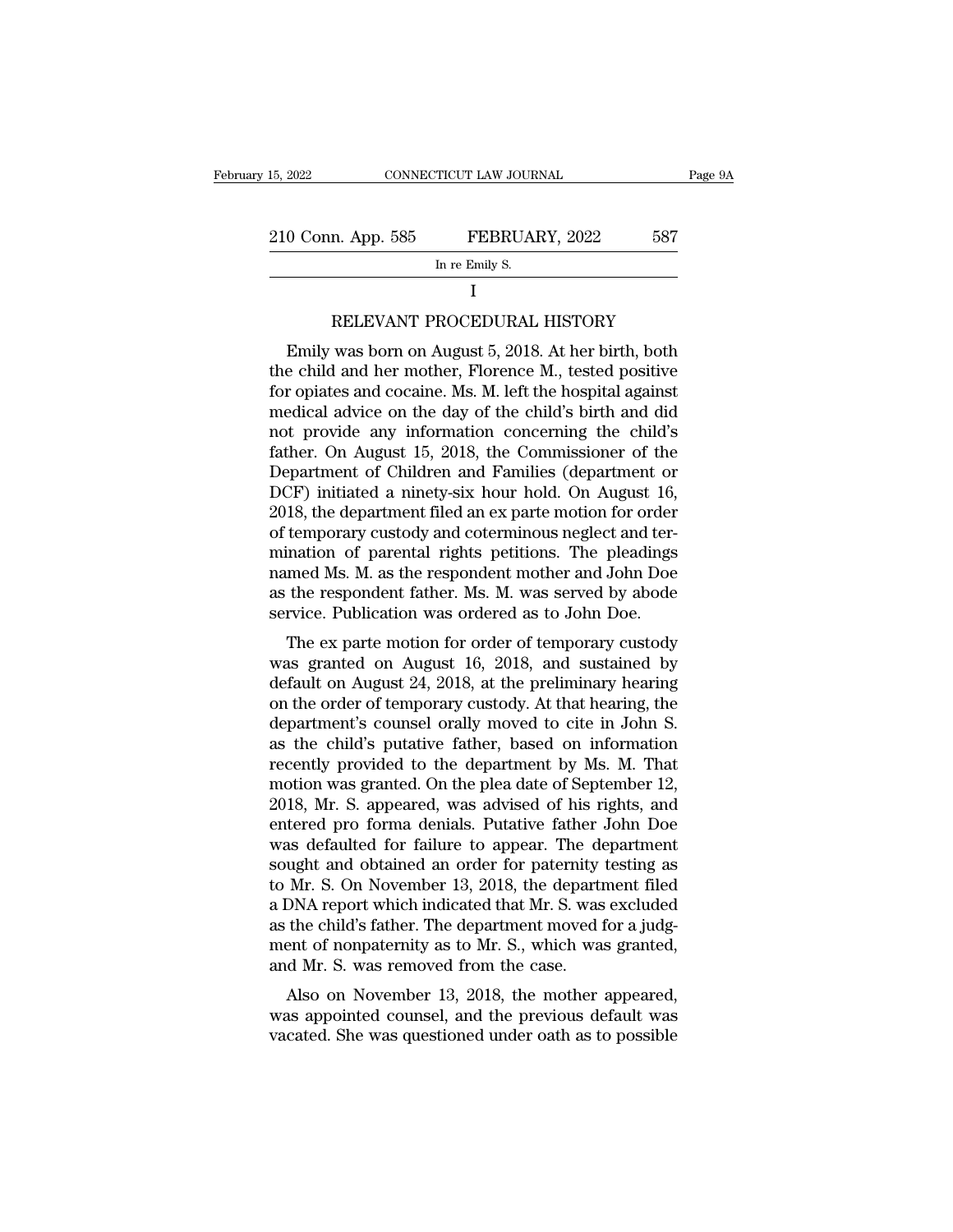# I

## RELEVANT PROCEDURAL HISTORY

Emily was born on August 5, 2018. At her birth, both the child and her mother, Florence M., tested positive for opiates and cocaine. Ms. M. left the hospital against medical advice on the day of the child's birth and did not provide any information concerning the child's father. On August 15, 2018, the Commissioner of the Department of Children and Families (department or DCF) initiated a ninety-six hour hold. On August 16, 2018, the department filed an ex parte motion for order of temporary custody and coterminous neglect and termination of parental rights petitions. The pleadings named Ms. M. as the respondent mother and John Doe as the respondent father. Ms. M. was served by abode service. Publication was ordered as to John Doe.

The ex parte motion for order of temporary custody was granted on August 16, 2018, and sustained by default on August 24, 2018, at the preliminary hearing on the order of temporary custody. At that hearing, the department's counsel orally moved to cite in John S. as the child's putative father, based on information recently provided to the department by Ms. M. That motion was granted. On the plea date of September 12, 2018, Mr. S. appeared, was advised of his rights, and entered pro forma denials. Putative father John Doe was defaulted for failure to appear. The department sought and obtained an order for paternity testing as to Mr. S. On November 13, 2018, the department filed a DNA report which indicated that Mr. S. was excluded as the child's father. The department moved for a judgment of nonpaternity as to Mr. S., which was granted, and Mr. S. was removed from the case.

Also on November 13, 2018, the mother appeared, was appointed counsel, and the previous default was vacated. She was questioned under oath as to possible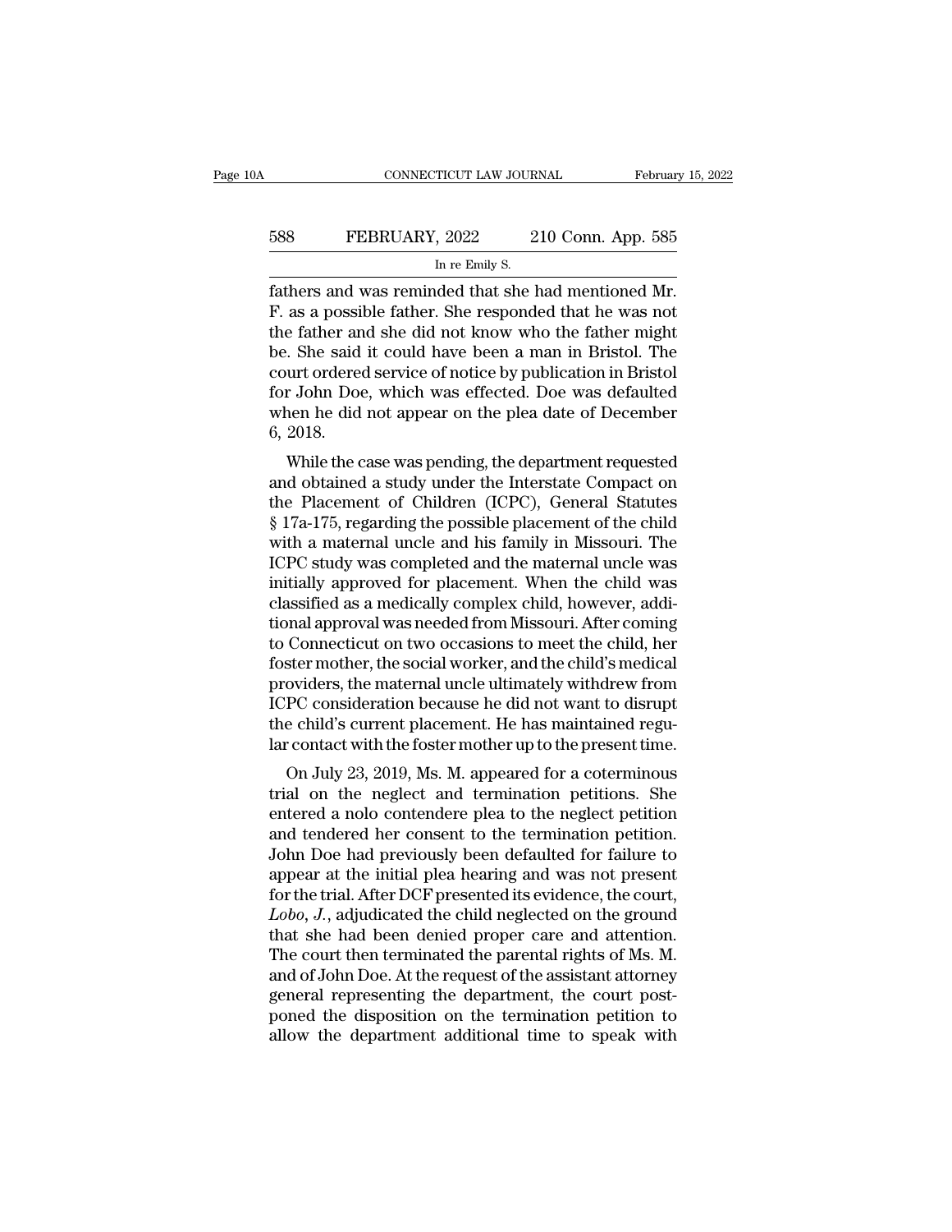fathers and was reminded that she had mentioned Mr. F. as a possible father. She responded that he was not the father and she did not know who the father might be. She said it could have been a man in Bristol. The court ordered service of notice by publication in Bristol for John Doe, which was effected. Doe was defaulted when he did not appear on the plea date of December 6, 2018.

While the case was pending, the department requested and obtained a study under the Interstate Compact on the Placement of Children (ICPC), General Statutes § 17a-175, regarding the possible placement of the child with a maternal uncle and his family in Missouri. The ICPC study was completed and the maternal uncle was initially approved for placement. When the child was classified as a medically complex child, however, additional approval was needed from Missouri. After coming to Connecticut on two occasions to meet the child, her foster mother, the social worker, and the child's medical providers, the maternal uncle ultimately withdrew from ICPC consideration because he did not want to disrupt the child's current placement. He has maintained regular contact with the foster mother up to the present time.

On July 23, 2019, Ms. M. appeared for a coterminous trial on the neglect and termination petitions. She entered a nolo contendere plea to the neglect petition and tendered her consent to the termination petition. John Doe had previously been defaulted for failure to appear at the initial plea hearing and was not present for the trial. After DCF presented its evidence, the court, *Lobo*, *J.*, adjudicated the child neglected on the ground that she had been denied proper care and attention. The court then terminated the parental rights of Ms. M. and of John Doe. At the request of the assistant attorney general representing the department, the court postponed the disposition on the termination petition to allow the department additional time to speak with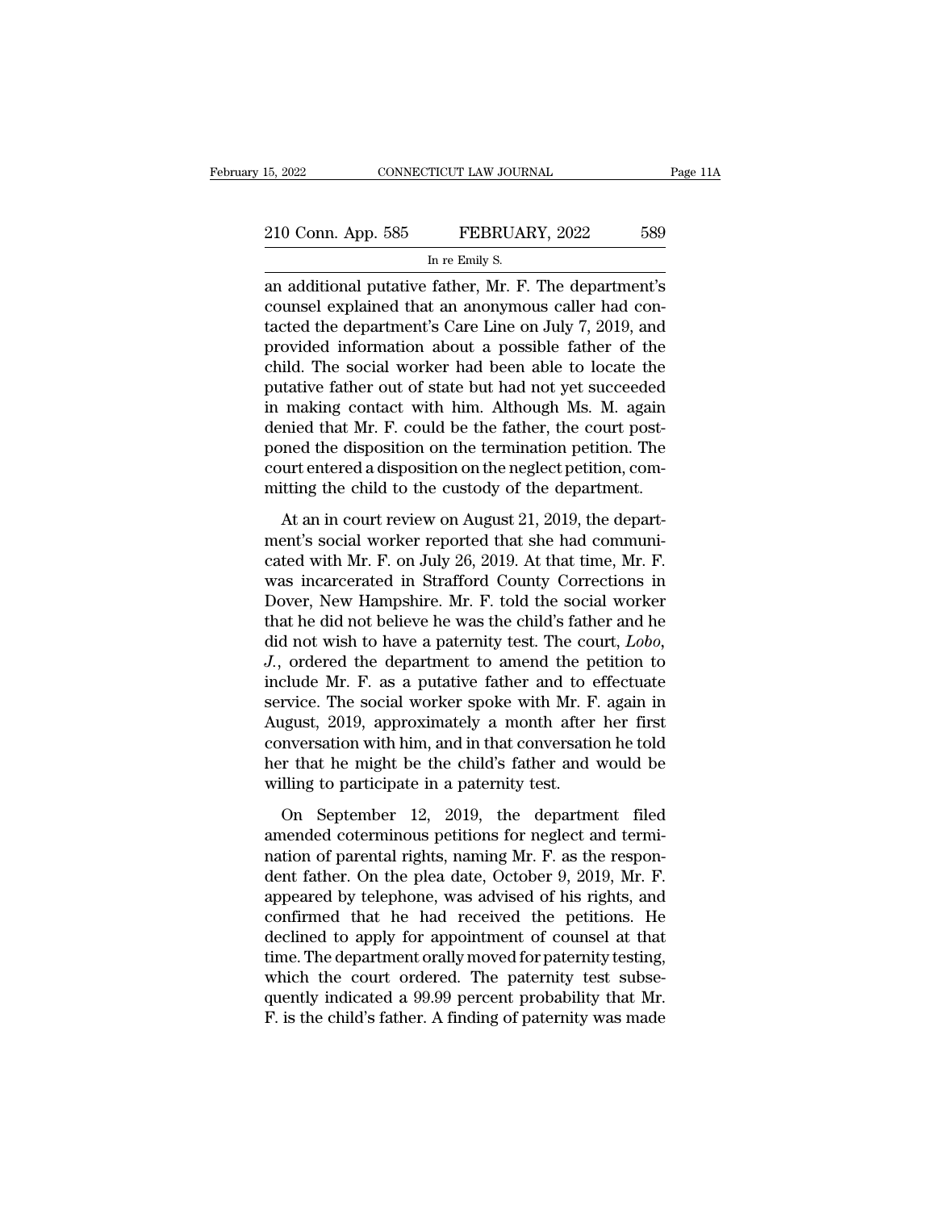an additional putative father, Mr. F. The department's counsel explained that an anonymous caller had contacted the department's Care Line on July 7, 2019, and provided information about a possible father of the child. The social worker had been able to locate the putative father out of state but had not yet succeeded in making contact with him. Although Ms. M. again denied that Mr. F. could be the father, the court postponed the disposition on the termination petition. The court entered a disposition on the neglect petition, committing the child to the custody of the department.

At an in court review on August 21, 2019, the department's social worker reported that she had communicated with Mr. F. on July 26, 2019. At that time, Mr. F. was incarcerated in Strafford County Corrections in Dover, New Hampshire. Mr. F. told the social worker that he did not believe he was the child's father and he did not wish to have a paternity test. The court, *Lobo, J.*, ordered the department to amend the petition to include Mr. F. as a putative father and to effectuate service. The social worker spoke with Mr. F. again in August, 2019, approximately a month after her first conversation with him, and in that conversation he told her that he might be the child's father and would be willing to participate in a paternity test.

On September 12, 2019, the department filed amended coterminous petitions for neglect and termination of parental rights, naming Mr. F. as the respondent father. On the plea date, October 9, 2019, Mr. F. appeared by telephone, was advised of his rights, and confirmed that he had received the petitions. He declined to apply for appointment of counsel at that time. The department orally moved for paternity testing, which the court ordered. The paternity test subsequently indicated a 99.99 percent probability that Mr. F. is the child's father. A finding of paternity was made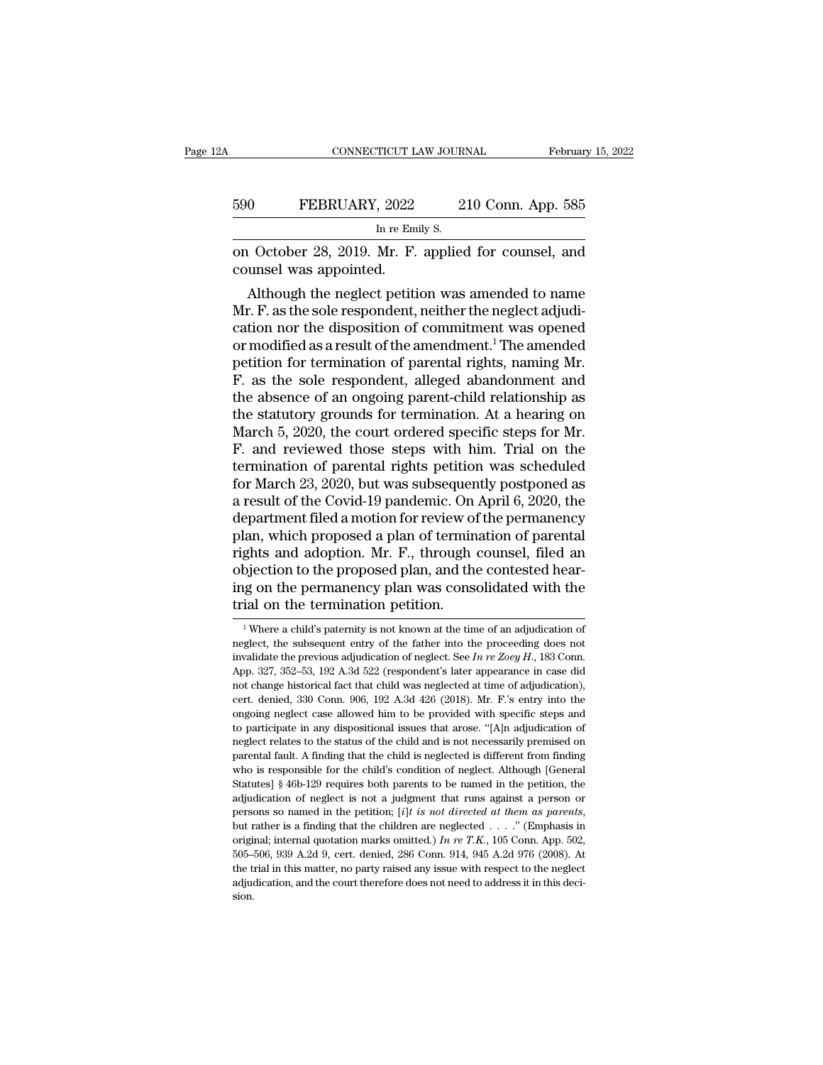on October 28, 2019. Mr. F. applied for counsel, and counsel was appointed.

Although the neglect petition was amended to name Mr. F. as the sole respondent, neither the neglect adjudication nor the disposition of commitment was opened or modified as a result of the amendment.[1] The amended petition for termination of parental rights, naming Mr. F. as the sole respondent, alleged abandonment and the absence of an ongoing parent-child relationship as the statutory grounds for termination. At a hearing on March 5, 2020, the court ordered specific steps for Mr. F. and reviewed those steps with him. Trial on the termination of parental rights petition was scheduled for March 23, 2020, but was subsequently postponed as a result of the Covid-19 pandemic. On April 6, 2020, the department filed a motion for review of the permanency plan, which proposed a plan of termination of parental rights and adoption. Mr. F., through counsel, filed an objection to the proposed plan, and the contested hearing on the permanency plan was consolidated with the trial on the termination petition.

[1] Where a child's paternity is not known at the time of an adjudication of neglect, the subsequent entry of the father into the proceeding does not invalidate the previous adjudication of neglect. See *In re Zoey H.*, 183 Conn. App. 327, 352–53, 192 A.3d 522 (respondent's later appearance in case did not change historical fact that child was neglected at time of adjudication), cert. denied, 330 Conn. 906, 192 A.3d 426 (2018). Mr. F.'s entry into the ongoing neglect case allowed him to be provided with specific steps and to participate in any dispositional issues that arose. "[A]n adjudication of neglect relates to the status of the child and is not necessarily premised on parental fault. A finding that the child is neglected is different from finding who is responsible for the child's condition of neglect. Although [General Statutes] § 46b-129 requires both parents to be named in the petition, the adjudication of neglect is not a judgment that runs against a person or persons so named in the petition; [*i*]*t is not directed at them as parents*, but rather is a finding that the children are neglected . . . ." (Emphasis in original; internal quotation marks omitted.) *In re T.K.*, 105 Conn. App. 502, 505–506, 939 A.2d 9, cert. denied, 286 Conn. 914, 945 A.2d 976 (2008). At the trial in this matter, no party raised any issue with respect to the neglect adjudication, and the court therefore does not need to address it in this decision.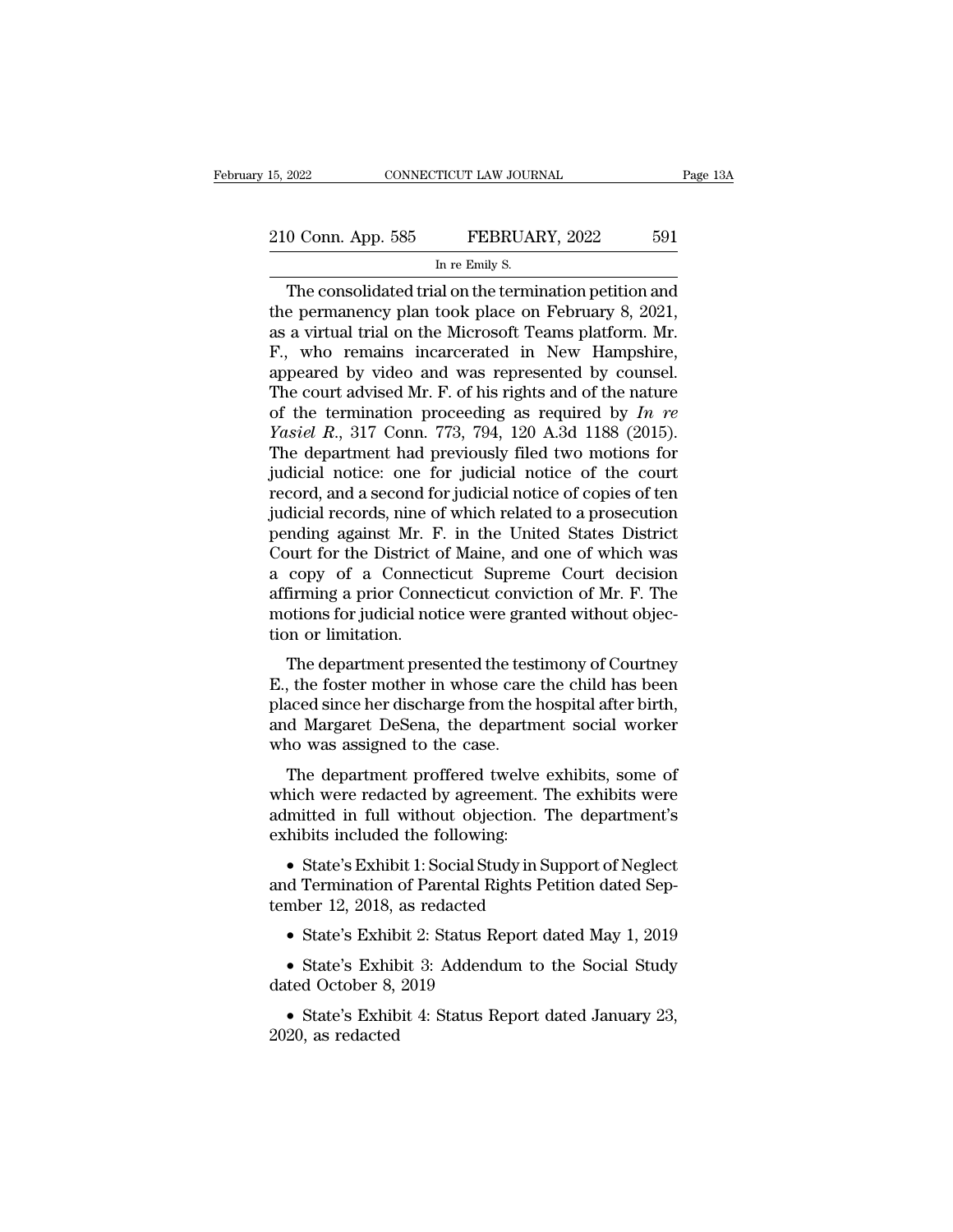The consolidated trial on the termination petition and the permanency plan took place on February 8, 2021, as a virtual trial on the Microsoft Teams platform. Mr. F., who remains incarcerated in New Hampshire, appeared by video and was represented by counsel. The court advised Mr. F. of his rights and of the nature of the termination proceeding as required by *In re Yasiel R.*, 317 Conn. 773, 794, 120 A.3d 1188 (2015). The department had previously filed two motions for judicial notice: one for judicial notice of the court record, and a second for judicial notice of copies of ten judicial records, nine of which related to a prosecution pending against Mr. F. in the United States District Court for the District of Maine, and one of which was a copy of a Connecticut Supreme Court decision affirming a prior Connecticut conviction of Mr. F. The motions for judicial notice were granted without objection or limitation.

The department presented the testimony of Courtney E., the foster mother in whose care the child has been placed since her discharge from the hospital after birth, and Margaret DeSena, the department social worker who was assigned to the case.

The department proffered twelve exhibits, some of which were redacted by agreement. The exhibits were admitted in full without objection. The department's exhibits included the following:

- State's Exhibit 1: Social Study in Support of Neglect and Termination of Parental Rights Petition dated September 12, 2018, as redacted
- State's Exhibit 2: Status Report dated May 1, 2019
- State's Exhibit 3: Addendum to the Social Study dated October 8, 2019
- State's Exhibit 4: Status Report dated January 23, 2020, as redacted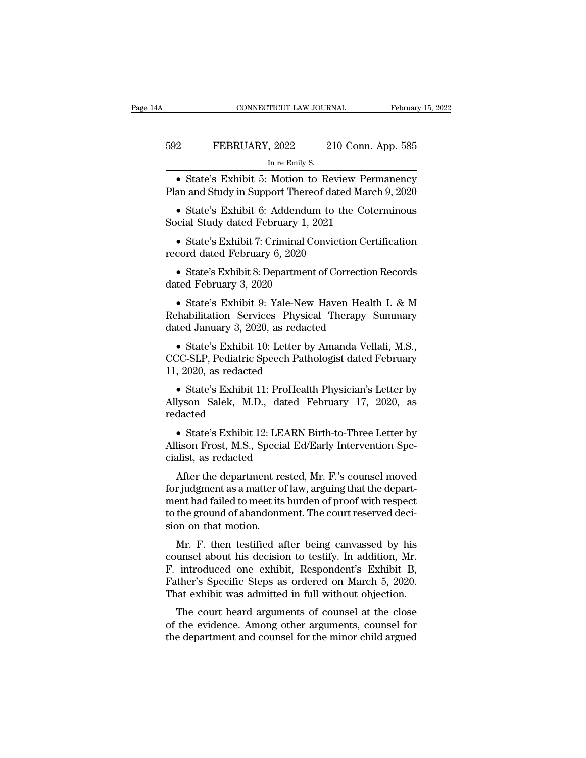- State's Exhibit 5: Motion to Review Permanency Plan and Study in Support Thereof dated March 9, 2020

- State's Exhibit 6: Addendum to the Coterminous Social Study dated February 1, 2021

- State's Exhibit 7: Criminal Conviction Certification record dated February 6, 2020

- State's Exhibit 8: Department of Correction Records dated February 3, 2020

- State's Exhibit 9: Yale-New Haven Health L & M Rehabilitation Services Physical Therapy Summary dated January 3, 2020, as redacted

- State's Exhibit 10: Letter by Amanda Vellali, M.S., CCC-SLP, Pediatric Speech Pathologist dated February 11, 2020, as redacted

- State's Exhibit 11: ProHealth Physician's Letter by Allyson Salek, M.D., dated February 17, 2020, as redacted

- State's Exhibit 12: LEARN Birth-to-Three Letter by Allison Frost, M.S., Special Ed/Early Intervention Specialist, as redacted

After the department rested, Mr. F.'s counsel moved for judgment as a matter of law, arguing that the department had failed to meet its burden of proof with respect to the ground of abandonment. The court reserved decision on that motion.

Mr. F. then testified after being canvassed by his counsel about his decision to testify. In addition, Mr. F. introduced one exhibit, Respondent's Exhibit B, Father's Specific Steps as ordered on March 5, 2020. That exhibit was admitted in full without objection.

The court heard arguments of counsel at the close of the evidence. Among other arguments, counsel for the department and counsel for the minor child argued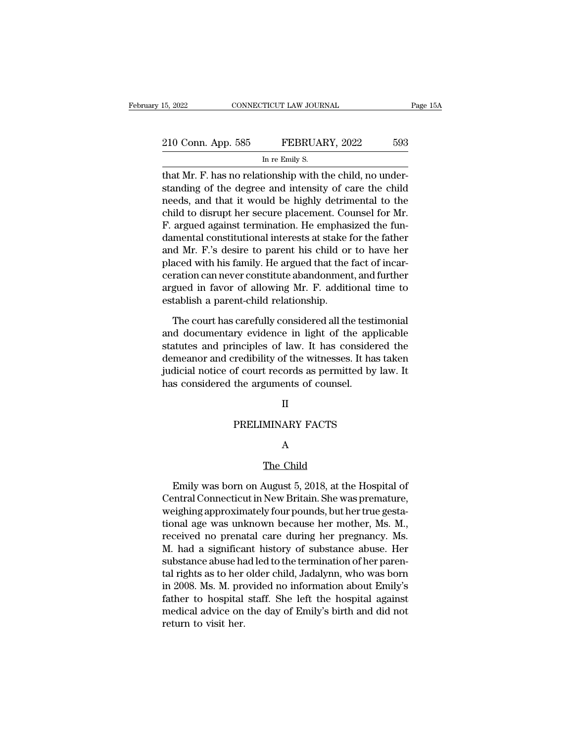that Mr. F. has no relationship with the child, no understanding of the degree and intensity of care the child needs, and that it would be highly detrimental to the child to disrupt her secure placement. Counsel for Mr. F. argued against termination. He emphasized the fundamental constitutional interests at stake for the father and Mr. F.'s desire to parent his child or to have her placed with his family. He argued that the fact of incarceration can never constitute abandonment, and further argued in favor of allowing Mr. F. additional time to establish a parent-child relationship.

The court has carefully considered all the testimonial and documentary evidence in light of the applicable statutes and principles of law. It has considered the demeanor and credibility of the witnesses. It has taken judicial notice of court records as permitted by law. It has considered the arguments of counsel.

## II

## PRELIMINARY FACTS

### A

### The Child

Emily was born on August 5, 2018, at the Hospital of Central Connecticut in New Britain. She was premature, weighing approximately four pounds, but her true gestational age was unknown because her mother, Ms. M., received no prenatal care during her pregnancy. Ms. M. had a significant history of substance abuse. Her substance abuse had led to the termination of her parental rights as to her older child, Jadalynn, who was born in 2008. Ms. M. provided no information about Emily's father to hospital staff. She left the hospital against medical advice on the day of Emily's birth and did not return to visit her.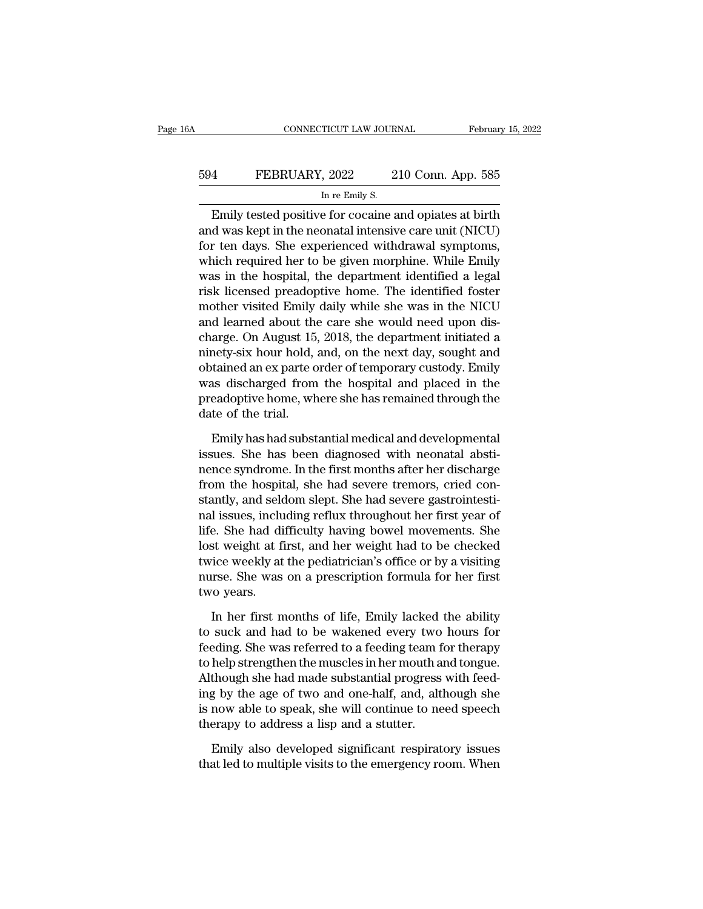Emily tested positive for cocaine and opiates at birth and was kept in the neonatal intensive care unit (NICU) for ten days. She experienced withdrawal symptoms, which required her to be given morphine. While Emily was in the hospital, the department identified a legal risk licensed preadoptive home. The identified foster mother visited Emily daily while she was in the NICU and learned about the care she would need upon discharge. On August 15, 2018, the department initiated a ninety-six hour hold, and, on the next day, sought and obtained an ex parte order of temporary custody. Emily was discharged from the hospital and placed in the preadoptive home, where she has remained through the date of the trial.

Emily has had substantial medical and developmental issues. She has been diagnosed with neonatal abstinence syndrome. In the first months after her discharge from the hospital, she had severe tremors, cried constantly, and seldom slept. She had severe gastrointestinal issues, including reflux throughout her first year of life. She had difficulty having bowel movements. She lost weight at first, and her weight had to be checked twice weekly at the pediatrician's office or by a visiting nurse. She was on a prescription formula for her first two years.

In her first months of life, Emily lacked the ability to suck and had to be wakened every two hours for feeding. She was referred to a feeding team for therapy to help strengthen the muscles in her mouth and tongue. Although she had made substantial progress with feeding by the age of two and one-half, and, although she is now able to speak, she will continue to need speech therapy to address a lisp and a stutter.

Emily also developed significant respiratory issues that led to multiple visits to the emergency room. When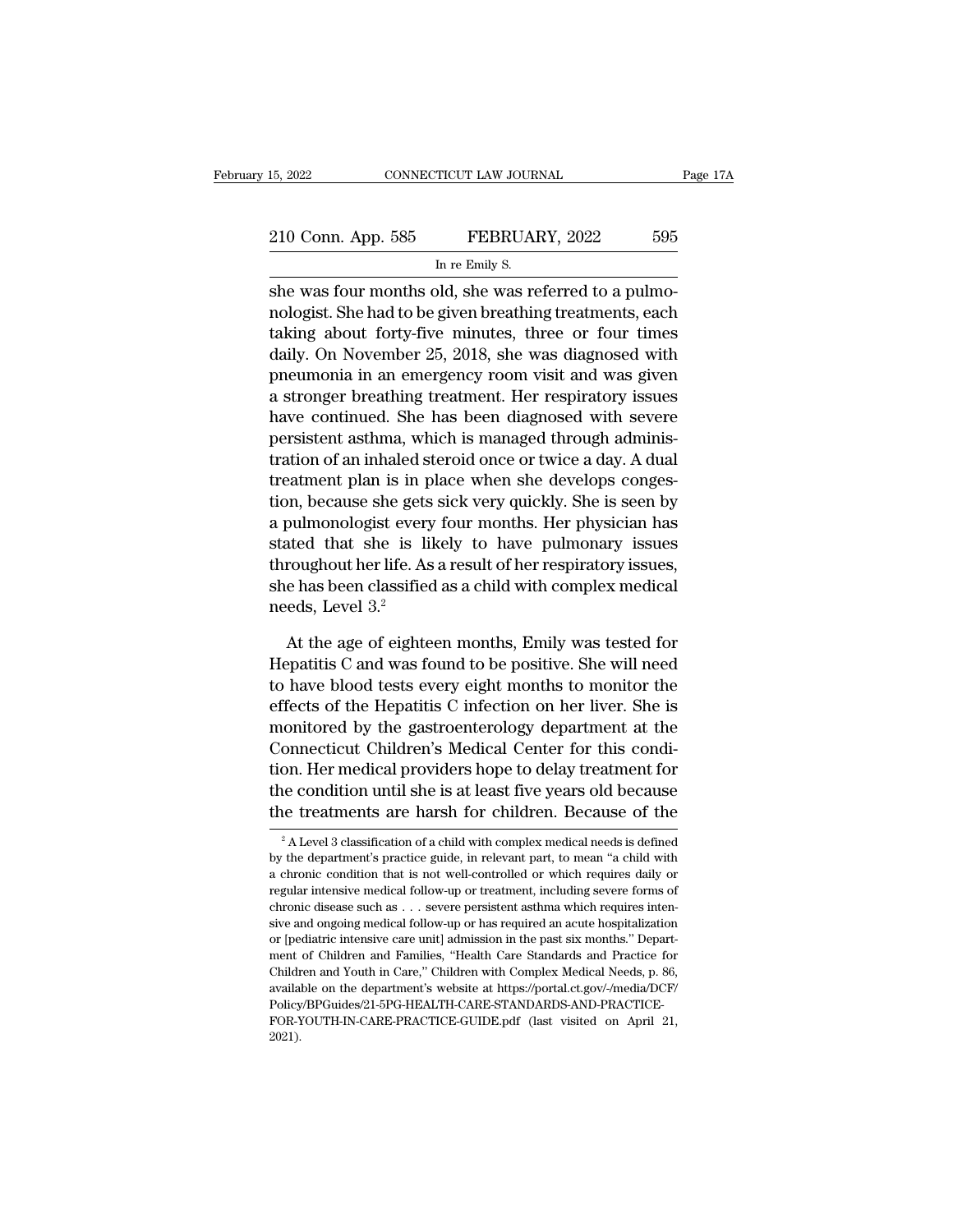she was four months old, she was referred to a pulmonologist. She had to be given breathing treatments, each taking about forty-five minutes, three or four times daily. On November 25, 2018, she was diagnosed with pneumonia in an emergency room visit and was given a stronger breathing treatment. Her respiratory issues have continued. She has been diagnosed with severe persistent asthma, which is managed through administration of an inhaled steroid once or twice a day. A dual treatment plan is in place when she develops congestion, because she gets sick very quickly. She is seen by a pulmonologist every four months. Her physician has stated that she is likely to have pulmonary issues throughout her life. As a result of her respiratory issues, she has been classified as a child with complex medical needs, Level 3.[2]

At the age of eighteen months, Emily was tested for Hepatitis C and was found to be positive. She will need to have blood tests every eight months to monitor the effects of the Hepatitis C infection on her liver. She is monitored by the gastroenterology department at the Connecticut Children's Medical Center for this condition. Her medical providers hope to delay treatment for the condition until she is at least five years old because the treatments are harsh for children. Because of the

[2] A Level 3 classification of a child with complex medical needs is defined by the department's practice guide, in relevant part, to mean "a child with a chronic condition that is not well-controlled or which requires daily or regular intensive medical follow-up or treatment, including severe forms of chronic disease such as . . . severe persistent asthma which requires intensive and ongoing medical follow-up or has required an acute hospitalization or [pediatric intensive care unit] admission in the past six months." Department of Children and Families, "Health Care Standards and Practice for Children and Youth in Care," Children with Complex Medical Needs, p. 86, available on the department's website at https://portal.ct.gov/-/media/DCF/Policy/BPGuides/21-5PG-HEALTH-CARE-STANDARDS-AND-PRACTICE-FOR-YOUTH-IN-CARE-PRACTICE-GUIDE.pdf (last visited on April 21, 2021).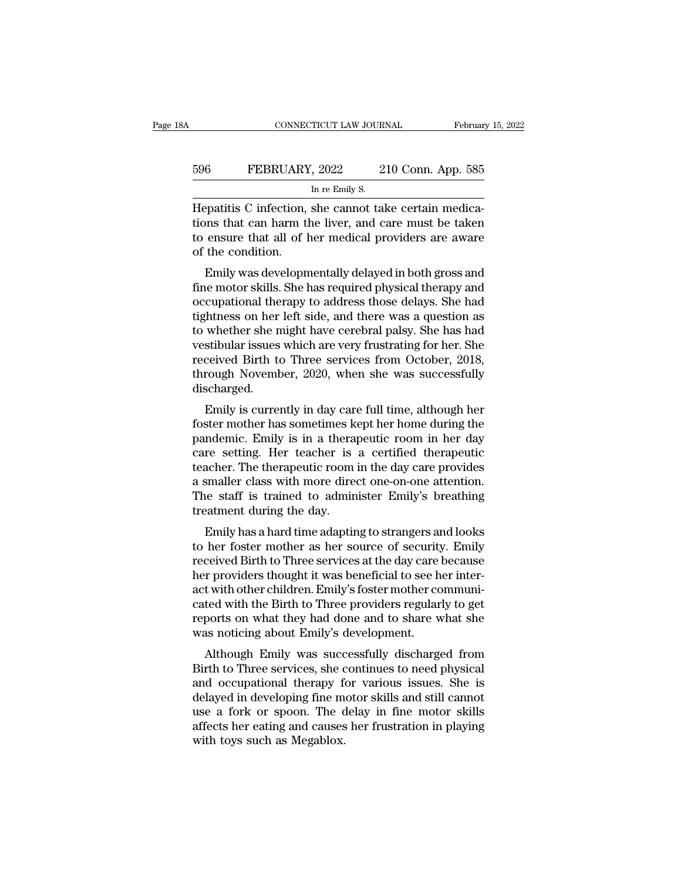Hepatitis C infection, she cannot take certain medications that can harm the liver, and care must be taken to ensure that all of her medical providers are aware of the condition.

Emily was developmentally delayed in both gross and fine motor skills. She has required physical therapy and occupational therapy to address those delays. She had tightness on her left side, and there was a question as to whether she might have cerebral palsy. She has had vestibular issues which are very frustrating for her. She received Birth to Three services from October, 2018, through November, 2020, when she was successfully discharged.

Emily is currently in day care full time, although her foster mother has sometimes kept her home during the pandemic. Emily is in a therapeutic room in her day care setting. Her teacher is a certified therapeutic teacher. The therapeutic room in the day care provides a smaller class with more direct one-on-one attention. The staff is trained to administer Emily's breathing treatment during the day.

Emily has a hard time adapting to strangers and looks to her foster mother as her source of security. Emily received Birth to Three services at the day care because her providers thought it was beneficial to see her interact with other children. Emily's foster mother communicated with the Birth to Three providers regularly to get reports on what they had done and to share what she was noticing about Emily's development.

Although Emily was successfully discharged from Birth to Three services, she continues to need physical and occupational therapy for various issues. She is delayed in developing fine motor skills and still cannot use a fork or spoon. The delay in fine motor skills affects her eating and causes her frustration in playing with toys such as Megablox.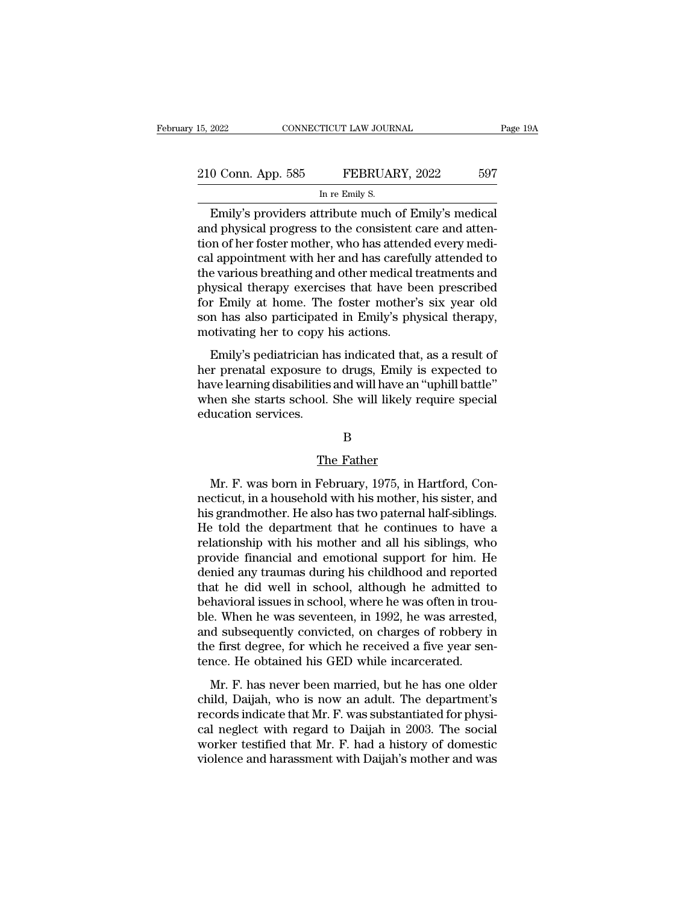Emily's providers attribute much of Emily's medical and physical progress to the consistent care and attention of her foster mother, who has attended every medical appointment with her and has carefully attended to the various breathing and other medical treatments and physical therapy exercises that have been prescribed for Emily at home. The foster mother's six year old son has also participated in Emily's physical therapy, motivating her to copy his actions.

Emily's pediatrician has indicated that, as a result of her prenatal exposure to drugs, Emily is expected to have learning disabilities and will have an "uphill battle" when she starts school. She will likely require special education services.

B

The Father

Mr. F. was born in February, 1975, in Hartford, Connecticut, in a household with his mother, his sister, and his grandmother. He also has two paternal half-siblings. He told the department that he continues to have a relationship with his mother and all his siblings, who provide financial and emotional support for him. He denied any traumas during his childhood and reported that he did well in school, although he admitted to behavioral issues in school, where he was often in trouble. When he was seventeen, in 1992, he was arrested, and subsequently convicted, on charges of robbery in the first degree, for which he received a five year sentence. He obtained his GED while incarcerated.

Mr. F. has never been married, but he has one older child, Daijah, who is now an adult. The department's records indicate that Mr. F. was substantiated for physical neglect with regard to Daijah in 2003. The social worker testified that Mr. F. had a history of domestic violence and harassment with Daijah's mother and was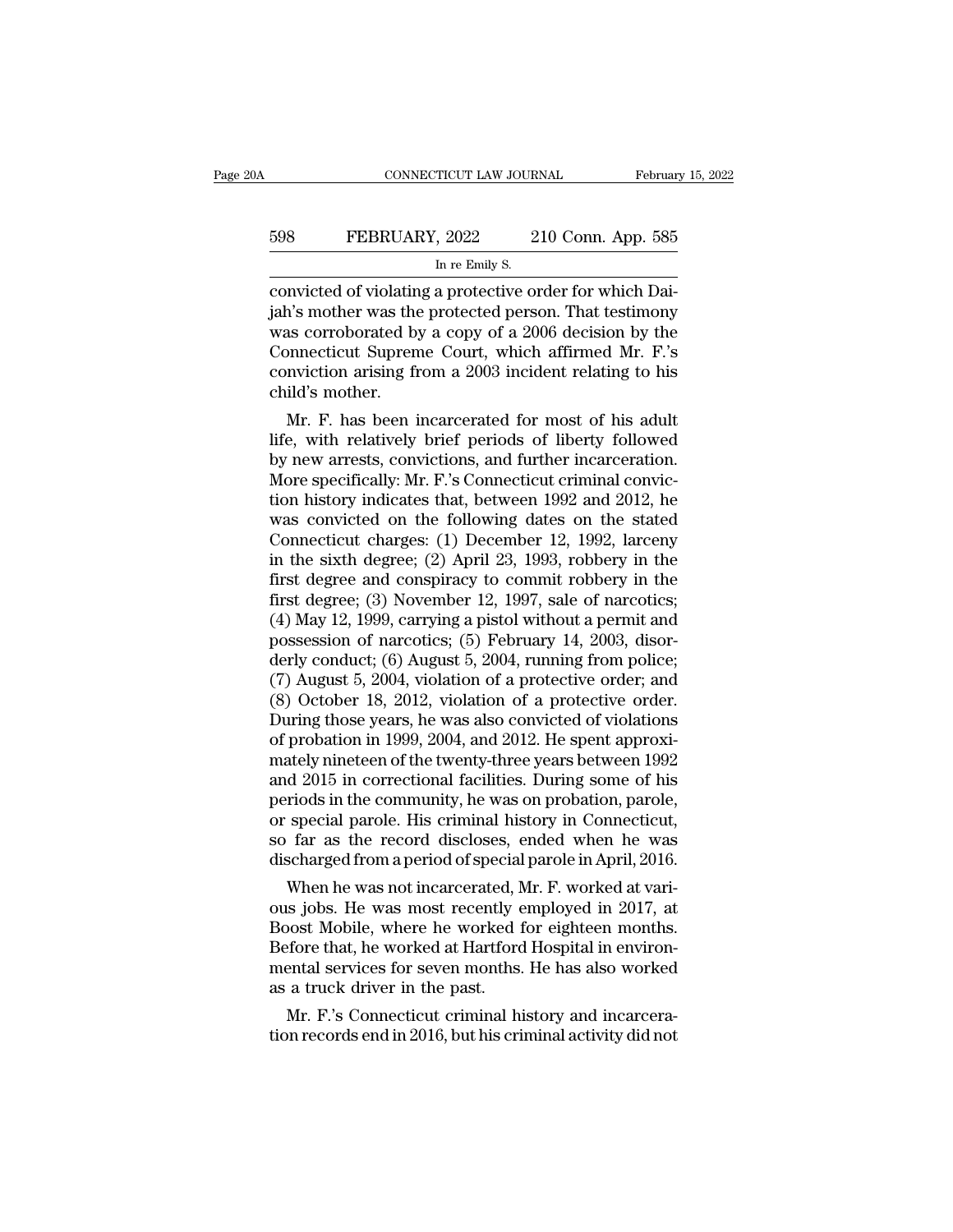convicted of violating a protective order for which Daijah's mother was the protected person. That testimony was corroborated by a copy of a 2006 decision by the Connecticut Supreme Court, which affirmed Mr. F.'s conviction arising from a 2003 incident relating to his child's mother.

Mr. F. has been incarcerated for most of his adult life, with relatively brief periods of liberty followed by new arrests, convictions, and further incarceration. More specifically: Mr. F.'s Connecticut criminal conviction history indicates that, between 1992 and 2012, he was convicted on the following dates on the stated Connecticut charges: (1) December 12, 1992, larceny in the sixth degree; (2) April 23, 1993, robbery in the first degree and conspiracy to commit robbery in the first degree; (3) November 12, 1997, sale of narcotics; (4) May 12, 1999, carrying a pistol without a permit and possession of narcotics; (5) February 14, 2003, disorderly conduct; (6) August 5, 2004, running from police; (7) August 5, 2004, violation of a protective order; and (8) October 18, 2012, violation of a protective order. During those years, he was also convicted of violations of probation in 1999, 2004, and 2012. He spent approximately nineteen of the twenty-three years between 1992 and 2015 in correctional facilities. During some of his periods in the community, he was on probation, parole, or special parole. His criminal history in Connecticut, so far as the record discloses, ended when he was discharged from a period of special parole in April, 2016.

When he was not incarcerated, Mr. F. worked at various jobs. He was most recently employed in 2017, at Boost Mobile, where he worked for eighteen months. Before that, he worked at Hartford Hospital in environmental services for seven months. He has also worked as a truck driver in the past.

Mr. F.'s Connecticut criminal history and incarceration records end in 2016, but his criminal activity did not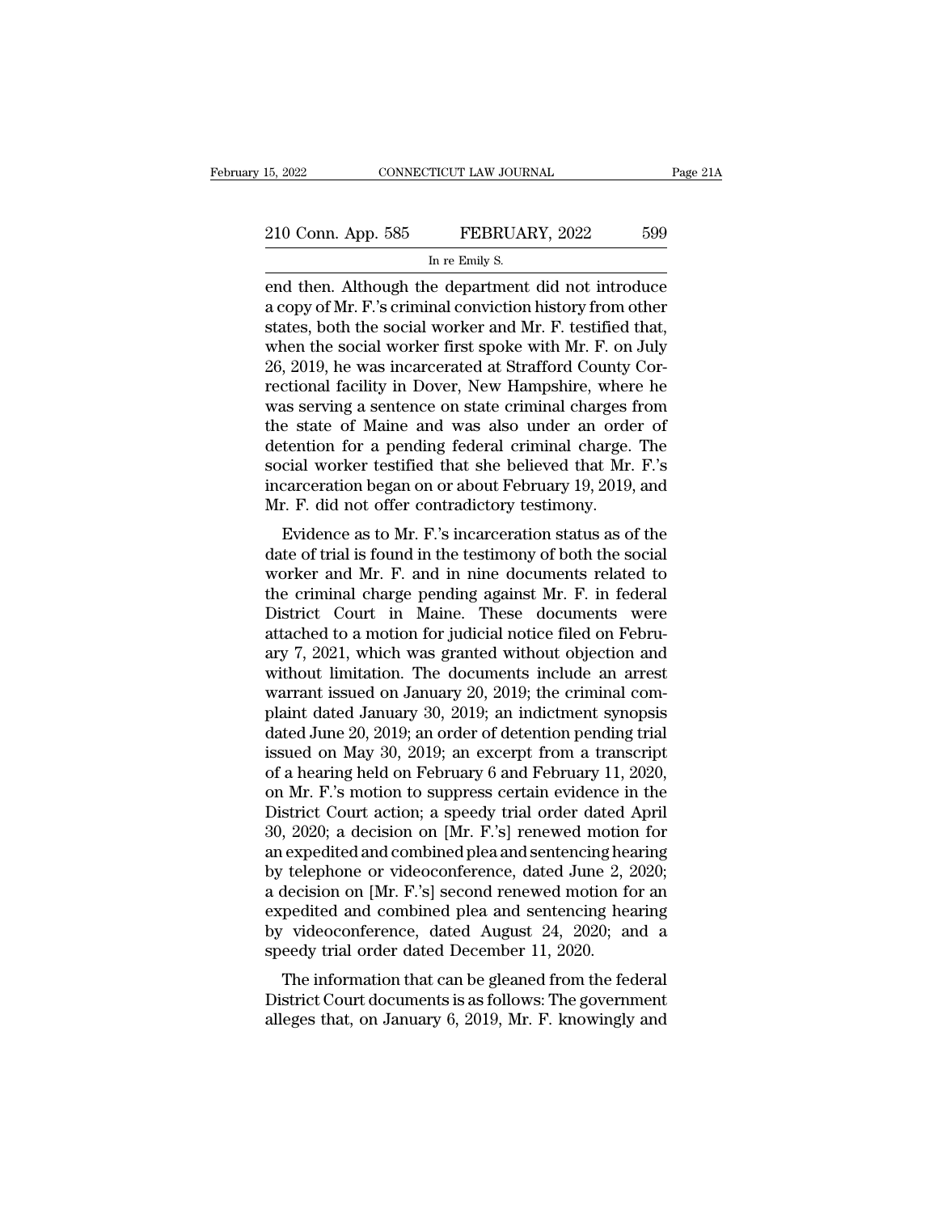end then. Although the department did not introduce a copy of Mr. F.'s criminal conviction history from other states, both the social worker and Mr. F. testified that, when the social worker first spoke with Mr. F. on July 26, 2019, he was incarcerated at Strafford County Correctional facility in Dover, New Hampshire, where he was serving a sentence on state criminal charges from the state of Maine and was also under an order of detention for a pending federal criminal charge. The social worker testified that she believed that Mr. F.'s incarceration began on or about February 19, 2019, and Mr. F. did not offer contradictory testimony.

Evidence as to Mr. F.'s incarceration status as of the date of trial is found in the testimony of both the social worker and Mr. F. and in nine documents related to the criminal charge pending against Mr. F. in federal District Court in Maine. These documents were attached to a motion for judicial notice filed on February 7, 2021, which was granted without objection and without limitation. The documents include an arrest warrant issued on January 20, 2019; the criminal complaint dated January 30, 2019; an indictment synopsis dated June 20, 2019; an order of detention pending trial issued on May 30, 2019; an excerpt from a transcript of a hearing held on February 6 and February 11, 2020, on Mr. F.'s motion to suppress certain evidence in the District Court action; a speedy trial order dated April 30, 2020; a decision on [Mr. F.'s] renewed motion for an expedited and combined plea and sentencing hearing by telephone or videoconference, dated June 2, 2020; a decision on [Mr. F.'s] second renewed motion for an expedited and combined plea and sentencing hearing by videoconference, dated August 24, 2020; and a speedy trial order dated December 11, 2020.

The information that can be gleaned from the federal District Court documents is as follows: The government alleges that, on January 6, 2019, Mr. F. knowingly and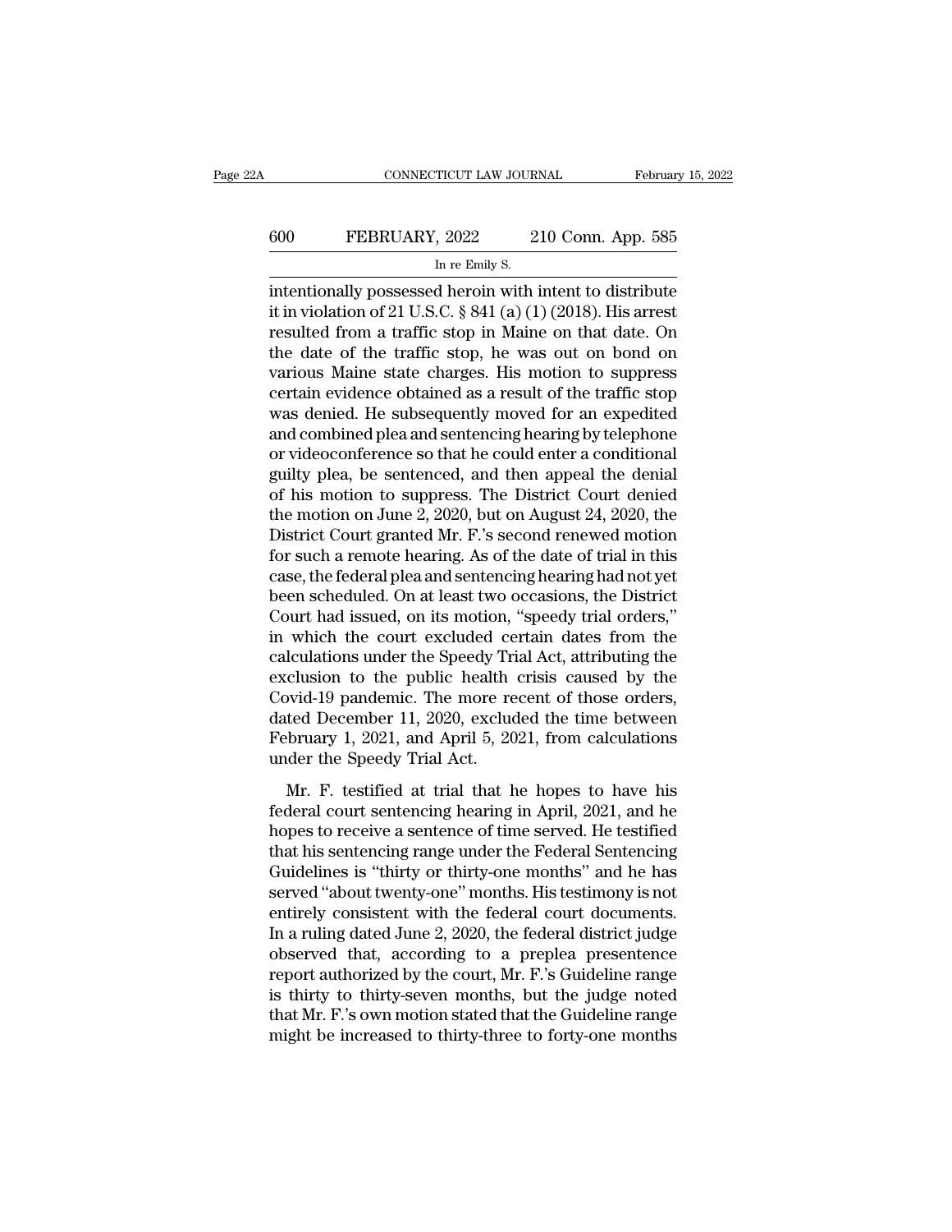intentionally possessed heroin with intent to distribute it in violation of 21 U.S.C. § 841 (a) (1) (2018). His arrest resulted from a traffic stop in Maine on that date. On the date of the traffic stop, he was out on bond on various Maine state charges. His motion to suppress certain evidence obtained as a result of the traffic stop was denied. He subsequently moved for an expedited and combined plea and sentencing hearing by telephone or videoconference so that he could enter a conditional guilty plea, be sentenced, and then appeal the denial of his motion to suppress. The District Court denied the motion on June 2, 2020, but on August 24, 2020, the District Court granted Mr. F.'s second renewed motion for such a remote hearing. As of the date of trial in this case, the federal plea and sentencing hearing had not yet been scheduled. On at least two occasions, the District Court had issued, on its motion, "speedy trial orders," in which the court excluded certain dates from the calculations under the Speedy Trial Act, attributing the exclusion to the public health crisis caused by the Covid-19 pandemic. The more recent of those orders, dated December 11, 2020, excluded the time between February 1, 2021, and April 5, 2021, from calculations under the Speedy Trial Act.

Mr. F. testified at trial that he hopes to have his federal court sentencing hearing in April, 2021, and he hopes to receive a sentence of time served. He testified that his sentencing range under the Federal Sentencing Guidelines is "thirty or thirty-one months" and he has served "about twenty-one" months. His testimony is not entirely consistent with the federal court documents. In a ruling dated June 2, 2020, the federal district judge observed that, according to a preplea presentence report authorized by the court, Mr. F.'s Guideline range is thirty to thirty-seven months, but the judge noted that Mr. F.'s own motion stated that the Guideline range might be increased to thirty-three to forty-one months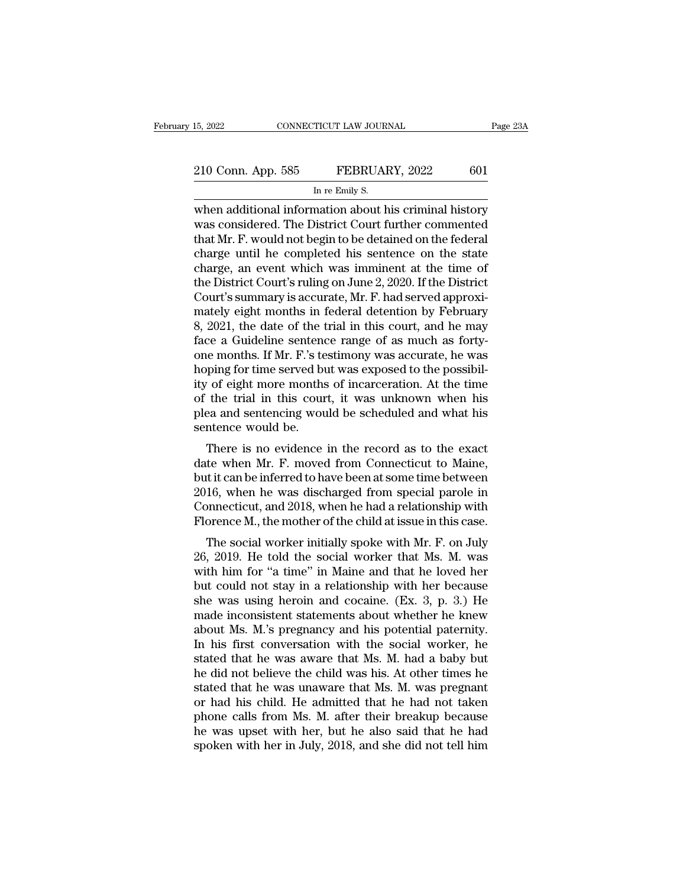when additional information about his criminal history was considered. The District Court further commented that Mr. F. would not begin to be detained on the federal charge until he completed his sentence on the state charge, an event which was imminent at the time of the District Court's ruling on June 2, 2020. If the District Court's summary is accurate, Mr. F. had served approximately eight months in federal detention by February 8, 2021, the date of the trial in this court, and he may face a Guideline sentence range of as much as forty-one months. If Mr. F.'s testimony was accurate, he was hoping for time served but was exposed to the possibility of eight more months of incarceration. At the time of the trial in this court, it was unknown when his plea and sentencing would be scheduled and what his sentence would be.

There is no evidence in the record as to the exact date when Mr. F. moved from Connecticut to Maine, but it can be inferred to have been at some time between 2016, when he was discharged from special parole in Connecticut, and 2018, when he had a relationship with Florence M., the mother of the child at issue in this case.

The social worker initially spoke with Mr. F. on July 26, 2019. He told the social worker that Ms. M. was with him for "a time" in Maine and that he loved her but could not stay in a relationship with her because she was using heroin and cocaine. (Ex. 3, p. 3.) He made inconsistent statements about whether he knew about Ms. M.'s pregnancy and his potential paternity. In his first conversation with the social worker, he stated that he was aware that Ms. M. had a baby but he did not believe the child was his. At other times he stated that he was unaware that Ms. M. was pregnant or had his child. He admitted that he had not taken phone calls from Ms. M. after their breakup because he was upset with her, but he also said that he had spoken with her in July, 2018, and she did not tell him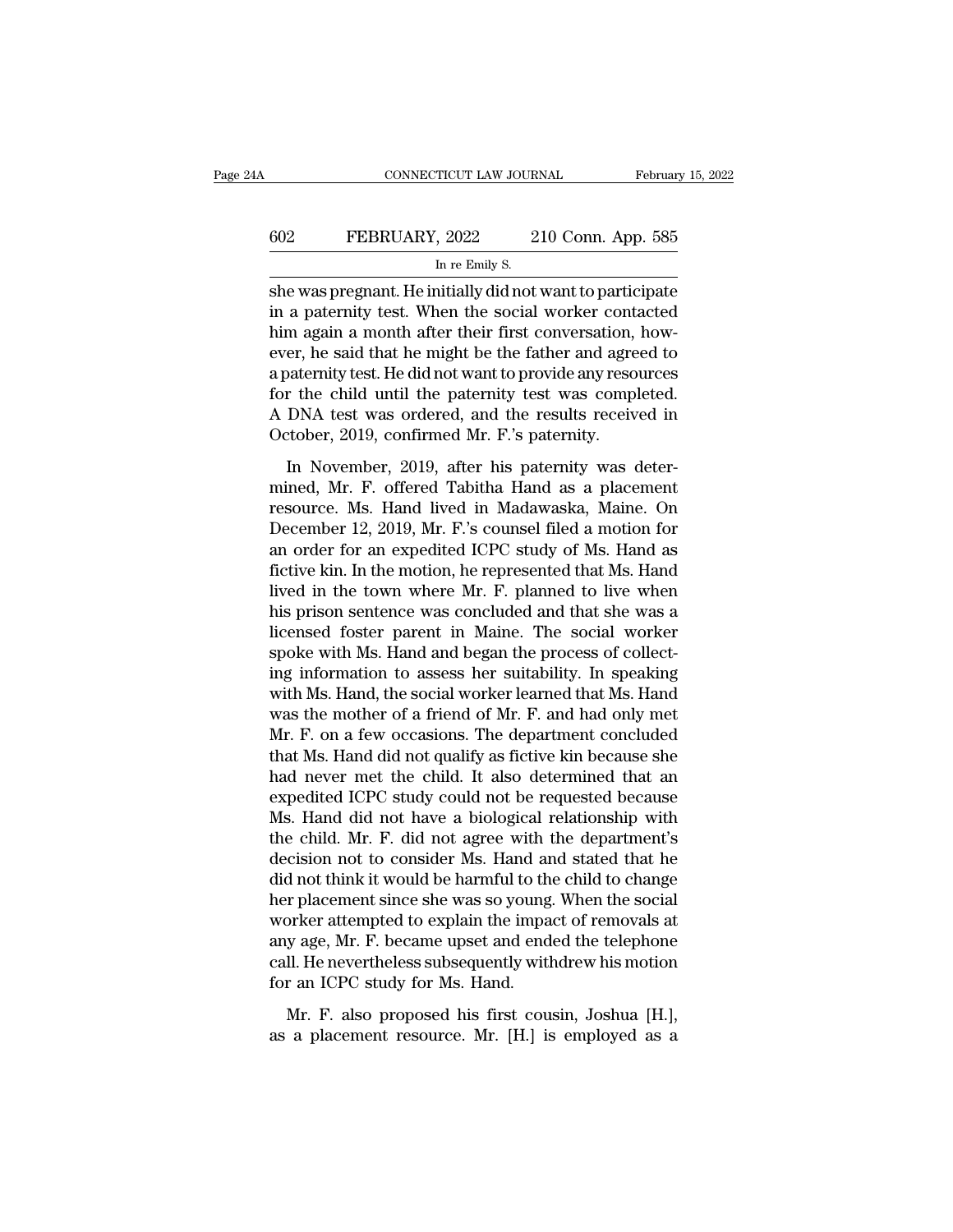she was pregnant. He initially did not want to participate in a paternity test. When the social worker contacted him again a month after their first conversation, however, he said that he might be the father and agreed to a paternity test. He did not want to provide any resources for the child until the paternity test was completed. A DNA test was ordered, and the results received in October, 2019, confirmed Mr. F.'s paternity.

In November, 2019, after his paternity was determined, Mr. F. offered Tabitha Hand as a placement resource. Ms. Hand lived in Madawaska, Maine. On December 12, 2019, Mr. F.'s counsel filed a motion for an order for an expedited ICPC study of Ms. Hand as fictive kin. In the motion, he represented that Ms. Hand lived in the town where Mr. F. planned to live when his prison sentence was concluded and that she was a licensed foster parent in Maine. The social worker spoke with Ms. Hand and began the process of collecting information to assess her suitability. In speaking with Ms. Hand, the social worker learned that Ms. Hand was the mother of a friend of Mr. F. and had only met Mr. F. on a few occasions. The department concluded that Ms. Hand did not qualify as fictive kin because she had never met the child. It also determined that an expedited ICPC study could not be requested because Ms. Hand did not have a biological relationship with the child. Mr. F. did not agree with the department's decision not to consider Ms. Hand and stated that he did not think it would be harmful to the child to change her placement since she was so young. When the social worker attempted to explain the impact of removals at any age, Mr. F. became upset and ended the telephone call. He nevertheless subsequently withdrew his motion for an ICPC study for Ms. Hand.

Mr. F. also proposed his first cousin, Joshua [H.], as a placement resource. Mr. [H.] is employed as a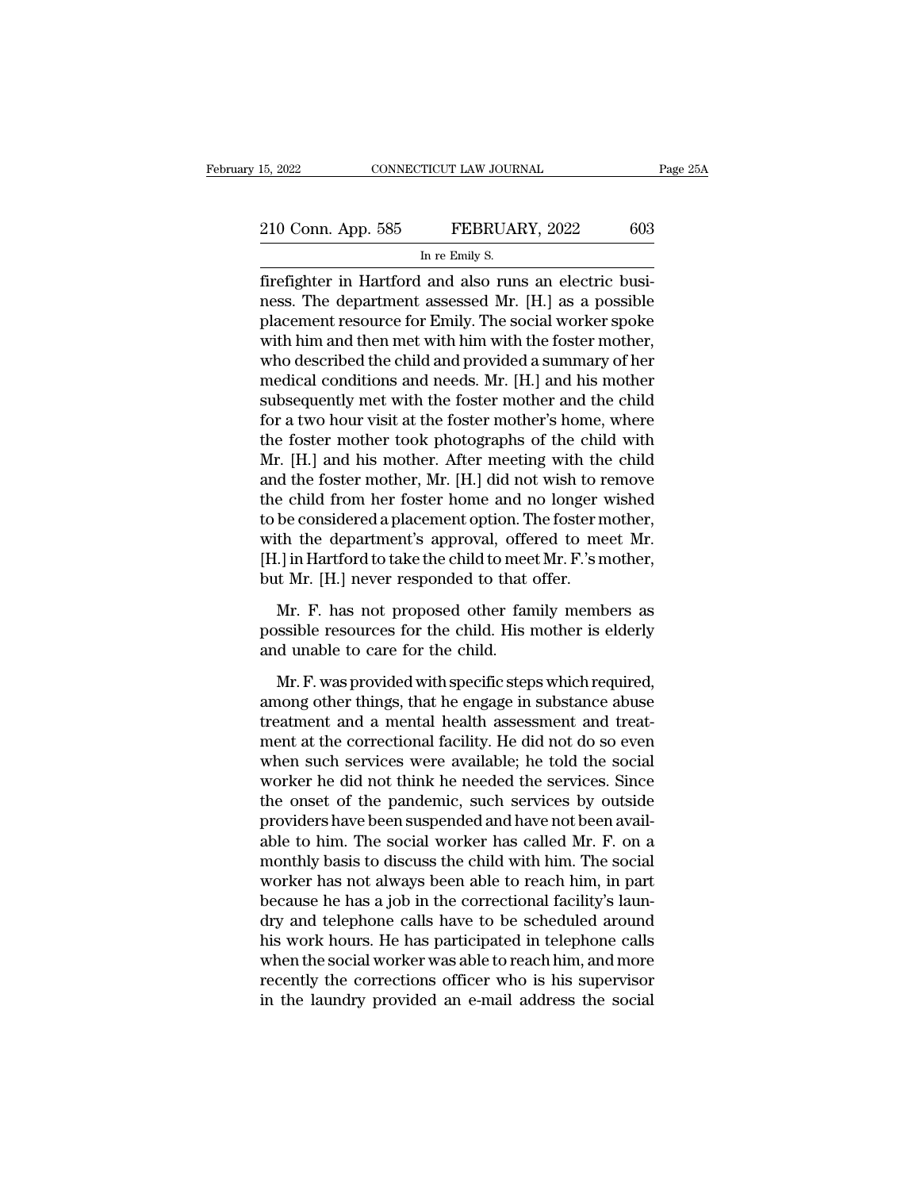firefighter in Hartford and also runs an electric business. The department assessed Mr. [H.] as a possible placement resource for Emily. The social worker spoke with him and then met with him with the foster mother, who described the child and provided a summary of her medical conditions and needs. Mr. [H.] and his mother subsequently met with the foster mother and the child for a two hour visit at the foster mother's home, where the foster mother took photographs of the child with Mr. [H.] and his mother. After meeting with the child and the foster mother, Mr. [H.] did not wish to remove the child from her foster home and no longer wished to be considered a placement option. The foster mother, with the department's approval, offered to meet Mr. [H.] in Hartford to take the child to meet Mr. F.'s mother, but Mr. [H.] never responded to that offer.

Mr. F. has not proposed other family members as possible resources for the child. His mother is elderly and unable to care for the child.

Mr. F. was provided with specific steps which required, among other things, that he engage in substance abuse treatment and a mental health assessment and treatment at the correctional facility. He did not do so even when such services were available; he told the social worker he did not think he needed the services. Since the onset of the pandemic, such services by outside providers have been suspended and have not been available to him. The social worker has called Mr. F. on a monthly basis to discuss the child with him. The social worker has not always been able to reach him, in part because he has a job in the correctional facility's laundry and telephone calls have to be scheduled around his work hours. He has participated in telephone calls when the social worker was able to reach him, and more recently the corrections officer who is his supervisor in the laundry provided an e-mail address the social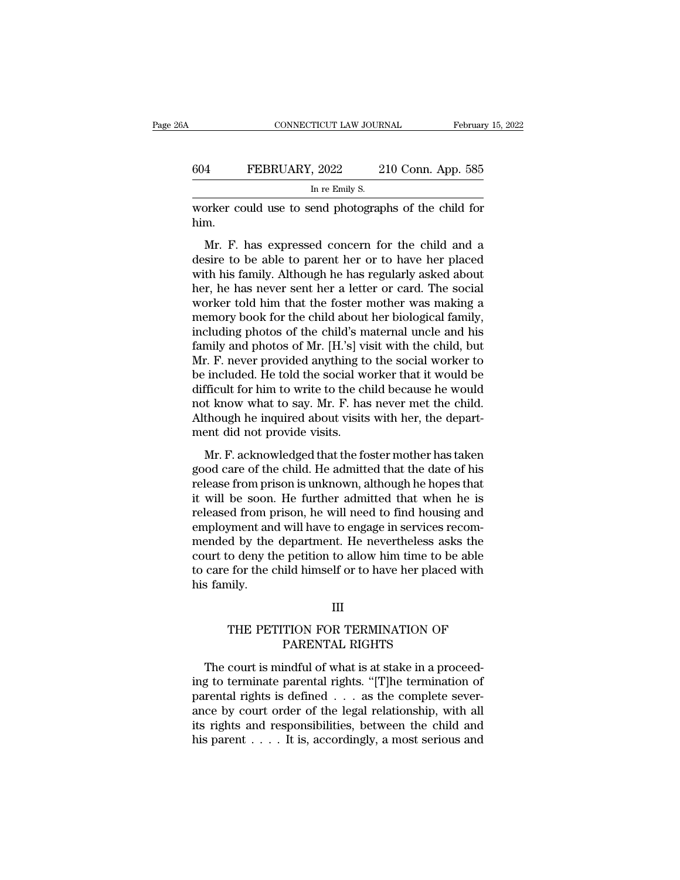worker could use to send photographs of the child for him.

Mr. F. has expressed concern for the child and a desire to be able to parent her or to have her placed with his family. Although he has regularly asked about her, he has never sent her a letter or card. The social worker told him that the foster mother was making a memory book for the child about her biological family, including photos of the child's maternal uncle and his family and photos of Mr. [H.'s] visit with the child, but Mr. F. never provided anything to the social worker to be included. He told the social worker that it would be difficult for him to write to the child because he would not know what to say. Mr. F. has never met the child. Although he inquired about visits with her, the department did not provide visits.

Mr. F. acknowledged that the foster mother has taken good care of the child. He admitted that the date of his release from prison is unknown, although he hopes that it will be soon. He further admitted that when he is released from prison, he will need to find housing and employment and will have to engage in services recommended by the department. He nevertheless asks the court to deny the petition to allow him time to be able to care for the child himself or to have her placed with his family.

## III

## THE PETITION FOR TERMINATION OF PARENTAL RIGHTS

The court is mindful of what is at stake in a proceeding to terminate parental rights. "[T]he termination of parental rights is defined . . . as the complete severance by court order of the legal relationship, with all its rights and responsibilities, between the child and his parent . . . . It is, accordingly, a most serious and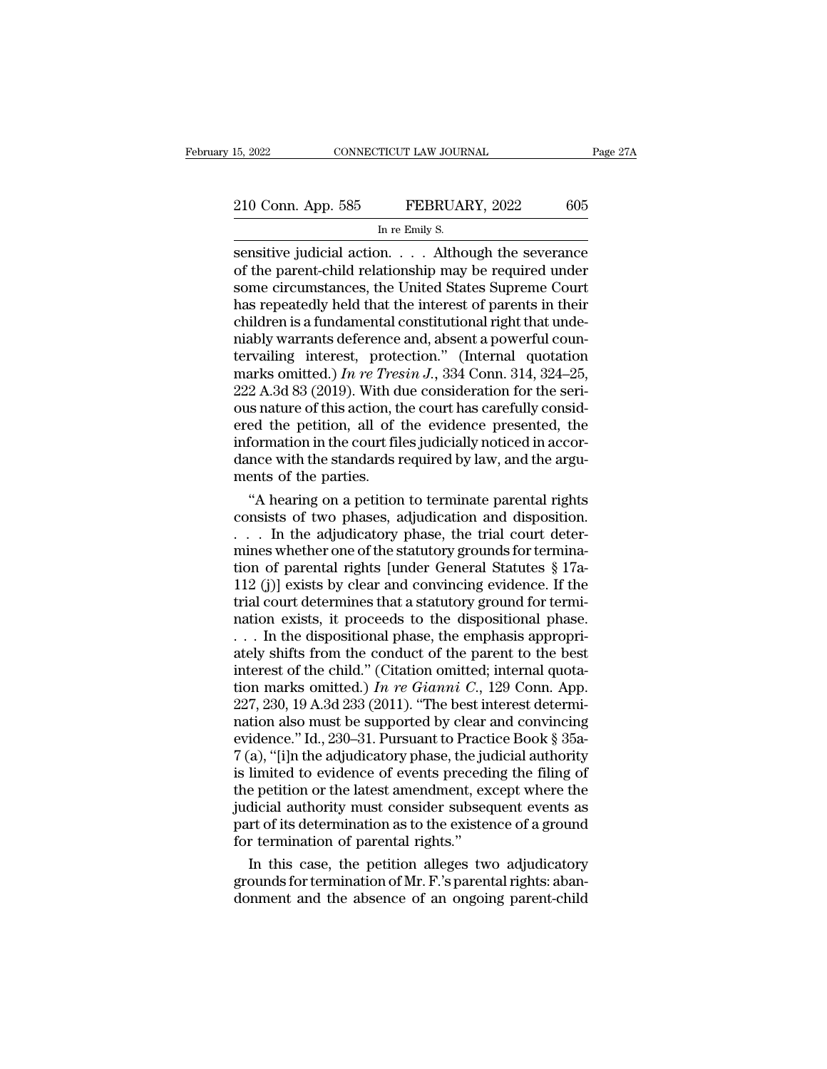sensitive judicial action. . . . Although the severance of the parent-child relationship may be required under some circumstances, the United States Supreme Court has repeatedly held that the interest of parents in their children is a fundamental constitutional right that undeniably warrants deference and, absent a powerful countervailing interest, protection." (Internal quotation marks omitted.) *In re Tresin J.*, 334 Conn. 314, 324–25, 222 A.3d 83 (2019). With due consideration for the serious nature of this action, the court has carefully considered the petition, all of the evidence presented, the information in the court files judicially noticed in accordance with the standards required by law, and the arguments of the parties.

"A hearing on a petition to terminate parental rights consists of two phases, adjudication and disposition. . . . In the adjudicatory phase, the trial court determines whether one of the statutory grounds for termination of parental rights [under General Statutes § 17a-112 (j)] exists by clear and convincing evidence. If the trial court determines that a statutory ground for termination exists, it proceeds to the dispositional phase. . . . In the dispositional phase, the emphasis appropriately shifts from the conduct of the parent to the best interest of the child." (Citation omitted; internal quotation marks omitted.) *In re Gianni C.*, 129 Conn. App. 227, 230, 19 A.3d 233 (2011). "The best interest determination also must be supported by clear and convincing evidence." Id., 230–31. Pursuant to Practice Book § 35a-7 (a), "[i]n the adjudicatory phase, the judicial authority is limited to evidence of events preceding the filing of the petition or the latest amendment, except where the judicial authority must consider subsequent events as part of its determination as to the existence of a ground for termination of parental rights."

In this case, the petition alleges two adjudicatory grounds for termination of Mr. F.'s parental rights: abandonment and the absence of an ongoing parent-child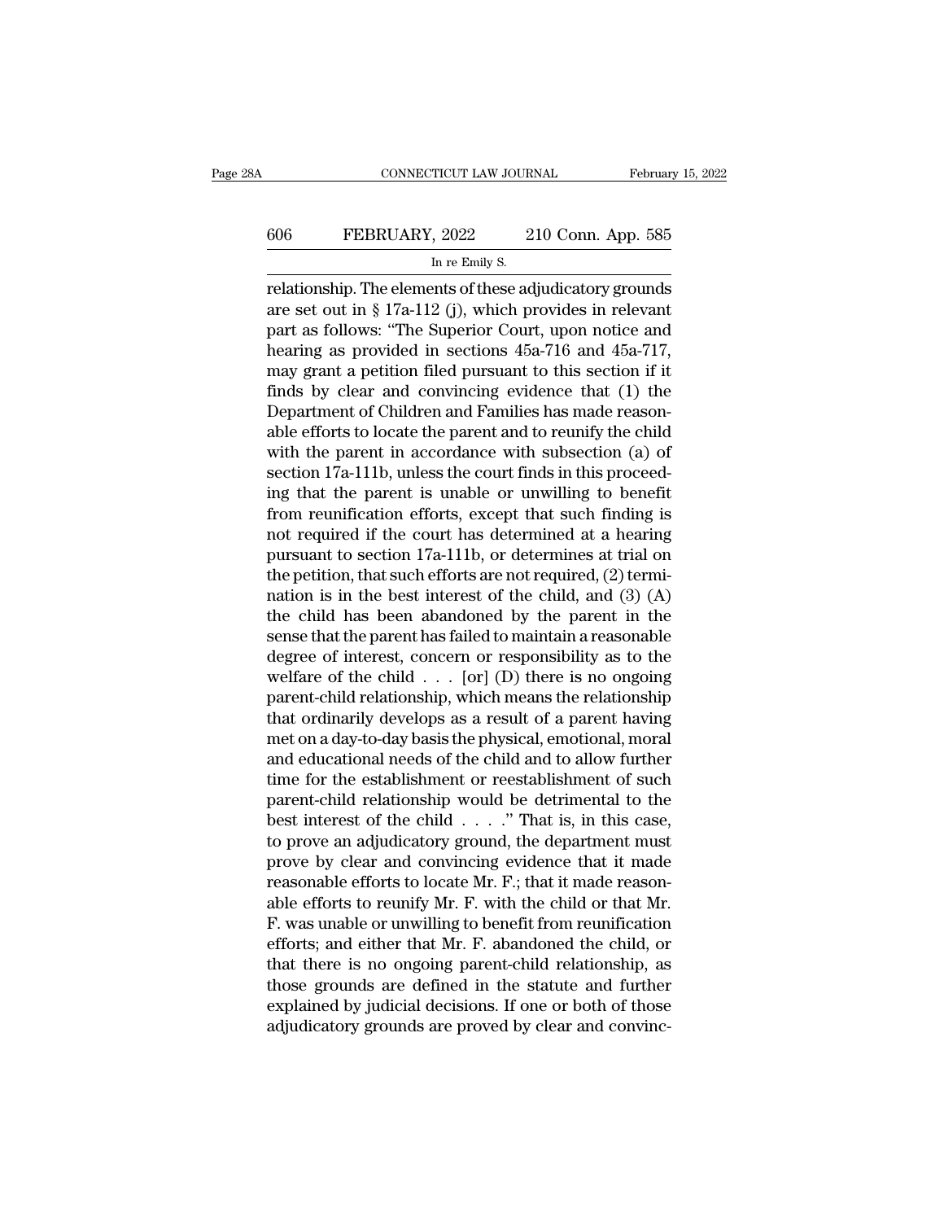relationship. The elements of these adjudicatory grounds are set out in § 17a-112 (j), which provides in relevant part as follows: "The Superior Court, upon notice and hearing as provided in sections 45a-716 and 45a-717, may grant a petition filed pursuant to this section if it finds by clear and convincing evidence that (1) the Department of Children and Families has made reasonable efforts to locate the parent and to reunify the child with the parent in accordance with subsection (a) of section 17a-111b, unless the court finds in this proceeding that the parent is unable or unwilling to benefit from reunification efforts, except that such finding is not required if the court has determined at a hearing pursuant to section 17a-111b, or determines at trial on the petition, that such efforts are not required, (2) termination is in the best interest of the child, and (3) (A) the child has been abandoned by the parent in the sense that the parent has failed to maintain a reasonable degree of interest, concern or responsibility as to the welfare of the child . . . [or] (D) there is no ongoing parent-child relationship, which means the relationship that ordinarily develops as a result of a parent having met on a day-to-day basis the physical, emotional, moral and educational needs of the child and to allow further time for the establishment or reestablishment of such parent-child relationship would be detrimental to the best interest of the child . . . ." That is, in this case, to prove an adjudicatory ground, the department must prove by clear and convincing evidence that it made reasonable efforts to locate Mr. F.; that it made reasonable efforts to reunify Mr. F. with the child or that Mr. F. was unable or unwilling to benefit from reunification efforts; and either that Mr. F. abandoned the child, or that there is no ongoing parent-child relationship, as those grounds are defined in the statute and further explained by judicial decisions. If one or both of those adjudicatory grounds are proved by clear and convinc-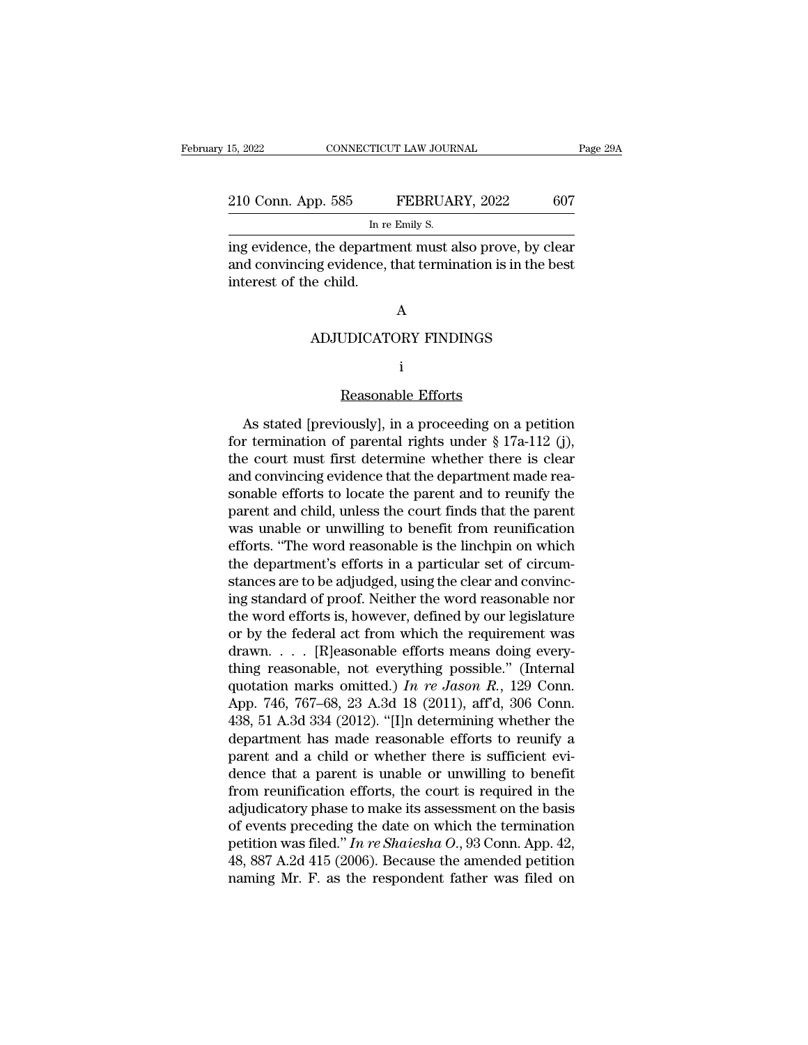ing evidence, the department must also prove, by clear and convincing evidence, that termination is in the best interest of the child.

### A

### ADJUDICATORY FINDINGS

#### i

#### Reasonable Efforts

As stated [previously], in a proceeding on a petition for termination of parental rights under § 17a-112 (j), the court must first determine whether there is clear and convincing evidence that the department made reasonable efforts to locate the parent and to reunify the parent and child, unless the court finds that the parent was unable or unwilling to benefit from reunification efforts. "The word reasonable is the linchpin on which the department's efforts in a particular set of circumstances are to be adjudged, using the clear and convincing standard of proof. Neither the word reasonable nor the word efforts is, however, defined by our legislature or by the federal act from which the requirement was drawn. . . . [R]easonable efforts means doing everything reasonable, not everything possible." (Internal quotation marks omitted.) *In re Jason R.*, 129 Conn. App. 746, 767–68, 23 A.3d 18 (2011), aff'd, 306 Conn. 438, 51 A.3d 334 (2012). "[I]n determining whether the department has made reasonable efforts to reunify a parent and a child or whether there is sufficient evidence that a parent is unable or unwilling to benefit from reunification efforts, the court is required in the adjudicatory phase to make its assessment on the basis of events preceding the date on which the termination petition was filed." *In re Shaiesha O.*, 93 Conn. App. 42, 48, 887 A.2d 415 (2006). Because the amended petition naming Mr. F. as the respondent father was filed on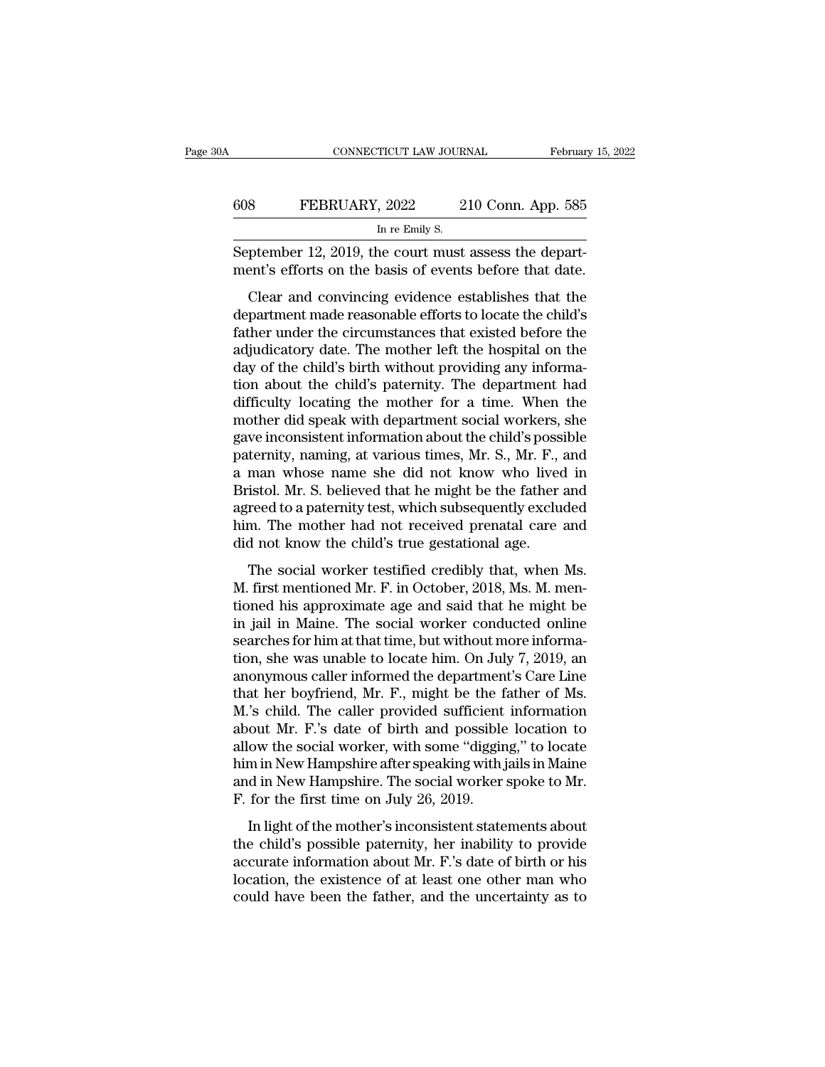September 12, 2019, the court must assess the department's efforts on the basis of events before that date.

Clear and convincing evidence establishes that the department made reasonable efforts to locate the child's father under the circumstances that existed before the adjudicatory date. The mother left the hospital on the day of the child's birth without providing any information about the child's paternity. The department had difficulty locating the mother for a time. When the mother did speak with department social workers, she gave inconsistent information about the child's possible paternity, naming, at various times, Mr. S., Mr. F., and a man whose name she did not know who lived in Bristol. Mr. S. believed that he might be the father and agreed to a paternity test, which subsequently excluded him. The mother had not received prenatal care and did not know the child's true gestational age.

The social worker testified credibly that, when Ms. M. first mentioned Mr. F. in October, 2018, Ms. M. mentioned his approximate age and said that he might be in jail in Maine. The social worker conducted online searches for him at that time, but without more information, she was unable to locate him. On July 7, 2019, an anonymous caller informed the department's Care Line that her boyfriend, Mr. F., might be the father of Ms. M.'s child. The caller provided sufficient information about Mr. F.'s date of birth and possible location to allow the social worker, with some "digging," to locate him in New Hampshire after speaking with jails in Maine and in New Hampshire. The social worker spoke to Mr. F. for the first time on July 26, 2019.

In light of the mother's inconsistent statements about the child's possible paternity, her inability to provide accurate information about Mr. F.'s date of birth or his location, the existence of at least one other man who could have been the father, and the uncertainty as to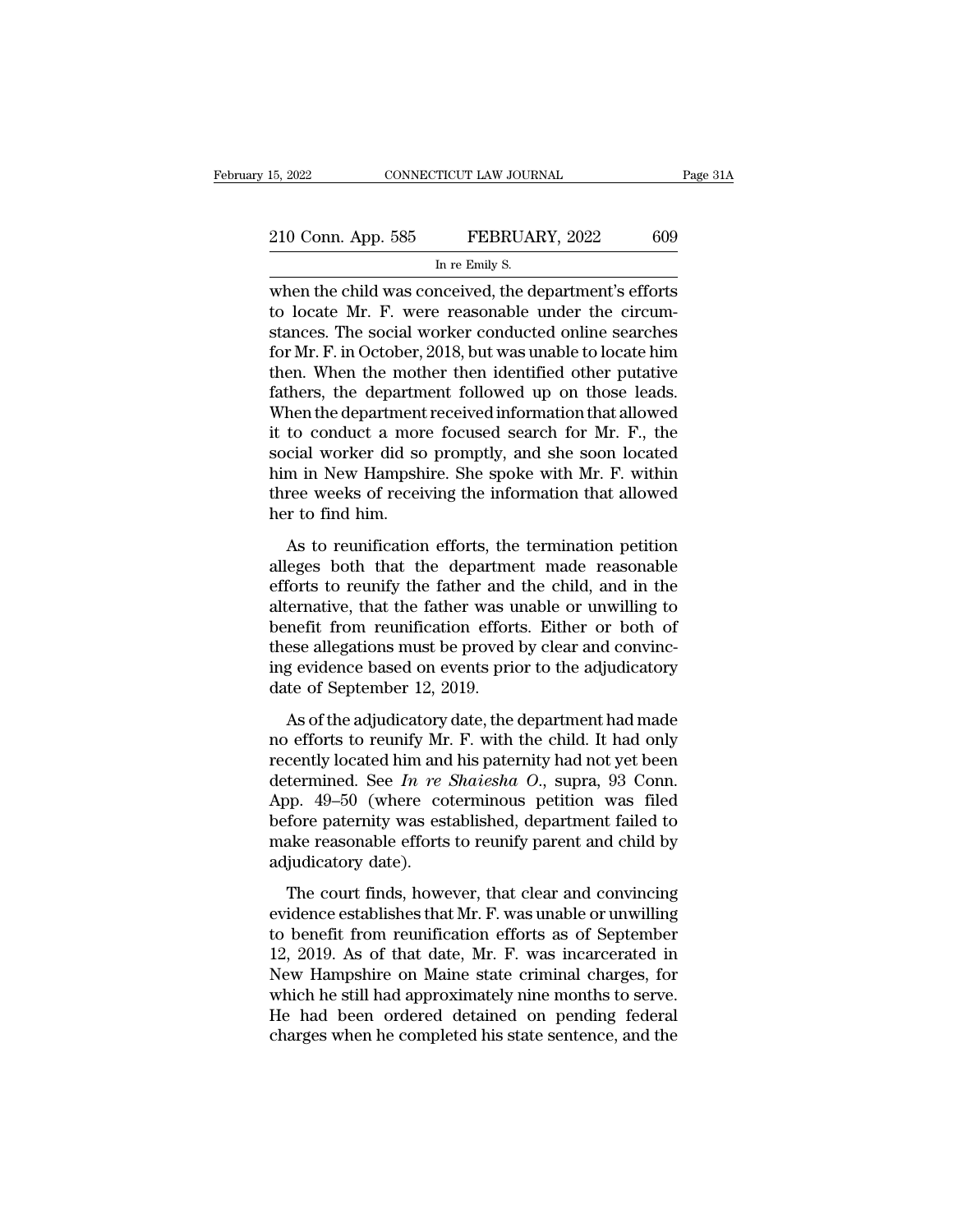when the child was conceived, the department's efforts to locate Mr. F. were reasonable under the circumstances. The social worker conducted online searches for Mr. F. in October, 2018, but was unable to locate him then. When the mother then identified other putative fathers, the department followed up on those leads. When the department received information that allowed it to conduct a more focused search for Mr. F., the social worker did so promptly, and she soon located him in New Hampshire. She spoke with Mr. F. within three weeks of receiving the information that allowed her to find him.

As to reunification efforts, the termination petition alleges both that the department made reasonable efforts to reunify the father and the child, and in the alternative, that the father was unable or unwilling to benefit from reunification efforts. Either or both of these allegations must be proved by clear and convincing evidence based on events prior to the adjudicatory date of September 12, 2019.

As of the adjudicatory date, the department had made no efforts to reunify Mr. F. with the child. It had only recently located him and his paternity had not yet been determined. See *In re Shaiesha O.*, supra, 93 Conn. App. 49–50 (where coterminous petition was filed before paternity was established, department failed to make reasonable efforts to reunify parent and child by adjudicatory date).

The court finds, however, that clear and convincing evidence establishes that Mr. F. was unable or unwilling to benefit from reunification efforts as of September 12, 2019. As of that date, Mr. F. was incarcerated in New Hampshire on Maine state criminal charges, for which he still had approximately nine months to serve. He had been ordered detained on pending federal charges when he completed his state sentence, and the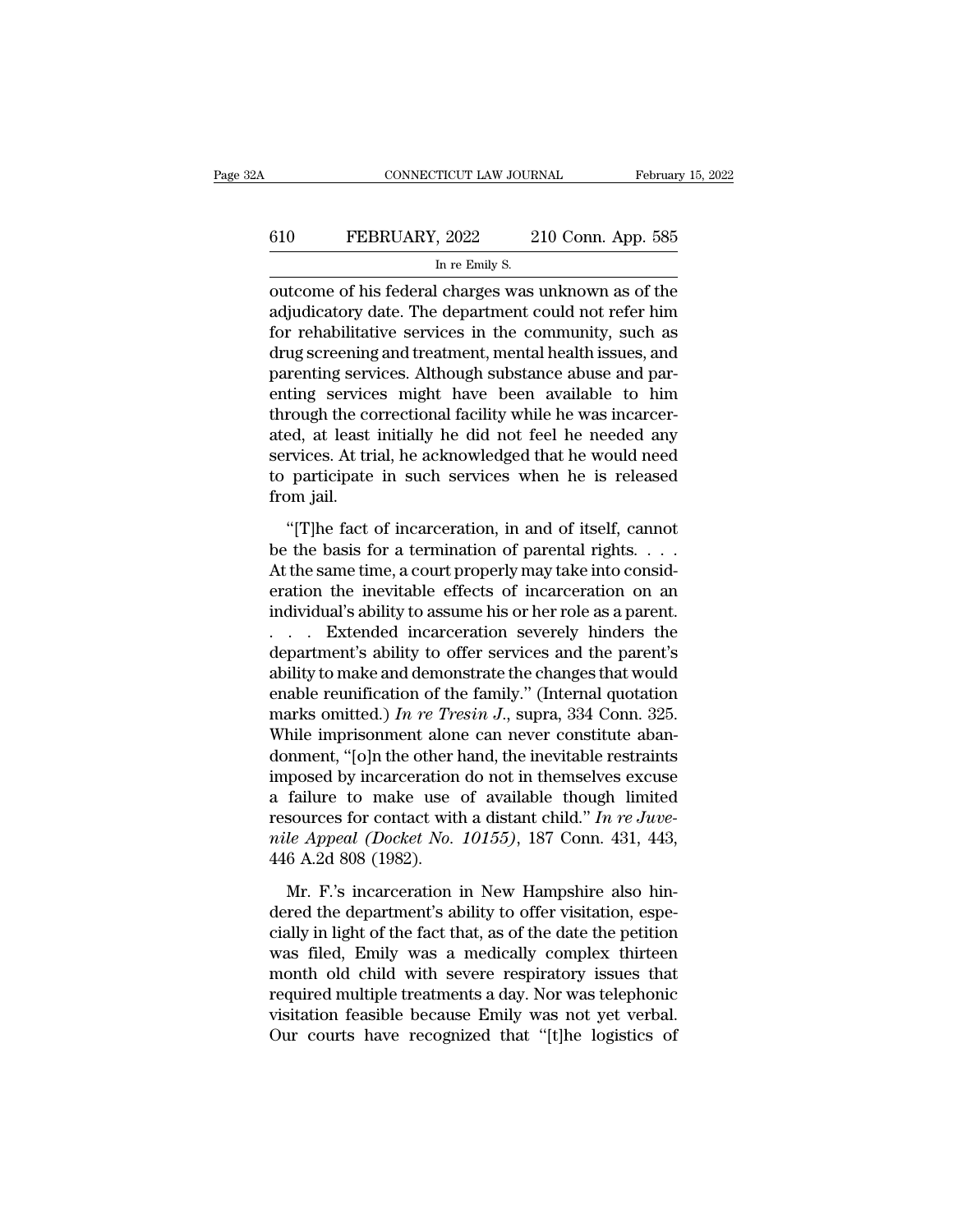outcome of his federal charges was unknown as of the adjudicatory date. The department could not refer him for rehabilitative services in the community, such as drug screening and treatment, mental health issues, and parenting services. Although substance abuse and parenting services might have been available to him through the correctional facility while he was incarcerated, at least initially he did not feel he needed any services. At trial, he acknowledged that he would need to participate in such services when he is released from jail.

"[T]he fact of incarceration, in and of itself, cannot be the basis for a termination of parental rights. . . . At the same time, a court properly may take into consideration the inevitable effects of incarceration on an individual's ability to assume his or her role as a parent. . . . Extended incarceration severely hinders the department's ability to offer services and the parent's ability to make and demonstrate the changes that would enable reunification of the family." (Internal quotation marks omitted.) *In re Tresin J.*, supra, 334 Conn. 325. While imprisonment alone can never constitute abandonment, "[o]n the other hand, the inevitable restraints imposed by incarceration do not in themselves excuse a failure to make use of available though limited resources for contact with a distant child." *In re Juvenile Appeal (Docket No. 10155)*, 187 Conn. 431, 443, 446 A.2d 808 (1982).

Mr. F.'s incarceration in New Hampshire also hindered the department's ability to offer visitation, especially in light of the fact that, as of the date the petition was filed, Emily was a medically complex thirteen month old child with severe respiratory issues that required multiple treatments a day. Nor was telephonic visitation feasible because Emily was not yet verbal. Our courts have recognized that "[t]he logistics of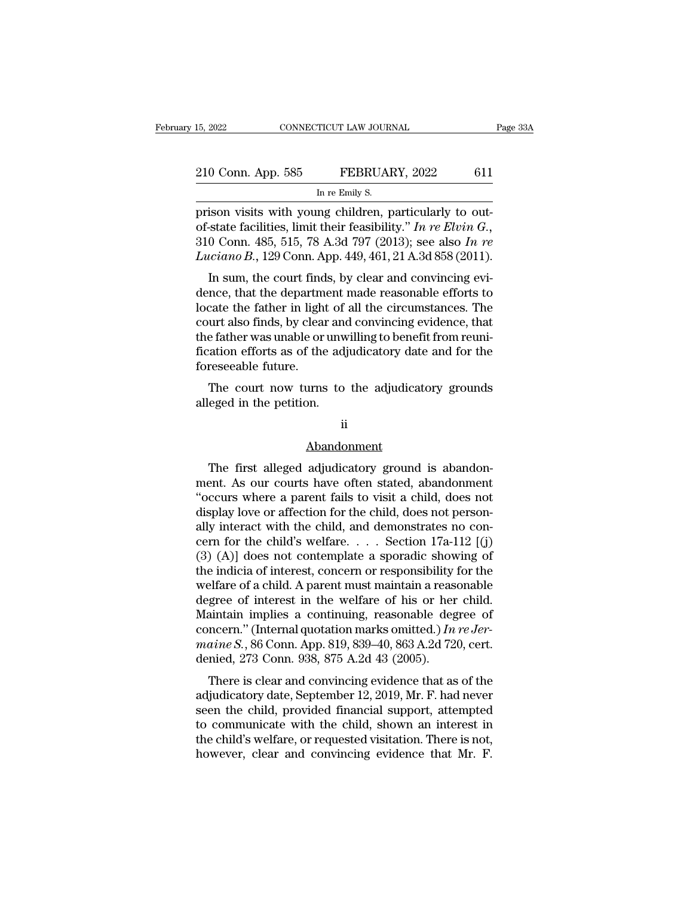prison visits with young children, particularly to out-of-state facilities, limit their feasibility." *In re Elvin G.*, 310 Conn. 485, 515, 78 A.3d 797 (2013); see also *In re Luciano B.*, 129 Conn. App. 449, 461, 21 A.3d 858 (2011).

In sum, the court finds, by clear and convincing evidence, that the department made reasonable efforts to locate the father in light of all the circumstances. The court also finds, by clear and convincing evidence, that the father was unable or unwilling to benefit from reunification efforts as of the adjudicatory date and for the foreseeable future.

The court now turns to the adjudicatory grounds alleged in the petition.

ii

Abandonment

The first alleged adjudicatory ground is abandonment. As our courts have often stated, abandonment "occurs where a parent fails to visit a child, does not display love or affection for the child, does not personally interact with the child, and demonstrates no concern for the child's welfare. . . . Section 17a-112 [(j) (3) (A)] does not contemplate a sporadic showing of the indicia of interest, concern or responsibility for the welfare of a child. A parent must maintain a reasonable degree of interest in the welfare of his or her child. Maintain implies a continuing, reasonable degree of concern." (Internal quotation marks omitted.) *In re Jermaine S.*, 86 Conn. App. 819, 839–40, 863 A.2d 720, cert. denied, 273 Conn. 938, 875 A.2d 43 (2005).

There is clear and convincing evidence that as of the adjudicatory date, September 12, 2019, Mr. F. had never seen the child, provided financial support, attempted to communicate with the child, shown an interest in the child's welfare, or requested visitation. There is not, however, clear and convincing evidence that Mr. F.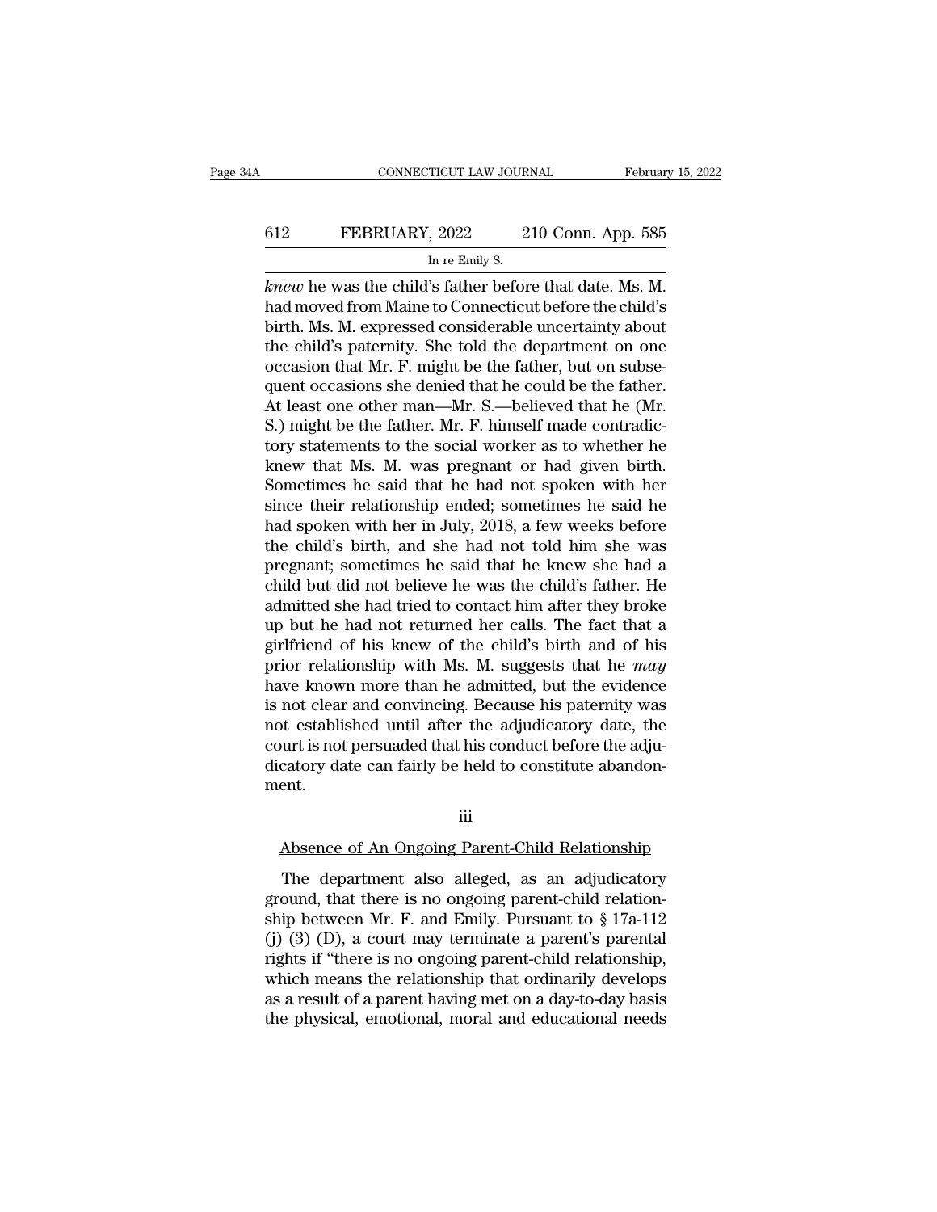*knew* he was the child's father before that date. Ms. M. had moved from Maine to Connecticut before the child's birth. Ms. M. expressed considerable uncertainty about the child's paternity. She told the department on one occasion that Mr. F. might be the father, but on subsequent occasions she denied that he could be the father. At least one other man—Mr. S.—believed that he (Mr. S.) might be the father. Mr. F. himself made contradictory statements to the social worker as to whether he knew that Ms. M. was pregnant or had given birth. Sometimes he said that he had not spoken with her since their relationship ended; sometimes he said he had spoken with her in July, 2018, a few weeks before the child's birth, and she had not told him she was pregnant; sometimes he said that he knew she had a child but did not believe he was the child's father. He admitted she had tried to contact him after they broke up but he had not returned her calls. The fact that a girlfriend of his knew of the child's birth and of his prior relationship with Ms. M. suggests that he *may* have known more than he admitted, but the evidence is not clear and convincing. Because his paternity was not established until after the adjudicatory date, the court is not persuaded that his conduct before the adjudicatory date can fairly be held to constitute abandonment.

iii

Absence of An Ongoing Parent-Child Relationship

The department also alleged, as an adjudicatory ground, that there is no ongoing parent-child relationship between Mr. F. and Emily. Pursuant to § 17a-112 (j) (3) (D), a court may terminate a parent's parental rights if "there is no ongoing parent-child relationship, which means the relationship that ordinarily develops as a result of a parent having met on a day-to-day basis the physical, emotional, moral and educational needs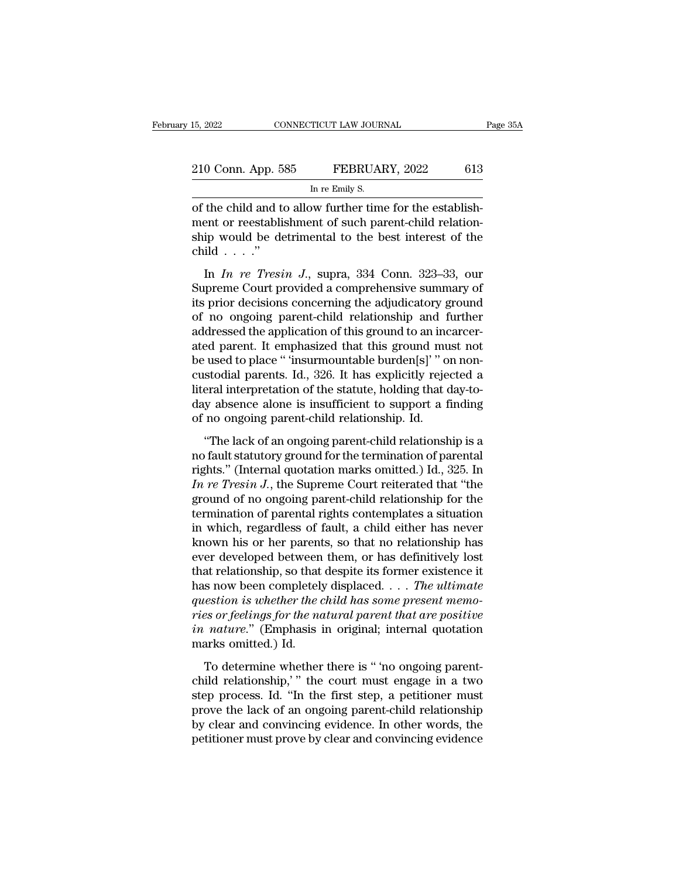of the child and to allow further time for the establishment or reestablishment of such parent-child relationship would be detrimental to the best interest of the child . . . ."

In *In re Tresin J.*, supra, 334 Conn. 323–33, our Supreme Court provided a comprehensive summary of its prior decisions concerning the adjudicatory ground of no ongoing parent-child relationship and further addressed the application of this ground to an incarcerated parent. It emphasized that this ground must not be used to place " 'insurmountable burden[s]' " on noncustodial parents. Id., 326. It has explicitly rejected a literal interpretation of the statute, holding that day-to-day absence alone is insufficient to support a finding of no ongoing parent-child relationship. Id.

"The lack of an ongoing parent-child relationship is a no fault statutory ground for the termination of parental rights." (Internal quotation marks omitted.) Id., 325. In *In re Tresin J.*, the Supreme Court reiterated that "the ground of no ongoing parent-child relationship for the termination of parental rights contemplates a situation in which, regardless of fault, a child either has never known his or her parents, so that no relationship has ever developed between them, or has definitively lost that relationship, so that despite its former existence it has now been completely displaced. . . . *The ultimate question is whether the child has some present memories or feelings for the natural parent that are positive in nature.*" (Emphasis in original; internal quotation marks omitted.) Id.

To determine whether there is " 'no ongoing parent-child relationship,' " the court must engage in a two step process. Id. "In the first step, a petitioner must prove the lack of an ongoing parent-child relationship by clear and convincing evidence. In other words, the petitioner must prove by clear and convincing evidence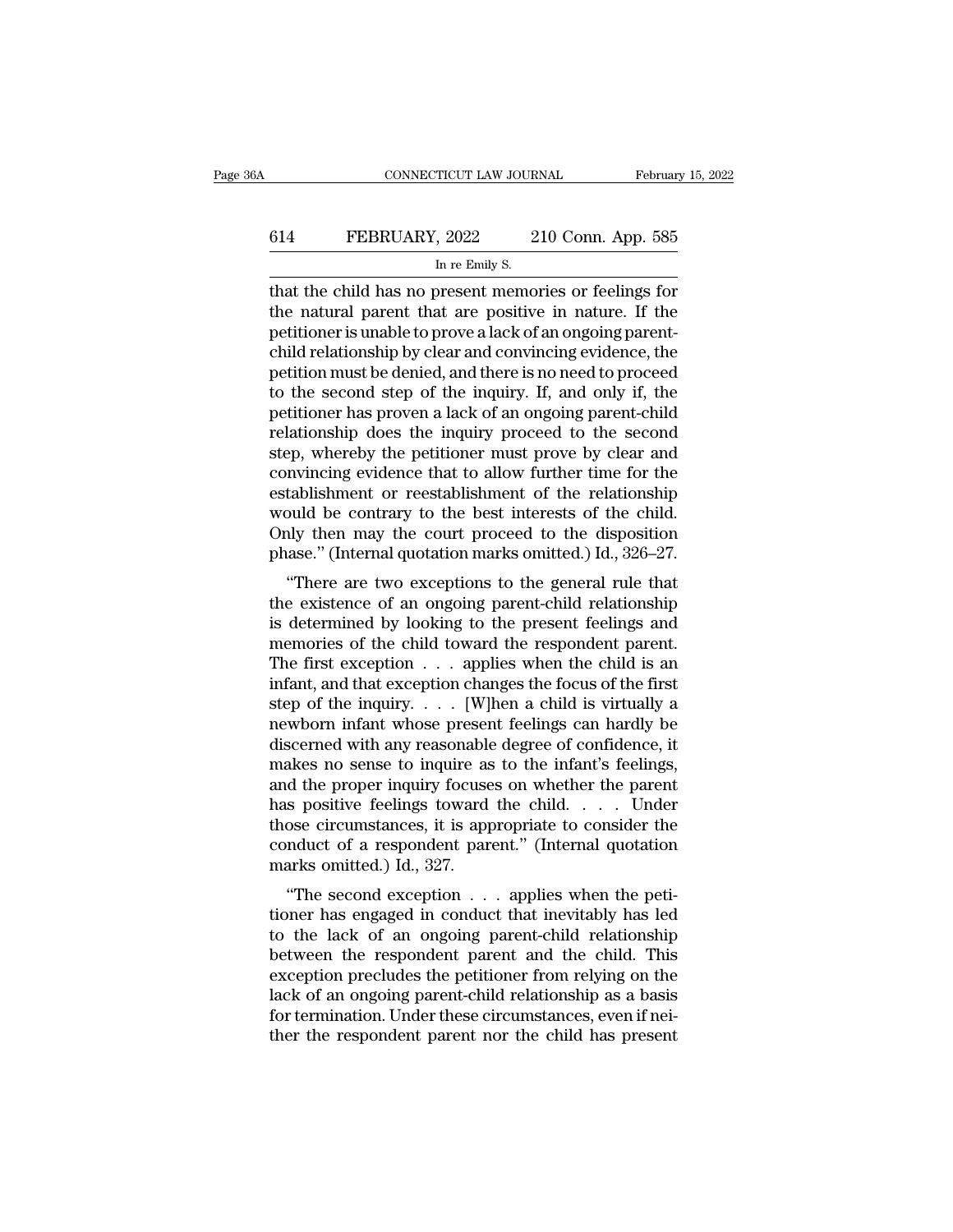that the child has no present memories or feelings for the natural parent that are positive in nature. If the petitioner is unable to prove a lack of an ongoing parent-child relationship by clear and convincing evidence, the petition must be denied, and there is no need to proceed to the second step of the inquiry. If, and only if, the petitioner has proven a lack of an ongoing parent-child relationship does the inquiry proceed to the second step, whereby the petitioner must prove by clear and convincing evidence that to allow further time for the establishment or reestablishment of the relationship would be contrary to the best interests of the child. Only then may the court proceed to the disposition phase." (Internal quotation marks omitted.) Id., 326–27.

"There are two exceptions to the general rule that the existence of an ongoing parent-child relationship is determined by looking to the present feelings and memories of the child toward the respondent parent. The first exception . . . applies when the child is an infant, and that exception changes the focus of the first step of the inquiry. . . . [W]hen a child is virtually a newborn infant whose present feelings can hardly be discerned with any reasonable degree of confidence, it makes no sense to inquire as to the infant's feelings, and the proper inquiry focuses on whether the parent has positive feelings toward the child. . . . Under those circumstances, it is appropriate to consider the conduct of a respondent parent." (Internal quotation marks omitted.) Id., 327.

"The second exception . . . applies when the petitioner has engaged in conduct that inevitably has led to the lack of an ongoing parent-child relationship between the respondent parent and the child. This exception precludes the petitioner from relying on the lack of an ongoing parent-child relationship as a basis for termination. Under these circumstances, even if neither the respondent parent nor the child has present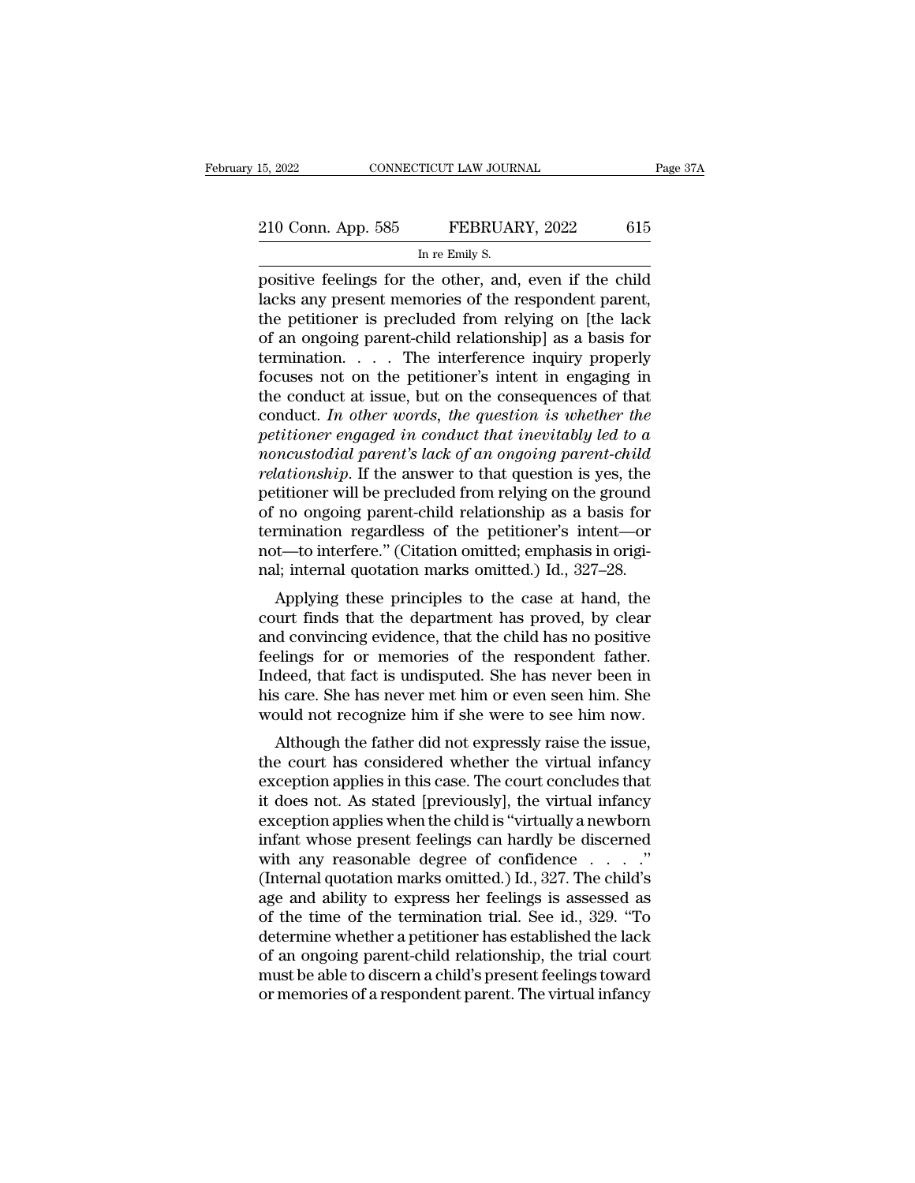positive feelings for the other, and, even if the child lacks any present memories of the respondent parent, the petitioner is precluded from relying on [the lack of an ongoing parent-child relationship] as a basis for termination. . . . The interference inquiry properly focuses not on the petitioner's intent in engaging in the conduct at issue, but on the consequences of that conduct. *In other words, the question is whether the petitioner engaged in conduct that inevitably led to a noncustodial parent's lack of an ongoing parent-child relationship*. If the answer to that question is yes, the petitioner will be precluded from relying on the ground of no ongoing parent-child relationship as a basis for termination regardless of the petitioner's intent—or not—to interfere." (Citation omitted; emphasis in original; internal quotation marks omitted.) Id., 327–28.

Applying these principles to the case at hand, the court finds that the department has proved, by clear and convincing evidence, that the child has no positive feelings for or memories of the respondent father. Indeed, that fact is undisputed. She has never been in his care. She has never met him or even seen him. She would not recognize him if she were to see him now.

Although the father did not expressly raise the issue, the court has considered whether the virtual infancy exception applies in this case. The court concludes that it does not. As stated [previously], the virtual infancy exception applies when the child is "virtually a newborn infant whose present feelings can hardly be discerned with any reasonable degree of confidence . . . ." (Internal quotation marks omitted.) Id., 327. The child's age and ability to express her feelings is assessed as of the time of the termination trial. See id., 329. "To determine whether a petitioner has established the lack of an ongoing parent-child relationship, the trial court must be able to discern a child's present feelings toward or memories of a respondent parent. The virtual infancy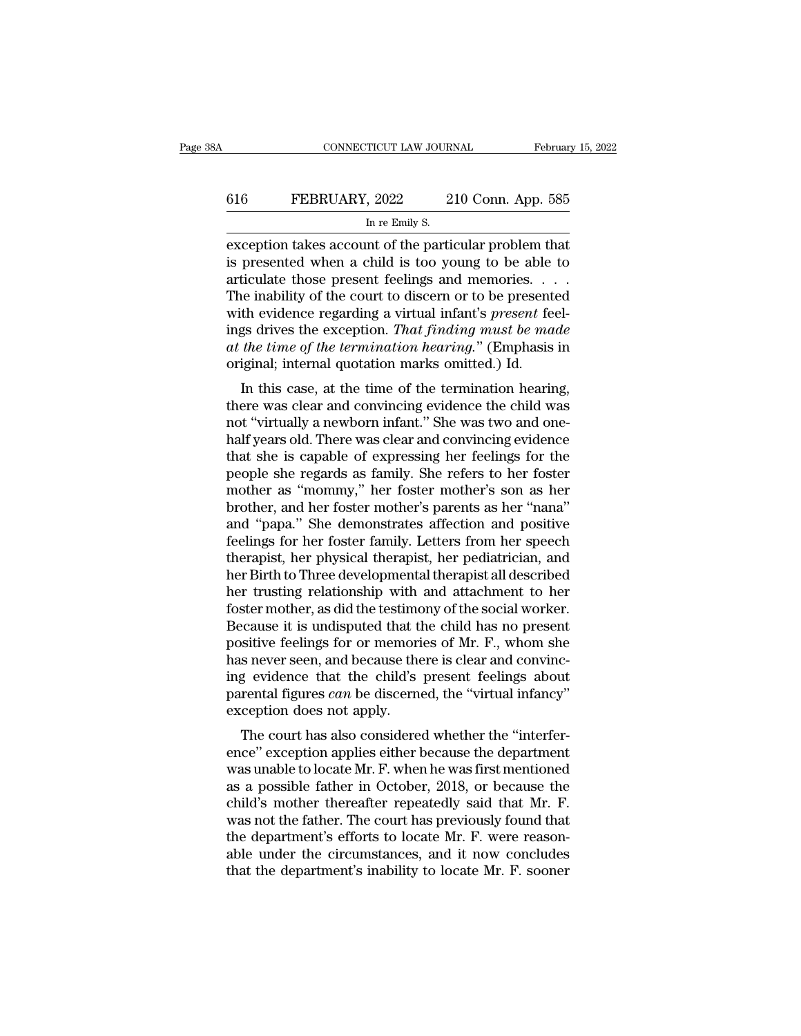exception takes account of the particular problem that is presented when a child is too young to be able to articulate those present feelings and memories. . . . The inability of the court to discern or to be presented with evidence regarding a virtual infant's *present* feelings drives the exception. *That finding must be made at the time of the termination hearing.*" (Emphasis in original; internal quotation marks omitted.) Id.

In this case, at the time of the termination hearing, there was clear and convincing evidence the child was not "virtually a newborn infant." She was two and one-half years old. There was clear and convincing evidence that she is capable of expressing her feelings for the people she regards as family. She refers to her foster mother as "mommy," her foster mother's son as her brother, and her foster mother's parents as her "nana" and "papa." She demonstrates affection and positive feelings for her foster family. Letters from her speech therapist, her physical therapist, her pediatrician, and her Birth to Three developmental therapist all described her trusting relationship with and attachment to her foster mother, as did the testimony of the social worker. Because it is undisputed that the child has no present positive feelings for or memories of Mr. F., whom she has never seen, and because there is clear and convincing evidence that the child's present feelings about parental figures *can* be discerned, the "virtual infancy" exception does not apply.

The court has also considered whether the "interference" exception applies either because the department was unable to locate Mr. F. when he was first mentioned as a possible father in October, 2018, or because the child's mother thereafter repeatedly said that Mr. F. was not the father. The court has previously found that the department's efforts to locate Mr. F. were reasonable under the circumstances, and it now concludes that the department's inability to locate Mr. F. sooner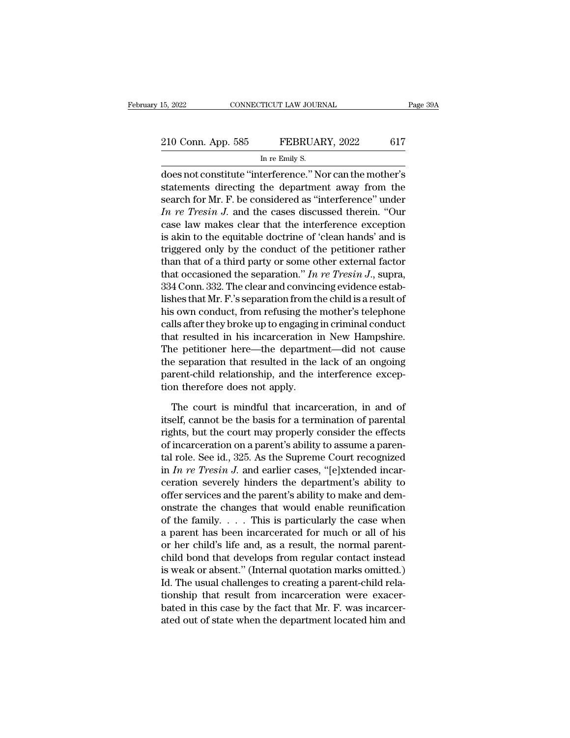does not constitute "interference." Nor can the mother's statements directing the department away from the search for Mr. F. be considered as "interference" under *In re Tresin J.* and the cases discussed therein. "Our case law makes clear that the interference exception is akin to the equitable doctrine of 'clean hands' and is triggered only by the conduct of the petitioner rather than that of a third party or some other external factor that occasioned the separation." *In re Tresin J.*, supra, 334 Conn. 332. The clear and convincing evidence establishes that Mr. F.'s separation from the child is a result of his own conduct, from refusing the mother's telephone calls after they broke up to engaging in criminal conduct that resulted in his incarceration in New Hampshire. The petitioner here—the department—did not cause the separation that resulted in the lack of an ongoing parent-child relationship, and the interference exception therefore does not apply.

The court is mindful that incarceration, in and of itself, cannot be the basis for a termination of parental rights, but the court may properly consider the effects of incarceration on a parent's ability to assume a parental role. See id., 325. As the Supreme Court recognized in *In re Tresin J.* and earlier cases, "[e]xtended incarceration severely hinders the department's ability to offer services and the parent's ability to make and demonstrate the changes that would enable reunification of the family. . . . This is particularly the case when a parent has been incarcerated for much or all of his or her child's life and, as a result, the normal parent-child bond that develops from regular contact instead is weak or absent." (Internal quotation marks omitted.) Id. The usual challenges to creating a parent-child relationship that result from incarceration were exacerbated in this case by the fact that Mr. F. was incarcerated out of state when the department located him and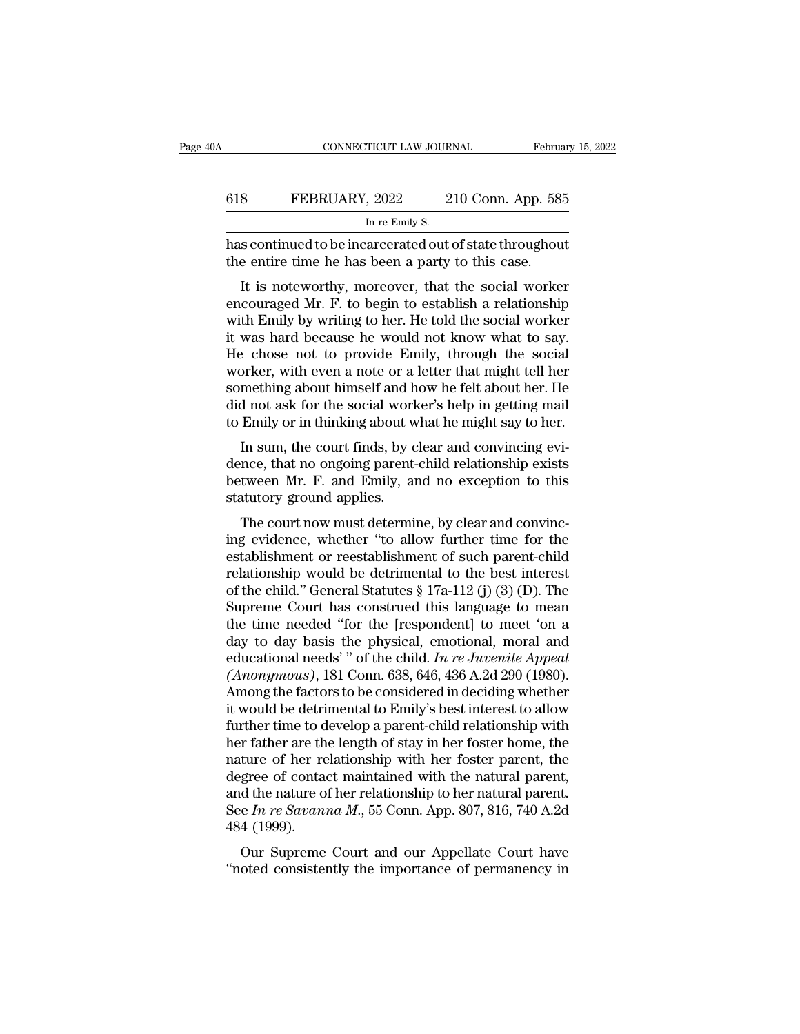has continued to be incarcerated out of state throughout the entire time he has been a party to this case.

It is noteworthy, moreover, that the social worker encouraged Mr. F. to begin to establish a relationship with Emily by writing to her. He told the social worker it was hard because he would not know what to say. He chose not to provide Emily, through the social worker, with even a note or a letter that might tell her something about himself and how he felt about her. He did not ask for the social worker's help in getting mail to Emily or in thinking about what he might say to her.

In sum, the court finds, by clear and convincing evidence, that no ongoing parent-child relationship exists between Mr. F. and Emily, and no exception to this statutory ground applies.

The court now must determine, by clear and convincing evidence, whether "to allow further time for the establishment or reestablishment of such parent-child relationship would be detrimental to the best interest of the child." General Statutes § 17a-112 (j) (3) (D). The Supreme Court has construed this language to mean the time needed "for the [respondent] to meet 'on a day to day basis the physical, emotional, moral and educational needs' " of the child. *In re Juvenile Appeal (Anonymous)*, 181 Conn. 638, 646, 436 A.2d 290 (1980). Among the factors to be considered in deciding whether it would be detrimental to Emily's best interest to allow further time to develop a parent-child relationship with her father are the length of stay in her foster home, the nature of her relationship with her foster parent, the degree of contact maintained with the natural parent, and the nature of her relationship to her natural parent. See *In re Savanna M.*, 55 Conn. App. 807, 816, 740 A.2d 484 (1999).

Our Supreme Court and our Appellate Court have "noted consistently the importance of permanency in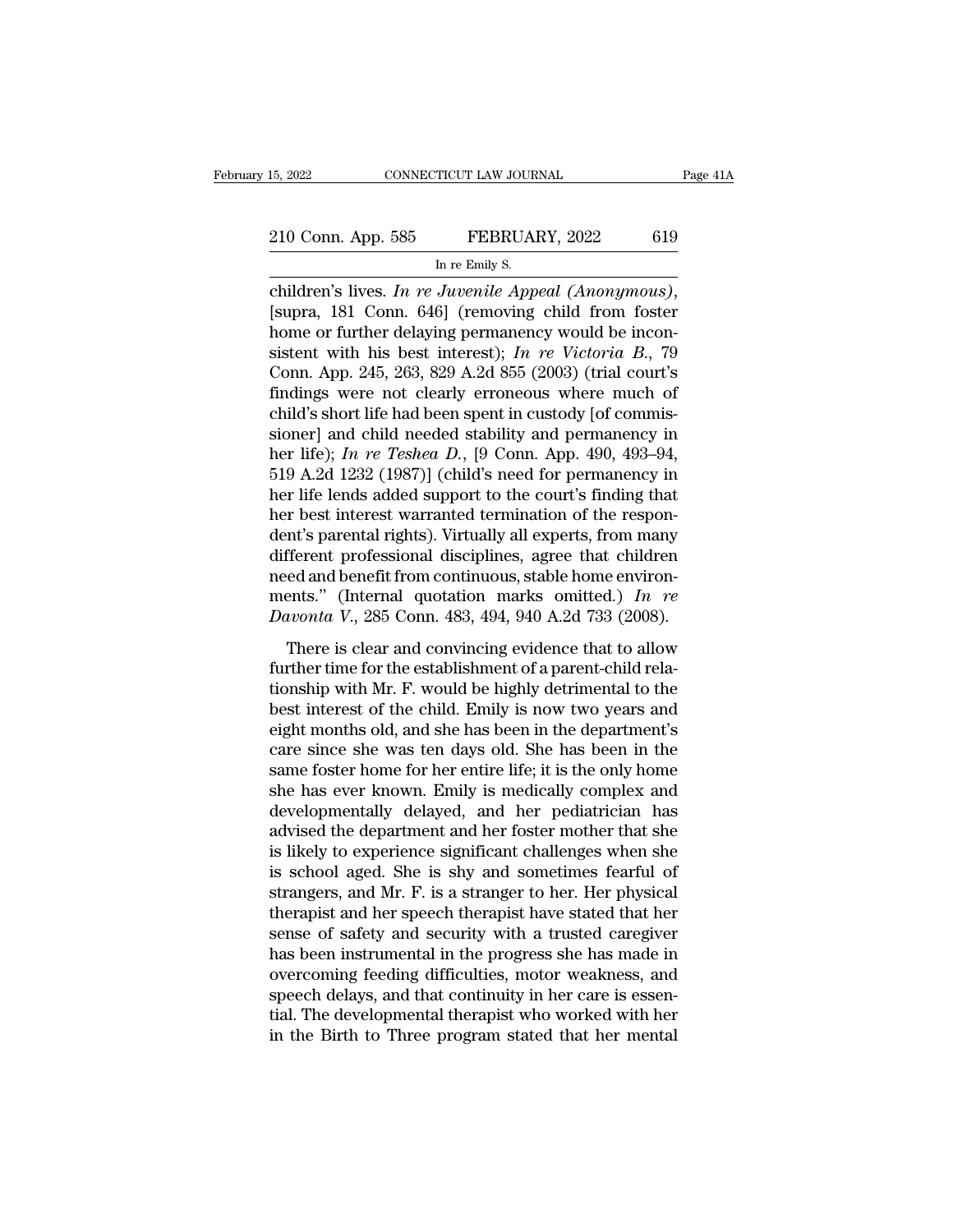children's lives. *In re Juvenile Appeal (Anonymous)*, [supra, 181 Conn. 646] (removing child from foster home or further delaying permanency would be inconsistent with his best interest); *In re Victoria B.*, 79 Conn. App. 245, 263, 829 A.2d 855 (2003) (trial court's findings were not clearly erroneous where much of child's short life had been spent in custody [of commissioner] and child needed stability and permanency in her life); *In re Teshea D.*, [9 Conn. App. 490, 493–94, 519 A.2d 1232 (1987)] (child's need for permanency in her life lends added support to the court's finding that her best interest warranted termination of the respondent's parental rights). Virtually all experts, from many different professional disciplines, agree that children need and benefit from continuous, stable home environments." (Internal quotation marks omitted.) *In re Davonta V.*, 285 Conn. 483, 494, 940 A.2d 733 (2008).

There is clear and convincing evidence that to allow further time for the establishment of a parent-child relationship with Mr. F. would be highly detrimental to the best interest of the child. Emily is now two years and eight months old, and she has been in the department's care since she was ten days old. She has been in the same foster home for her entire life; it is the only home she has ever known. Emily is medically complex and developmentally delayed, and her pediatrician has advised the department and her foster mother that she is likely to experience significant challenges when she is school aged. She is shy and sometimes fearful of strangers, and Mr. F. is a stranger to her. Her physical therapist and her speech therapist have stated that her sense of safety and security with a trusted caregiver has been instrumental in the progress she has made in overcoming feeding difficulties, motor weakness, and speech delays, and that continuity in her care is essential. The developmental therapist who worked with her in the Birth to Three program stated that her mental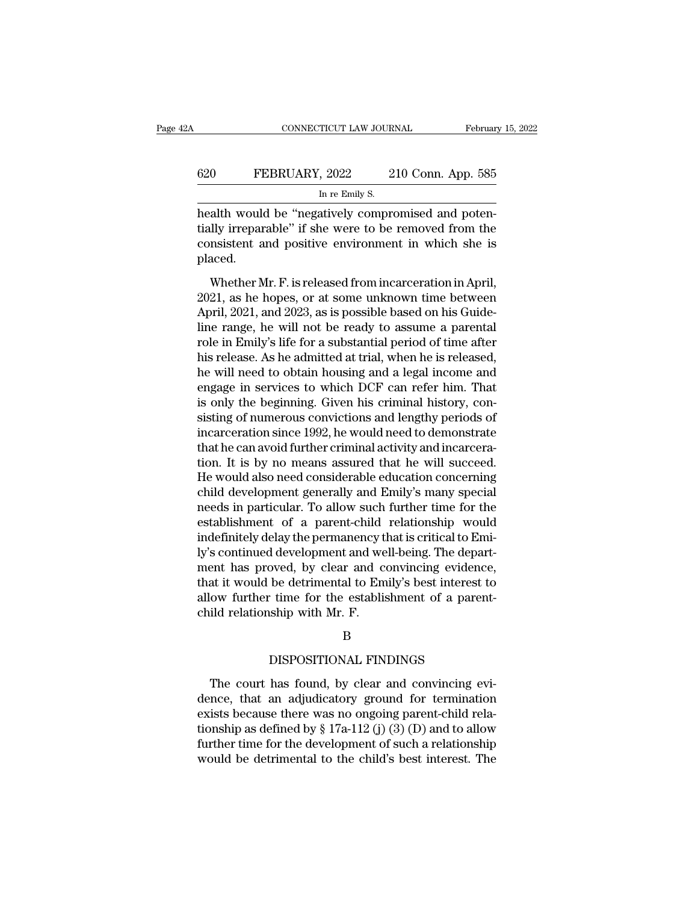health would be "negatively compromised and potentially irreparable" if she were to be removed from the consistent and positive environment in which she is placed.

Whether Mr. F. is released from incarceration in April, 2021, as he hopes, or at some unknown time between April, 2021, and 2023, as is possible based on his Guideline range, he will not be ready to assume a parental role in Emily's life for a substantial period of time after his release. As he admitted at trial, when he is released, he will need to obtain housing and a legal income and engage in services to which DCF can refer him. That is only the beginning. Given his criminal history, consisting of numerous convictions and lengthy periods of incarceration since 1992, he would need to demonstrate that he can avoid further criminal activity and incarceration. It is by no means assured that he will succeed. He would also need considerable education concerning child development generally and Emily's many special needs in particular. To allow such further time for the establishment of a parent-child relationship would indefinitely delay the permanency that is critical to Emily's continued development and well-being. The department has proved, by clear and convincing evidence, that it would be detrimental to Emily's best interest to allow further time for the establishment of a parent-child relationship with Mr. F.

B

DISPOSITIONAL FINDINGS

The court has found, by clear and convincing evidence, that an adjudicatory ground for termination exists because there was no ongoing parent-child relationship as defined by § 17a-112 (j) (3) (D) and to allow further time for the development of such a relationship would be detrimental to the child's best interest. The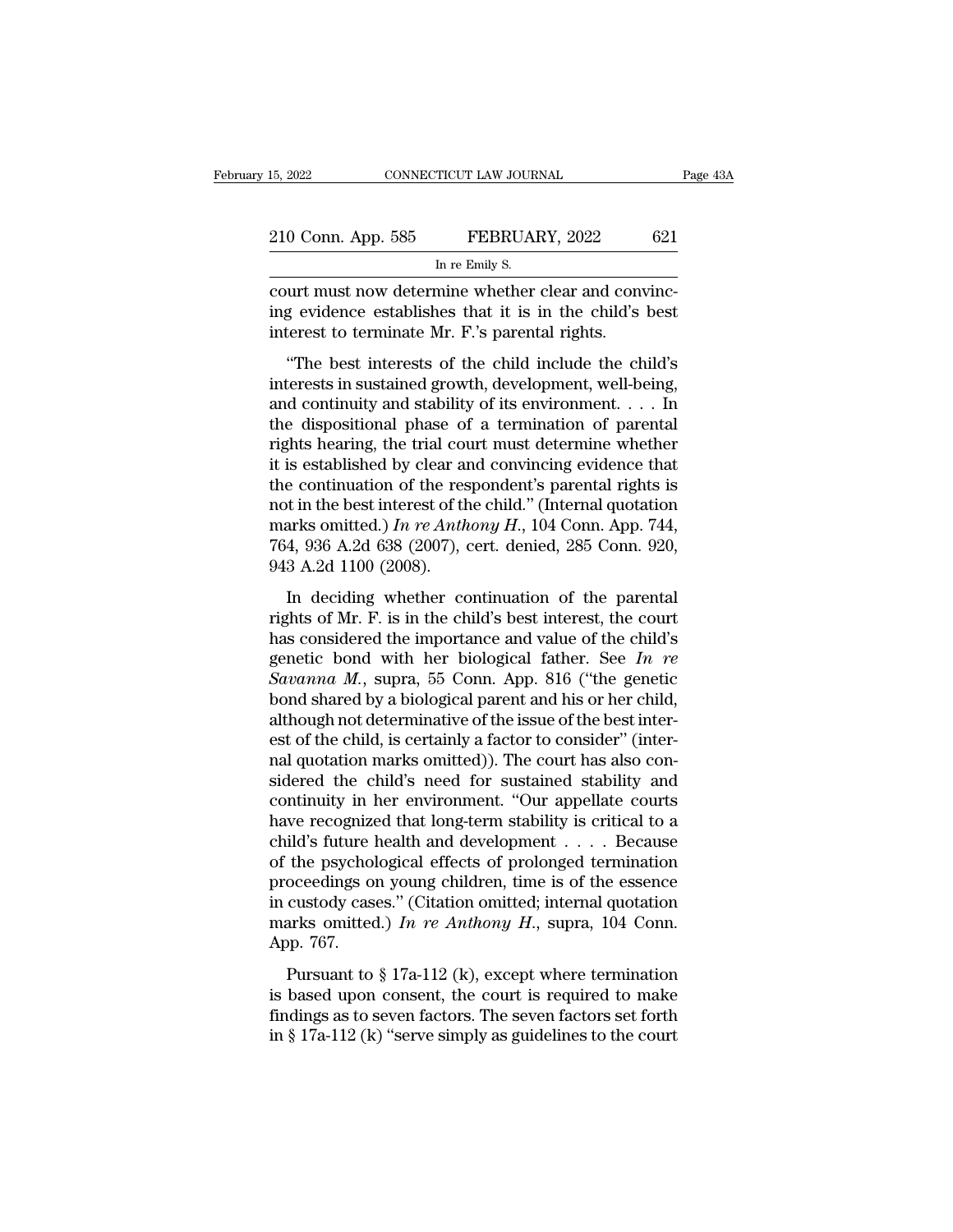court must now determine whether clear and convincing evidence establishes that it is in the child's best interest to terminate Mr. F.'s parental rights.

"The best interests of the child include the child's interests in sustained growth, development, well-being, and continuity and stability of its environment. . . . In the dispositional phase of a termination of parental rights hearing, the trial court must determine whether it is established by clear and convincing evidence that the continuation of the respondent's parental rights is not in the best interest of the child." (Internal quotation marks omitted.) *In re Anthony H.*, 104 Conn. App. 744, 764, 936 A.2d 638 (2007), cert. denied, 285 Conn. 920, 943 A.2d 1100 (2008).

In deciding whether continuation of the parental rights of Mr. F. is in the child's best interest, the court has considered the importance and value of the child's genetic bond with her biological father. See *In re Savanna M.*, supra, 55 Conn. App. 816 ("the genetic bond shared by a biological parent and his or her child, although not determinative of the issue of the best interest of the child, is certainly a factor to consider" (internal quotation marks omitted)). The court has also considered the child's need for sustained stability and continuity in her environment. "Our appellate courts have recognized that long-term stability is critical to a child's future health and development . . . . Because of the psychological effects of prolonged termination proceedings on young children, time is of the essence in custody cases." (Citation omitted; internal quotation marks omitted.) *In re Anthony H.*, supra, 104 Conn. App. 767.

Pursuant to § 17a-112 (k), except where termination is based upon consent, the court is required to make findings as to seven factors. The seven factors set forth in § 17a-112 (k) "serve simply as guidelines to the court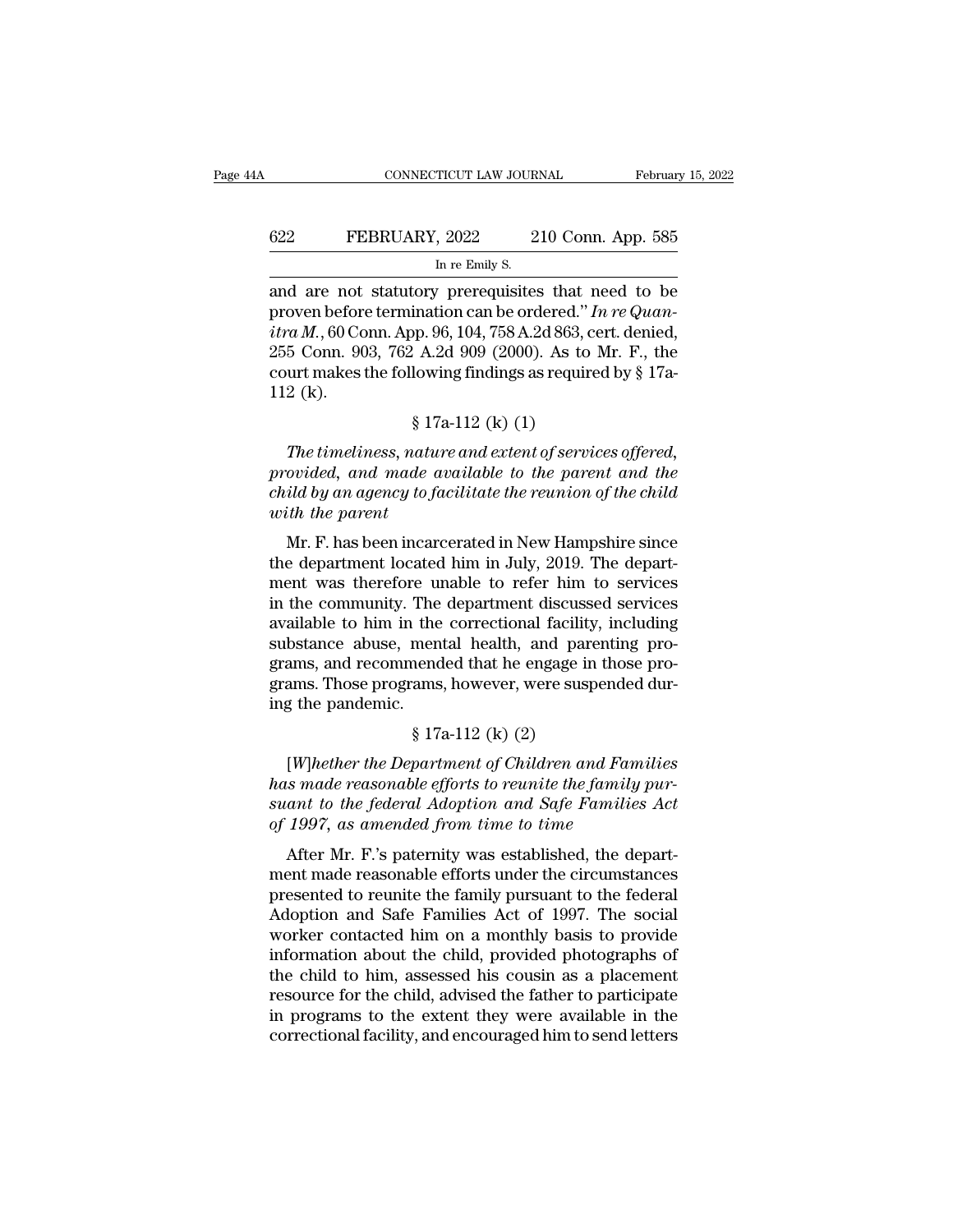and are not statutory prerequisites that need to be proven before termination can be ordered." *In re Quanitra M.*, 60 Conn. App. 96, 104, 758 A.2d 863, cert. denied, 255 Conn. 903, 762 A.2d 909 (2000). As to Mr. F., the court makes the following findings as required by § 17a-112 (k).

§ 17a-112 (k) (1)

*The timeliness, nature and extent of services offered, provided, and made available to the parent and the child by an agency to facilitate the reunion of the child with the parent*

Mr. F. has been incarcerated in New Hampshire since the department located him in July, 2019. The department was therefore unable to refer him to services in the community. The department discussed services available to him in the correctional facility, including substance abuse, mental health, and parenting programs, and recommended that he engage in those programs. Those programs, however, were suspended during the pandemic.

§ 17a-112 (k) (2)

*[W]hether the Department of Children and Families has made reasonable efforts to reunite the family pursuant to the federal Adoption and Safe Families Act of 1997, as amended from time to time*

After Mr. F.'s paternity was established, the department made reasonable efforts under the circumstances presented to reunite the family pursuant to the federal Adoption and Safe Families Act of 1997. The social worker contacted him on a monthly basis to provide information about the child, provided photographs of the child to him, assessed his cousin as a placement resource for the child, advised the father to participate in programs to the extent they were available in the correctional facility, and encouraged him to send letters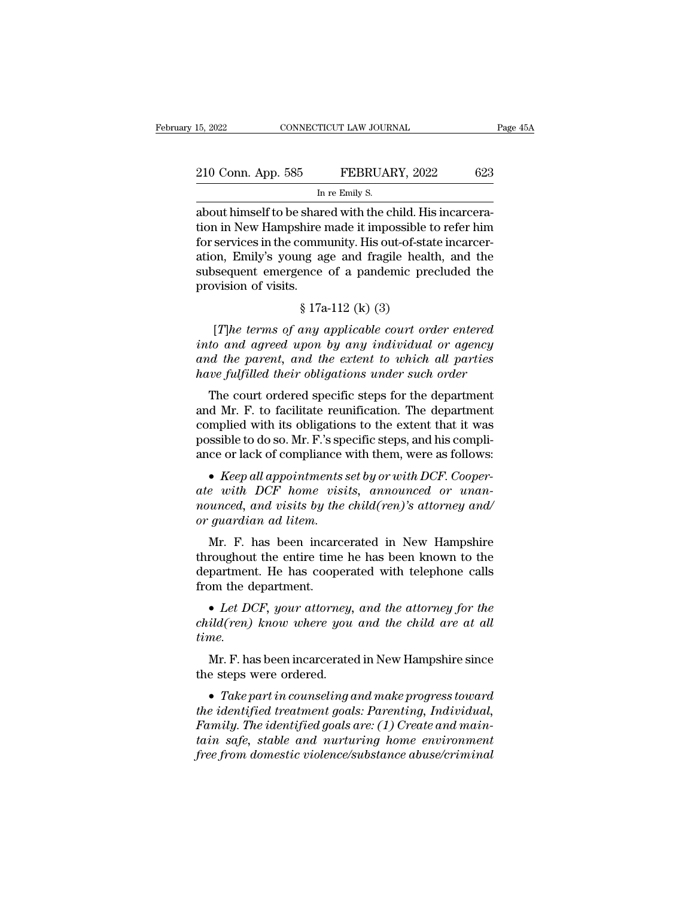about himself to be shared with the child. His incarceration in New Hampshire made it impossible to refer him for services in the community. His out-of-state incarceration, Emily's young age and fragile health, and the subsequent emergence of a pandemic precluded the provision of visits.

§ 17a-112 (k) (3)

*[T]he terms of any applicable court order entered into and agreed upon by any individual or agency and the parent, and the extent to which all parties have fulfilled their obligations under such order*

The court ordered specific steps for the department and Mr. F. to facilitate reunification. The department complied with its obligations to the extent that it was possible to do so. Mr. F.'s specific steps, and his compliance or lack of compliance with them, were as follows:

- *Keep all appointments set by or with DCF. Cooperate with DCF home visits, announced or unannounced, and visits by the child(ren)'s attorney and/or guardian ad litem.*

Mr. F. has been incarcerated in New Hampshire throughout the entire time he has been known to the department. He has cooperated with telephone calls from the department.

- *Let DCF, your attorney, and the attorney for the child(ren) know where you and the child are at all time.*

Mr. F. has been incarcerated in New Hampshire since the steps were ordered.

- *Take part in counseling and make progress toward the identified treatment goals: Parenting, Individual, Family. The identified goals are: (1) Create and maintain safe, stable and nurturing home environment free from domestic violence/substance abuse/criminal*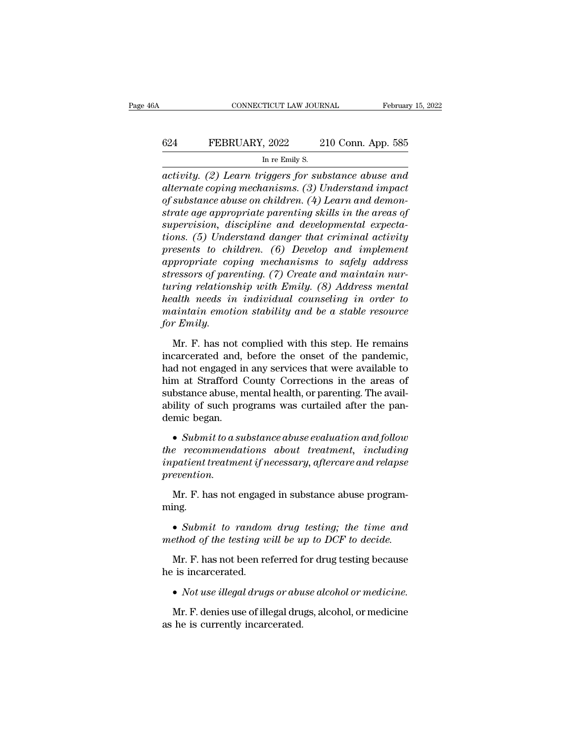*activity. (2) Learn triggers for substance abuse and alternate coping mechanisms. (3) Understand impact of substance abuse on children. (4) Learn and demonstrate age appropriate parenting skills in the areas of supervision, discipline and developmental expectations. (5) Understand danger that criminal activity presents to children. (6) Develop and implement appropriate coping mechanisms to safely address stressors of parenting. (7) Create and maintain nurturing relationship with Emily. (8) Address mental health needs in individual counseling in order to maintain emotion stability and be a stable resource for Emily.*

Mr. F. has not complied with this step. He remains incarcerated and, before the onset of the pandemic, had not engaged in any services that were available to him at Strafford County Corrections in the areas of substance abuse, mental health, or parenting. The availability of such programs was curtailed after the pandemic began.

- *Submit to a substance abuse evaluation and follow the recommendations about treatment, including inpatient treatment if necessary, aftercare and relapse prevention.*

Mr. F. has not engaged in substance abuse programming.

- *Submit to random drug testing; the time and method of the testing will be up to DCF to decide.*

Mr. F. has not been referred for drug testing because he is incarcerated.

- *Not use illegal drugs or abuse alcohol or medicine.*

Mr. F. denies use of illegal drugs, alcohol, or medicine as he is currently incarcerated.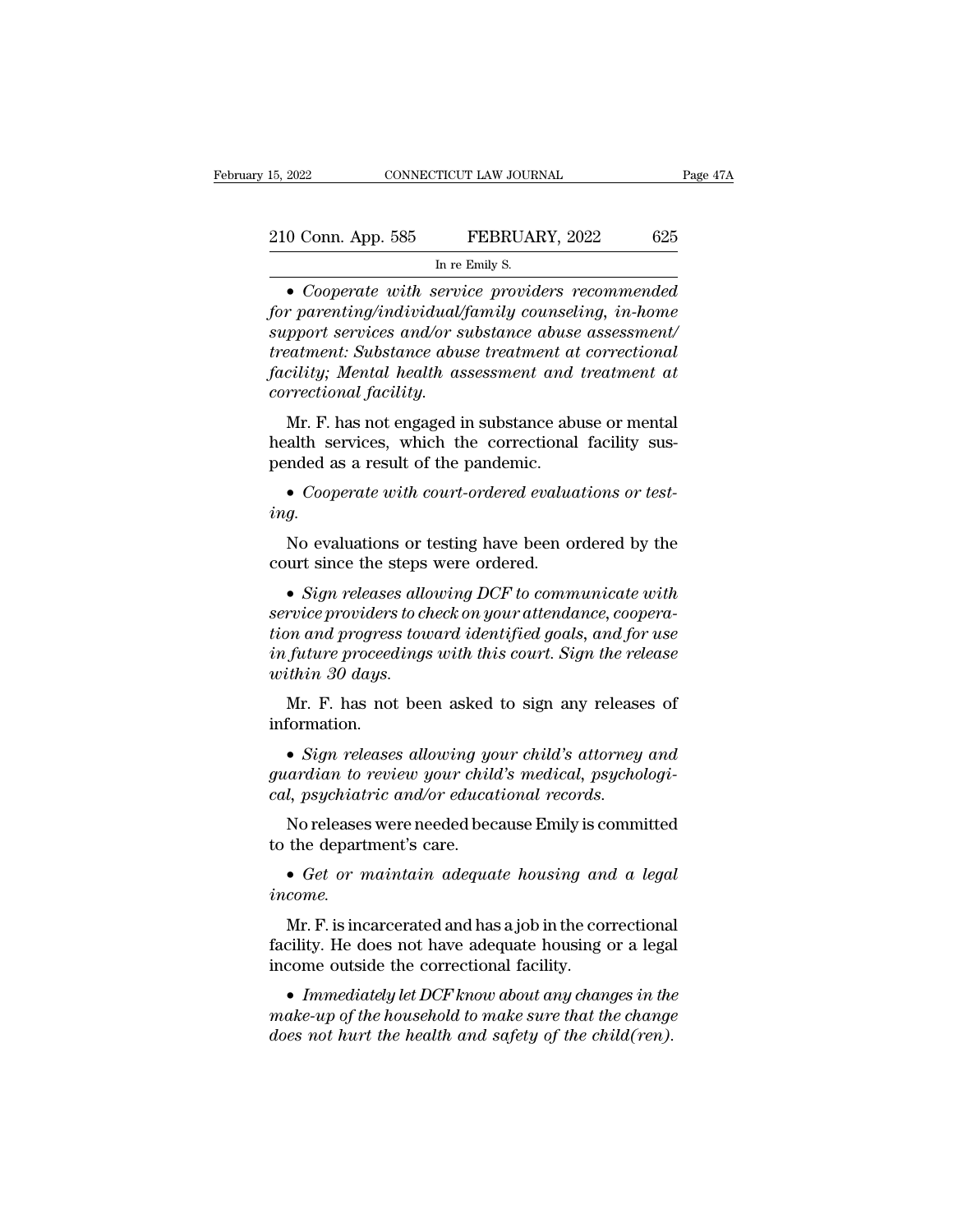- *Cooperate with service providers recommended for parenting/individual/family counseling, in-home support services and/or substance abuse assessment/treatment: Substance abuse treatment at correctional facility; Mental health assessment and treatment at correctional facility.*

Mr. F. has not engaged in substance abuse or mental health services, which the correctional facility suspended as a result of the pandemic.

- *Cooperate with court-ordered evaluations or testing.*

No evaluations or testing have been ordered by the court since the steps were ordered.

- *Sign releases allowing DCF to communicate with service providers to check on your attendance, cooperation and progress toward identified goals, and for use in future proceedings with this court. Sign the release within 30 days.*

Mr. F. has not been asked to sign any releases of information.

- *Sign releases allowing your child's attorney and guardian to review your child's medical, psychological, psychiatric and/or educational records.*

No releases were needed because Emily is committed to the department's care.

- *Get or maintain adequate housing and a legal income.*

Mr. F. is incarcerated and has a job in the correctional facility. He does not have adequate housing or a legal income outside the correctional facility.

- *Immediately let DCF know about any changes in the make-up of the household to make sure that the change does not hurt the health and safety of the child(ren).*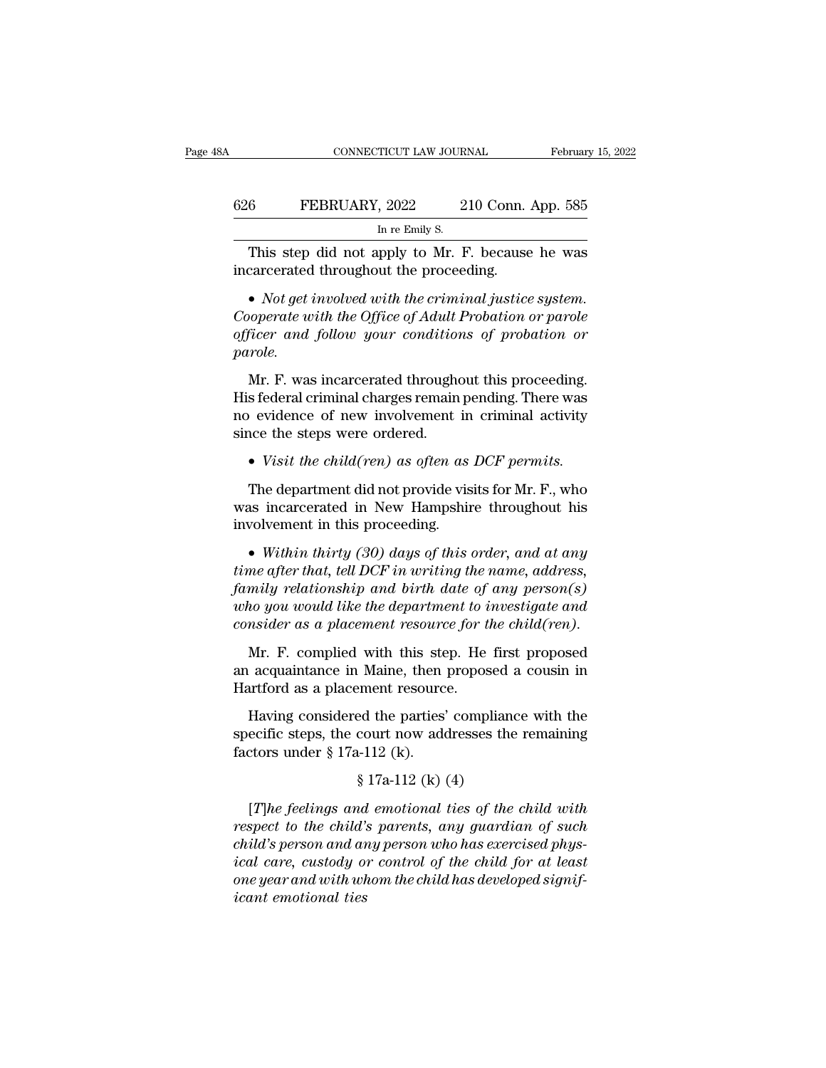This step did not apply to Mr. F. because he was incarcerated throughout the proceeding.

• *Not get involved with the criminal justice system. Cooperate with the Office of Adult Probation or parole officer and follow your conditions of probation or parole.*

Mr. F. was incarcerated throughout this proceeding. His federal criminal charges remain pending. There was no evidence of new involvement in criminal activity since the steps were ordered.

• *Visit the child(ren) as often as DCF permits.*

The department did not provide visits for Mr. F., who was incarcerated in New Hampshire throughout his involvement in this proceeding.

• *Within thirty (30) days of this order, and at any time after that, tell DCF in writing the name, address, family relationship and birth date of any person(s) who you would like the department to investigate and consider as a placement resource for the child(ren).*

Mr. F. complied with this step. He first proposed an acquaintance in Maine, then proposed a cousin in Hartford as a placement resource.

Having considered the parties' compliance with the specific steps, the court now addresses the remaining factors under § 17a-112 (k).

§ 17a-112 (k) (4)

*[T]he feelings and emotional ties of the child with respect to the child's parents, any guardian of such child's person and any person who has exercised physical care, custody or control of the child for at least one year and with whom the child has developed significant emotional ties*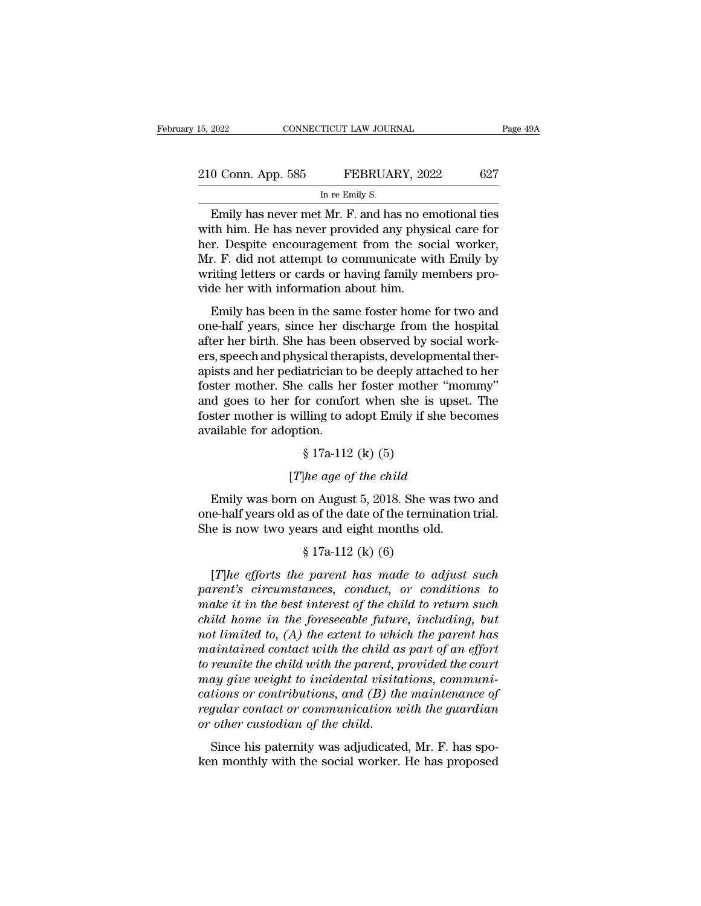Emily has never met Mr. F. and has no emotional ties with him. He has never provided any physical care for her. Despite encouragement from the social worker, Mr. F. did not attempt to communicate with Emily by writing letters or cards or having family members provide her with information about him.

Emily has been in the same foster home for two and one-half years, since her discharge from the hospital after her birth. She has been observed by social workers, speech and physical therapists, developmental therapists and her pediatrician to be deeply attached to her foster mother. She calls her foster mother "mommy" and goes to her for comfort when she is upset. The foster mother is willing to adopt Emily if she becomes available for adoption.

§ 17a-112 (k) (5)

[*T*]*he age of the child*

Emily was born on August 5, 2018. She was two and one-half years old as of the date of the termination trial. She is now two years and eight months old.

§ 17a-112 (k) (6)

[*T*]*he efforts the parent has made to adjust such parent's circumstances, conduct, or conditions to make it in the best interest of the child to return such child home in the foreseeable future, including, but not limited to, (A) the extent to which the parent has maintained contact with the child as part of an effort to reunite the child with the parent, provided the court may give weight to incidental visitations, communications or contributions, and (B) the maintenance of regular contact or communication with the guardian or other custodian of the child.*

Since his paternity was adjudicated, Mr. F. has spoken monthly with the social worker. He has proposed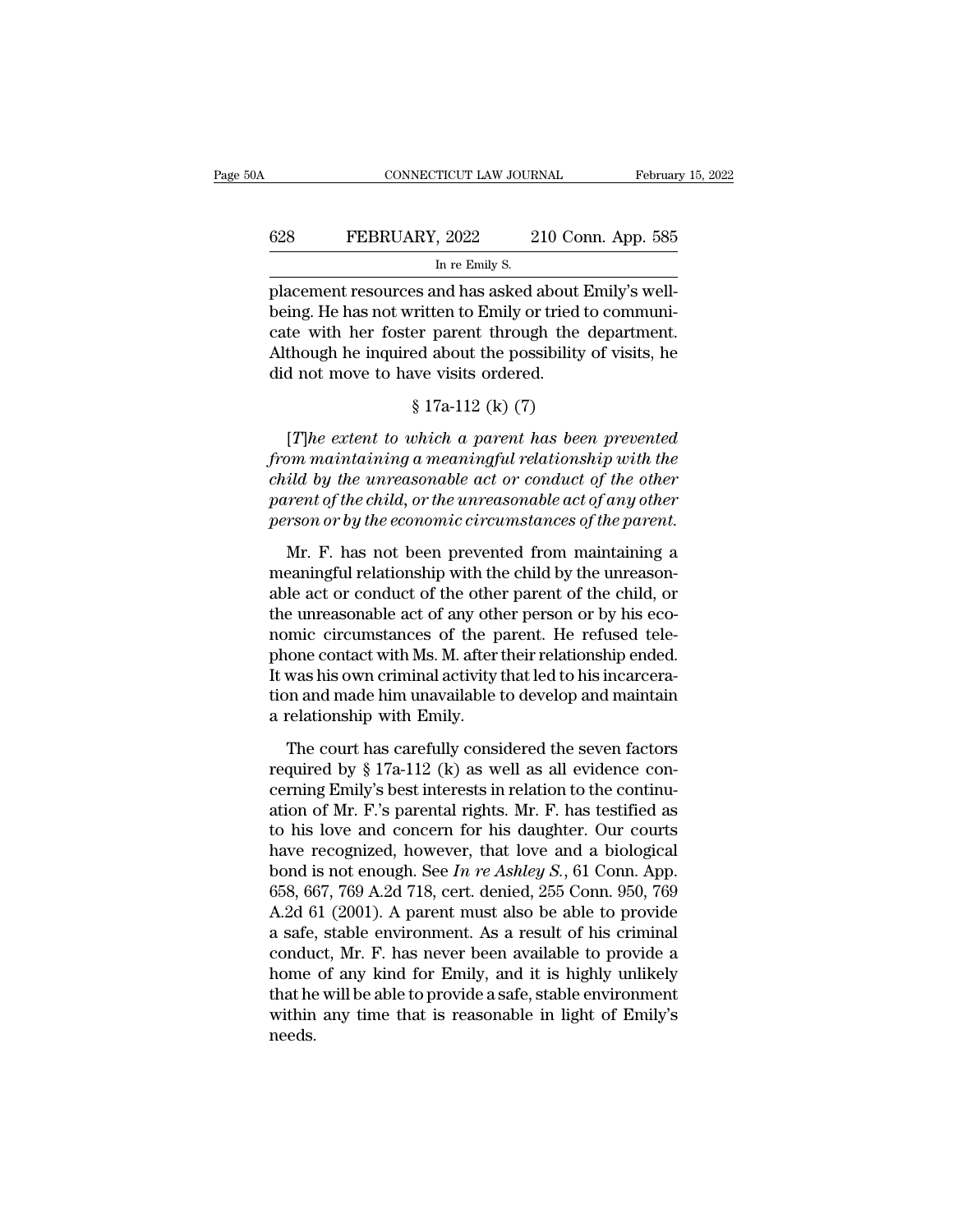placement resources and has asked about Emily's well-being. He has not written to Emily or tried to communicate with her foster parent through the department. Although he inquired about the possibility of visits, he did not move to have visits ordered.

§ 17a-112 (k) (7)

[*T*]*he extent to which a parent has been prevented from maintaining a meaningful relationship with the child by the unreasonable act or conduct of the other parent of the child, or the unreasonable act of any other person or by the economic circumstances of the parent.*

Mr. F. has not been prevented from maintaining a meaningful relationship with the child by the unreasonable act or conduct of the other parent of the child, or the unreasonable act of any other person or by his economic circumstances of the parent. He refused telephone contact with Ms. M. after their relationship ended. It was his own criminal activity that led to his incarceration and made him unavailable to develop and maintain a relationship with Emily.

The court has carefully considered the seven factors required by § 17a-112 (k) as well as all evidence concerning Emily's best interests in relation to the continuation of Mr. F.'s parental rights. Mr. F. has testified as to his love and concern for his daughter. Our courts have recognized, however, that love and a biological bond is not enough. See *In re Ashley S.*, 61 Conn. App. 658, 667, 769 A.2d 718, cert. denied, 255 Conn. 950, 769 A.2d 61 (2001). A parent must also be able to provide a safe, stable environment. As a result of his criminal conduct, Mr. F. has never been available to provide a home of any kind for Emily, and it is highly unlikely that he will be able to provide a safe, stable environment within any time that is reasonable in light of Emily's needs.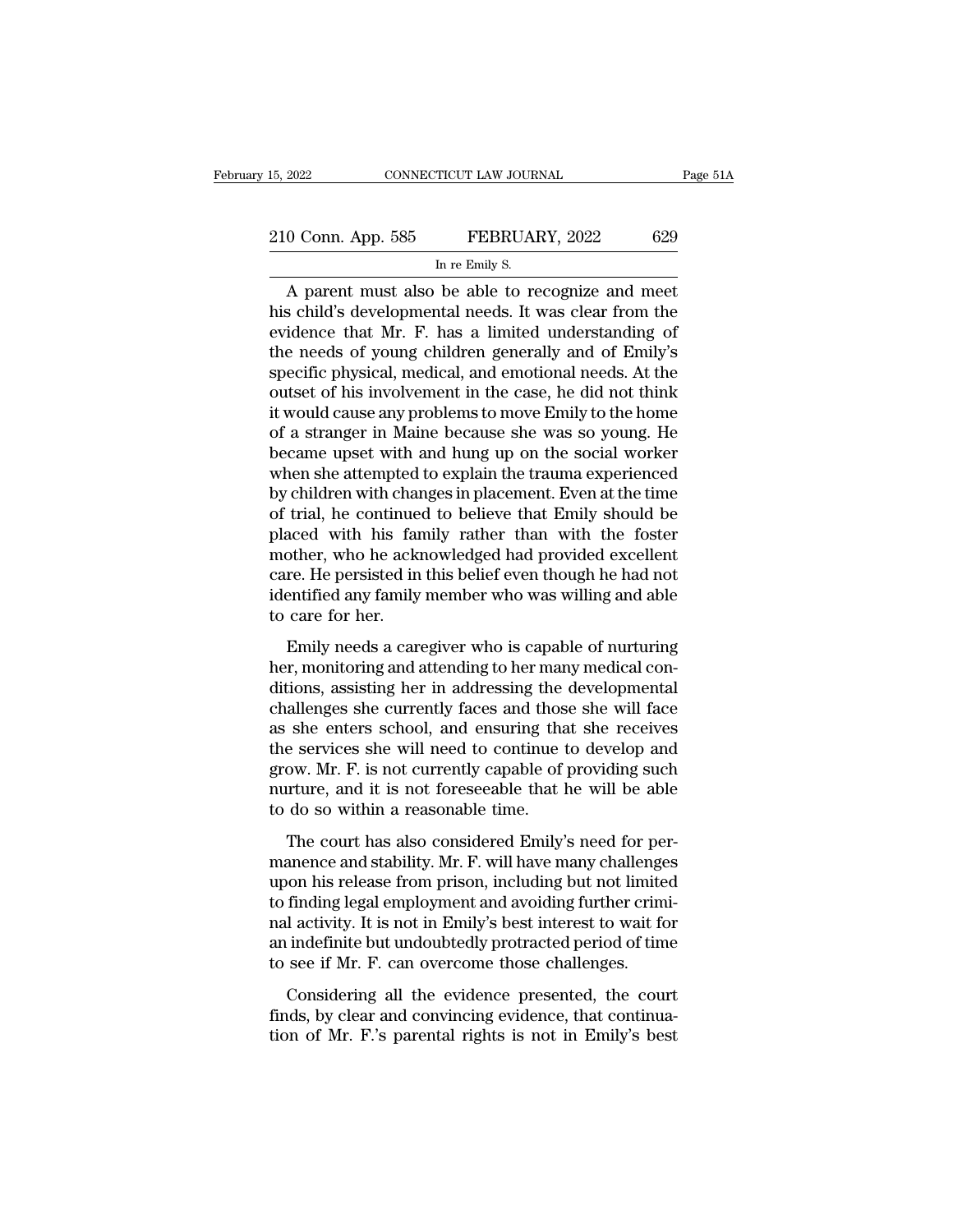A parent must also be able to recognize and meet his child's developmental needs. It was clear from the evidence that Mr. F. has a limited understanding of the needs of young children generally and of Emily's specific physical, medical, and emotional needs. At the outset of his involvement in the case, he did not think it would cause any problems to move Emily to the home of a stranger in Maine because she was so young. He became upset with and hung up on the social worker when she attempted to explain the trauma experienced by children with changes in placement. Even at the time of trial, he continued to believe that Emily should be placed with his family rather than with the foster mother, who he acknowledged had provided excellent care. He persisted in this belief even though he had not identified any family member who was willing and able to care for her.

Emily needs a caregiver who is capable of nurturing her, monitoring and attending to her many medical conditions, assisting her in addressing the developmental challenges she currently faces and those she will face as she enters school, and ensuring that she receives the services she will need to continue to develop and grow. Mr. F. is not currently capable of providing such nurture, and it is not foreseeable that he will be able to do so within a reasonable time.

The court has also considered Emily's need for permanence and stability. Mr. F. will have many challenges upon his release from prison, including but not limited to finding legal employment and avoiding further criminal activity. It is not in Emily's best interest to wait for an indefinite but undoubtedly protracted period of time to see if Mr. F. can overcome those challenges.

Considering all the evidence presented, the court finds, by clear and convincing evidence, that continuation of Mr. F.'s parental rights is not in Emily's best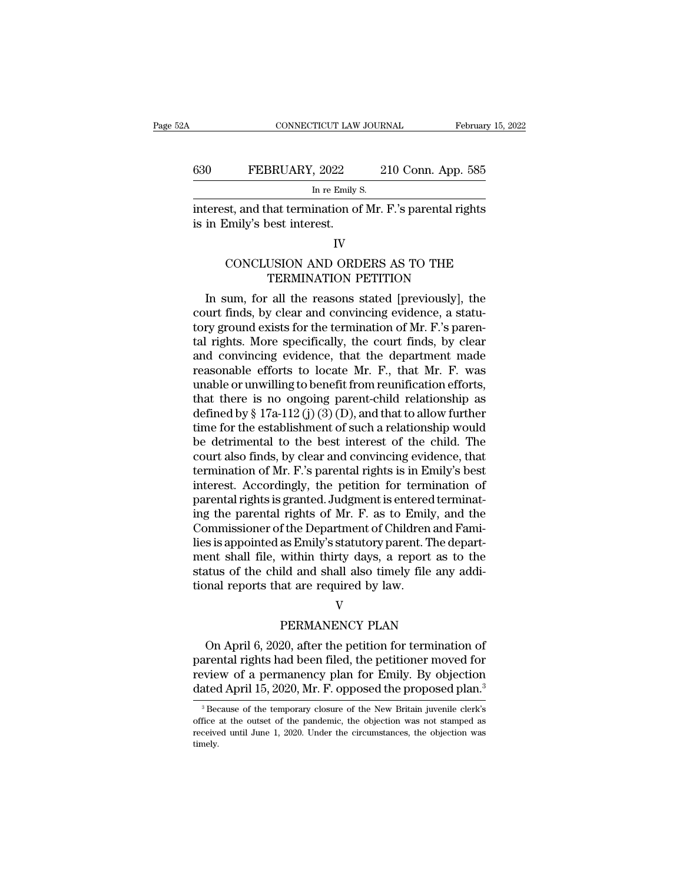interest, and that termination of Mr. F.'s parental rights is in Emily's best interest.

## IV

## CONCLUSION AND ORDERS AS TO THE TERMINATION PETITION

In sum, for all the reasons stated [previously], the court finds, by clear and convincing evidence, a statutory ground exists for the termination of Mr. F.'s parental rights. More specifically, the court finds, by clear and convincing evidence, that the department made reasonable efforts to locate Mr. F., that Mr. F. was unable or unwilling to benefit from reunification efforts, that there is no ongoing parent-child relationship as defined by § 17a-112 (j) (3) (D), and that to allow further time for the establishment of such a relationship would be detrimental to the best interest of the child. The court also finds, by clear and convincing evidence, that termination of Mr. F.'s parental rights is in Emily's best interest. Accordingly, the petition for termination of parental rights is granted. Judgment is entered terminating the parental rights of Mr. F. as to Emily, and the Commissioner of the Department of Children and Families is appointed as Emily's statutory parent. The department shall file, within thirty days, a report as to the status of the child and shall also timely file any additional reports that are required by law.

## V

## PERMANENCY PLAN

On April 6, 2020, after the petition for termination of parental rights had been filed, the petitioner moved for review of a permanency plan for Emily. By objection dated April 15, 2020, Mr. F. opposed the proposed plan.[3]

[3] Because of the temporary closure of the New Britain juvenile clerk's office at the outset of the pandemic, the objection was not stamped as received until June 1, 2020. Under the circumstances, the objection was timely.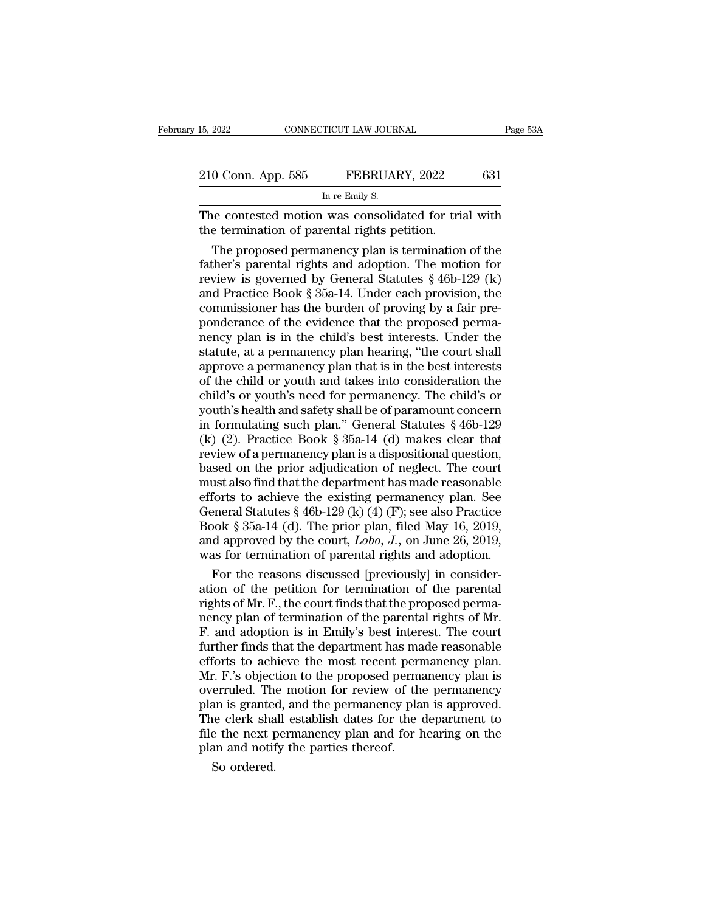The contested motion was consolidated for trial with the termination of parental rights petition.

The proposed permanency plan is termination of the father's parental rights and adoption. The motion for review is governed by General Statutes § 46b-129 (k) and Practice Book § 35a-14. Under each provision, the commissioner has the burden of proving by a fair preponderance of the evidence that the proposed permanency plan is in the child's best interests. Under the statute, at a permanency plan hearing, "the court shall approve a permanency plan that is in the best interests of the child or youth and takes into consideration the child's or youth's need for permanency. The child's or youth's health and safety shall be of paramount concern in formulating such plan." General Statutes § 46b-129 (k) (2). Practice Book § 35a-14 (d) makes clear that review of a permanency plan is a dispositional question, based on the prior adjudication of neglect. The court must also find that the department has made reasonable efforts to achieve the existing permanency plan. See General Statutes § 46b-129 (k) (4) (F); see also Practice Book § 35a-14 (d). The prior plan, filed May 16, 2019, and approved by the court, *Lobo, J.*, on June 26, 2019, was for termination of parental rights and adoption.

For the reasons discussed [previously] in consideration of the petition for termination of the parental rights of Mr. F., the court finds that the proposed permanency plan of termination of the parental rights of Mr. F. and adoption is in Emily's best interest. The court further finds that the department has made reasonable efforts to achieve the most recent permanency plan. Mr. F.'s objection to the proposed permanency plan is overruled. The motion for review of the permanency plan is granted, and the permanency plan is approved. The clerk shall establish dates for the department to file the next permanency plan and for hearing on the plan and notify the parties thereof.

So ordered.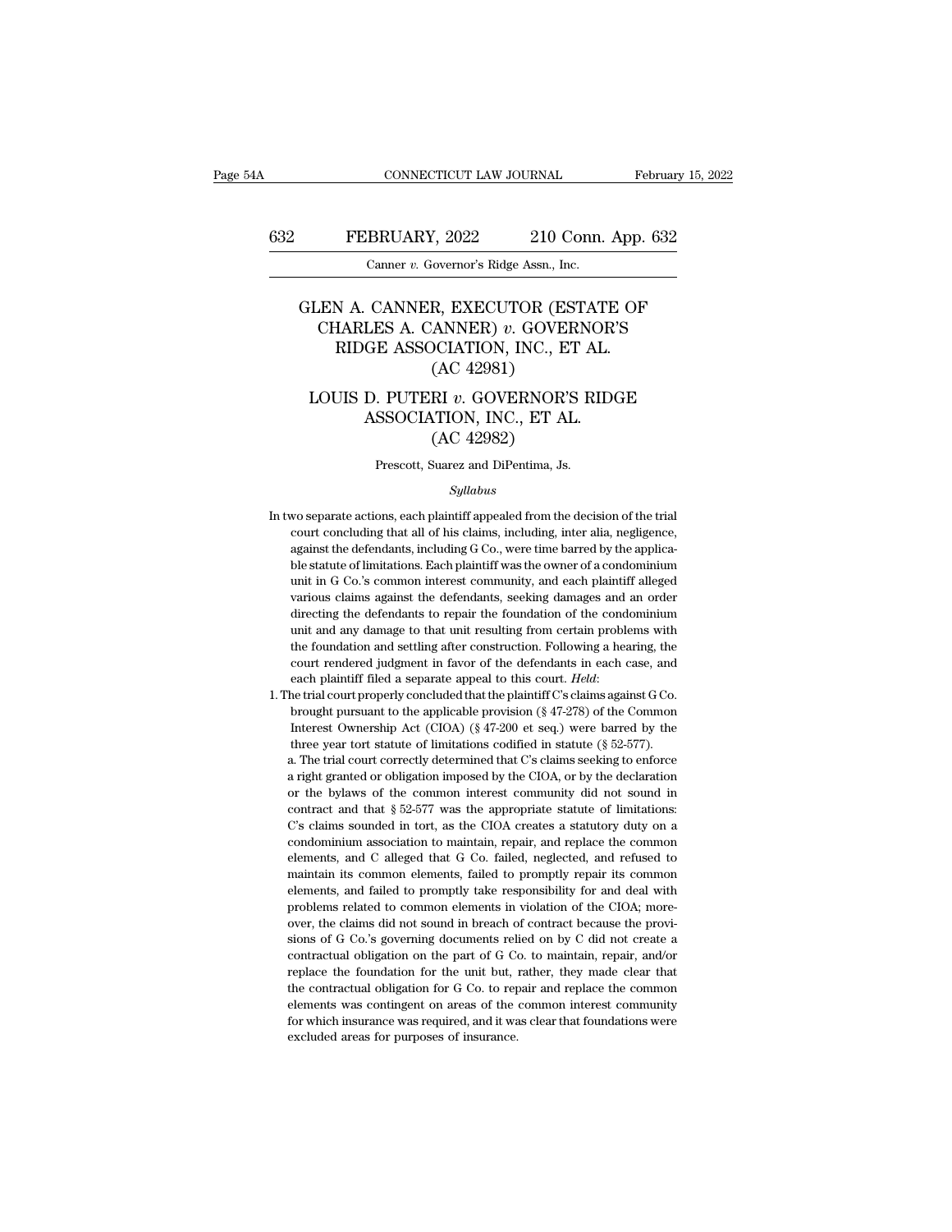# GLEN A. CANNER, EXECUTOR (ESTATE OF CHARLES A. CANNER) *v.* GOVERNOR'S RIDGE ASSOCIATION, INC., ET AL. (AC 42981)

# LOUIS D. PUTERI *v.* GOVERNOR'S RIDGE ASSOCIATION, INC., ET AL. (AC 42982)

Prescott, Suarez and DiPentima, Js.

*Syllabus*

In two separate actions, each plaintiff appealed from the decision of the trial court concluding that all of his claims, including, inter alia, negligence, against the defendants, including G Co., were time barred by the applicable statute of limitations. Each plaintiff was the owner of a condominium unit in G Co.'s common interest community, and each plaintiff alleged various claims against the defendants, seeking damages and an order directing the defendants to repair the foundation of the condominium unit and any damage to that unit resulting from certain problems with the foundation and settling after construction. Following a hearing, the court rendered judgment in favor of the defendants in each case, and each plaintiff filed a separate appeal to this court. *Held*:

1. The trial court properly concluded that the plaintiff C's claims against G Co. brought pursuant to the applicable provision (§ 47-278) of the Common Interest Ownership Act (CIOA) (§ 47-200 et seq.) were barred by the three year tort statute of limitations codified in statute (§ 52-577).

   a. The trial court correctly determined that C's claims seeking to enforce a right granted or obligation imposed by the CIOA, or by the declaration or the bylaws of the common interest community did not sound in contract and that § 52-577 was the appropriate statute of limitations: C's claims sounded in tort, as the CIOA creates a statutory duty on a condominium association to maintain, repair, and replace the common elements, and C alleged that G Co. failed, neglected, and refused to maintain its common elements, failed to promptly repair its common elements, and failed to promptly take responsibility for and deal with problems related to common elements in violation of the CIOA; moreover, the claims did not sound in breach of contract because the provisions of G Co.'s governing documents relied on by C did not create a contractual obligation on the part of G Co. to maintain, repair, and/or replace the foundation for the unit but, rather, they made clear that the contractual obligation for G Co. to repair and replace the common elements was contingent on areas of the common interest community for which insurance was required, and it was clear that foundations were excluded areas for purposes of insurance.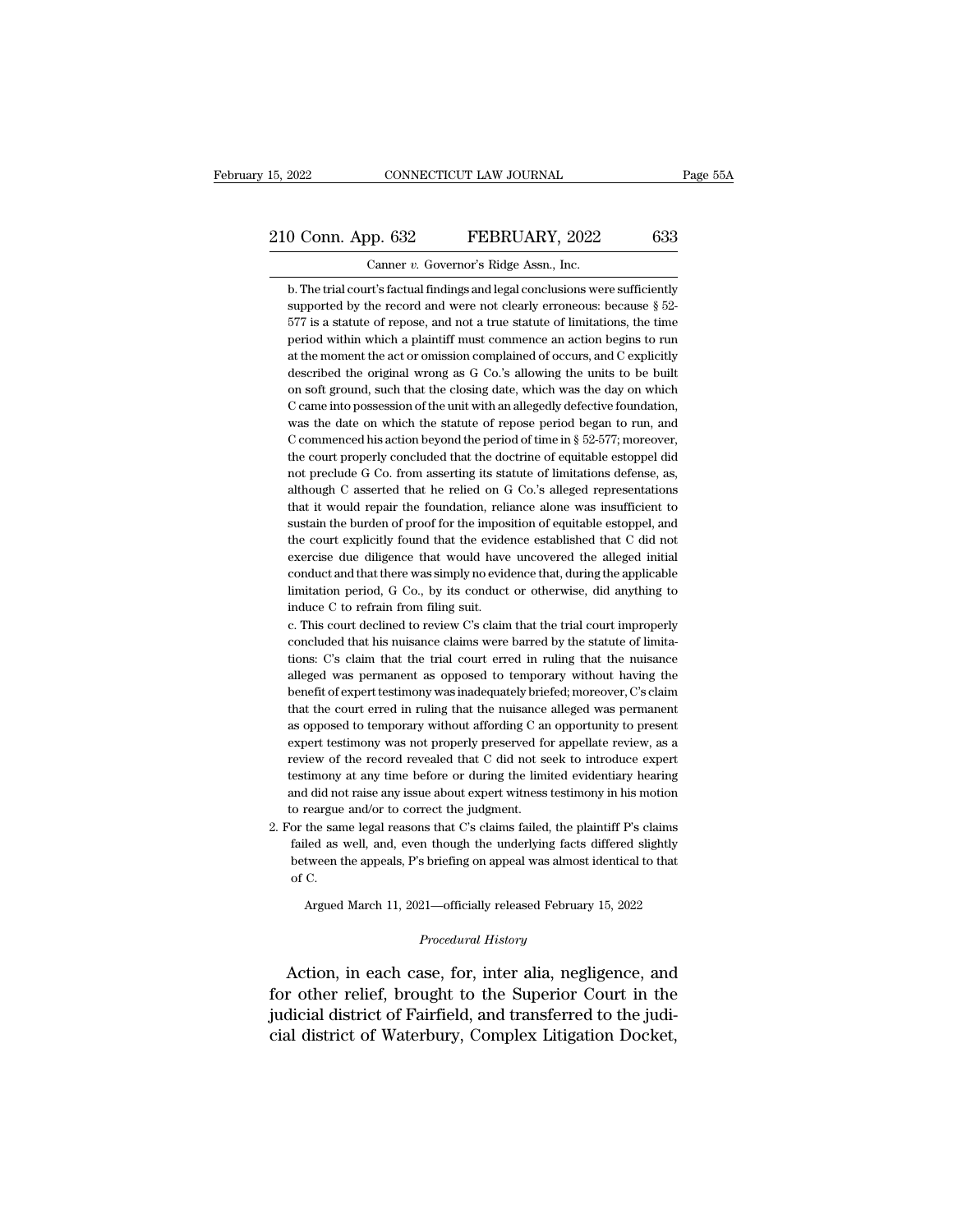b. The trial court's factual findings and legal conclusions were sufficiently supported by the record and were not clearly erroneous: because § 52-577 is a statute of repose, and not a true statute of limitations, the time period within which a plaintiff must commence an action begins to run at the moment the act or omission complained of occurs, and C explicitly described the original wrong as G Co.'s allowing the units to be built on soft ground, such that the closing date, which was the day on which C came into possession of the unit with an allegedly defective foundation, was the date on which the statute of repose period began to run, and C commenced his action beyond the period of time in § 52-577; moreover, the court properly concluded that the doctrine of equitable estoppel did not preclude G Co. from asserting its statute of limitations defense, as, although C asserted that he relied on G Co.'s alleged representations that it would repair the foundation, reliance alone was insufficient to sustain the burden of proof for the imposition of equitable estoppel, and the court explicitly found that the evidence established that C did not exercise due diligence that would have uncovered the alleged initial conduct and that there was simply no evidence that, during the applicable limitation period, G Co., by its conduct or otherwise, did anything to induce C to refrain from filing suit.

c. This court declined to review C's claim that the trial court improperly concluded that his nuisance claims were barred by the statute of limitations: C's claim that the trial court erred in ruling that the nuisance alleged was permanent as opposed to temporary without having the benefit of expert testimony was inadequately briefed; moreover, C's claim that the court erred in ruling that the nuisance alleged was permanent as opposed to temporary without affording C an opportunity to present expert testimony was not properly preserved for appellate review, as a review of the record revealed that C did not seek to introduce expert testimony at any time before or during the limited evidentiary hearing and did not raise any issue about expert witness testimony in his motion to reargue and/or to correct the judgment.

2. For the same legal reasons that C's claims failed, the plaintiff P's claims failed as well, and, even though the underlying facts differed slightly between the appeals, P's briefing on appeal was almost identical to that of C.

Argued March 11, 2021—officially released February 15, 2022

*Procedural History*

Action, in each case, for, inter alia, negligence, and for other relief, brought to the Superior Court in the judicial district of Fairfield, and transferred to the judicial district of Waterbury, Complex Litigation Docket,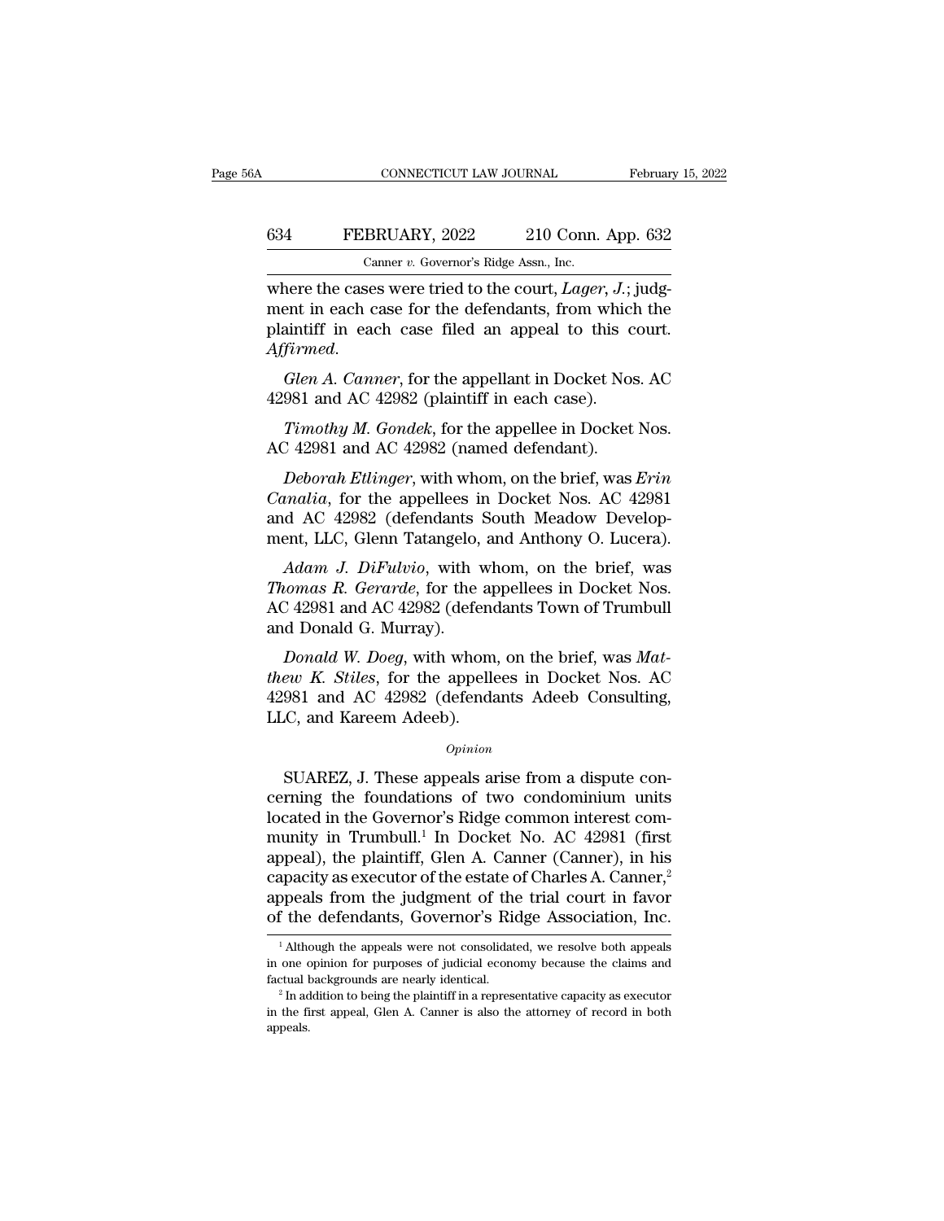where the cases were tried to the court, *Lager, J.*; judgment in each case for the defendants, from which the plaintiff in each case filed an appeal to this court. *Affirmed.*

*Glen A. Canner*, for the appellant in Docket Nos. AC 42981 and AC 42982 (plaintiff in each case).

*Timothy M. Gondek*, for the appellee in Docket Nos. AC 42981 and AC 42982 (named defendant).

*Deborah Etlinger*, with whom, on the brief, was *Erin Canalia*, for the appellees in Docket Nos. AC 42981 and AC 42982 (defendants South Meadow Development, LLC, Glenn Tatangelo, and Anthony O. Lucera).

*Adam J. DiFulvio*, with whom, on the brief, was *Thomas R. Gerarde*, for the appellees in Docket Nos. AC 42981 and AC 42982 (defendants Town of Trumbull and Donald G. Murray).

*Donald W. Doeg*, with whom, on the brief, was *Matthew K. Stiles*, for the appellees in Docket Nos. AC 42981 and AC 42982 (defendants Adeeb Consulting, LLC, and Kareem Adeeb).

*Opinion*

SUAREZ, J. These appeals arise from a dispute concerning the foundations of two condominium units located in the Governor's Ridge common interest community in Trumbull.[1] In Docket No. AC 42981 (first appeal), the plaintiff, Glen A. Canner (Canner), in his capacity as executor of the estate of Charles A. Canner,[2] appeals from the judgment of the trial court in favor of the defendants, Governor's Ridge Association, Inc.

[1] Although the appeals were not consolidated, we resolve both appeals in one opinion for purposes of judicial economy because the claims and factual backgrounds are nearly identical.

[2] In addition to being the plaintiff in a representative capacity as executor in the first appeal, Glen A. Canner is also the attorney of record in both appeals.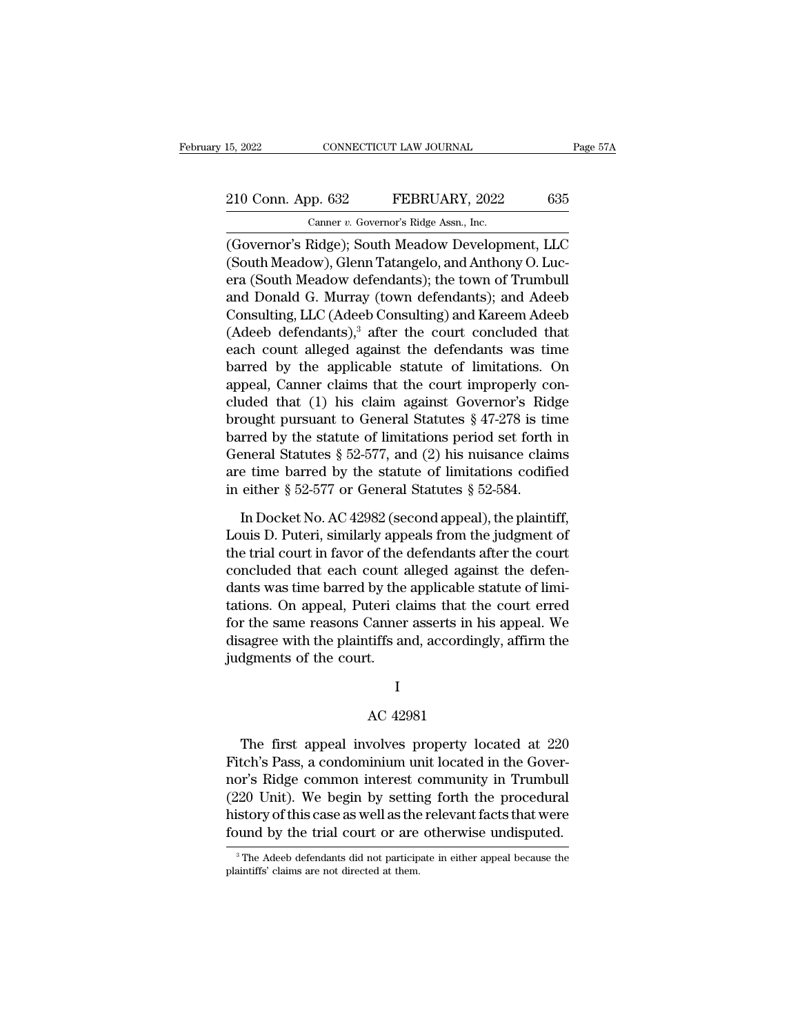(Governor's Ridge); South Meadow Development, LLC (South Meadow), Glenn Tatangelo, and Anthony O. Lucera (South Meadow defendants); the town of Trumbull and Donald G. Murray (town defendants); and Adeeb Consulting, LLC (Adeeb Consulting) and Kareem Adeeb (Adeeb defendants),[3] after the court concluded that each count alleged against the defendants was time barred by the applicable statute of limitations. On appeal, Canner claims that the court improperly concluded that (1) his claim against Governor's Ridge brought pursuant to General Statutes § 47-278 is time barred by the statute of limitations period set forth in General Statutes § 52-577, and (2) his nuisance claims are time barred by the statute of limitations codified in either § 52-577 or General Statutes § 52-584.

In Docket No. AC 42982 (second appeal), the plaintiff, Louis D. Puteri, similarly appeals from the judgment of the trial court in favor of the defendants after the court concluded that each count alleged against the defendants was time barred by the applicable statute of limitations. On appeal, Puteri claims that the court erred for the same reasons Canner asserts in his appeal. We disagree with the plaintiffs and, accordingly, affirm the judgments of the court.

# I

## AC 42981

The first appeal involves property located at 220 Fitch's Pass, a condominium unit located in the Governor's Ridge common interest community in Trumbull (220 Unit). We begin by setting forth the procedural history of this case as well as the relevant facts that were found by the trial court or are otherwise undisputed.

[3] The Adeeb defendants did not participate in either appeal because the plaintiffs' claims are not directed at them.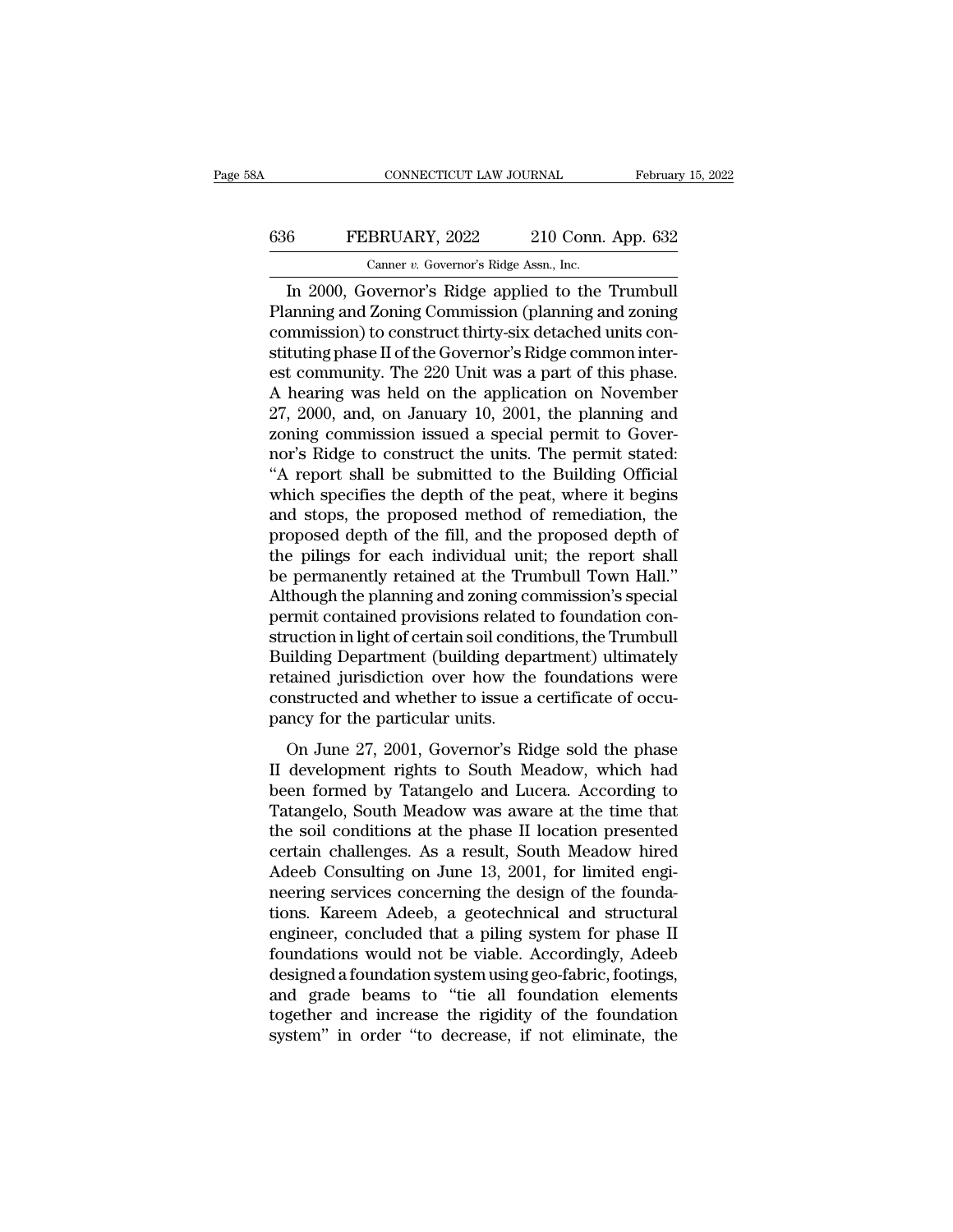In 2000, Governor's Ridge applied to the Trumbull Planning and Zoning Commission (planning and zoning commission) to construct thirty-six detached units constituting phase II of the Governor's Ridge common interest community. The 220 Unit was a part of this phase. A hearing was held on the application on November 27, 2000, and, on January 10, 2001, the planning and zoning commission issued a special permit to Governor's Ridge to construct the units. The permit stated: "A report shall be submitted to the Building Official which specifies the depth of the peat, where it begins and stops, the proposed method of remediation, the proposed depth of the fill, and the proposed depth of the pilings for each individual unit; the report shall be permanently retained at the Trumbull Town Hall." Although the planning and zoning commission's special permit contained provisions related to foundation construction in light of certain soil conditions, the Trumbull Building Department (building department) ultimately retained jurisdiction over how the foundations were constructed and whether to issue a certificate of occupancy for the particular units.

On June 27, 2001, Governor's Ridge sold the phase II development rights to South Meadow, which had been formed by Tatangelo and Lucera. According to Tatangelo, South Meadow was aware at the time that the soil conditions at the phase II location presented certain challenges. As a result, South Meadow hired Adeeb Consulting on June 13, 2001, for limited engineering services concerning the design of the foundations. Kareem Adeeb, a geotechnical and structural engineer, concluded that a piling system for phase II foundations would not be viable. Accordingly, Adeeb designed a foundation system using geo-fabric, footings, and grade beams to "tie all foundation elements together and increase the rigidity of the foundation system" in order "to decrease, if not eliminate, the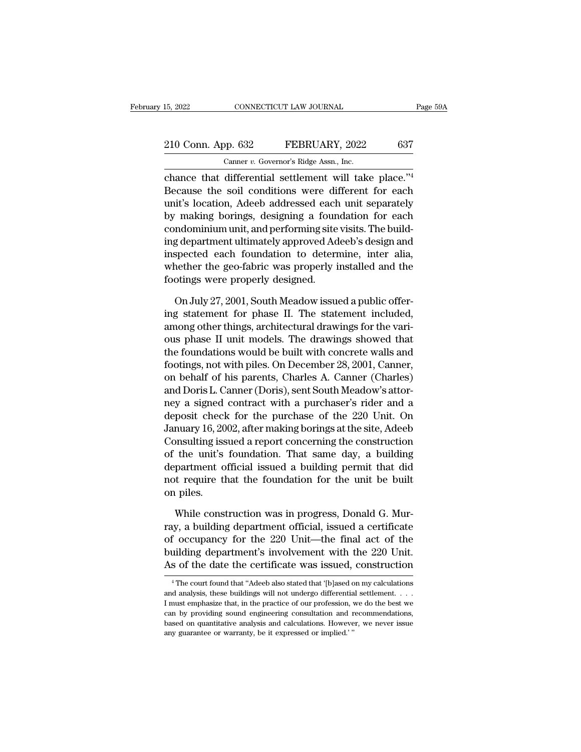chance that differential settlement will take place."[4] Because the soil conditions were different for each unit's location, Adeeb addressed each unit separately by making borings, designing a foundation for each condominium unit, and performing site visits. The building department ultimately approved Adeeb's design and inspected each foundation to determine, inter alia, whether the geo-fabric was properly installed and the footings were properly designed.

On July 27, 2001, South Meadow issued a public offering statement for phase II. The statement included, among other things, architectural drawings for the various phase II unit models. The drawings showed that the foundations would be built with concrete walls and footings, not with piles. On December 28, 2001, Canner, on behalf of his parents, Charles A. Canner (Charles) and Doris L. Canner (Doris), sent South Meadow's attorney a signed contract with a purchaser's rider and a deposit check for the purchase of the 220 Unit. On January 16, 2002, after making borings at the site, Adeeb Consulting issued a report concerning the construction of the unit's foundation. That same day, a building department official issued a building permit that did not require that the foundation for the unit be built on piles.

While construction was in progress, Donald G. Murray, a building department official, issued a certificate of occupancy for the 220 Unit—the final act of the building department's involvement with the 220 Unit. As of the date the certificate was issued, construction

[4] The court found that "Adeeb also stated that '[b]ased on my calculations and analysis, these buildings will not undergo differential settlement. . . . I must emphasize that, in the practice of our profession, we do the best we can by providing sound engineering consultation and recommendations, based on quantitative analysis and calculations. However, we never issue any guarantee or warranty, be it expressed or implied.' "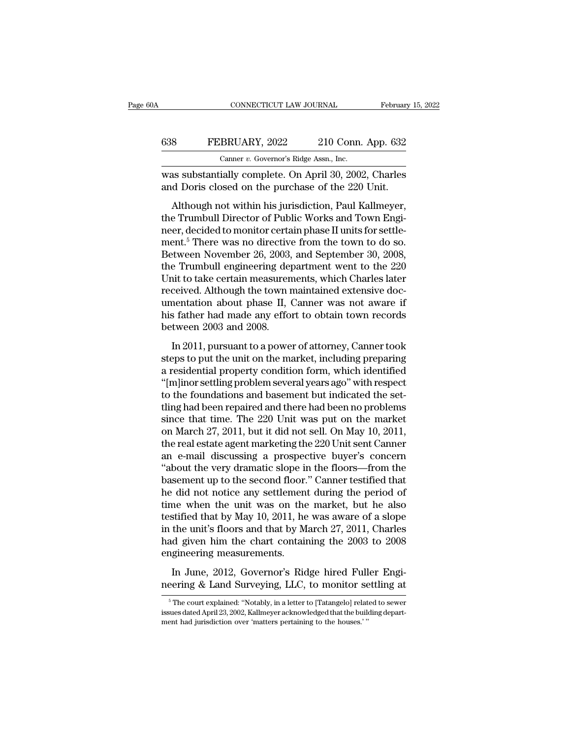was substantially complete. On April 30, 2002, Charles and Doris closed on the purchase of the 220 Unit.

Although not within his jurisdiction, Paul Kallmeyer, the Trumbull Director of Public Works and Town Engineer, decided to monitor certain phase II units for settlement.[5] There was no directive from the town to do so. Between November 26, 2003, and September 30, 2008, the Trumbull engineering department went to the 220 Unit to take certain measurements, which Charles later received. Although the town maintained extensive documentation about phase II, Canner was not aware if his father had made any effort to obtain town records between 2003 and 2008.

In 2011, pursuant to a power of attorney, Canner took steps to put the unit on the market, including preparing a residential property condition form, which identified "[m]inor settling problem several years ago" with respect to the foundations and basement but indicated the settling had been repaired and there had been no problems since that time. The 220 Unit was put on the market on March 27, 2011, but it did not sell. On May 10, 2011, the real estate agent marketing the 220 Unit sent Canner an e-mail discussing a prospective buyer's concern "about the very dramatic slope in the floors—from the basement up to the second floor." Canner testified that he did not notice any settlement during the period of time when the unit was on the market, but he also testified that by May 10, 2011, he was aware of a slope in the unit's floors and that by March 27, 2011, Charles had given him the chart containing the 2003 to 2008 engineering measurements.

In June, 2012, Governor's Ridge hired Fuller Engineering & Land Surveying, LLC, to monitor settling at

[5] The court explained: "Notably, in a letter to [Tatangelo] related to sewer issues dated April 23, 2002, Kallmeyer acknowledged that the building department had jurisdiction over 'matters pertaining to the houses.' "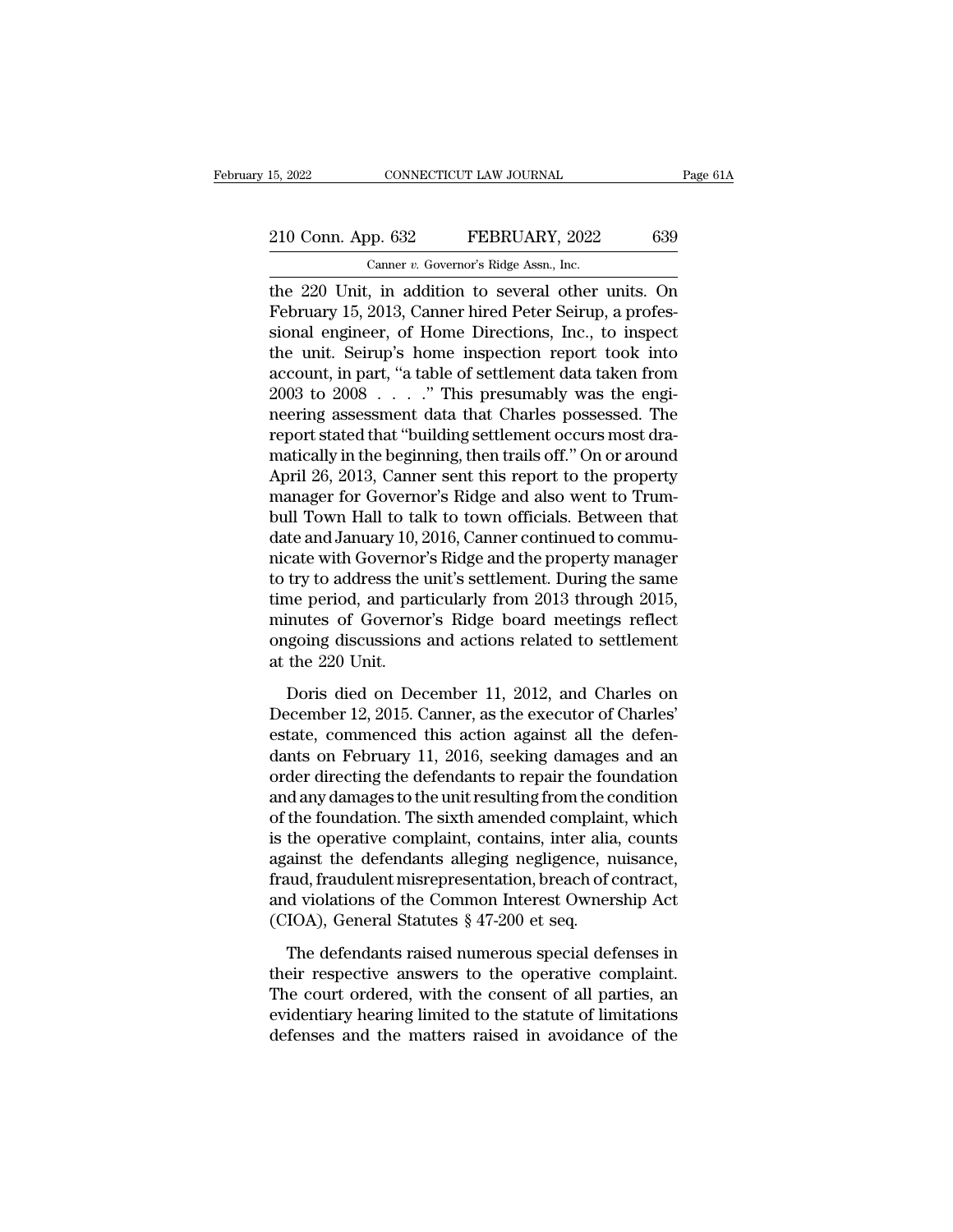the 220 Unit, in addition to several other units. On February 15, 2013, Canner hired Peter Seirup, a professional engineer, of Home Directions, Inc., to inspect the unit. Seirup's home inspection report took into account, in part, "a table of settlement data taken from 2003 to 2008 . . . ." This presumably was the engineering assessment data that Charles possessed. The report stated that "building settlement occurs most dramatically in the beginning, then trails off." On or around April 26, 2013, Canner sent this report to the property manager for Governor's Ridge and also went to Trumbull Town Hall to talk to town officials. Between that date and January 10, 2016, Canner continued to communicate with Governor's Ridge and the property manager to try to address the unit's settlement. During the same time period, and particularly from 2013 through 2015, minutes of Governor's Ridge board meetings reflect ongoing discussions and actions related to settlement at the 220 Unit.

Doris died on December 11, 2012, and Charles on December 12, 2015. Canner, as the executor of Charles' estate, commenced this action against all the defendants on February 11, 2016, seeking damages and an order directing the defendants to repair the foundation and any damages to the unit resulting from the condition of the foundation. The sixth amended complaint, which is the operative complaint, contains, inter alia, counts against the defendants alleging negligence, nuisance, fraud, fraudulent misrepresentation, breach of contract, and violations of the Common Interest Ownership Act (CIOA), General Statutes § 47-200 et seq.

The defendants raised numerous special defenses in their respective answers to the operative complaint. The court ordered, with the consent of all parties, an evidentiary hearing limited to the statute of limitations defenses and the matters raised in avoidance of the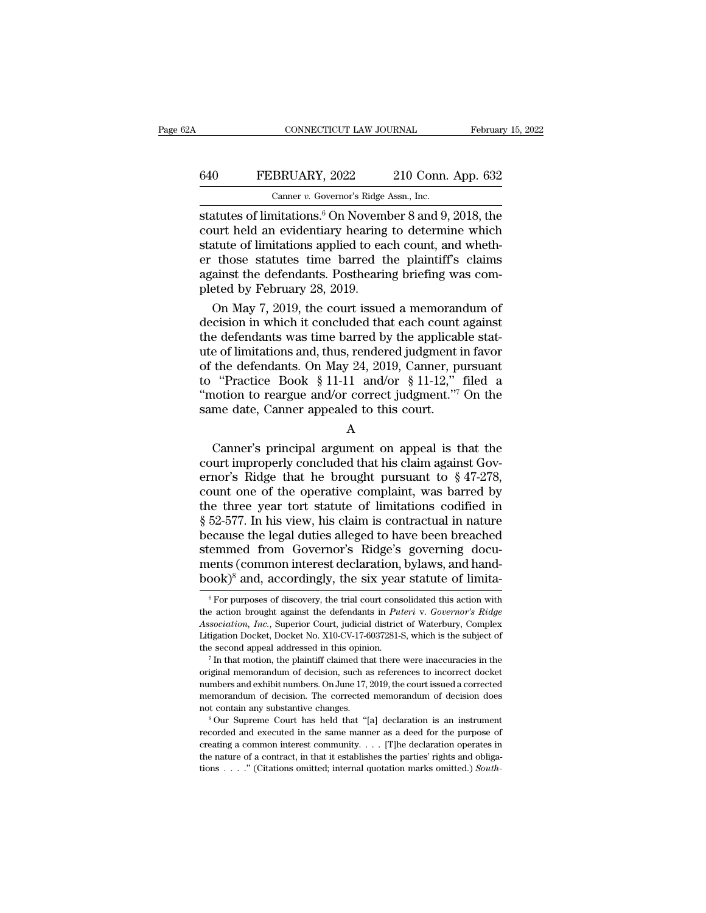statutes of limitations.[6] On November 8 and 9, 2018, the court held an evidentiary hearing to determine which statute of limitations applied to each count, and whether those statutes time barred the plaintiff's claims against the defendants. Posthearing briefing was completed by February 28, 2019.

On May 7, 2019, the court issued a memorandum of decision in which it concluded that each count against the defendants was time barred by the applicable statute of limitations and, thus, rendered judgment in favor of the defendants. On May 24, 2019, Canner, pursuant to "Practice Book § 11-11 and/or § 11-12," filed a "motion to reargue and/or correct judgment."[7] On the same date, Canner appealed to this court.

A

Canner's principal argument on appeal is that the court improperly concluded that his claim against Governor's Ridge that he brought pursuant to § 47-278, count one of the operative complaint, was barred by the three year tort statute of limitations codified in § 52-577. In his view, his claim is contractual in nature because the legal duties alleged to have been breached stemmed from Governor's Ridge's governing documents (common interest declaration, bylaws, and handbook)[8] and, accordingly, the six year statute of limita-

---

[6] For purposes of discovery, the trial court consolidated this action with the action brought against the defendants in *Puteri* v. *Governor's Ridge Association, Inc.*, Superior Court, judicial district of Waterbury, Complex Litigation Docket, Docket No. X10-CV-17-6037281-S, which is the subject of the second appeal addressed in this opinion.

[7] In that motion, the plaintiff claimed that there were inaccuracies in the original memorandum of decision, such as references to incorrect docket numbers and exhibit numbers. On June 17, 2019, the court issued a corrected memorandum of decision. The corrected memorandum of decision does not contain any substantive changes.

[8] Our Supreme Court has held that "[a] declaration is an instrument recorded and executed in the same manner as a deed for the purpose of creating a common interest community. . . . [T]he declaration operates in the nature of a contract, in that it establishes the parties' rights and obligations . . . ." (Citations omitted; internal quotation marks omitted.) *South-*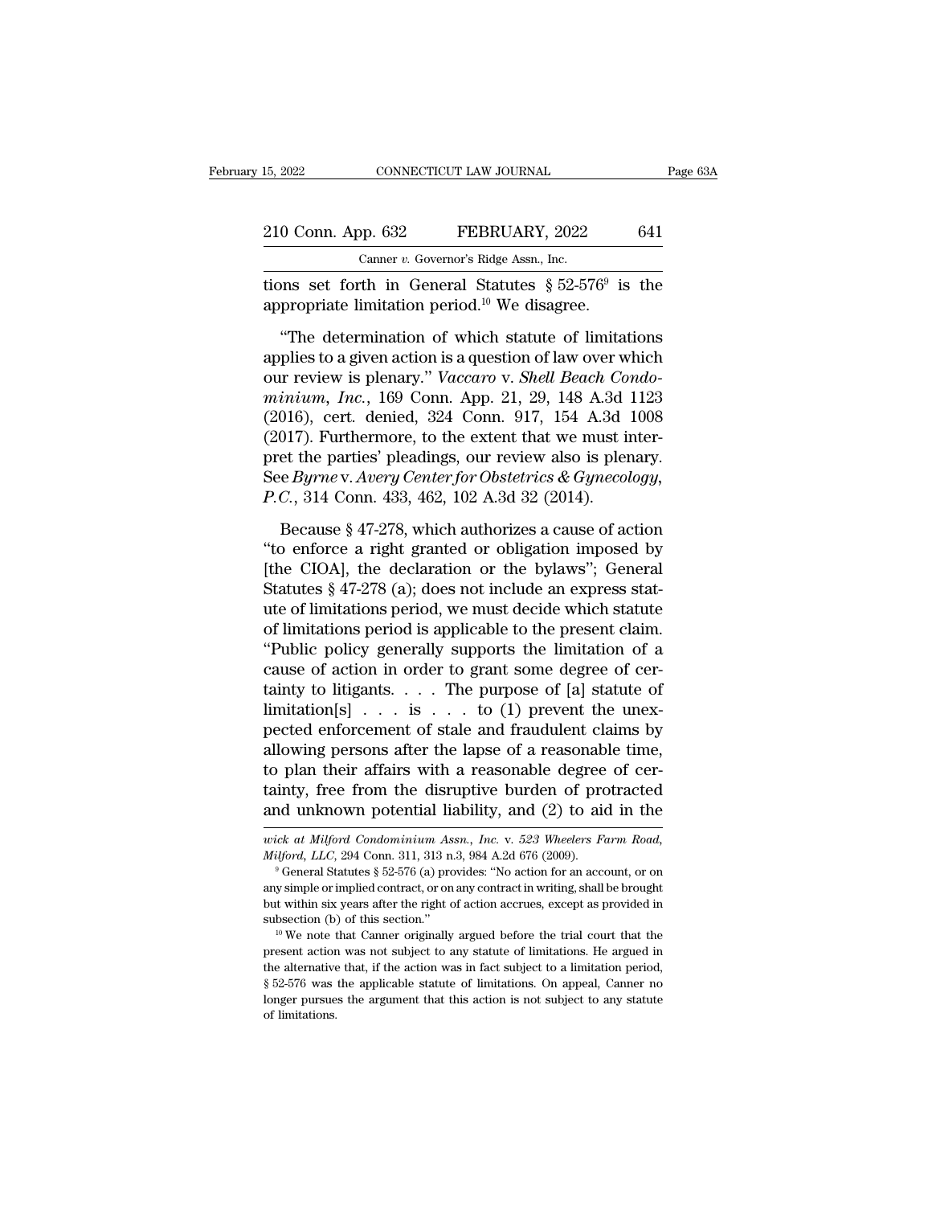tions set forth in General Statutes § 52-576[9] is the appropriate limitation period.[10] We disagree.

"The determination of which statute of limitations applies to a given action is a question of law over which our review is plenary." *Vaccaro* v. *Shell Beach Condominium, Inc.*, 169 Conn. App. 21, 29, 148 A.3d 1123 (2016), cert. denied, 324 Conn. 917, 154 A.3d 1008 (2017). Furthermore, to the extent that we must interpret the parties' pleadings, our review also is plenary. See *Byrne* v. *Avery Center for Obstetrics & Gynecology, P.C.*, 314 Conn. 433, 462, 102 A.3d 32 (2014).

Because § 47-278, which authorizes a cause of action "to enforce a right granted or obligation imposed by [the CIOA], the declaration or the bylaws"; General Statutes § 47-278 (a); does not include an express statute of limitations period, we must decide which statute of limitations period is applicable to the present claim. "Public policy generally supports the limitation of a cause of action in order to grant some degree of certainty to litigants. . . . The purpose of [a] statute of limitation[s] . . . is . . . to (1) prevent the unexpected enforcement of stale and fraudulent claims by allowing persons after the lapse of a reasonable time, to plan their affairs with a reasonable degree of certainty, free from the disruptive burden of protracted and unknown potential liability, and (2) to aid in the

---

*wick at Milford Condominium Assn., Inc.* v. *523 Wheelers Farm Road, Milford, LLC*, 294 Conn. 311, 313 n.3, 984 A.2d 676 (2009).

[9] General Statutes § 52-576 (a) provides: "No action for an account, or on any simple or implied contract, or on any contract in writing, shall be brought but within six years after the right of action accrues, except as provided in subsection (b) of this section."

[10] We note that Canner originally argued before the trial court that the present action was not subject to any statute of limitations. He argued in the alternative that, if the action was in fact subject to a limitation period, § 52-576 was the applicable statute of limitations. On appeal, Canner no longer pursues the argument that this action is not subject to any statute of limitations.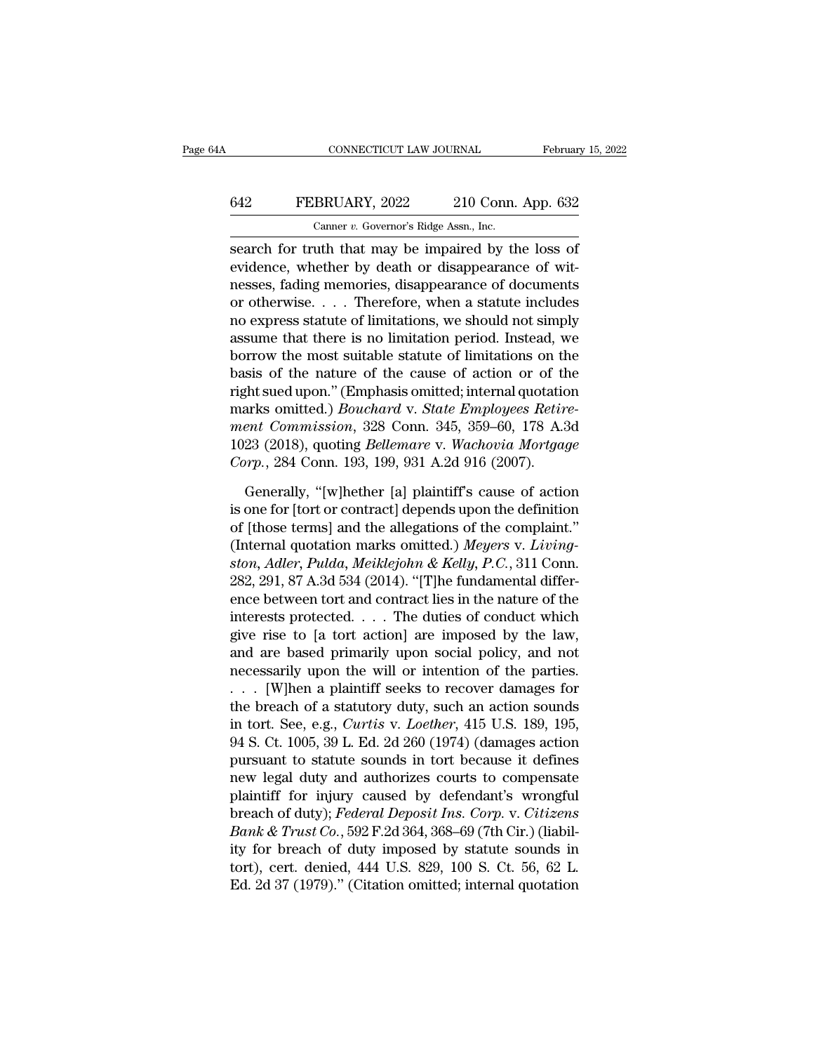search for truth that may be impaired by the loss of evidence, whether by death or disappearance of witnesses, fading memories, disappearance of documents or otherwise. . . . Therefore, when a statute includes no express statute of limitations, we should not simply assume that there is no limitation period. Instead, we borrow the most suitable statute of limitations on the basis of the nature of the cause of action or of the right sued upon." (Emphasis omitted; internal quotation marks omitted.) *Bouchard* v. *State Employees Retirement Commission*, 328 Conn. 345, 359–60, 178 A.3d 1023 (2018), quoting *Bellemare* v. *Wachovia Mortgage Corp.*, 284 Conn. 193, 199, 931 A.2d 916 (2007).

Generally, "[w]hether [a] plaintiff's cause of action is one for [tort or contract] depends upon the definition of [those terms] and the allegations of the complaint." (Internal quotation marks omitted.) *Meyers* v. *Livingston, Adler, Pulda, Meiklejohn & Kelly, P.C.*, 311 Conn. 282, 291, 87 A.3d 534 (2014). "[T]he fundamental difference between tort and contract lies in the nature of the interests protected. . . . The duties of conduct which give rise to [a tort action] are imposed by the law, and are based primarily upon social policy, and not necessarily upon the will or intention of the parties. . . . [W]hen a plaintiff seeks to recover damages for the breach of a statutory duty, such an action sounds in tort. See, e.g., *Curtis* v. *Loether*, 415 U.S. 189, 195, 94 S. Ct. 1005, 39 L. Ed. 2d 260 (1974) (damages action pursuant to statute sounds in tort because it defines new legal duty and authorizes courts to compensate plaintiff for injury caused by defendant's wrongful breach of duty); *Federal Deposit Ins. Corp.* v. *Citizens Bank & Trust Co.*, 592 F.2d 364, 368–69 (7th Cir.) (liability for breach of duty imposed by statute sounds in tort), cert. denied, 444 U.S. 829, 100 S. Ct. 56, 62 L. Ed. 2d 37 (1979)." (Citation omitted; internal quotation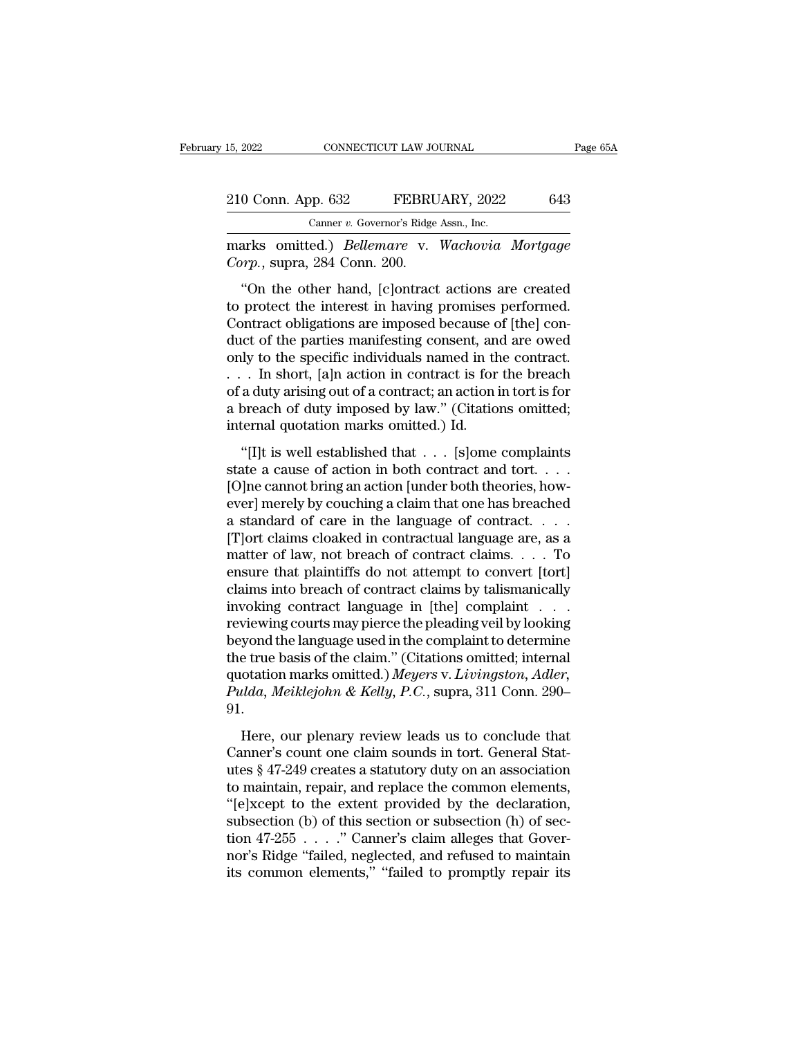marks omitted.) *Bellemare* v. *Wachovia Mortgage Corp.*, supra, 284 Conn. 200.

"On the other hand, [c]ontract actions are created to protect the interest in having promises performed. Contract obligations are imposed because of [the] conduct of the parties manifesting consent, and are owed only to the specific individuals named in the contract. . . . In short, [a]n action in contract is for the breach of a duty arising out of a contract; an action in tort is for a breach of duty imposed by law." (Citations omitted; internal quotation marks omitted.) Id.

"[I]t is well established that . . . [s]ome complaints state a cause of action in both contract and tort. . . . [O]ne cannot bring an action [under both theories, however] merely by couching a claim that one has breached a standard of care in the language of contract. . . . [T]ort claims cloaked in contractual language are, as a matter of law, not breach of contract claims. . . . To ensure that plaintiffs do not attempt to convert [tort] claims into breach of contract claims by talismanically invoking contract language in [the] complaint . . . reviewing courts may pierce the pleading veil by looking beyond the language used in the complaint to determine the true basis of the claim." (Citations omitted; internal quotation marks omitted.) *Meyers* v. *Livingston, Adler, Pulda, Meiklejohn & Kelly, P.C.*, supra, 311 Conn. 290–91.

Here, our plenary review leads us to conclude that Canner's count one claim sounds in tort. General Statutes § 47-249 creates a statutory duty on an association to maintain, repair, and replace the common elements, "[e]xcept to the extent provided by the declaration, subsection (b) of this section or subsection (h) of section 47-255 . . . ." Canner's claim alleges that Governor's Ridge "failed, neglected, and refused to maintain its common elements," "failed to promptly repair its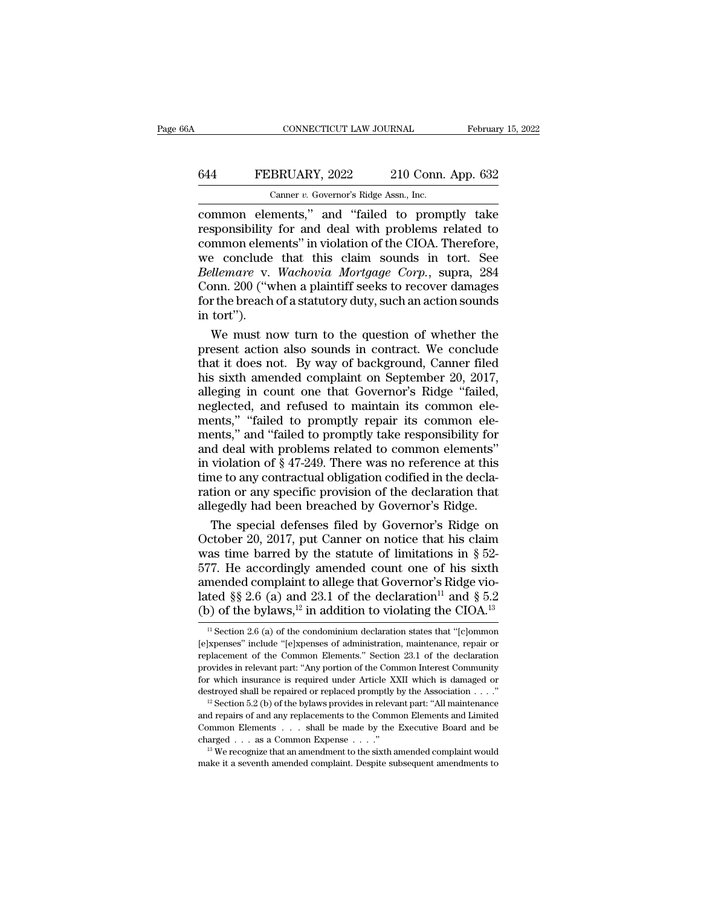common elements," and "failed to promptly take responsibility for and deal with problems related to common elements" in violation of the CIOA. Therefore, we conclude that this claim sounds in tort. See *Bellemare* v. *Wachovia Mortgage Corp.*, supra, 284 Conn. 200 ("when a plaintiff seeks to recover damages for the breach of a statutory duty, such an action sounds in tort").

We must now turn to the question of whether the present action also sounds in contract. We conclude that it does not. By way of background, Canner filed his sixth amended complaint on September 20, 2017, alleging in count one that Governor's Ridge "failed, neglected, and refused to maintain its common elements," "failed to promptly repair its common elements," and "failed to promptly take responsibility for and deal with problems related to common elements" in violation of § 47-249. There was no reference at this time to any contractual obligation codified in the declaration or any specific provision of the declaration that allegedly had been breached by Governor's Ridge.

The special defenses filed by Governor's Ridge on October 20, 2017, put Canner on notice that his claim was time barred by the statute of limitations in § 52-577. He accordingly amended count one of his sixth amended complaint to allege that Governor's Ridge violated §§ 2.6 (a) and 23.1 of the declaration[11] and § 5.2 (b) of the bylaws,[12] in addition to violating the CIOA.[13]

[11] Section 2.6 (a) of the condominium declaration states that "[c]ommon [e]xpenses" include "[e]xpenses of administration, maintenance, repair or replacement of the Common Elements." Section 23.1 of the declaration provides in relevant part: "Any portion of the Common Interest Community for which insurance is required under Article XXII which is damaged or destroyed shall be repaired or replaced promptly by the Association . . . ."

[12] Section 5.2 (b) of the bylaws provides in relevant part: "All maintenance and repairs of and any replacements to the Common Elements and Limited Common Elements . . . shall be made by the Executive Board and be charged . . . as a Common Expense . . . ."

[13] We recognize that an amendment to the sixth amended complaint would make it a seventh amended complaint. Despite subsequent amendments to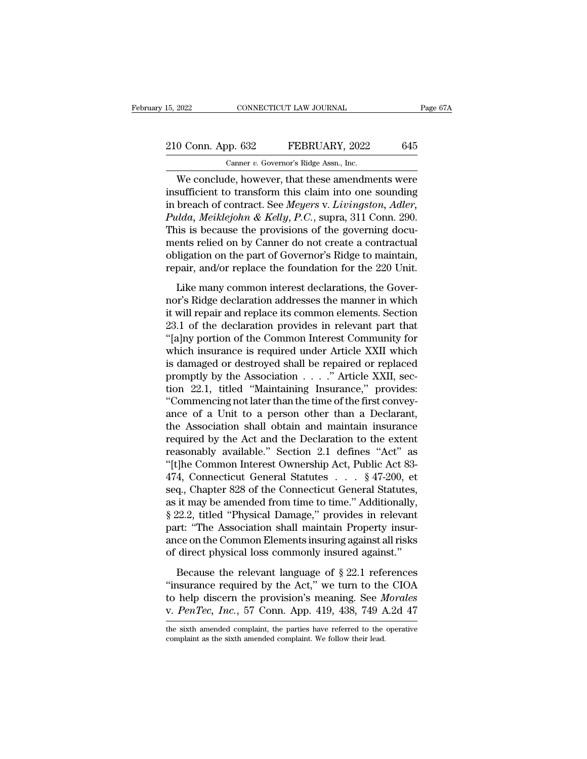We conclude, however, that these amendments were insufficient to transform this claim into one sounding in breach of contract. See *Meyers* v. *Livingston, Adler, Pulda, Meiklejohn & Kelly, P.C.*, supra, 311 Conn. 290. This is because the provisions of the governing documents relied on by Canner do not create a contractual obligation on the part of Governor's Ridge to maintain, repair, and/or replace the foundation for the 220 Unit.

Like many common interest declarations, the Governor's Ridge declaration addresses the manner in which it will repair and replace its common elements. Section 23.1 of the declaration provides in relevant part that "[a]ny portion of the Common Interest Community for which insurance is required under Article XXII which is damaged or destroyed shall be repaired or replaced promptly by the Association . . . ." Article XXII, section 22.1, titled "Maintaining Insurance," provides: "Commencing not later than the time of the first conveyance of a Unit to a person other than a Declarant, the Association shall obtain and maintain insurance required by the Act and the Declaration to the extent reasonably available." Section 2.1 defines "Act" as "[t]he Common Interest Ownership Act, Public Act 83-474, Connecticut General Statutes . . . § 47-200, et seq., Chapter 828 of the Connecticut General Statutes, as it may be amended from time to time." Additionally, § 22.2, titled "Physical Damage," provides in relevant part: "The Association shall maintain Property insurance on the Common Elements insuring against all risks of direct physical loss commonly insured against."

Because the relevant language of § 22.1 references "insurance required by the Act," we turn to the CIOA to help discern the provision's meaning. See *Morales* v. *PenTec, Inc.*, 57 Conn. App. 419, 438, 749 A.2d 47

the sixth amended complaint, the parties have referred to the operative complaint as the sixth amended complaint. We follow their lead.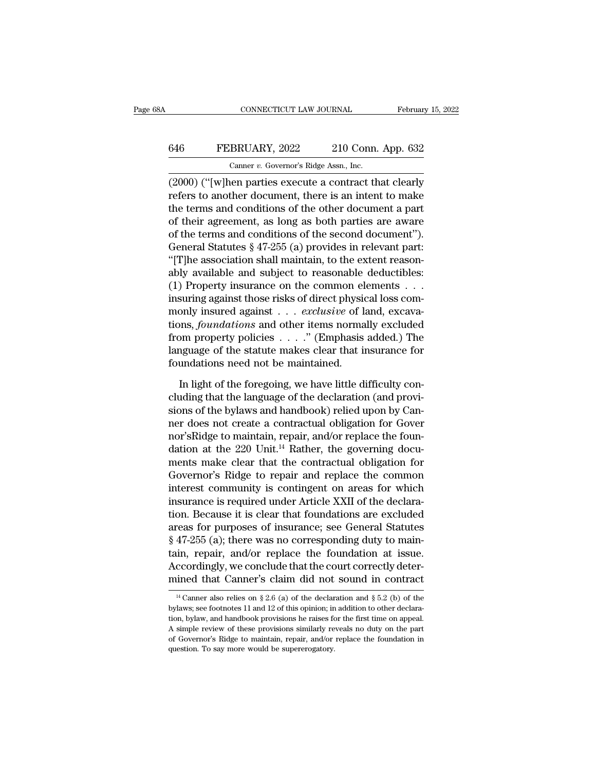(2000) ("[w]hen parties execute a contract that clearly refers to another document, there is an intent to make the terms and conditions of the other document a part of their agreement, as long as both parties are aware of the terms and conditions of the second document"). General Statutes § 47-255 (a) provides in relevant part: "[T]he association shall maintain, to the extent reasonably available and subject to reasonable deductibles: (1) Property insurance on the common elements . . . insuring against those risks of direct physical loss commonly insured against . . . *exclusive* of land, excavations, *foundations* and other items normally excluded from property policies . . . ." (Emphasis added.) The language of the statute makes clear that insurance for foundations need not be maintained.

In light of the foregoing, we have little difficulty concluding that the language of the declaration (and provisions of the bylaws and handbook) relied upon by Canner does not create a contractual obligation for Governor'sRidge to maintain, repair, and/or replace the foundation at the 220 Unit.[14] Rather, the governing documents make clear that the contractual obligation for Governor's Ridge to repair and replace the common interest community is contingent on areas for which insurance is required under Article XXII of the declaration. Because it is clear that foundations are excluded areas for purposes of insurance; see General Statutes § 47-255 (a); there was no corresponding duty to maintain, repair, and/or replace the foundation at issue. Accordingly, we conclude that the court correctly determined that Canner's claim did not sound in contract

[14] Canner also relies on § 2.6 (a) of the declaration and § 5.2 (b) of the bylaws; see footnotes 11 and 12 of this opinion; in addition to other declaration, bylaw, and handbook provisions he raises for the first time on appeal. A simple review of these provisions similarly reveals no duty on the part of Governor's Ridge to maintain, repair, and/or replace the foundation in question. To say more would be supererogatory.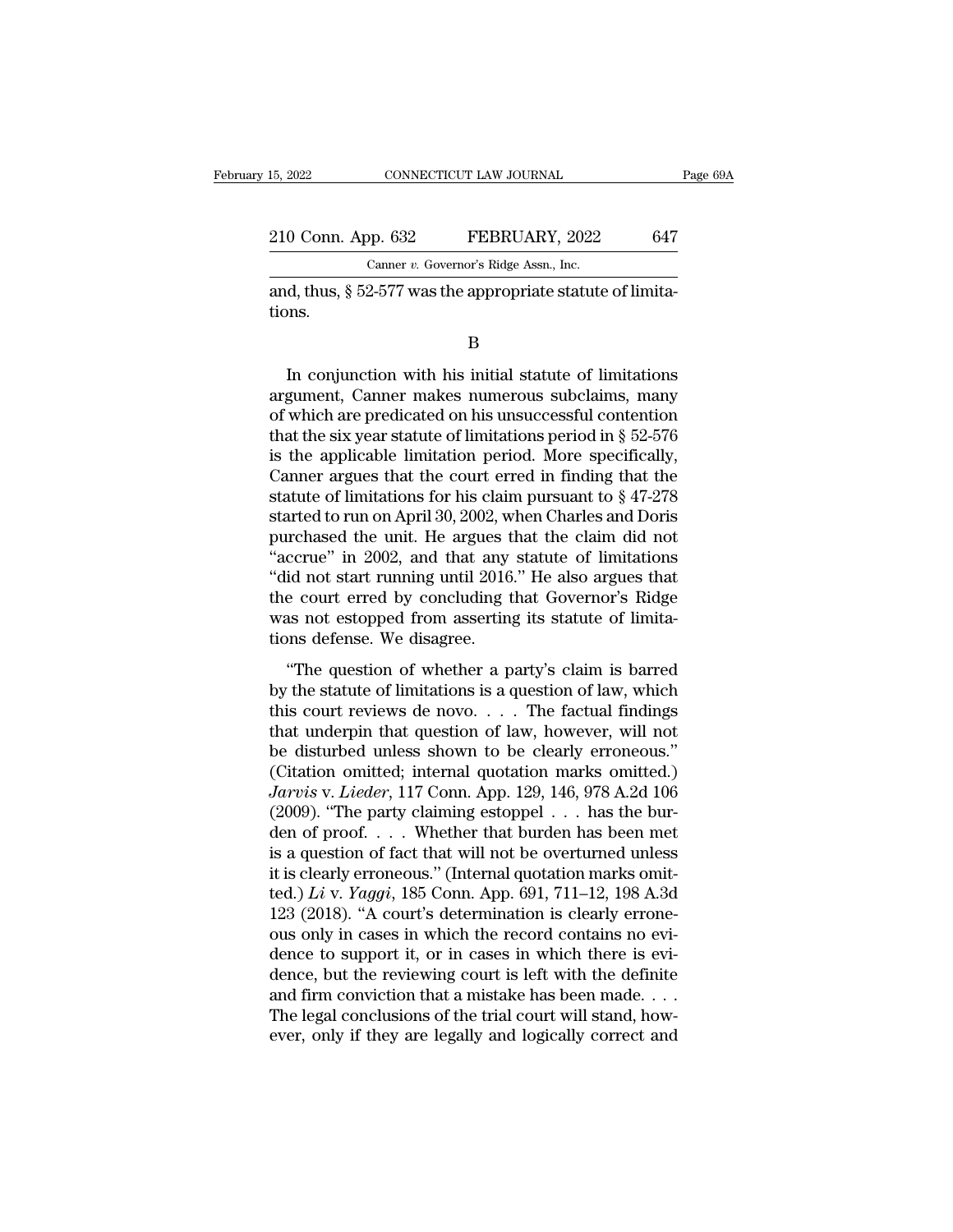and, thus, § 52-577 was the appropriate statute of limitations.

B

In conjunction with his initial statute of limitations argument, Canner makes numerous subclaims, many of which are predicated on his unsuccessful contention that the six year statute of limitations period in § 52-576 is the applicable limitation period. More specifically, Canner argues that the court erred in finding that the statute of limitations for his claim pursuant to § 47-278 started to run on April 30, 2002, when Charles and Doris purchased the unit. He argues that the claim did not "accrue" in 2002, and that any statute of limitations "did not start running until 2016." He also argues that the court erred by concluding that Governor's Ridge was not estopped from asserting its statute of limitations defense. We disagree.

"The question of whether a party's claim is barred by the statute of limitations is a question of law, which this court reviews de novo. . . . The factual findings that underpin that question of law, however, will not be disturbed unless shown to be clearly erroneous." (Citation omitted; internal quotation marks omitted.) *Jarvis* v. *Lieder*, 117 Conn. App. 129, 146, 978 A.2d 106 (2009). "The party claiming estoppel . . . has the burden of proof. . . . Whether that burden has been met is a question of fact that will not be overturned unless it is clearly erroneous." (Internal quotation marks omitted.) *Li* v. *Yaggi*, 185 Conn. App. 691, 711–12, 198 A.3d 123 (2018). "A court's determination is clearly erroneous only in cases in which the record contains no evidence to support it, or in cases in which there is evidence, but the reviewing court is left with the definite and firm conviction that a mistake has been made. . . . The legal conclusions of the trial court will stand, however, only if they are legally and logically correct and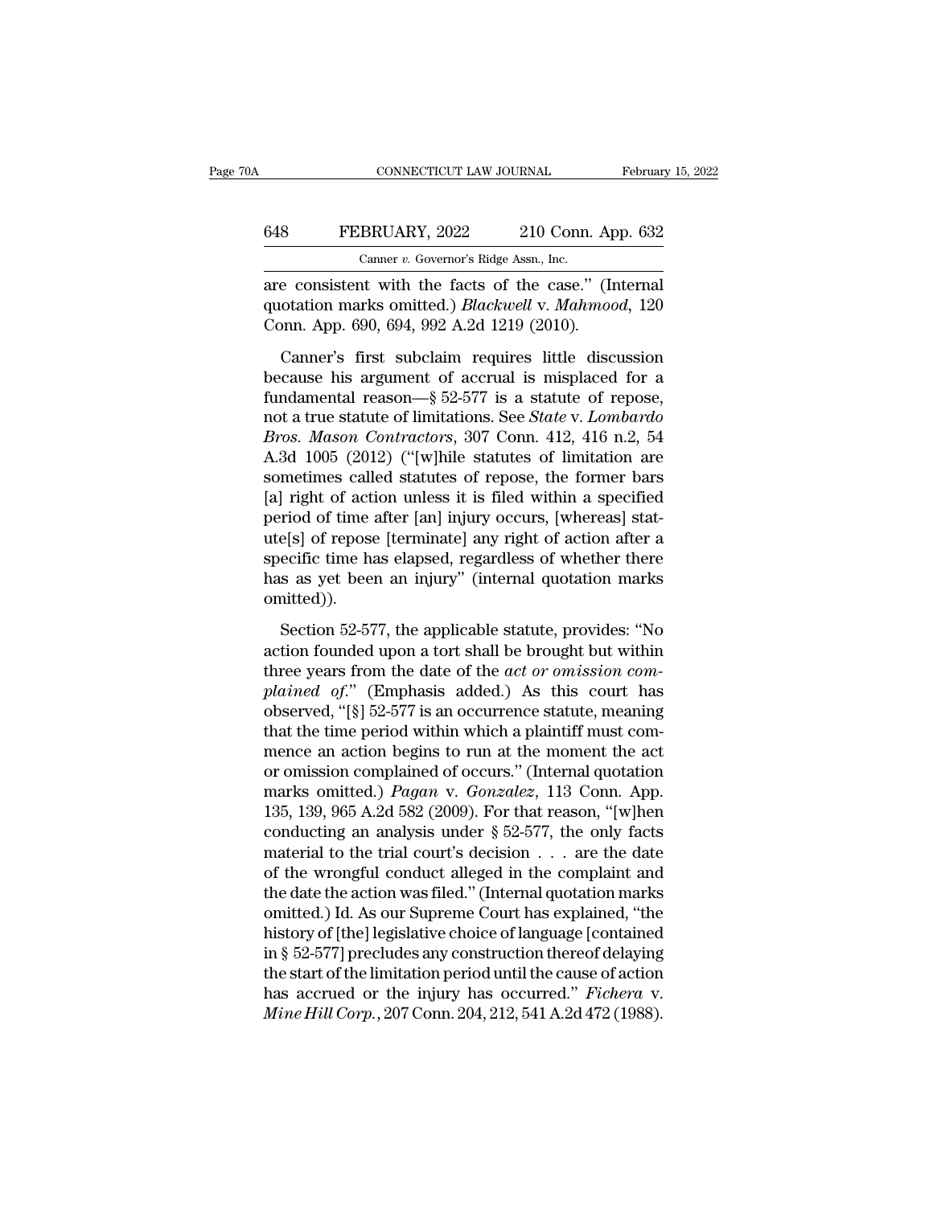are consistent with the facts of the case." (Internal quotation marks omitted.) *Blackwell* v. *Mahmood*, 120 Conn. App. 690, 694, 992 A.2d 1219 (2010).

Canner's first subclaim requires little discussion because his argument of accrual is misplaced for a fundamental reason—§ 52-577 is a statute of repose, not a true statute of limitations. See *State* v. *Lombardo Bros. Mason Contractors*, 307 Conn. 412, 416 n.2, 54 A.3d 1005 (2012) ("[w]hile statutes of limitation are sometimes called statutes of repose, the former bars [a] right of action unless it is filed within a specified period of time after [an] injury occurs, [whereas] statute[s] of repose [terminate] any right of action after a specific time has elapsed, regardless of whether there has as yet been an injury" (internal quotation marks omitted)).

Section 52-577, the applicable statute, provides: "No action founded upon a tort shall be brought but within three years from the date of the *act or omission complained of*." (Emphasis added.) As this court has observed, "[§] 52-577 is an occurrence statute, meaning that the time period within which a plaintiff must commence an action begins to run at the moment the act or omission complained of occurs." (Internal quotation marks omitted.) *Pagan* v. *Gonzalez*, 113 Conn. App. 135, 139, 965 A.2d 582 (2009). For that reason, "[w]hen conducting an analysis under § 52-577, the only facts material to the trial court's decision . . . are the date of the wrongful conduct alleged in the complaint and the date the action was filed." (Internal quotation marks omitted.) Id. As our Supreme Court has explained, "the history of [the] legislative choice of language [contained in § 52-577] precludes any construction thereof delaying the start of the limitation period until the cause of action has accrued or the injury has occurred." *Fichera* v. *Mine Hill Corp.*, 207 Conn. 204, 212, 541 A.2d 472 (1988).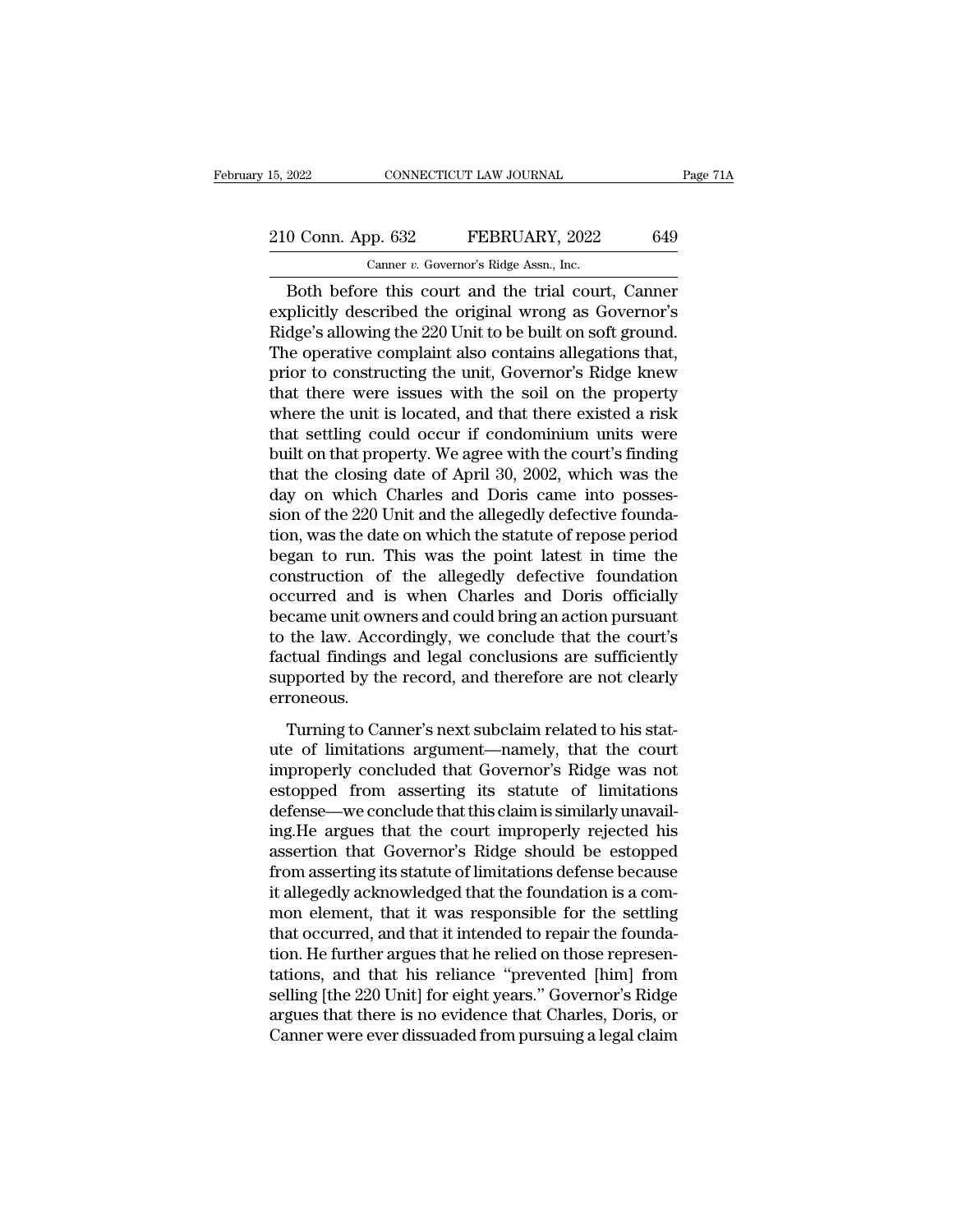Both before this court and the trial court, Canner explicitly described the original wrong as Governor's Ridge's allowing the 220 Unit to be built on soft ground. The operative complaint also contains allegations that, prior to constructing the unit, Governor's Ridge knew that there were issues with the soil on the property where the unit is located, and that there existed a risk that settling could occur if condominium units were built on that property. We agree with the court's finding that the closing date of April 30, 2002, which was the day on which Charles and Doris came into possession of the 220 Unit and the allegedly defective foundation, was the date on which the statute of repose period began to run. This was the point latest in time the construction of the allegedly defective foundation occurred and is when Charles and Doris officially became unit owners and could bring an action pursuant to the law. Accordingly, we conclude that the court's factual findings and legal conclusions are sufficiently supported by the record, and therefore are not clearly erroneous.

Turning to Canner's next subclaim related to his statute of limitations argument—namely, that the court improperly concluded that Governor's Ridge was not estopped from asserting its statute of limitations defense—we conclude that this claim is similarly unavailing.He argues that the court improperly rejected his assertion that Governor's Ridge should be estopped from asserting its statute of limitations defense because it allegedly acknowledged that the foundation is a common element, that it was responsible for the settling that occurred, and that it intended to repair the foundation. He further argues that he relied on those representations, and that his reliance "prevented [him] from selling [the 220 Unit] for eight years." Governor's Ridge argues that there is no evidence that Charles, Doris, or Canner were ever dissuaded from pursuing a legal claim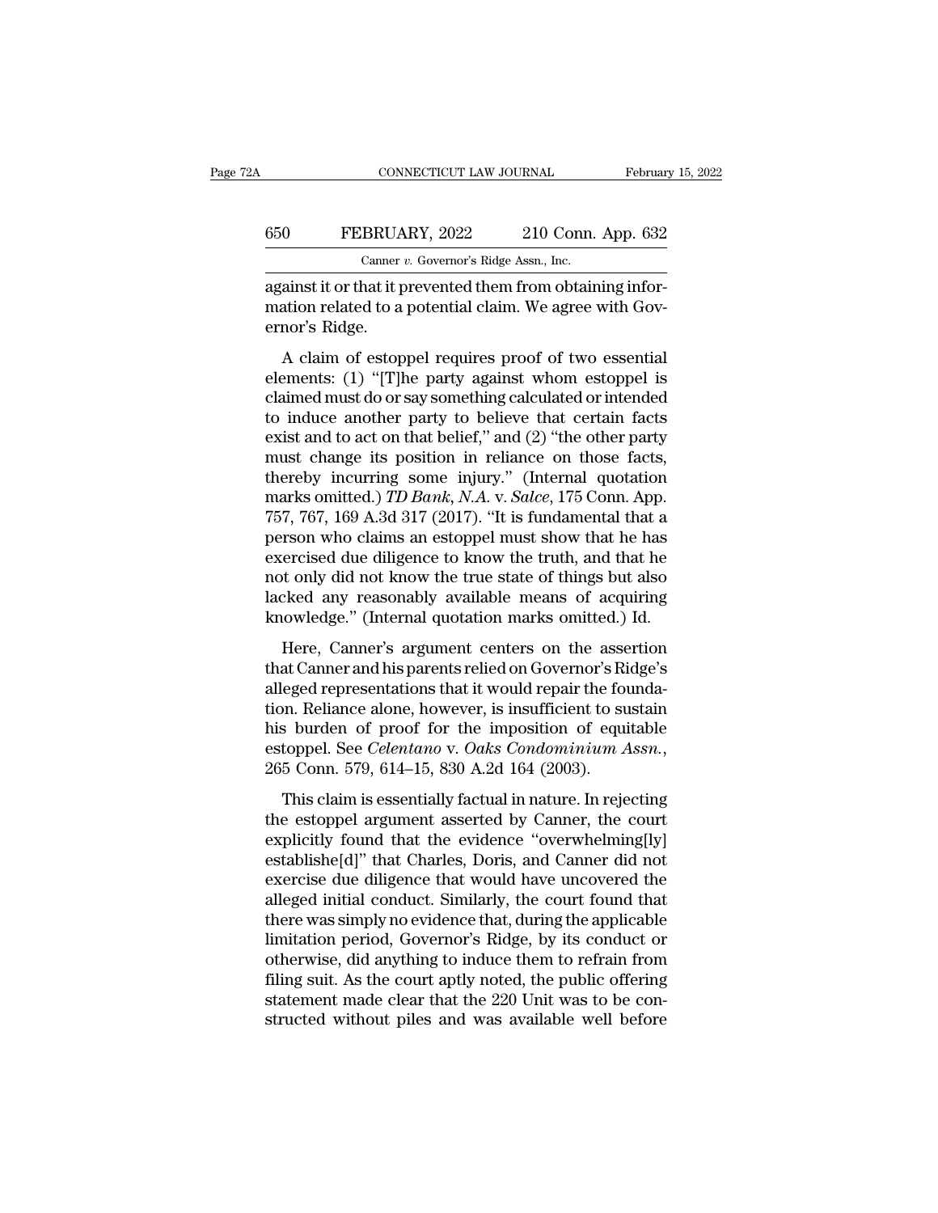against it or that it prevented them from obtaining information related to a potential claim. We agree with Governor's Ridge.

A claim of estoppel requires proof of two essential elements: (1) "[T]he party against whom estoppel is claimed must do or say something calculated or intended to induce another party to believe that certain facts exist and to act on that belief," and (2) "the other party must change its position in reliance on those facts, thereby incurring some injury." (Internal quotation marks omitted.) *TD Bank, N.A.* v. *Salce*, 175 Conn. App. 757, 767, 169 A.3d 317 (2017). "It is fundamental that a person who claims an estoppel must show that he has exercised due diligence to know the truth, and that he not only did not know the true state of things but also lacked any reasonably available means of acquiring knowledge." (Internal quotation marks omitted.) Id.

Here, Canner's argument centers on the assertion that Canner and his parents relied on Governor's Ridge's alleged representations that it would repair the foundation. Reliance alone, however, is insufficient to sustain his burden of proof for the imposition of equitable estoppel. See *Celentano* v. *Oaks Condominium Assn.*, 265 Conn. 579, 614–15, 830 A.2d 164 (2003).

This claim is essentially factual in nature. In rejecting the estoppel argument asserted by Canner, the court explicitly found that the evidence "overwhelming[ly] establishe[d]" that Charles, Doris, and Canner did not exercise due diligence that would have uncovered the alleged initial conduct. Similarly, the court found that there was simply no evidence that, during the applicable limitation period, Governor's Ridge, by its conduct or otherwise, did anything to induce them to refrain from filing suit. As the court aptly noted, the public offering statement made clear that the 220 Unit was to be constructed without piles and was available well before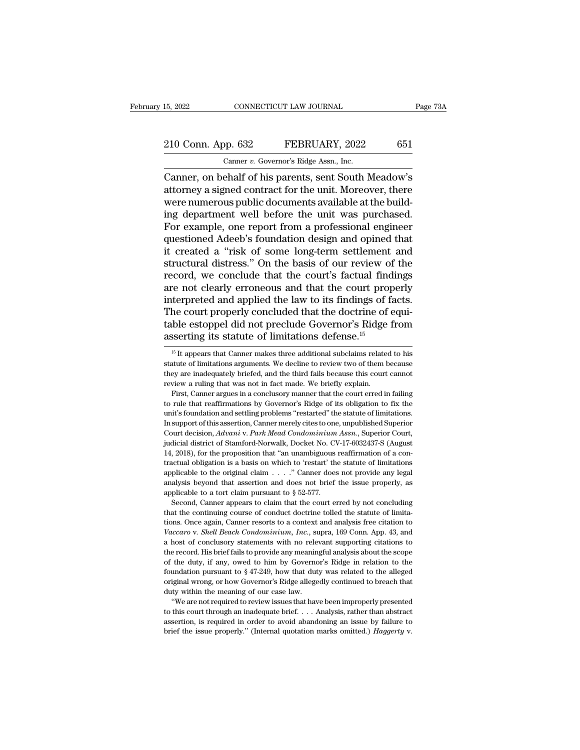Canner, on behalf of his parents, sent South Meadow's attorney a signed contract for the unit. Moreover, there were numerous public documents available at the building department well before the unit was purchased. For example, one report from a professional engineer questioned Adeeb's foundation design and opined that it created a "risk of some long-term settlement and structural distress." On the basis of our review of the record, we conclude that the court's factual findings are not clearly erroneous and that the court properly interpreted and applied the law to its findings of facts. The court properly concluded that the doctrine of equitable estoppel did not preclude Governor's Ridge from asserting its statute of limitations defense.[15]

---

[15] It appears that Canner makes three additional subclaims related to his statute of limitations arguments. We decline to review two of them because they are inadequately briefed, and the third fails because this court cannot review a ruling that was not in fact made. We briefly explain.

First, Canner argues in a conclusory manner that the court erred in failing to rule that reaffirmations by Governor's Ridge of its obligation to fix the unit's foundation and settling problems "restarted" the statute of limitations. In support of this assertion, Canner merely cites to one, unpublished Superior Court decision, *Advani* v. *Park Mead Condominium Assn.*, Superior Court, judicial district of Stamford-Norwalk, Docket No. CV-17-6032437-S (August 14, 2018), for the proposition that "an unambiguous reaffirmation of a contractual obligation is a basis on which to 'restart' the statute of limitations applicable to the original claim . . . ." Canner does not provide any legal analysis beyond that assertion and does not brief the issue properly, as applicable to a tort claim pursuant to § 52-577.

Second, Canner appears to claim that the court erred by not concluding that the continuing course of conduct doctrine tolled the statute of limitations. Once again, Canner resorts to a context and analysis free citation to *Vaccaro* v. *Shell Beach Condominium, Inc.*, supra, 169 Conn. App. 43, and a host of conclusory statements with no relevant supporting citations to the record. His brief fails to provide any meaningful analysis about the scope of the duty, if any, owed to him by Governor's Ridge in relation to the foundation pursuant to § 47-249, how that duty was related to the alleged original wrong, or how Governor's Ridge allegedly continued to breach that duty within the meaning of our case law.

"We are not required to review issues that have been improperly presented to this court through an inadequate brief. . . . Analysis, rather than abstract assertion, is required in order to avoid abandoning an issue by failure to brief the issue properly." (Internal quotation marks omitted.) *Haggerty* v.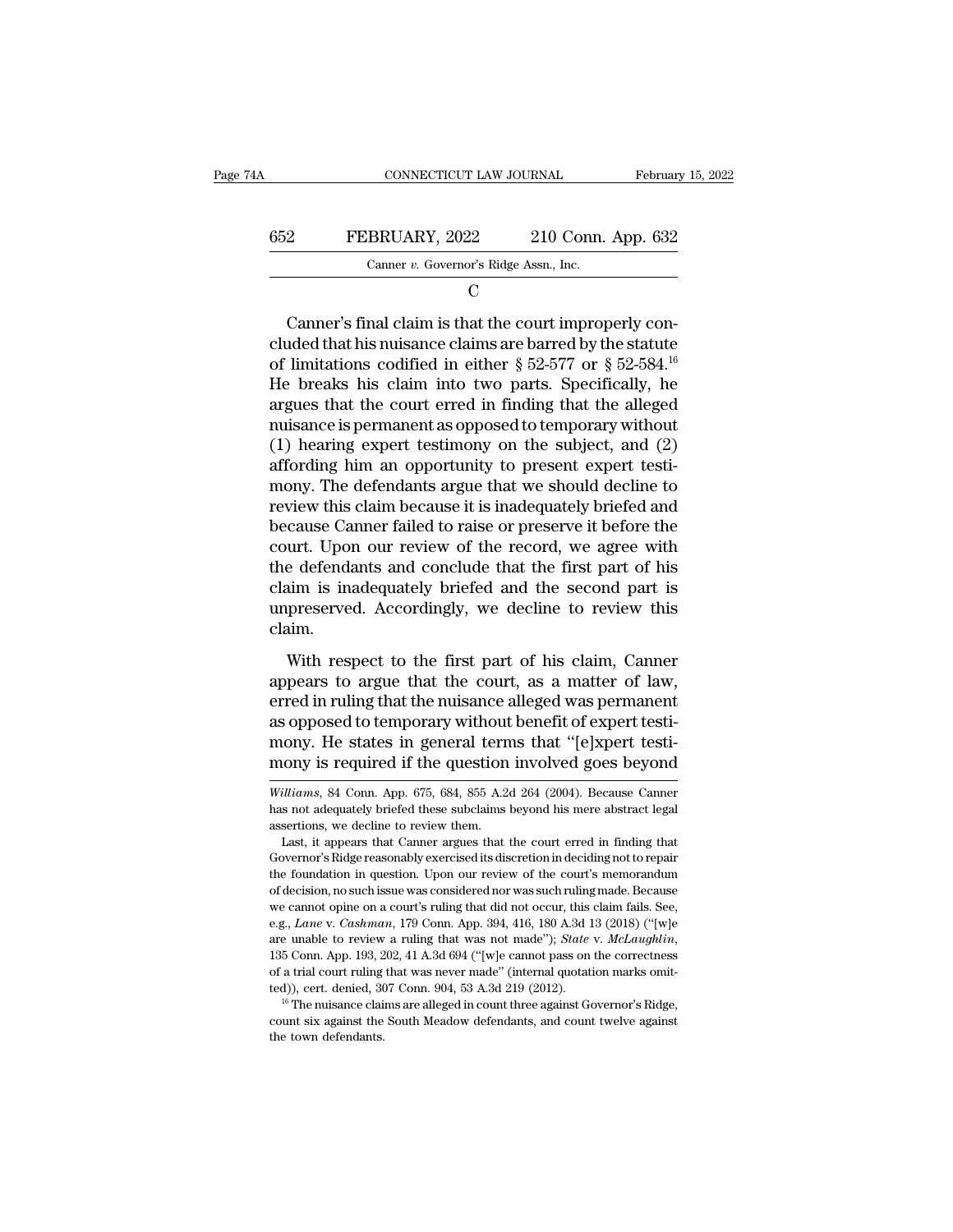C

Canner's final claim is that the court improperly concluded that his nuisance claims are barred by the statute of limitations codified in either § 52-577 or § 52-584.[16] He breaks his claim into two parts. Specifically, he argues that the court erred in finding that the alleged nuisance is permanent as opposed to temporary without (1) hearing expert testimony on the subject, and (2) affording him an opportunity to present expert testimony. The defendants argue that we should decline to review this claim because it is inadequately briefed and because Canner failed to raise or preserve it before the court. Upon our review of the record, we agree with the defendants and conclude that the first part of his claim is inadequately briefed and the second part is unpreserved. Accordingly, we decline to review this claim.

With respect to the first part of his claim, Canner appears to argue that the court, as a matter of law, erred in ruling that the nuisance alleged was permanent as opposed to temporary without benefit of expert testimony. He states in general terms that "[e]xpert testimony is required if the question involved goes beyond

---

*Williams*, 84 Conn. App. 675, 684, 855 A.2d 264 (2004). Because Canner has not adequately briefed these subclaims beyond his mere abstract legal assertions, we decline to review them.

Last, it appears that Canner argues that the court erred in finding that Governor's Ridge reasonably exercised its discretion in deciding not to repair the foundation in question. Upon our review of the court's memorandum of decision, no such issue was considered nor was such ruling made. Because we cannot opine on a court's ruling that did not occur, this claim fails. See, e.g., *Lane* v. *Cashman*, 179 Conn. App. 394, 416, 180 A.3d 13 (2018) ("[w]e are unable to review a ruling that was not made"); *State* v. *McLaughlin*, 135 Conn. App. 193, 202, 41 A.3d 694 ("[w]e cannot pass on the correctness of a trial court ruling that was never made" (internal quotation marks omitted)), cert. denied, 307 Conn. 904, 53 A.3d 219 (2012).

[16] The nuisance claims are alleged in count three against Governor's Ridge, count six against the South Meadow defendants, and count twelve against the town defendants.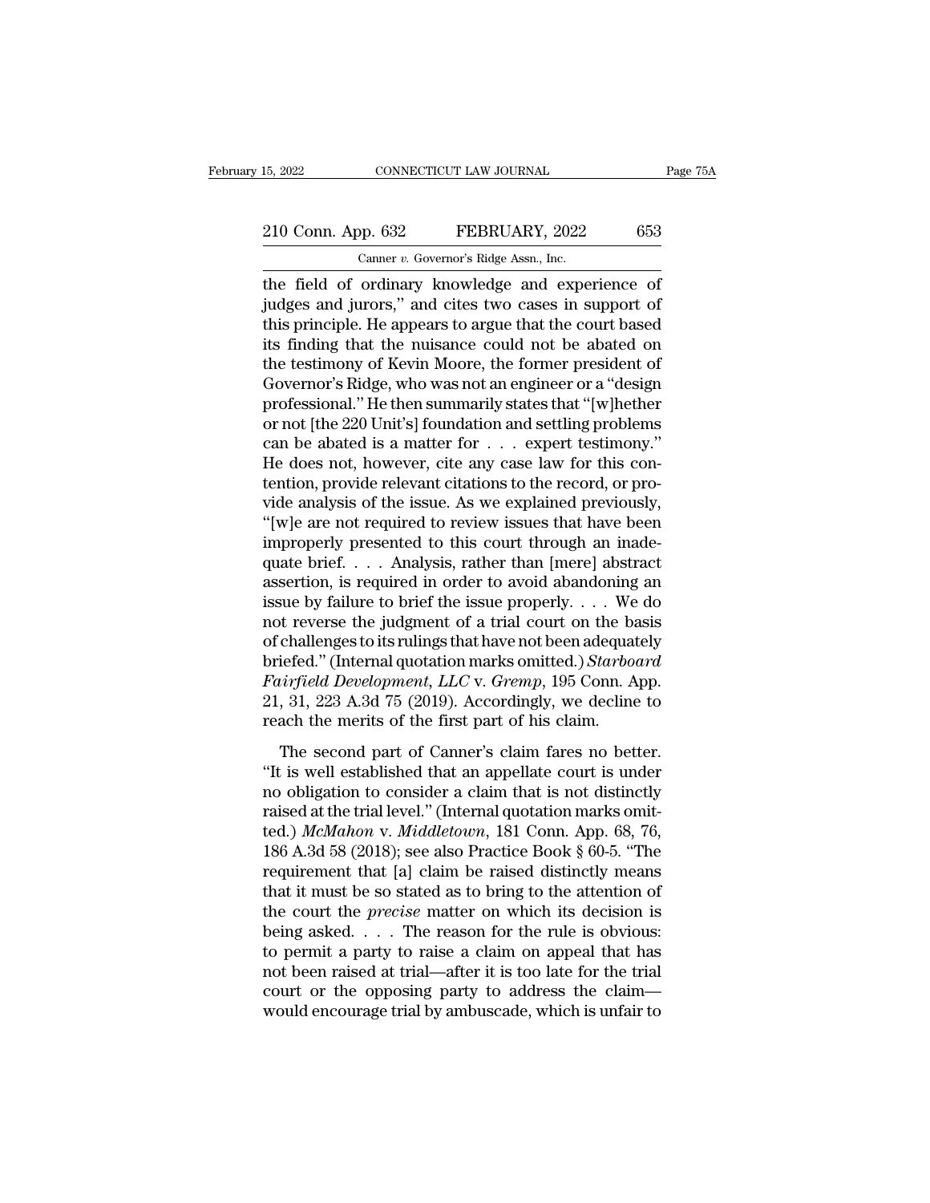the field of ordinary knowledge and experience of judges and jurors," and cites two cases in support of this principle. He appears to argue that the court based its finding that the nuisance could not be abated on the testimony of Kevin Moore, the former president of Governor's Ridge, who was not an engineer or a "design professional." He then summarily states that "[w]hether or not [the 220 Unit's] foundation and settling problems can be abated is a matter for . . . expert testimony." He does not, however, cite any case law for this contention, provide relevant citations to the record, or provide analysis of the issue. As we explained previously, "[w]e are not required to review issues that have been improperly presented to this court through an inadequate brief. . . . Analysis, rather than [mere] abstract assertion, is required in order to avoid abandoning an issue by failure to brief the issue properly. . . . We do not reverse the judgment of a trial court on the basis of challenges to its rulings that have not been adequately briefed." (Internal quotation marks omitted.) *Starboard Fairfield Development, LLC* v. *Gremp*, 195 Conn. App. 21, 31, 223 A.3d 75 (2019). Accordingly, we decline to reach the merits of the first part of his claim.

The second part of Canner's claim fares no better. "It is well established that an appellate court is under no obligation to consider a claim that is not distinctly raised at the trial level." (Internal quotation marks omitted.) *McMahon* v. *Middletown*, 181 Conn. App. 68, 76, 186 A.3d 58 (2018); see also Practice Book § 60-5. "The requirement that [a] claim be raised distinctly means that it must be so stated as to bring to the attention of the court the *precise* matter on which its decision is being asked. . . . The reason for the rule is obvious: to permit a party to raise a claim on appeal that has not been raised at trial—after it is too late for the trial court or the opposing party to address the claim—would encourage trial by ambuscade, which is unfair to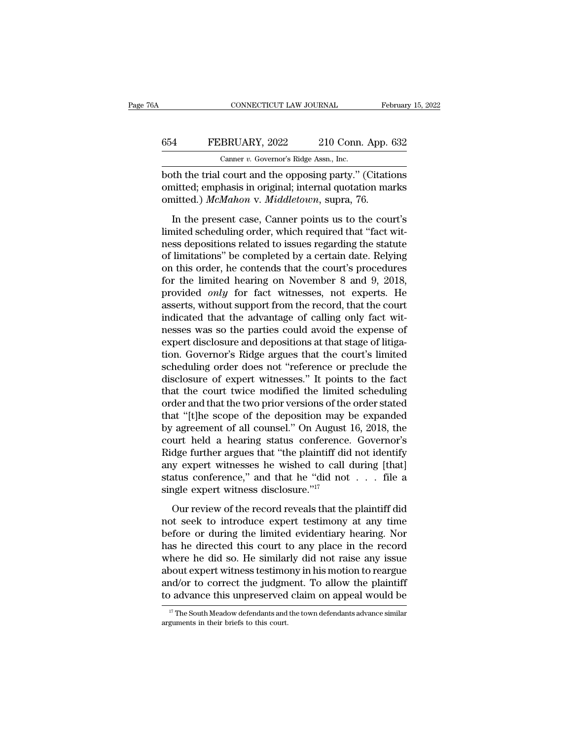both the trial court and the opposing party." (Citations omitted; emphasis in original; internal quotation marks omitted.) *McMahon* v. *Middletown*, supra, 76.

In the present case, Canner points us to the court's limited scheduling order, which required that "fact witness depositions related to issues regarding the statute of limitations" be completed by a certain date. Relying on this order, he contends that the court's procedures for the limited hearing on November 8 and 9, 2018, provided *only* for fact witnesses, not experts. He asserts, without support from the record, that the court indicated that the advantage of calling only fact witnesses was so the parties could avoid the expense of expert disclosure and depositions at that stage of litigation. Governor's Ridge argues that the court's limited scheduling order does not "reference or preclude the disclosure of expert witnesses." It points to the fact that the court twice modified the limited scheduling order and that the two prior versions of the order stated that "[t]he scope of the deposition may be expanded by agreement of all counsel." On August 16, 2018, the court held a hearing status conference. Governor's Ridge further argues that "the plaintiff did not identify any expert witnesses he wished to call during [that] status conference," and that he "did not . . . file a single expert witness disclosure."[17]

Our review of the record reveals that the plaintiff did not seek to introduce expert testimony at any time before or during the limited evidentiary hearing. Nor has he directed this court to any place in the record where he did so. He similarly did not raise any issue about expert witness testimony in his motion to reargue and/or to correct the judgment. To allow the plaintiff to advance this unpreserved claim on appeal would be

[17] The South Meadow defendants and the town defendants advance similar arguments in their briefs to this court.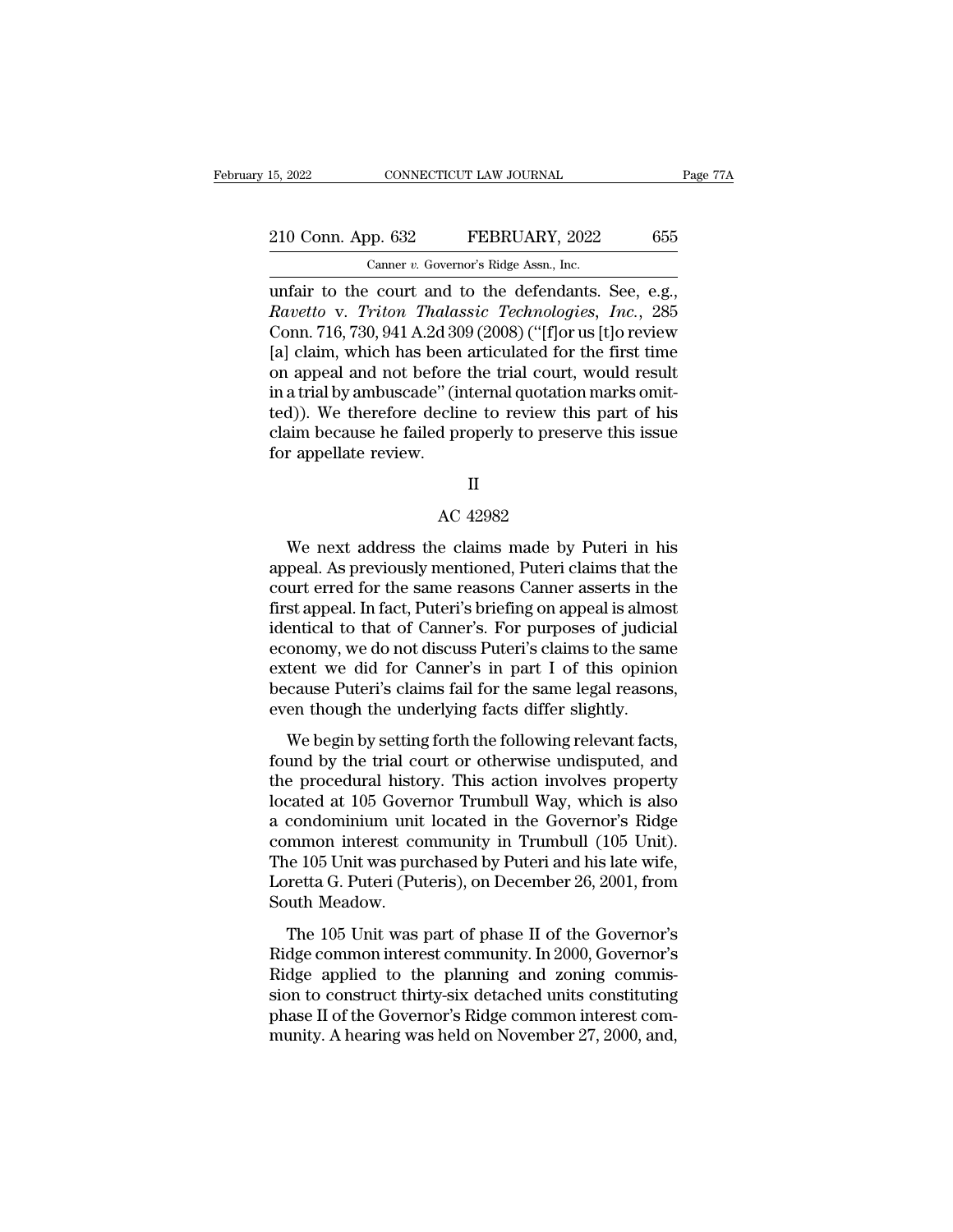unfair to the court and to the defendants. See, e.g., *Ravetto* v. *Triton Thalassic Technologies, Inc.*, 285 Conn. 716, 730, 941 A.2d 309 (2008) ("[f]or us [t]o review [a] claim, which has been articulated for the first time on appeal and not before the trial court, would result in a trial by ambuscade" (internal quotation marks omitted)). We therefore decline to review this part of his claim because he failed properly to preserve this issue for appellate review.

## II

## AC 42982

We next address the claims made by Puteri in his appeal. As previously mentioned, Puteri claims that the court erred for the same reasons Canner asserts in the first appeal. In fact, Puteri's briefing on appeal is almost identical to that of Canner's. For purposes of judicial economy, we do not discuss Puteri's claims to the same extent we did for Canner's in part I of this opinion because Puteri's claims fail for the same legal reasons, even though the underlying facts differ slightly.

We begin by setting forth the following relevant facts, found by the trial court or otherwise undisputed, and the procedural history. This action involves property located at 105 Governor Trumbull Way, which is also a condominium unit located in the Governor's Ridge common interest community in Trumbull (105 Unit). The 105 Unit was purchased by Puteri and his late wife, Loretta G. Puteri (Puteris), on December 26, 2001, from South Meadow.

The 105 Unit was part of phase II of the Governor's Ridge common interest community. In 2000, Governor's Ridge applied to the planning and zoning commission to construct thirty-six detached units constituting phase II of the Governor's Ridge common interest community. A hearing was held on November 27, 2000, and,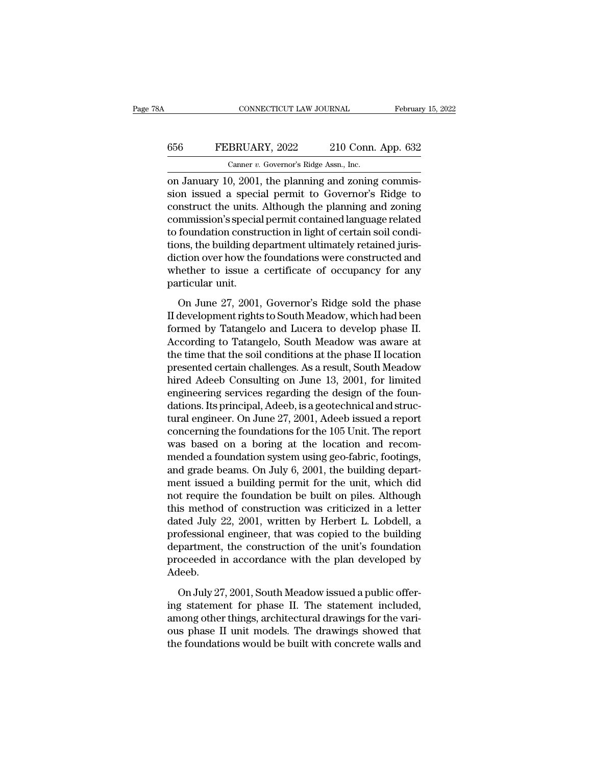on January 10, 2001, the planning and zoning commission issued a special permit to Governor's Ridge to construct the units. Although the planning and zoning commission's special permit contained language related to foundation construction in light of certain soil conditions, the building department ultimately retained jurisdiction over how the foundations were constructed and whether to issue a certificate of occupancy for any particular unit.

On June 27, 2001, Governor's Ridge sold the phase II development rights to South Meadow, which had been formed by Tatangelo and Lucera to develop phase II. According to Tatangelo, South Meadow was aware at the time that the soil conditions at the phase II location presented certain challenges. As a result, South Meadow hired Adeeb Consulting on June 13, 2001, for limited engineering services regarding the design of the foundations. Its principal, Adeeb, is a geotechnical and structural engineer. On June 27, 2001, Adeeb issued a report concerning the foundations for the 105 Unit. The report was based on a boring at the location and recommended a foundation system using geo-fabric, footings, and grade beams. On July 6, 2001, the building department issued a building permit for the unit, which did not require the foundation be built on piles. Although this method of construction was criticized in a letter dated July 22, 2001, written by Herbert L. Lobdell, a professional engineer, that was copied to the building department, the construction of the unit's foundation proceeded in accordance with the plan developed by Adeeb.

On July 27, 2001, South Meadow issued a public offering statement for phase II. The statement included, among other things, architectural drawings for the various phase II unit models. The drawings showed that the foundations would be built with concrete walls and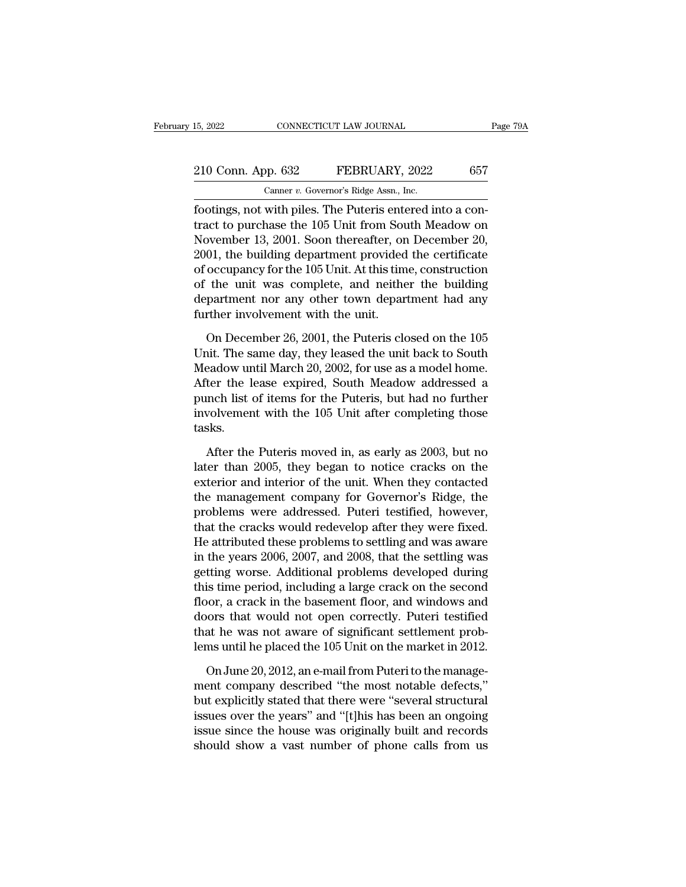footings, not with piles. The Puteris entered into a contract to purchase the 105 Unit from South Meadow on November 13, 2001. Soon thereafter, on December 20, 2001, the building department provided the certificate of occupancy for the 105 Unit. At this time, construction of the unit was complete, and neither the building department nor any other town department had any further involvement with the unit.

On December 26, 2001, the Puteris closed on the 105 Unit. The same day, they leased the unit back to South Meadow until March 20, 2002, for use as a model home. After the lease expired, South Meadow addressed a punch list of items for the Puteris, but had no further involvement with the 105 Unit after completing those tasks.

After the Puteris moved in, as early as 2003, but no later than 2005, they began to notice cracks on the exterior and interior of the unit. When they contacted the management company for Governor's Ridge, the problems were addressed. Puteri testified, however, that the cracks would redevelop after they were fixed. He attributed these problems to settling and was aware in the years 2006, 2007, and 2008, that the settling was getting worse. Additional problems developed during this time period, including a large crack on the second floor, a crack in the basement floor, and windows and doors that would not open correctly. Puteri testified that he was not aware of significant settlement problems until he placed the 105 Unit on the market in 2012.

On June 20, 2012, an e-mail from Puteri to the management company described "the most notable defects," but explicitly stated that there were "several structural issues over the years" and "[t]his has been an ongoing issue since the house was originally built and records should show a vast number of phone calls from us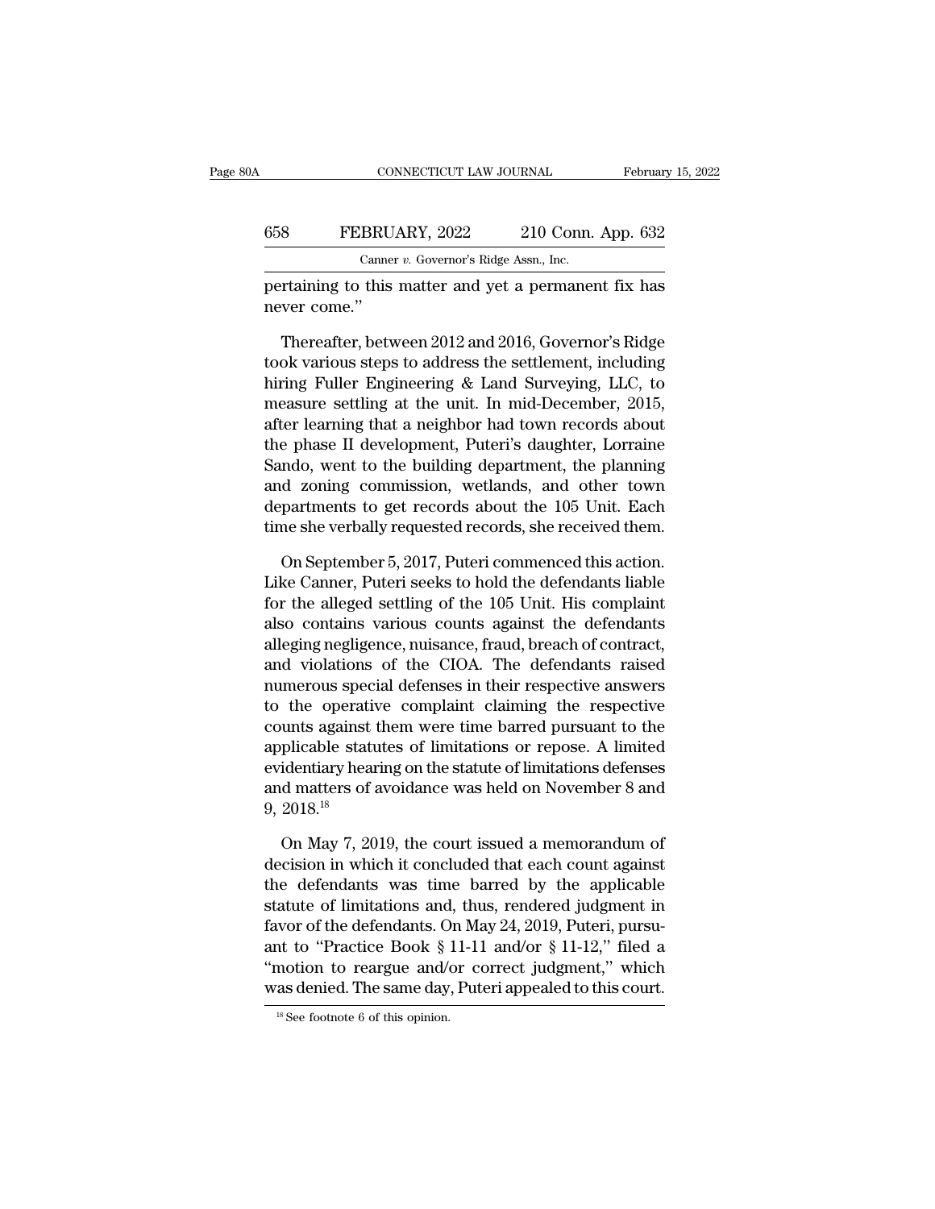pertaining to this matter and yet a permanent fix has never come."

Thereafter, between 2012 and 2016, Governor's Ridge took various steps to address the settlement, including hiring Fuller Engineering & Land Surveying, LLC, to measure settling at the unit. In mid-December, 2015, after learning that a neighbor had town records about the phase II development, Puteri's daughter, Lorraine Sando, went to the building department, the planning and zoning commission, wetlands, and other town departments to get records about the 105 Unit. Each time she verbally requested records, she received them.

On September 5, 2017, Puteri commenced this action. Like Canner, Puteri seeks to hold the defendants liable for the alleged settling of the 105 Unit. His complaint also contains various counts against the defendants alleging negligence, nuisance, fraud, breach of contract, and violations of the CIOA. The defendants raised numerous special defenses in their respective answers to the operative complaint claiming the respective counts against them were time barred pursuant to the applicable statutes of limitations or repose. A limited evidentiary hearing on the statute of limitations defenses and matters of avoidance was held on November 8 and 9, 2018.[18]

On May 7, 2019, the court issued a memorandum of decision in which it concluded that each count against the defendants was time barred by the applicable statute of limitations and, thus, rendered judgment in favor of the defendants. On May 24, 2019, Puteri, pursuant to "Practice Book § 11-11 and/or § 11-12," filed a "motion to reargue and/or correct judgment," which was denied. The same day, Puteri appealed to this court.

[18] See footnote 6 of this opinion.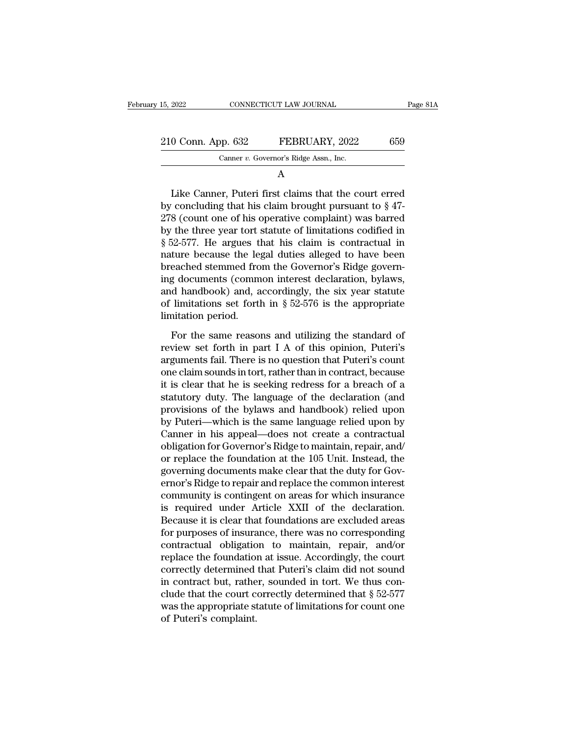A

Like Canner, Puteri first claims that the court erred by concluding that his claim brought pursuant to § 47-278 (count one of his operative complaint) was barred by the three year tort statute of limitations codified in § 52-577. He argues that his claim is contractual in nature because the legal duties alleged to have been breached stemmed from the Governor's Ridge governing documents (common interest declaration, bylaws, and handbook) and, accordingly, the six year statute of limitations set forth in § 52-576 is the appropriate limitation period.

For the same reasons and utilizing the standard of review set forth in part I A of this opinion, Puteri's arguments fail. There is no question that Puteri's count one claim sounds in tort, rather than in contract, because it is clear that he is seeking redress for a breach of a statutory duty. The language of the declaration (and provisions of the bylaws and handbook) relied upon by Puteri—which is the same language relied upon by Canner in his appeal—does not create a contractual obligation for Governor's Ridge to maintain, repair, and/or replace the foundation at the 105 Unit. Instead, the governing documents make clear that the duty for Governor's Ridge to repair and replace the common interest community is contingent on areas for which insurance is required under Article XXII of the declaration. Because it is clear that foundations are excluded areas for purposes of insurance, there was no corresponding contractual obligation to maintain, repair, and/or replace the foundation at issue. Accordingly, the court correctly determined that Puteri's claim did not sound in contract but, rather, sounded in tort. We thus conclude that the court correctly determined that § 52-577 was the appropriate statute of limitations for count one of Puteri's complaint.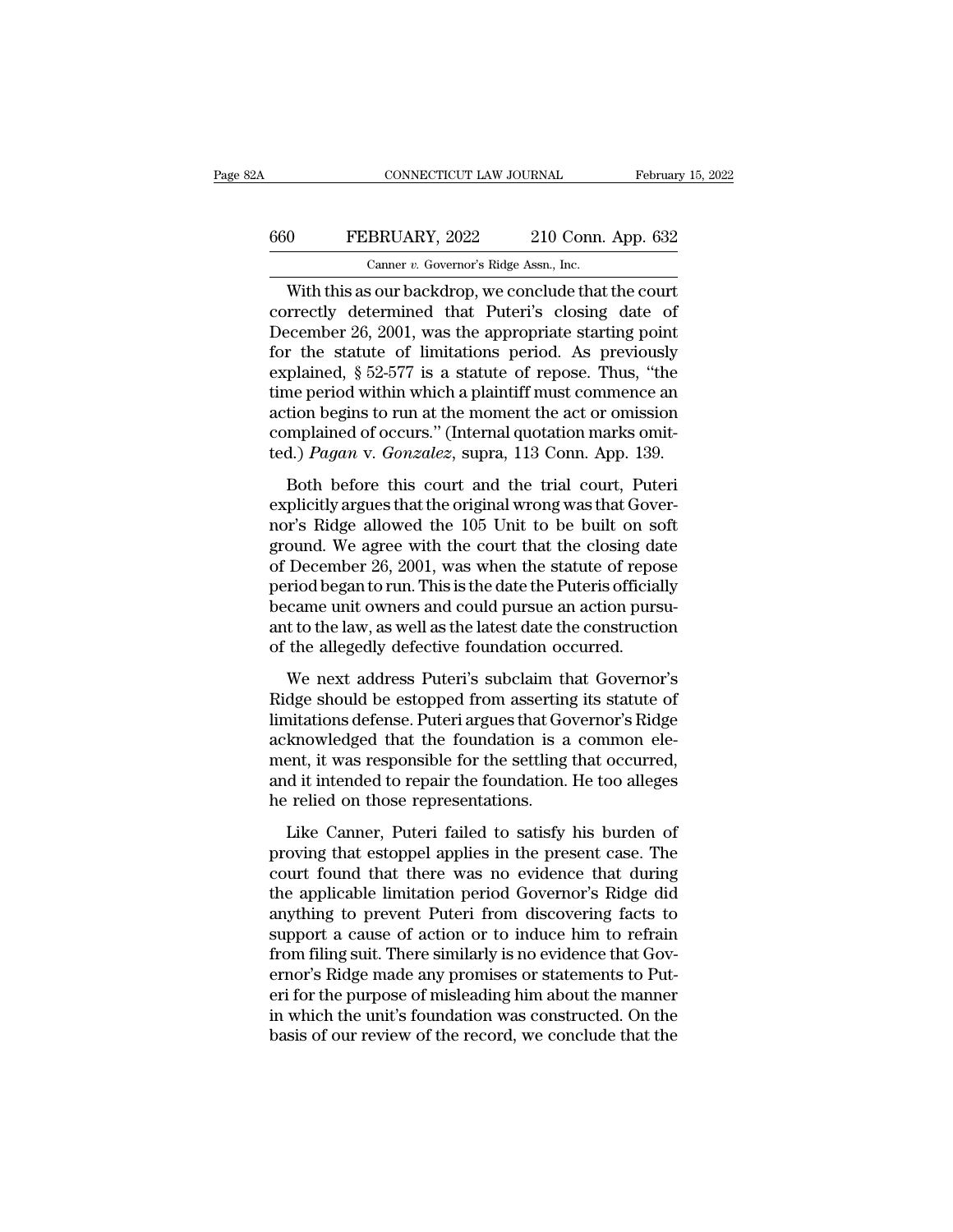With this as our backdrop, we conclude that the court correctly determined that Puteri's closing date of December 26, 2001, was the appropriate starting point for the statute of limitations period. As previously explained, § 52-577 is a statute of repose. Thus, "the time period within which a plaintiff must commence an action begins to run at the moment the act or omission complained of occurs." (Internal quotation marks omitted.) *Pagan* v. *Gonzalez*, supra, 113 Conn. App. 139.

Both before this court and the trial court, Puteri explicitly argues that the original wrong was that Governor's Ridge allowed the 105 Unit to be built on soft ground. We agree with the court that the closing date of December 26, 2001, was when the statute of repose period began to run. This is the date the Puteris officially became unit owners and could pursue an action pursuant to the law, as well as the latest date the construction of the allegedly defective foundation occurred.

We next address Puteri's subclaim that Governor's Ridge should be estopped from asserting its statute of limitations defense. Puteri argues that Governor's Ridge acknowledged that the foundation is a common element, it was responsible for the settling that occurred, and it intended to repair the foundation. He too alleges he relied on those representations.

Like Canner, Puteri failed to satisfy his burden of proving that estoppel applies in the present case. The court found that there was no evidence that during the applicable limitation period Governor's Ridge did anything to prevent Puteri from discovering facts to support a cause of action or to induce him to refrain from filing suit. There similarly is no evidence that Governor's Ridge made any promises or statements to Puteri for the purpose of misleading him about the manner in which the unit's foundation was constructed. On the basis of our review of the record, we conclude that the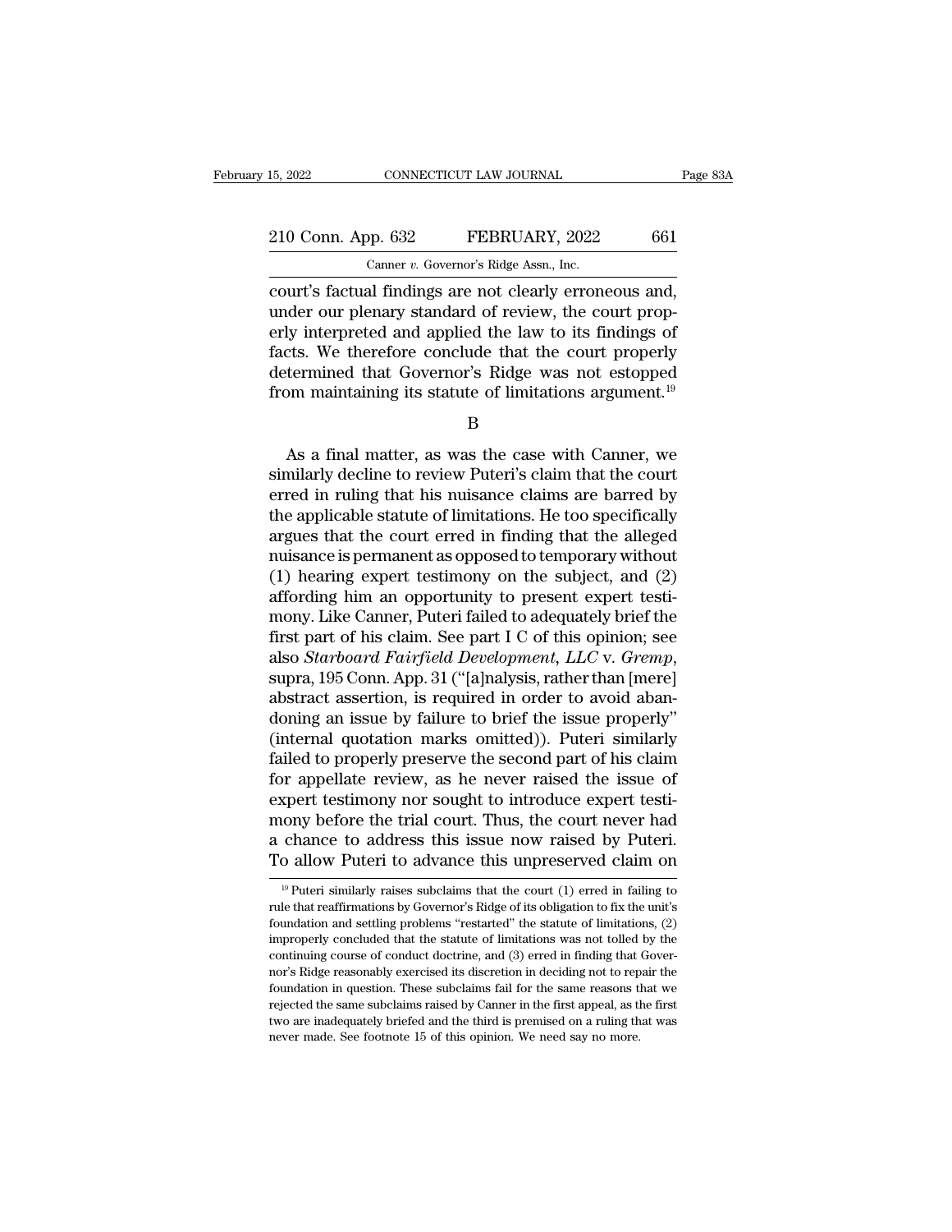court's factual findings are not clearly erroneous and, under our plenary standard of review, the court properly interpreted and applied the law to its findings of facts. We therefore conclude that the court properly determined that Governor's Ridge was not estopped from maintaining its statute of limitations argument.[19]

B

As a final matter, as was the case with Canner, we similarly decline to review Puteri's claim that the court erred in ruling that his nuisance claims are barred by the applicable statute of limitations. He too specifically argues that the court erred in finding that the alleged nuisance is permanent as opposed to temporary without (1) hearing expert testimony on the subject, and (2) affording him an opportunity to present expert testimony. Like Canner, Puteri failed to adequately brief the first part of his claim. See part I C of this opinion; see also *Starboard Fairfield Development, LLC* v. *Gremp*, supra, 195 Conn. App. 31 ("[a]nalysis, rather than [mere] abstract assertion, is required in order to avoid abandoning an issue by failure to brief the issue properly" (internal quotation marks omitted)). Puteri similarly failed to properly preserve the second part of his claim for appellate review, as he never raised the issue of expert testimony nor sought to introduce expert testimony before the trial court. Thus, the court never had a chance to address this issue now raised by Puteri. To allow Puteri to advance this unpreserved claim on

[19] Puteri similarly raises subclaims that the court (1) erred in failing to rule that reaffirmations by Governor's Ridge of its obligation to fix the unit's foundation and settling problems "restarted" the statute of limitations, (2) improperly concluded that the statute of limitations was not tolled by the continuing course of conduct doctrine, and (3) erred in finding that Governor's Ridge reasonably exercised its discretion in deciding not to repair the foundation in question. These subclaims fail for the same reasons that we rejected the same subclaims raised by Canner in the first appeal, as the first two are inadequately briefed and the third is premised on a ruling that was never made. See footnote 15 of this opinion. We need say no more.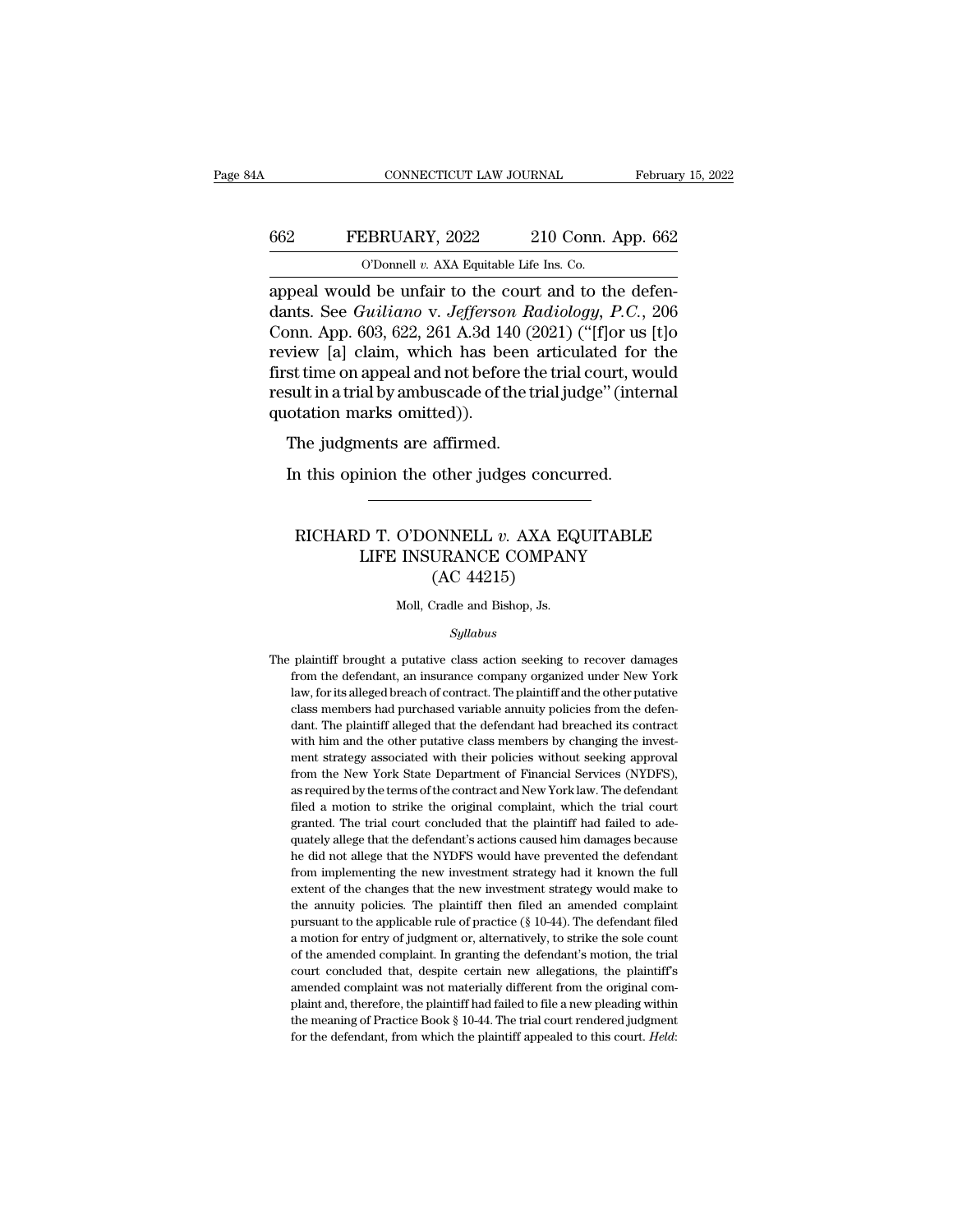appeal would be unfair to the court and to the defendants. See *Guiliano* v. *Jefferson Radiology, P.C.*, 206 Conn. App. 603, 622, 261 A.3d 140 (2021) ("[f]or us [t]o review [a] claim, which has been articulated for the first time on appeal and not before the trial court, would result in a trial by ambuscade of the trial judge" (internal quotation marks omitted)).

The judgments are affirmed.

In this opinion the other judges concurred.

---

## RICHARD T. O'DONNELL *v.* AXA EQUITABLE LIFE INSURANCE COMPANY (AC 44215)

Moll, Cradle and Bishop, Js.

*Syllabus*

The plaintiff brought a putative class action seeking to recover damages from the defendant, an insurance company organized under New York law, for its alleged breach of contract. The plaintiff and the other putative class members had purchased variable annuity policies from the defendant. The plaintiff alleged that the defendant had breached its contract with him and the other putative class members by changing the investment strategy associated with their policies without seeking approval from the New York State Department of Financial Services (NYDFS), as required by the terms of the contract and New York law. The defendant filed a motion to strike the original complaint, which the trial court granted. The trial court concluded that the plaintiff had failed to adequately allege that the defendant's actions caused him damages because he did not allege that the NYDFS would have prevented the defendant from implementing the new investment strategy had it known the full extent of the changes that the new investment strategy would make to the annuity policies. The plaintiff then filed an amended complaint pursuant to the applicable rule of practice (§ 10-44). The defendant filed a motion for entry of judgment or, alternatively, to strike the sole count of the amended complaint. In granting the defendant's motion, the trial court concluded that, despite certain new allegations, the plaintiff's amended complaint was not materially different from the original complaint and, therefore, the plaintiff had failed to file a new pleading within the meaning of Practice Book § 10-44. The trial court rendered judgment for the defendant, from which the plaintiff appealed to this court. *Held*: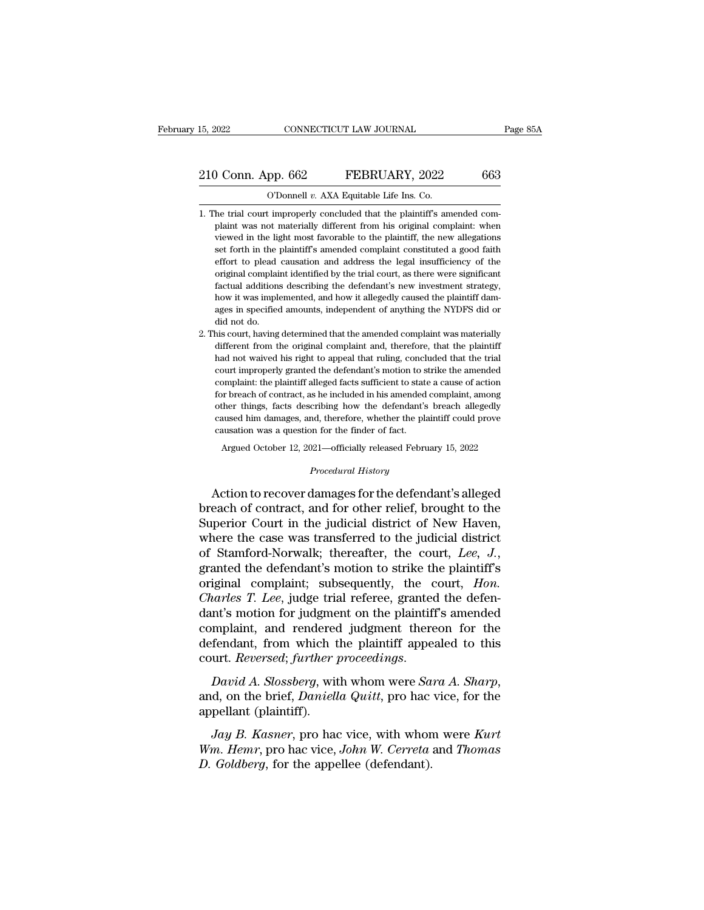1. The trial court improperly concluded that the plaintiff's amended complaint was not materially different from his original complaint: when viewed in the light most favorable to the plaintiff, the new allegations set forth in the plaintiff's amended complaint constituted a good faith effort to plead causation and address the legal insufficiency of the original complaint identified by the trial court, as there were significant factual additions describing the defendant's new investment strategy, how it was implemented, and how it allegedly caused the plaintiff damages in specified amounts, independent of anything the NYDFS did or did not do.
2. This court, having determined that the amended complaint was materially different from the original complaint and, therefore, that the plaintiff had not waived his right to appeal that ruling, concluded that the trial court improperly granted the defendant's motion to strike the amended complaint: the plaintiff alleged facts sufficient to state a cause of action for breach of contract, as he included in his amended complaint, among other things, facts describing how the defendant's breach allegedly caused him damages, and, therefore, whether the plaintiff could prove causation was a question for the finder of fact.

Argued October 12, 2021—officially released February 15, 2022

*Procedural History*

Action to recover damages for the defendant's alleged breach of contract, and for other relief, brought to the Superior Court in the judicial district of New Haven, where the case was transferred to the judicial district of Stamford-Norwalk; thereafter, the court, *Lee, J.*, granted the defendant's motion to strike the plaintiff's original complaint; subsequently, the court, *Hon. Charles T. Lee*, judge trial referee, granted the defendant's motion for judgment on the plaintiff's amended complaint, and rendered judgment thereon for the defendant, from which the plaintiff appealed to this court. *Reversed; further proceedings.*

*David A. Slossberg*, with whom were *Sara A. Sharp*, and, on the brief, *Daniella Quitt*, pro hac vice, for the appellant (plaintiff).

*Jay B. Kasner*, pro hac vice, with whom were *Kurt Wm. Hemr*, pro hac vice, *John W. Cerreta* and *Thomas D. Goldberg*, for the appellee (defendant).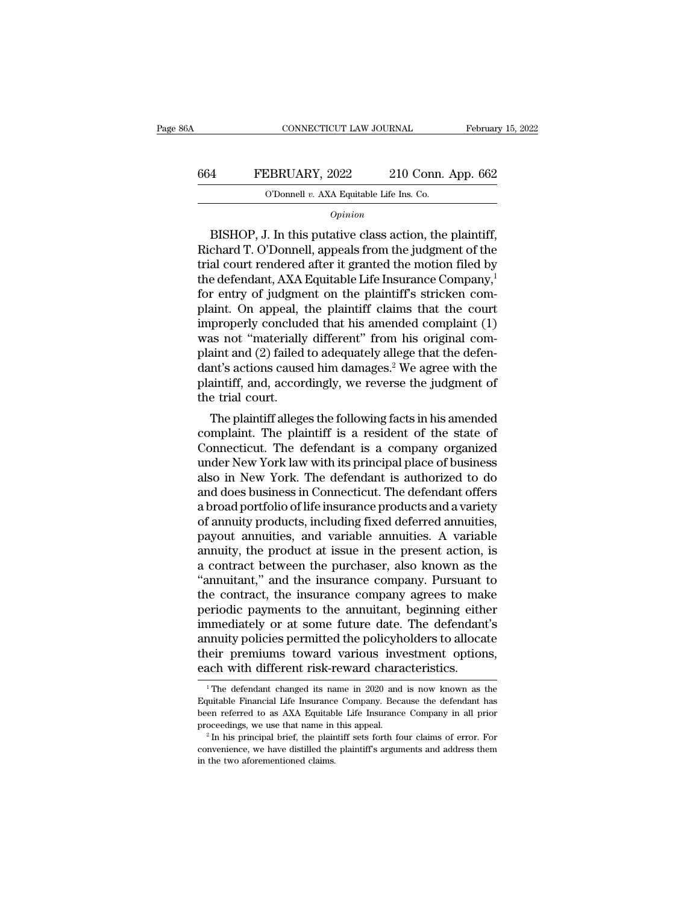*Opinion*

BISHOP, J. In this putative class action, the plaintiff, Richard T. O'Donnell, appeals from the judgment of the trial court rendered after it granted the motion filed by the defendant, AXA Equitable Life Insurance Company,[1] for entry of judgment on the plaintiff's stricken complaint. On appeal, the plaintiff claims that the court improperly concluded that his amended complaint (1) was not "materially different" from his original complaint and (2) failed to adequately allege that the defendant's actions caused him damages.[2] We agree with the plaintiff, and, accordingly, we reverse the judgment of the trial court.

The plaintiff alleges the following facts in his amended complaint. The plaintiff is a resident of the state of Connecticut. The defendant is a company organized under New York law with its principal place of business also in New York. The defendant is authorized to do and does business in Connecticut. The defendant offers a broad portfolio of life insurance products and a variety of annuity products, including fixed deferred annuities, payout annuities, and variable annuities. A variable annuity, the product at issue in the present action, is a contract between the purchaser, also known as the "annuitant," and the insurance company. Pursuant to the contract, the insurance company agrees to make periodic payments to the annuitant, beginning either immediately or at some future date. The defendant's annuity policies permitted the policyholders to allocate their premiums toward various investment options, each with different risk-reward characteristics.

[1] The defendant changed its name in 2020 and is now known as the Equitable Financial Life Insurance Company. Because the defendant has been referred to as AXA Equitable Life Insurance Company in all prior proceedings, we use that name in this appeal.

[2] In his principal brief, the plaintiff sets forth four claims of error. For convenience, we have distilled the plaintiff's arguments and address them in the two aforementioned claims.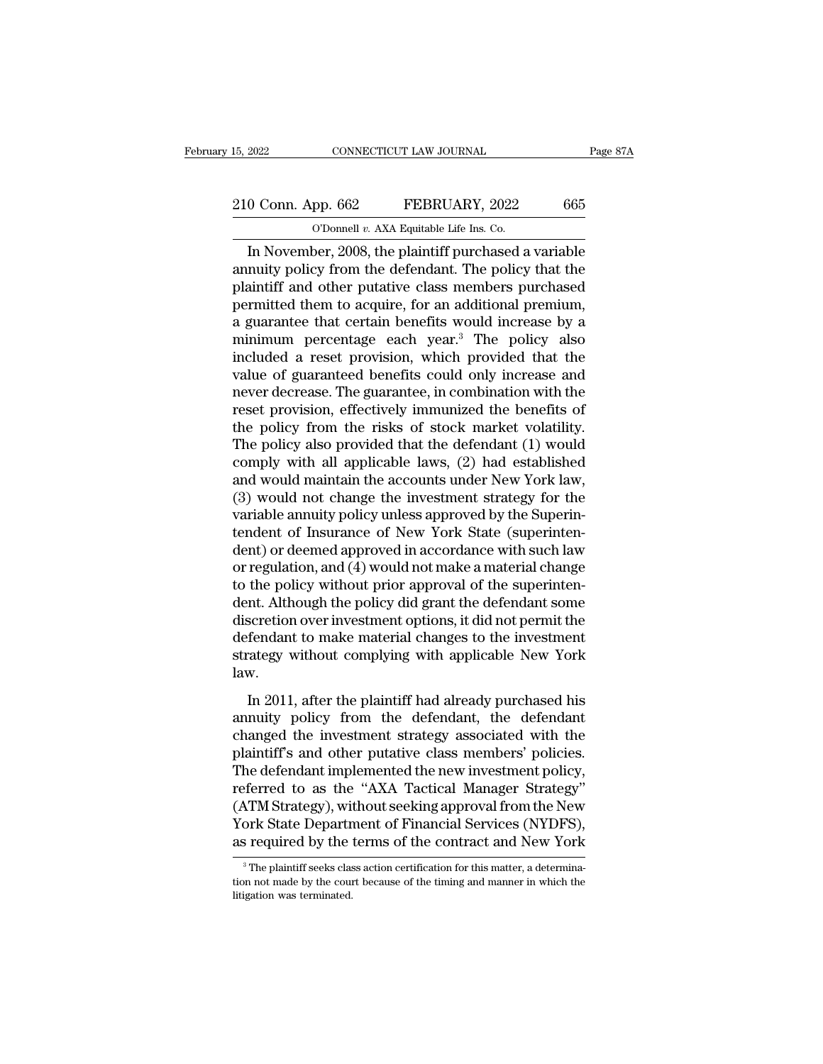In November, 2008, the plaintiff purchased a variable annuity policy from the defendant. The policy that the plaintiff and other putative class members purchased permitted them to acquire, for an additional premium, a guarantee that certain benefits would increase by a minimum percentage each year.[3] The policy also included a reset provision, which provided that the value of guaranteed benefits could only increase and never decrease. The guarantee, in combination with the reset provision, effectively immunized the benefits of the policy from the risks of stock market volatility. The policy also provided that the defendant (1) would comply with all applicable laws, (2) had established and would maintain the accounts under New York law, (3) would not change the investment strategy for the variable annuity policy unless approved by the Superintendent of Insurance of New York State (superintendent) or deemed approved in accordance with such law or regulation, and (4) would not make a material change to the policy without prior approval of the superintendent. Although the policy did grant the defendant some discretion over investment options, it did not permit the defendant to make material changes to the investment strategy without complying with applicable New York law.

In 2011, after the plaintiff had already purchased his annuity policy from the defendant, the defendant changed the investment strategy associated with the plaintiff's and other putative class members' policies. The defendant implemented the new investment policy, referred to as the "AXA Tactical Manager Strategy" (ATM Strategy), without seeking approval from the New York State Department of Financial Services (NYDFS), as required by the terms of the contract and New York

[3] The plaintiff seeks class action certification for this matter, a determination not made by the court because of the timing and manner in which the litigation was terminated.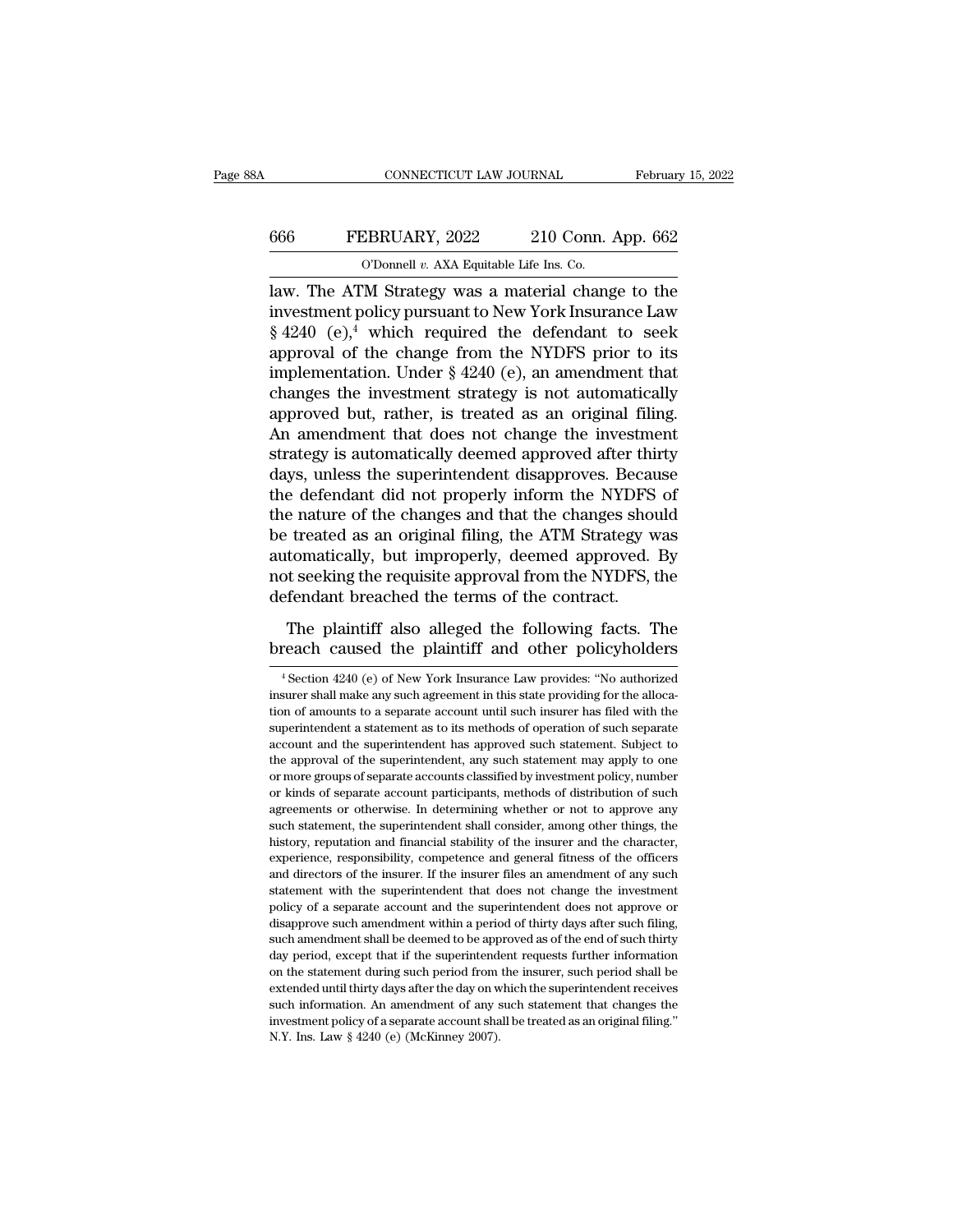law. The ATM Strategy was a material change to the investment policy pursuant to New York Insurance Law § 4240 (e),[4] which required the defendant to seek approval of the change from the NYDFS prior to its implementation. Under § 4240 (e), an amendment that changes the investment strategy is not automatically approved but, rather, is treated as an original filing. An amendment that does not change the investment strategy is automatically deemed approved after thirty days, unless the superintendent disapproves. Because the defendant did not properly inform the NYDFS of the nature of the changes and that the changes should be treated as an original filing, the ATM Strategy was automatically, but improperly, deemed approved. By not seeking the requisite approval from the NYDFS, the defendant breached the terms of the contract.

The plaintiff also alleged the following facts. The breach caused the plaintiff and other policyholders

---

[4] Section 4240 (e) of New York Insurance Law provides: "No authorized insurer shall make any such agreement in this state providing for the allocation of amounts to a separate account until such insurer has filed with the superintendent a statement as to its methods of operation of such separate account and the superintendent has approved such statement. Subject to the approval of the superintendent, any such statement may apply to one or more groups of separate accounts classified by investment policy, number or kinds of separate account participants, methods of distribution of such agreements or otherwise. In determining whether or not to approve any such statement, the superintendent shall consider, among other things, the history, reputation and financial stability of the insurer and the character, experience, responsibility, competence and general fitness of the officers and directors of the insurer. If the insurer files an amendment of any such statement with the superintendent that does not change the investment policy of a separate account and the superintendent does not approve or disapprove such amendment within a period of thirty days after such filing, such amendment shall be deemed to be approved as of the end of such thirty day period, except that if the superintendent requests further information on the statement during such period from the insurer, such period shall be extended until thirty days after the day on which the superintendent receives such information. An amendment of any such statement that changes the investment policy of a separate account shall be treated as an original filing." N.Y. Ins. Law § 4240 (e) (McKinney 2007).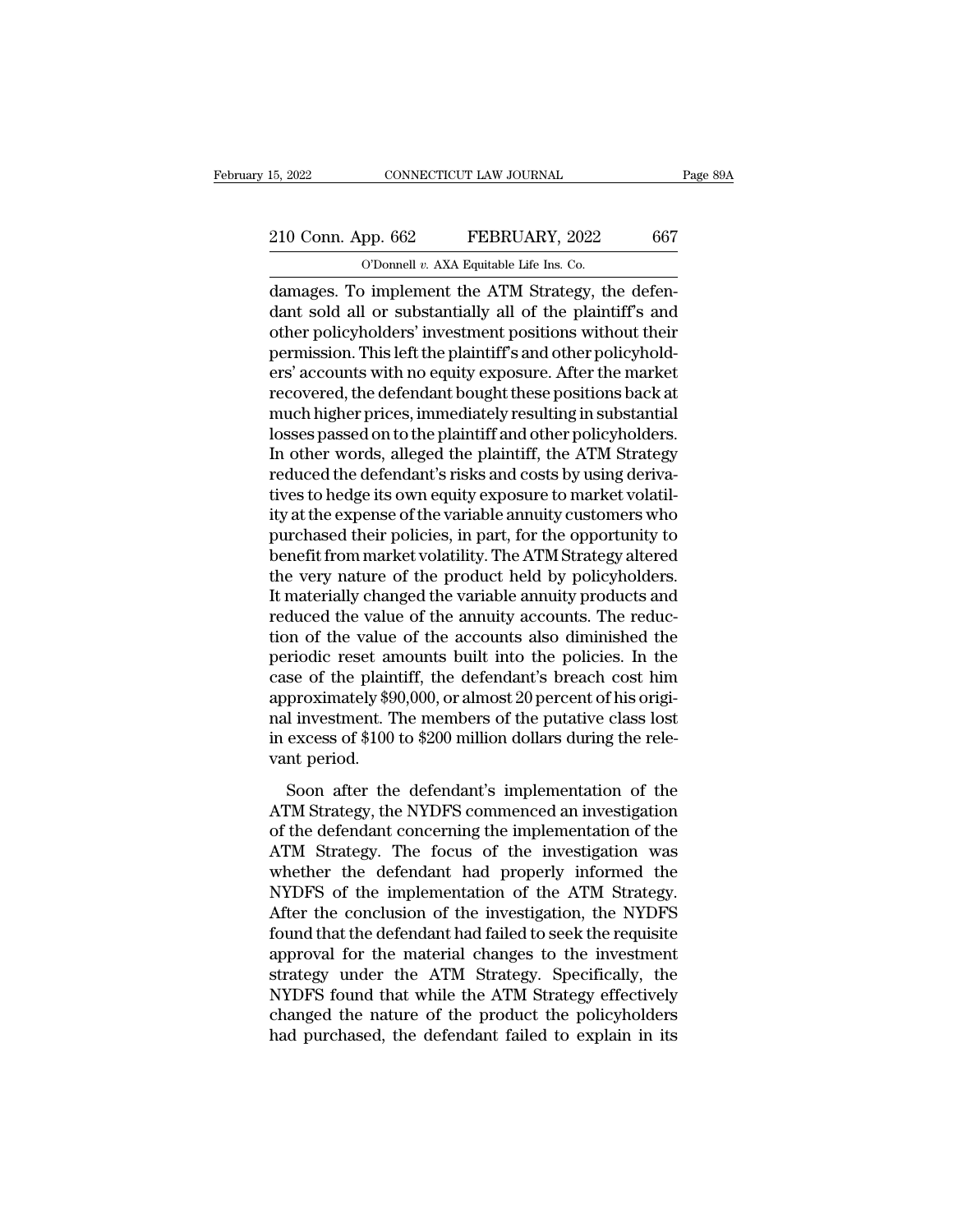damages. To implement the ATM Strategy, the defendant sold all or substantially all of the plaintiff's and other policyholders' investment positions without their permission. This left the plaintiff's and other policyholders' accounts with no equity exposure. After the market recovered, the defendant bought these positions back at much higher prices, immediately resulting in substantial losses passed on to the plaintiff and other policyholders. In other words, alleged the plaintiff, the ATM Strategy reduced the defendant's risks and costs by using derivatives to hedge its own equity exposure to market volatility at the expense of the variable annuity customers who purchased their policies, in part, for the opportunity to benefit from market volatility. The ATM Strategy altered the very nature of the product held by policyholders. It materially changed the variable annuity products and reduced the value of the annuity accounts. The reduction of the value of the accounts also diminished the periodic reset amounts built into the policies. In the case of the plaintiff, the defendant's breach cost him approximately $90,000, or almost 20 percent of his original investment. The members of the putative class lost in excess of $100 to $200 million dollars during the relevant period.

Soon after the defendant's implementation of the ATM Strategy, the NYDFS commenced an investigation of the defendant concerning the implementation of the ATM Strategy. The focus of the investigation was whether the defendant had properly informed the NYDFS of the implementation of the ATM Strategy. After the conclusion of the investigation, the NYDFS found that the defendant had failed to seek the requisite approval for the material changes to the investment strategy under the ATM Strategy. Specifically, the NYDFS found that while the ATM Strategy effectively changed the nature of the product the policyholders had purchased, the defendant failed to explain in its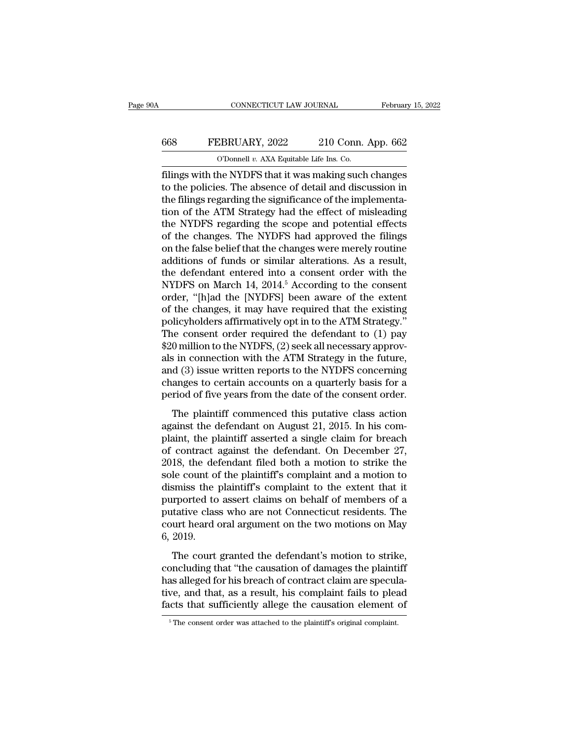filings with the NYDFS that it was making such changes to the policies. The absence of detail and discussion in the filings regarding the significance of the implementation of the ATM Strategy had the effect of misleading the NYDFS regarding the scope and potential effects of the changes. The NYDFS had approved the filings on the false belief that the changes were merely routine additions of funds or similar alterations. As a result, the defendant entered into a consent order with the NYDFS on March 14, 2014.[5] According to the consent order, "[h]ad the [NYDFS] been aware of the extent of the changes, it may have required that the existing policyholders affirmatively opt in to the ATM Strategy." The consent order required the defendant to (1) pay $20 million to the NYDFS, (2) seek all necessary approvals in connection with the ATM Strategy in the future, and (3) issue written reports to the NYDFS concerning changes to certain accounts on a quarterly basis for a period of five years from the date of the consent order.

The plaintiff commenced this putative class action against the defendant on August 21, 2015. In his complaint, the plaintiff asserted a single claim for breach of contract against the defendant. On December 27, 2018, the defendant filed both a motion to strike the sole count of the plaintiff's complaint and a motion to dismiss the plaintiff's complaint to the extent that it purported to assert claims on behalf of members of a putative class who are not Connecticut residents. The court heard oral argument on the two motions on May 6, 2019.

The court granted the defendant's motion to strike, concluding that "the causation of damages the plaintiff has alleged for his breach of contract claim are speculative, and that, as a result, his complaint fails to plead facts that sufficiently allege the causation element of

[5] The consent order was attached to the plaintiff's original complaint.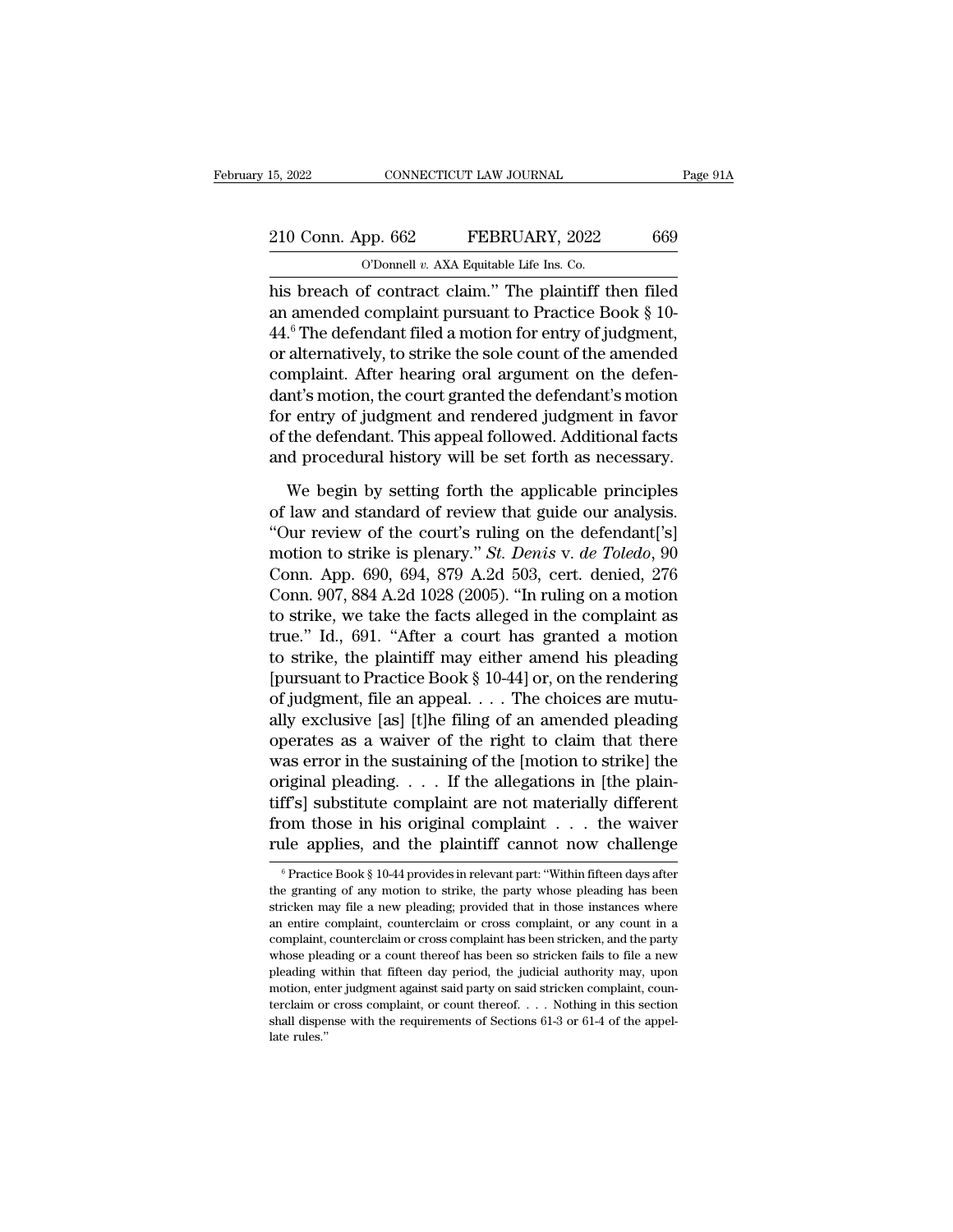his breach of contract claim." The plaintiff then filed an amended complaint pursuant to Practice Book § 10-44.[6] The defendant filed a motion for entry of judgment, or alternatively, to strike the sole count of the amended complaint. After hearing oral argument on the defendant's motion, the court granted the defendant's motion for entry of judgment and rendered judgment in favor of the defendant. This appeal followed. Additional facts and procedural history will be set forth as necessary.

We begin by setting forth the applicable principles of law and standard of review that guide our analysis. "Our review of the court's ruling on the defendant['s] motion to strike is plenary." *St. Denis* v. *de Toledo*, 90 Conn. App. 690, 694, 879 A.2d 503, cert. denied, 276 Conn. 907, 884 A.2d 1028 (2005). "In ruling on a motion to strike, we take the facts alleged in the complaint as true." Id., 691. "After a court has granted a motion to strike, the plaintiff may either amend his pleading [pursuant to Practice Book § 10-44] or, on the rendering of judgment, file an appeal. . . . The choices are mutually exclusive [as] [t]he filing of an amended pleading operates as a waiver of the right to claim that there was error in the sustaining of the [motion to strike] the original pleading. . . . If the allegations in [the plaintiff's] substitute complaint are not materially different from those in his original complaint . . . the waiver rule applies, and the plaintiff cannot now challenge

[6] Practice Book § 10-44 provides in relevant part: "Within fifteen days after the granting of any motion to strike, the party whose pleading has been stricken may file a new pleading; provided that in those instances where an entire complaint, counterclaim or cross complaint, or any count in a complaint, counterclaim or cross complaint has been stricken, and the party whose pleading or a count thereof has been so stricken fails to file a new pleading within that fifteen day period, the judicial authority may, upon motion, enter judgment against said party on said stricken complaint, counterclaim or cross complaint, or count thereof. . . . Nothing in this section shall dispense with the requirements of Sections 61-3 or 61-4 of the appellate rules."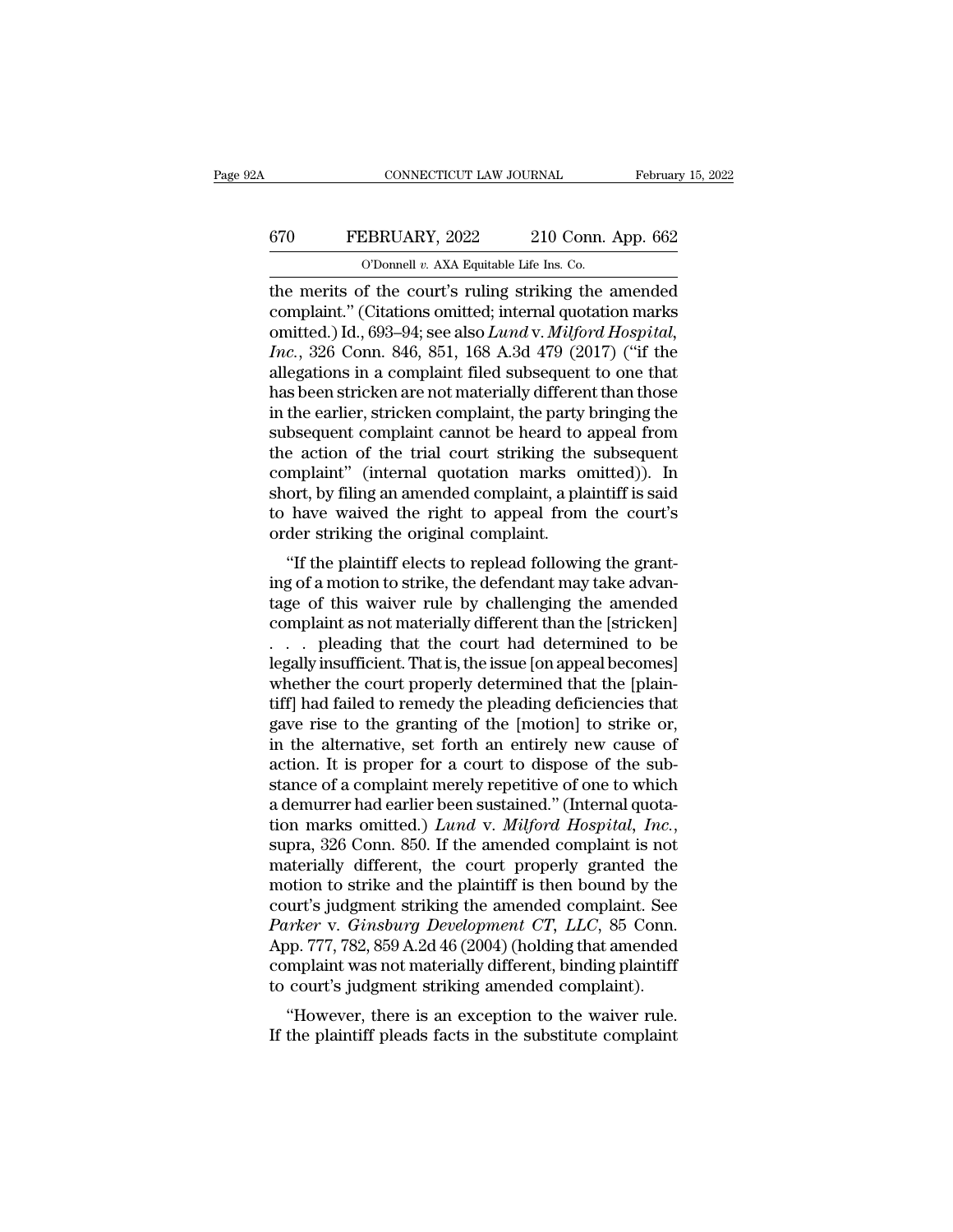the merits of the court's ruling striking the amended complaint." (Citations omitted; internal quotation marks omitted.) Id., 693–94; see also *Lund* v. *Milford Hospital, Inc.*, 326 Conn. 846, 851, 168 A.3d 479 (2017) ("if the allegations in a complaint filed subsequent to one that has been stricken are not materially different than those in the earlier, stricken complaint, the party bringing the subsequent complaint cannot be heard to appeal from the action of the trial court striking the subsequent complaint" (internal quotation marks omitted)). In short, by filing an amended complaint, a plaintiff is said to have waived the right to appeal from the court's order striking the original complaint.

"If the plaintiff elects to replead following the granting of a motion to strike, the defendant may take advantage of this waiver rule by challenging the amended complaint as not materially different than the [stricken] . . . pleading that the court had determined to be legally insufficient. That is, the issue [on appeal becomes] whether the court properly determined that the [plaintiff] had failed to remedy the pleading deficiencies that gave rise to the granting of the [motion] to strike or, in the alternative, set forth an entirely new cause of action. It is proper for a court to dispose of the substance of a complaint merely repetitive of one to which a demurrer had earlier been sustained." (Internal quotation marks omitted.) *Lund* v. *Milford Hospital, Inc.*, supra, 326 Conn. 850. If the amended complaint is not materially different, the court properly granted the motion to strike and the plaintiff is then bound by the court's judgment striking the amended complaint. See *Parker* v. *Ginsburg Development CT, LLC*, 85 Conn. App. 777, 782, 859 A.2d 46 (2004) (holding that amended complaint was not materially different, binding plaintiff to court's judgment striking amended complaint).

"However, there is an exception to the waiver rule. If the plaintiff pleads facts in the substitute complaint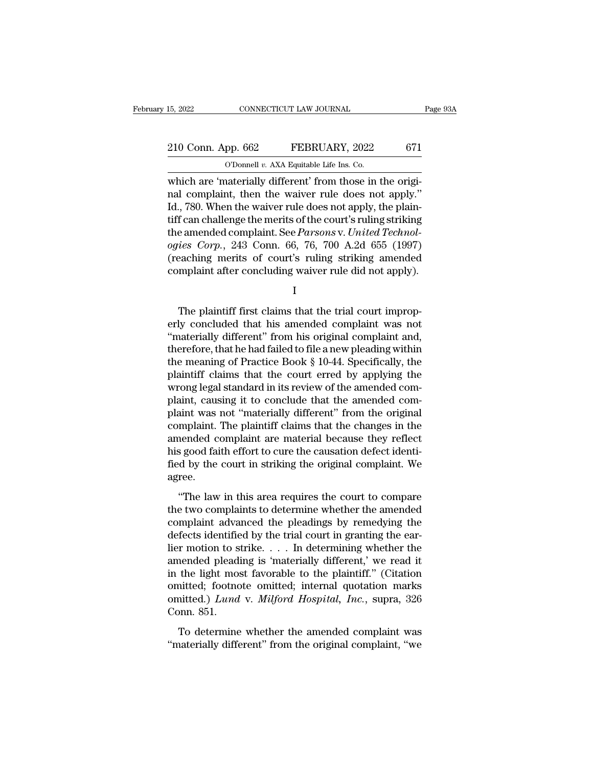which are 'materially different' from those in the original complaint, then the waiver rule does not apply." Id., 780. When the waiver rule does not apply, the plaintiff can challenge the merits of the court's ruling striking the amended complaint. See *Parsons* v. *United Technologies Corp.*, 243 Conn. 66, 76, 700 A.2d 655 (1997) (reaching merits of court's ruling striking amended complaint after concluding waiver rule did not apply).

I

The plaintiff first claims that the trial court improperly concluded that his amended complaint was not "materially different" from his original complaint and, therefore, that he had failed to file a new pleading within the meaning of Practice Book § 10-44. Specifically, the plaintiff claims that the court erred by applying the wrong legal standard in its review of the amended complaint, causing it to conclude that the amended complaint was not "materially different" from the original complaint. The plaintiff claims that the changes in the amended complaint are material because they reflect his good faith effort to cure the causation defect identified by the court in striking the original complaint. We agree.

"The law in this area requires the court to compare the two complaints to determine whether the amended complaint advanced the pleadings by remedying the defects identified by the trial court in granting the earlier motion to strike. . . . In determining whether the amended pleading is 'materially different,' we read it in the light most favorable to the plaintiff." (Citation omitted; footnote omitted; internal quotation marks omitted.) *Lund* v. *Milford Hospital, Inc.*, supra, 326 Conn. 851.

To determine whether the amended complaint was "materially different" from the original complaint, "we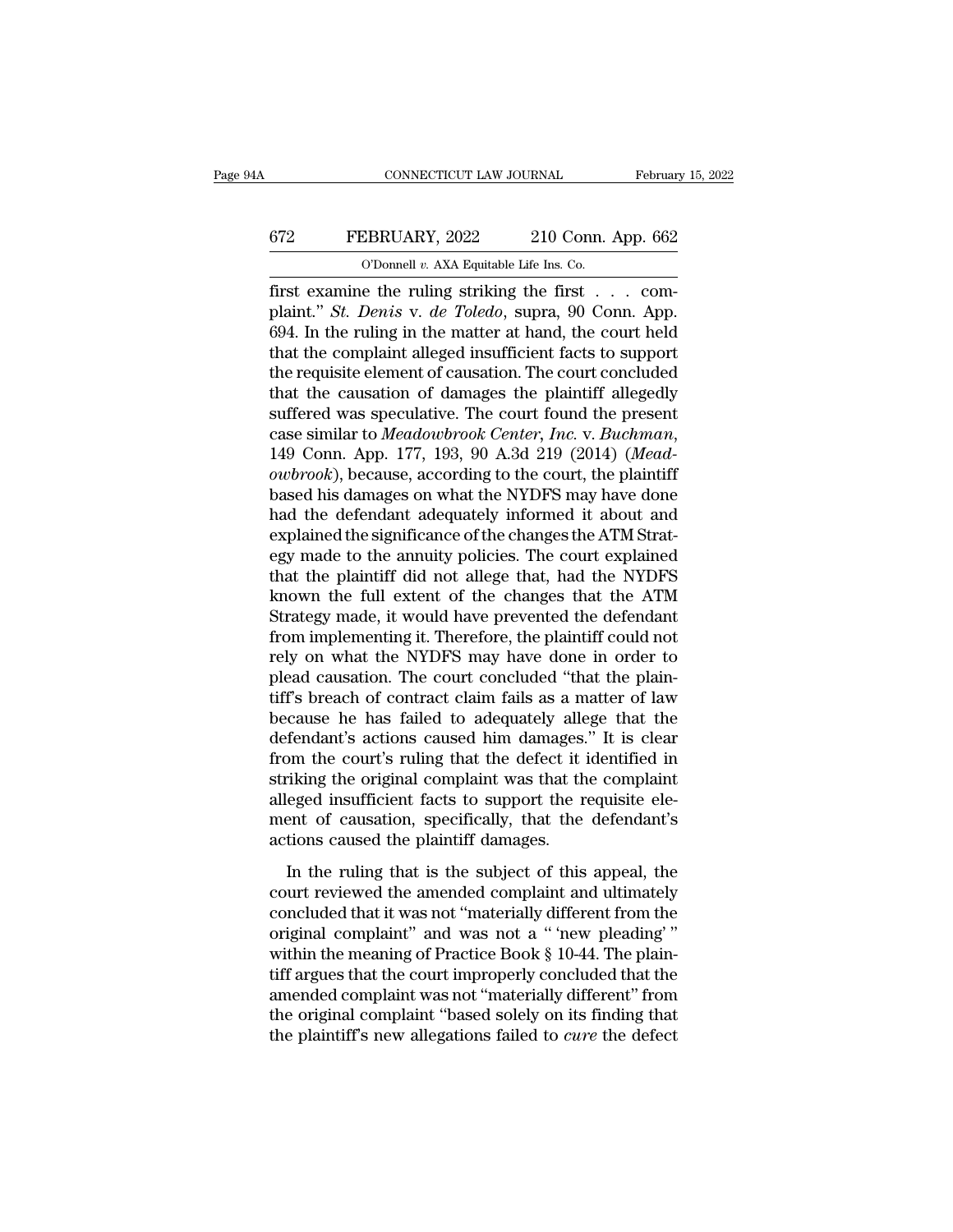first examine the ruling striking the first . . . complaint." *St. Denis* v. *de Toledo*, supra, 90 Conn. App. 694. In the ruling in the matter at hand, the court held that the complaint alleged insufficient facts to support the requisite element of causation. The court concluded that the causation of damages the plaintiff allegedly suffered was speculative. The court found the present case similar to *Meadowbrook Center, Inc.* v. *Buchman*, 149 Conn. App. 177, 193, 90 A.3d 219 (2014) (*Meadowbrook*), because, according to the court, the plaintiff based his damages on what the NYDFS may have done had the defendant adequately informed it about and explained the significance of the changes the ATM Strategy made to the annuity policies. The court explained that the plaintiff did not allege that, had the NYDFS known the full extent of the changes that the ATM Strategy made, it would have prevented the defendant from implementing it. Therefore, the plaintiff could not rely on what the NYDFS may have done in order to plead causation. The court concluded "that the plaintiff's breach of contract claim fails as a matter of law because he has failed to adequately allege that the defendant's actions caused him damages." It is clear from the court's ruling that the defect it identified in striking the original complaint was that the complaint alleged insufficient facts to support the requisite element of causation, specifically, that the defendant's actions caused the plaintiff damages.

In the ruling that is the subject of this appeal, the court reviewed the amended complaint and ultimately concluded that it was not "materially different from the original complaint" and was not a " 'new pleading' " within the meaning of Practice Book § 10-44. The plaintiff argues that the court improperly concluded that the amended complaint was not "materially different" from the original complaint "based solely on its finding that the plaintiff's new allegations failed to *cure* the defect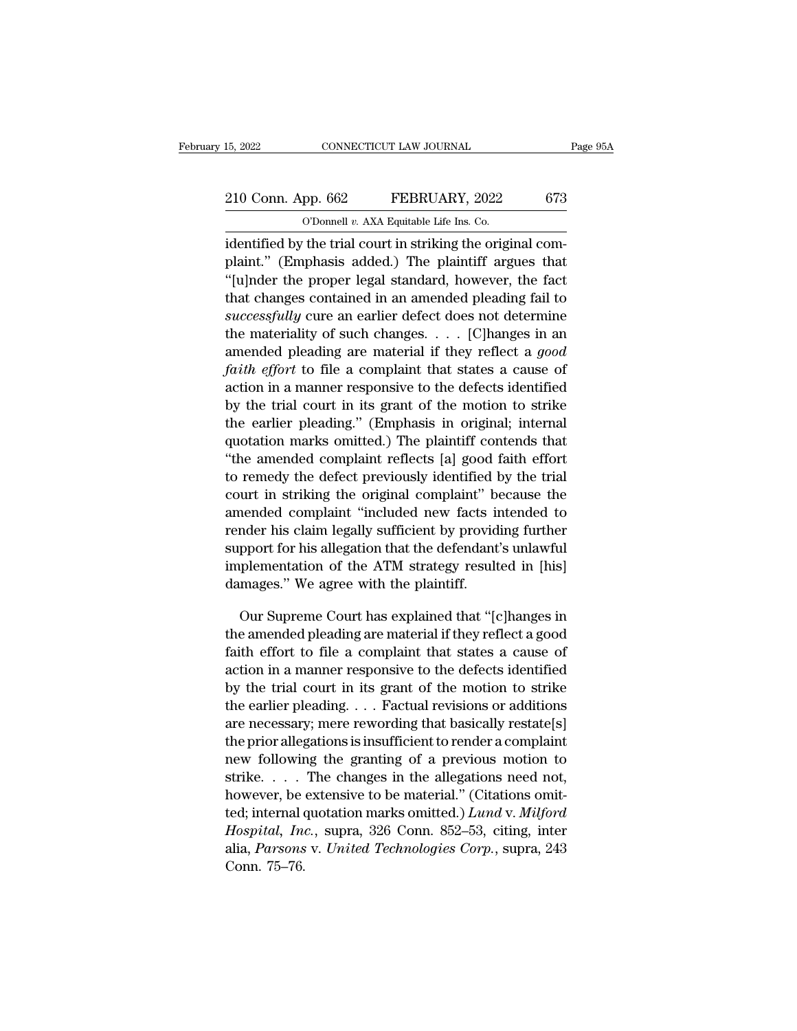identified by the trial court in striking the original complaint." (Emphasis added.) The plaintiff argues that "[u]nder the proper legal standard, however, the fact that changes contained in an amended pleading fail to *successfully* cure an earlier defect does not determine the materiality of such changes. . . . [C]hanges in an amended pleading are material if they reflect a *good faith effort* to file a complaint that states a cause of action in a manner responsive to the defects identified by the trial court in its grant of the motion to strike the earlier pleading." (Emphasis in original; internal quotation marks omitted.) The plaintiff contends that "the amended complaint reflects [a] good faith effort to remedy the defect previously identified by the trial court in striking the original complaint" because the amended complaint "included new facts intended to render his claim legally sufficient by providing further support for his allegation that the defendant's unlawful implementation of the ATM strategy resulted in [his] damages." We agree with the plaintiff.

Our Supreme Court has explained that "[c]hanges in the amended pleading are material if they reflect a good faith effort to file a complaint that states a cause of action in a manner responsive to the defects identified by the trial court in its grant of the motion to strike the earlier pleading. . . . Factual revisions or additions are necessary; mere rewording that basically restate[s] the prior allegations is insufficient to render a complaint new following the granting of a previous motion to strike. . . . The changes in the allegations need not, however, be extensive to be material." (Citations omitted; internal quotation marks omitted.) *Lund* v. *Milford Hospital, Inc.*, supra, 326 Conn. 852–53, citing, inter alia, *Parsons* v. *United Technologies Corp.*, supra, 243 Conn. 75–76.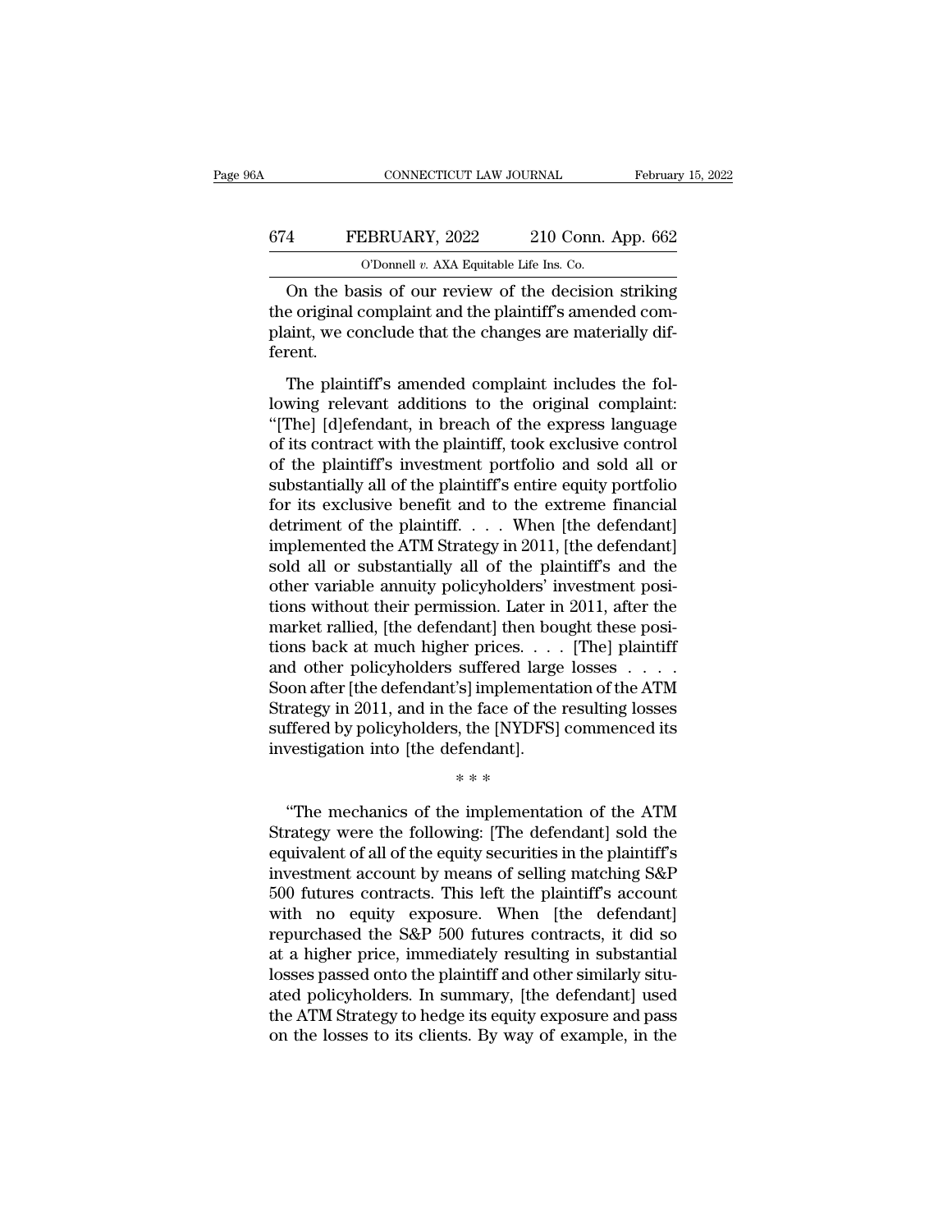On the basis of our review of the decision striking the original complaint and the plaintiff's amended complaint, we conclude that the changes are materially different.

The plaintiff's amended complaint includes the following relevant additions to the original complaint: "[The] [d]efendant, in breach of the express language of its contract with the plaintiff, took exclusive control of the plaintiff's investment portfolio and sold all or substantially all of the plaintiff's entire equity portfolio for its exclusive benefit and to the extreme financial detriment of the plaintiff. . . . When [the defendant] implemented the ATM Strategy in 2011, [the defendant] sold all or substantially all of the plaintiff's and the other variable annuity policyholders' investment positions without their permission. Later in 2011, after the market rallied, [the defendant] then bought these positions back at much higher prices. . . . [The] plaintiff and other policyholders suffered large losses . . . . Soon after [the defendant's] implementation of the ATM Strategy in 2011, and in the face of the resulting losses suffered by policyholders, the [NYDFS] commenced its investigation into [the defendant].

\* \* \*

"The mechanics of the implementation of the ATM Strategy were the following: [The defendant] sold the equivalent of all of the equity securities in the plaintiff's investment account by means of selling matching S&P 500 futures contracts. This left the plaintiff's account with no equity exposure. When [the defendant] repurchased the S&P 500 futures contracts, it did so at a higher price, immediately resulting in substantial losses passed onto the plaintiff and other similarly situated policyholders. In summary, [the defendant] used the ATM Strategy to hedge its equity exposure and pass on the losses to its clients. By way of example, in the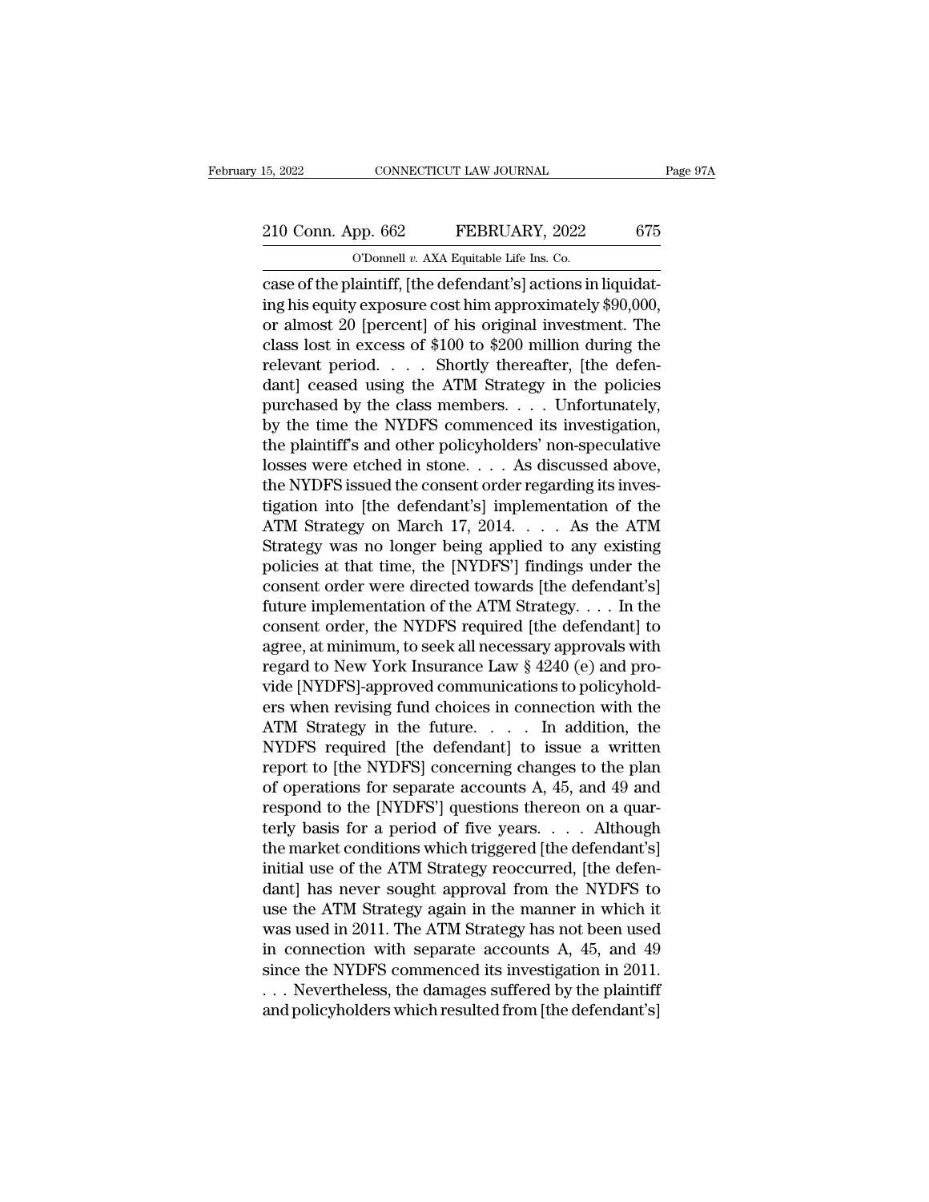case of the plaintiff, [the defendant's] actions in liquidating his equity exposure cost him approximately $90,000, or almost 20 [percent] of his original investment. The class lost in excess of $100 to $200 million during the relevant period. . . . Shortly thereafter, [the defendant] ceased using the ATM Strategy in the policies purchased by the class members. . . . Unfortunately, by the time the NYDFS commenced its investigation, the plaintiff's and other policyholders' non-speculative losses were etched in stone. . . . As discussed above, the NYDFS issued the consent order regarding its investigation into [the defendant's] implementation of the ATM Strategy on March 17, 2014. . . . As the ATM Strategy was no longer being applied to any existing policies at that time, the [NYDFS'] findings under the consent order were directed towards [the defendant's] future implementation of the ATM Strategy. . . . In the consent order, the NYDFS required [the defendant] to agree, at minimum, to seek all necessary approvals with regard to New York Insurance Law § 4240 (e) and provide [NYDFS]-approved communications to policyholders when revising fund choices in connection with the ATM Strategy in the future. . . . In addition, the NYDFS required [the defendant] to issue a written report to [the NYDFS] concerning changes to the plan of operations for separate accounts A, 45, and 49 and respond to the [NYDFS'] questions thereon on a quarterly basis for a period of five years. . . . Although the market conditions which triggered [the defendant's] initial use of the ATM Strategy reoccurred, [the defendant] has never sought approval from the NYDFS to use the ATM Strategy again in the manner in which it was used in 2011. The ATM Strategy has not been used in connection with separate accounts A, 45, and 49 since the NYDFS commenced its investigation in 2011. . . . Nevertheless, the damages suffered by the plaintiff and policyholders which resulted from [the defendant's]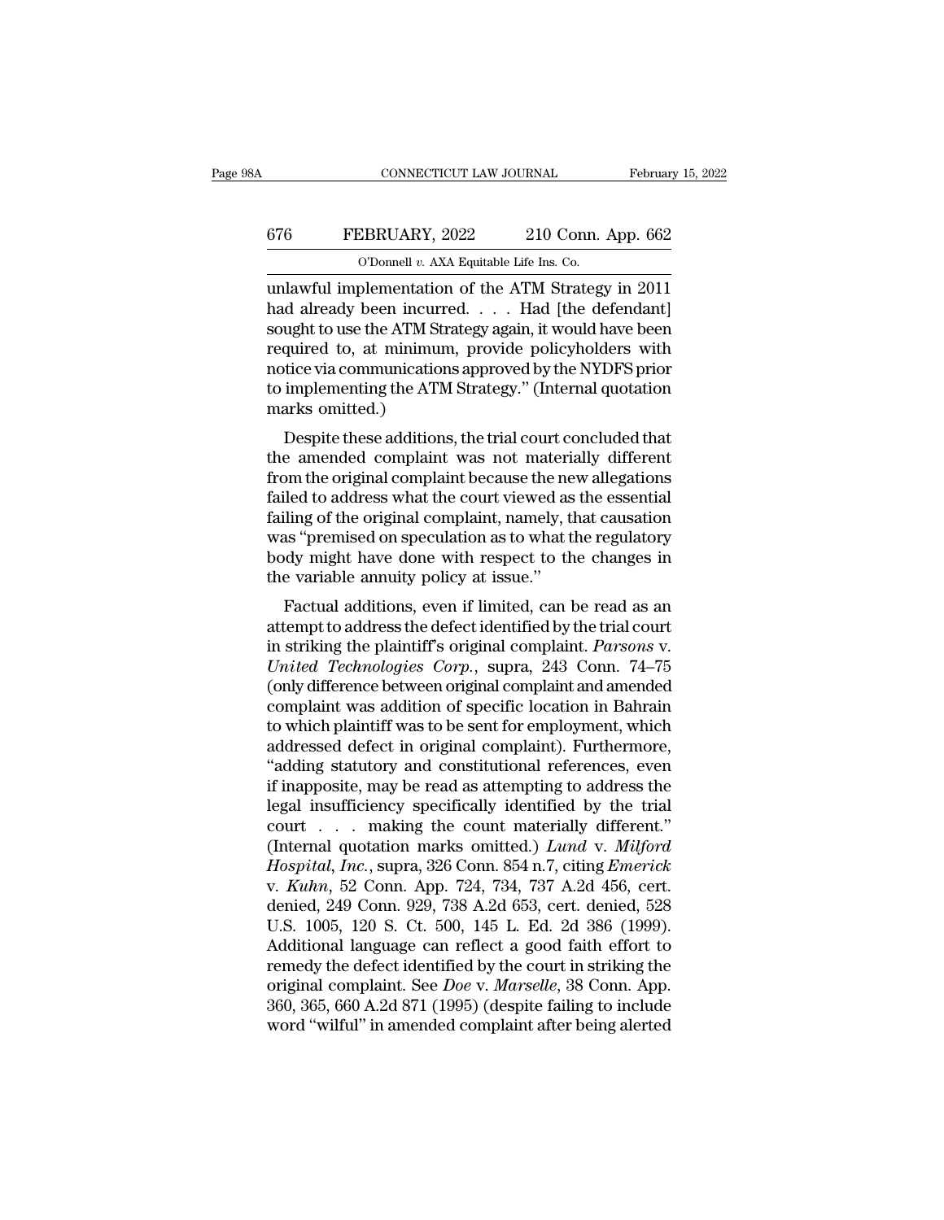unlawful implementation of the ATM Strategy in 2011 had already been incurred. . . . Had [the defendant] sought to use the ATM Strategy again, it would have been required to, at minimum, provide policyholders with notice via communications approved by the NYDFS prior to implementing the ATM Strategy." (Internal quotation marks omitted.)

Despite these additions, the trial court concluded that the amended complaint was not materially different from the original complaint because the new allegations failed to address what the court viewed as the essential failing of the original complaint, namely, that causation was "premised on speculation as to what the regulatory body might have done with respect to the changes in the variable annuity policy at issue."

Factual additions, even if limited, can be read as an attempt to address the defect identified by the trial court in striking the plaintiff's original complaint. *Parsons* v. *United Technologies Corp.*, supra, 243 Conn. 74–75 (only difference between original complaint and amended complaint was addition of specific location in Bahrain to which plaintiff was to be sent for employment, which addressed defect in original complaint). Furthermore, "adding statutory and constitutional references, even if inapposite, may be read as attempting to address the legal insufficiency specifically identified by the trial court . . . making the count materially different." (Internal quotation marks omitted.) *Lund* v. *Milford Hospital, Inc.*, supra, 326 Conn. 854 n.7, citing *Emerick* v. *Kuhn*, 52 Conn. App. 724, 734, 737 A.2d 456, cert. denied, 249 Conn. 929, 738 A.2d 653, cert. denied, 528 U.S. 1005, 120 S. Ct. 500, 145 L. Ed. 2d 386 (1999). Additional language can reflect a good faith effort to remedy the defect identified by the court in striking the original complaint. See *Doe* v. *Marselle*, 38 Conn. App. 360, 365, 660 A.2d 871 (1995) (despite failing to include word "wilful" in amended complaint after being alerted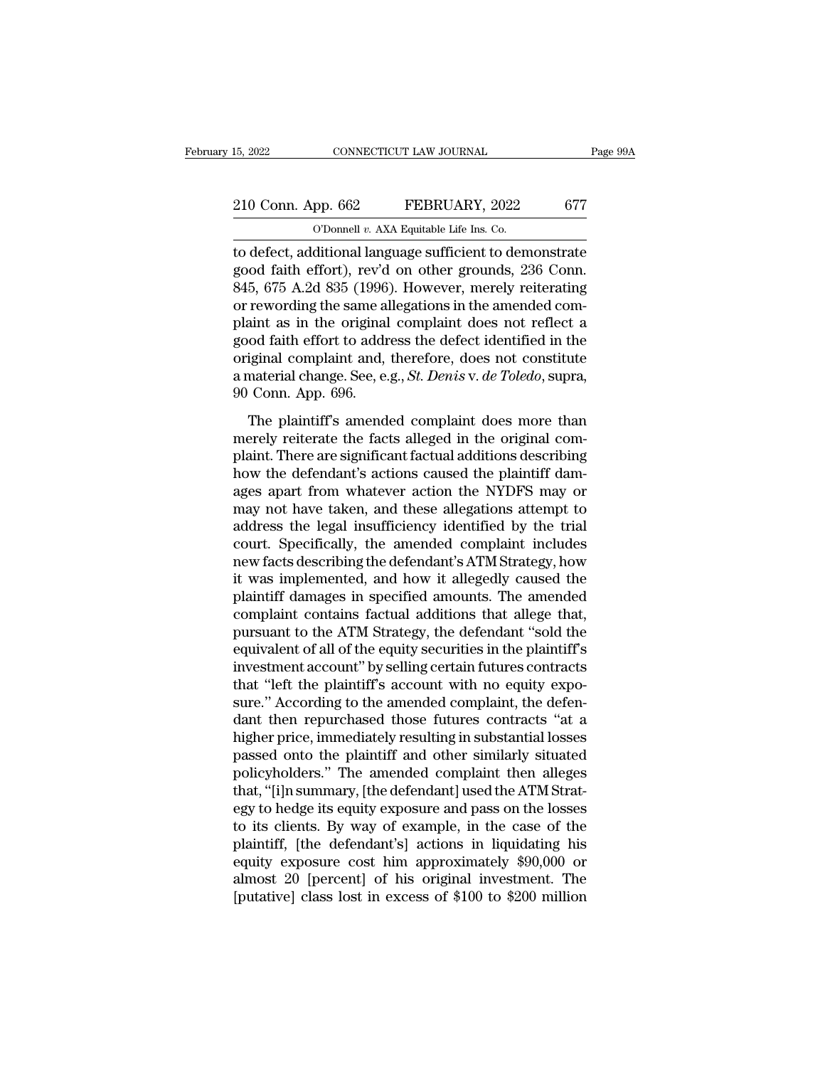to defect, additional language sufficient to demonstrate good faith effort), rev'd on other grounds, 236 Conn. 845, 675 A.2d 835 (1996). However, merely reiterating or rewording the same allegations in the amended complaint as in the original complaint does not reflect a good faith effort to address the defect identified in the original complaint and, therefore, does not constitute a material change. See, e.g., *St. Denis* v. *de Toledo*, supra, 90 Conn. App. 696.

The plaintiff's amended complaint does more than merely reiterate the facts alleged in the original complaint. There are significant factual additions describing how the defendant's actions caused the plaintiff damages apart from whatever action the NYDFS may or may not have taken, and these allegations attempt to address the legal insufficiency identified by the trial court. Specifically, the amended complaint includes new facts describing the defendant's ATM Strategy, how it was implemented, and how it allegedly caused the plaintiff damages in specified amounts. The amended complaint contains factual additions that allege that, pursuant to the ATM Strategy, the defendant "sold the equivalent of all of the equity securities in the plaintiff's investment account" by selling certain futures contracts that "left the plaintiff's account with no equity exposure." According to the amended complaint, the defendant then repurchased those futures contracts "at a higher price, immediately resulting in substantial losses passed onto the plaintiff and other similarly situated policyholders." The amended complaint then alleges that, "[i]n summary, [the defendant] used the ATM Strategy to hedge its equity exposure and pass on the losses to its clients. By way of example, in the case of the plaintiff, [the defendant's] actions in liquidating his equity exposure cost him approximately $90,000 or almost 20 [percent] of his original investment. The [putative] class lost in excess of $100 to $200 million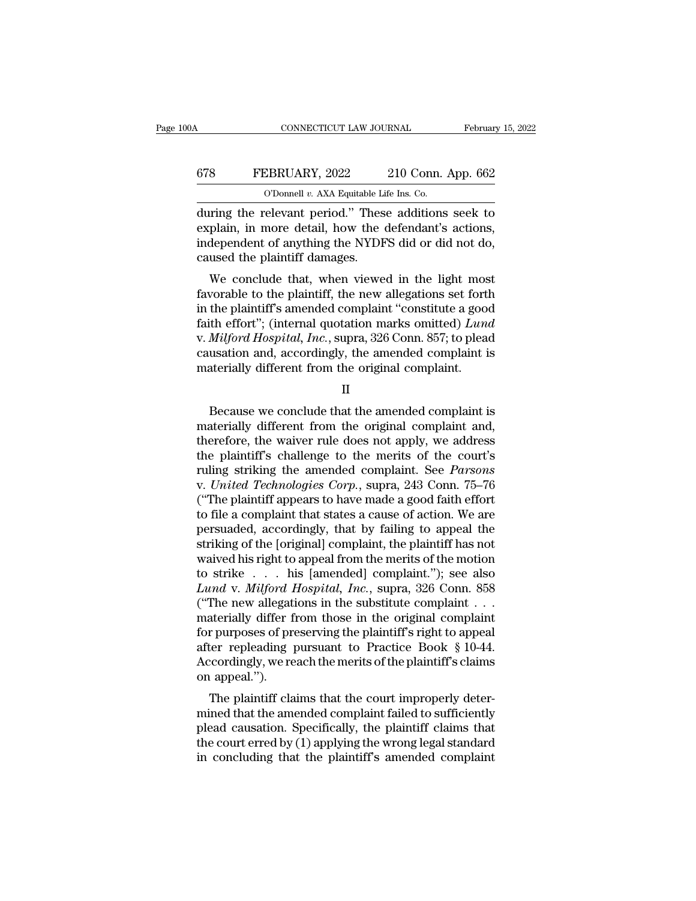during the relevant period." These additions seek to explain, in more detail, how the defendant's actions, independent of anything the NYDFS did or did not do, caused the plaintiff damages.

We conclude that, when viewed in the light most favorable to the plaintiff, the new allegations set forth in the plaintiff's amended complaint "constitute a good faith effort"; (internal quotation marks omitted) *Lund* v. *Milford Hospital, Inc.*, supra, 326 Conn. 857; to plead causation and, accordingly, the amended complaint is materially different from the original complaint.

II

Because we conclude that the amended complaint is materially different from the original complaint and, therefore, the waiver rule does not apply, we address the plaintiff's challenge to the merits of the court's ruling striking the amended complaint. See *Parsons* v. *United Technologies Corp.*, supra, 243 Conn. 75–76 ("The plaintiff appears to have made a good faith effort to file a complaint that states a cause of action. We are persuaded, accordingly, that by failing to appeal the striking of the [original] complaint, the plaintiff has not waived his right to appeal from the merits of the motion to strike . . . his [amended] complaint."); see also *Lund* v. *Milford Hospital, Inc.*, supra, 326 Conn. 858 ("The new allegations in the substitute complaint . . . materially differ from those in the original complaint for purposes of preserving the plaintiff's right to appeal after repleading pursuant to Practice Book § 10-44. Accordingly, we reach the merits of the plaintiff's claims on appeal.").

The plaintiff claims that the court improperly determined that the amended complaint failed to sufficiently plead causation. Specifically, the plaintiff claims that the court erred by (1) applying the wrong legal standard in concluding that the plaintiff's amended complaint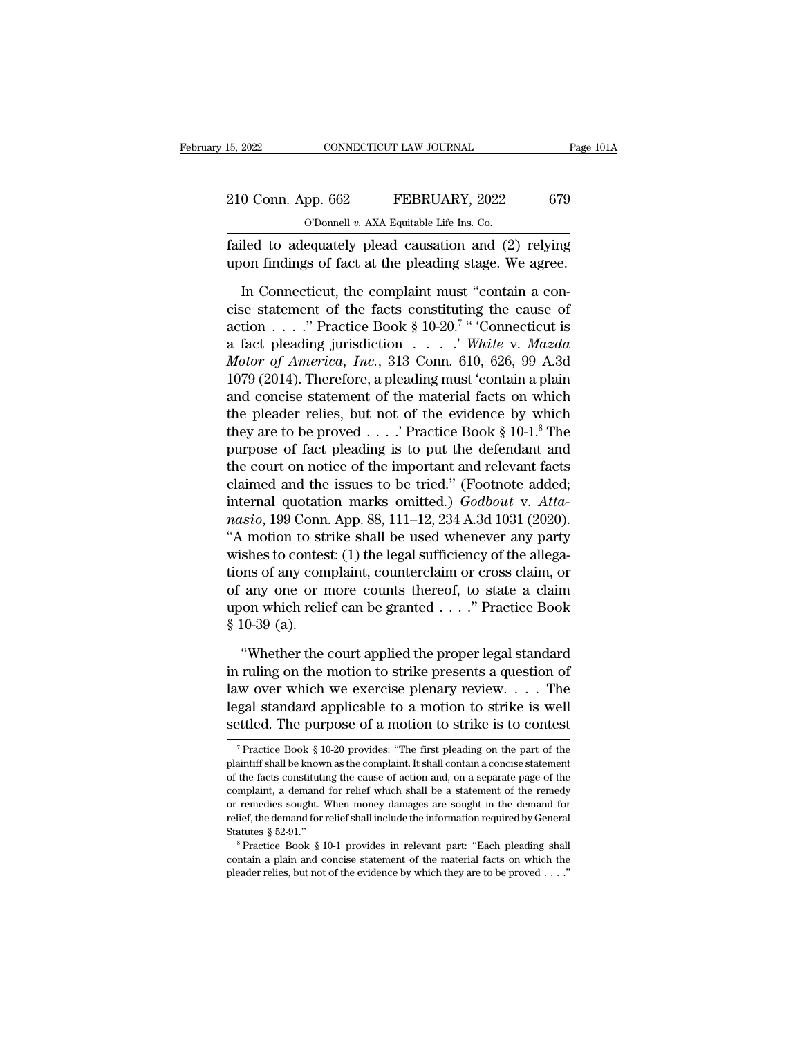failed to adequately plead causation and (2) relying upon findings of fact at the pleading stage. We agree.

In Connecticut, the complaint must "contain a concise statement of the facts constituting the cause of action . . . ." Practice Book § 10-20.[7] " 'Connecticut is a fact pleading jurisdiction . . . .' *White* v. *Mazda Motor of America, Inc.*, 313 Conn. 610, 626, 99 A.3d 1079 (2014). Therefore, a pleading must 'contain a plain and concise statement of the material facts on which the pleader relies, but not of the evidence by which they are to be proved . . . .' Practice Book § 10-1.[8] The purpose of fact pleading is to put the defendant and the court on notice of the important and relevant facts claimed and the issues to be tried." (Footnote added; internal quotation marks omitted.) *Godbout* v. *Attanasio*, 199 Conn. App. 88, 111–12, 234 A.3d 1031 (2020). "A motion to strike shall be used whenever any party wishes to contest: (1) the legal sufficiency of the allegations of any complaint, counterclaim or cross claim, or of any one or more counts thereof, to state a claim upon which relief can be granted . . . ." Practice Book § 10-39 (a).

"Whether the court applied the proper legal standard in ruling on the motion to strike presents a question of law over which we exercise plenary review. . . . The legal standard applicable to a motion to strike is well settled. The purpose of a motion to strike is to contest

---

[7] Practice Book § 10-20 provides: "The first pleading on the part of the plaintiff shall be known as the complaint. It shall contain a concise statement of the facts constituting the cause of action and, on a separate page of the complaint, a demand for relief which shall be a statement of the remedy or remedies sought. When money damages are sought in the demand for relief, the demand for relief shall include the information required by General Statutes § 52-91."

[8] Practice Book § 10-1 provides in relevant part: "Each pleading shall contain a plain and concise statement of the material facts on which the pleader relies, but not of the evidence by which they are to be proved . . . ."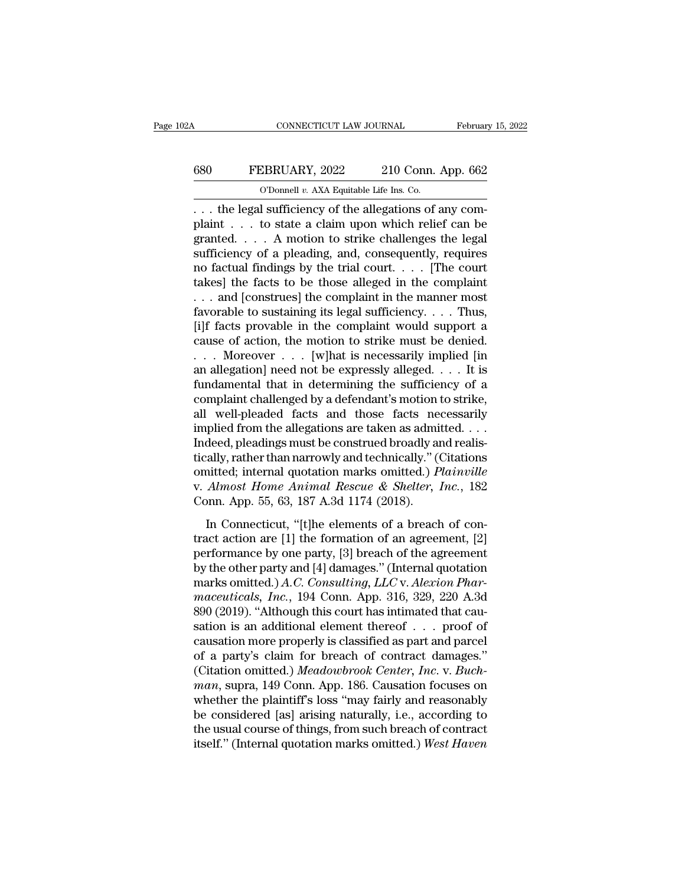. . . the legal sufficiency of the allegations of any complaint . . . to state a claim upon which relief can be granted. . . . A motion to strike challenges the legal sufficiency of a pleading, and, consequently, requires no factual findings by the trial court. . . . [The court takes] the facts to be those alleged in the complaint . . . and [construes] the complaint in the manner most favorable to sustaining its legal sufficiency. . . . Thus, [i]f facts provable in the complaint would support a cause of action, the motion to strike must be denied. . . . Moreover . . . [w]hat is necessarily implied [in an allegation] need not be expressly alleged. . . . It is fundamental that in determining the sufficiency of a complaint challenged by a defendant's motion to strike, all well-pleaded facts and those facts necessarily implied from the allegations are taken as admitted. . . . Indeed, pleadings must be construed broadly and realistically, rather than narrowly and technically." (Citations omitted; internal quotation marks omitted.) *Plainville* v. *Almost Home Animal Rescue & Shelter, Inc.*, 182 Conn. App. 55, 63, 187 A.3d 1174 (2018).

In Connecticut, "[t]he elements of a breach of contract action are [1] the formation of an agreement, [2] performance by one party, [3] breach of the agreement by the other party and [4] damages." (Internal quotation marks omitted.) *A.C. Consulting, LLC* v. *Alexion Pharmaceuticals, Inc.*, 194 Conn. App. 316, 329, 220 A.3d 890 (2019). "Although this court has intimated that causation is an additional element thereof . . . proof of causation more properly is classified as part and parcel of a party's claim for breach of contract damages." (Citation omitted.) *Meadowbrook Center, Inc.* v. *Buchman*, supra, 149 Conn. App. 186. Causation focuses on whether the plaintiff's loss "may fairly and reasonably be considered [as] arising naturally, i.e., according to the usual course of things, from such breach of contract itself." (Internal quotation marks omitted.) *West Haven*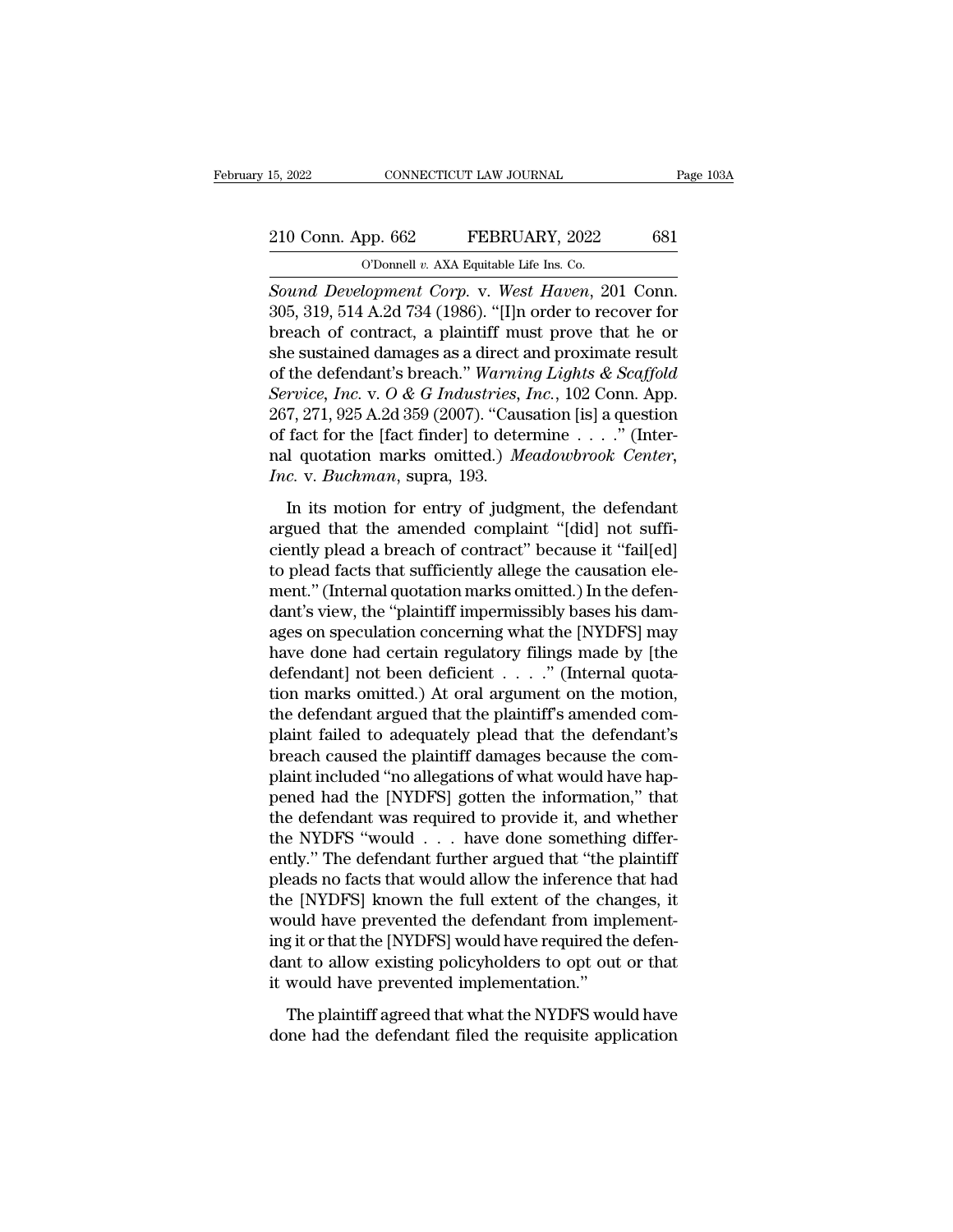*Sound Development Corp.* v. *West Haven*, 201 Conn. 305, 319, 514 A.2d 734 (1986). "[I]n order to recover for breach of contract, a plaintiff must prove that he or she sustained damages as a direct and proximate result of the defendant's breach." *Warning Lights & Scaffold Service, Inc.* v. *O & G Industries, Inc.*, 102 Conn. App. 267, 271, 925 A.2d 359 (2007). "Causation [is] a question of fact for the [fact finder] to determine . . . ." (Internal quotation marks omitted.) *Meadowbrook Center, Inc.* v. *Buchman*, supra, 193.

In its motion for entry of judgment, the defendant argued that the amended complaint "[did] not sufficiently plead a breach of contract" because it "fail[ed] to plead facts that sufficiently allege the causation element." (Internal quotation marks omitted.) In the defendant's view, the "plaintiff impermissibly bases his damages on speculation concerning what the [NYDFS] may have done had certain regulatory filings made by [the defendant] not been deficient . . . ." (Internal quotation marks omitted.) At oral argument on the motion, the defendant argued that the plaintiff's amended complaint failed to adequately plead that the defendant's breach caused the plaintiff damages because the complaint included "no allegations of what would have happened had the [NYDFS] gotten the information," that the defendant was required to provide it, and whether the NYDFS "would . . . have done something differently." The defendant further argued that "the plaintiff pleads no facts that would allow the inference that had the [NYDFS] known the full extent of the changes, it would have prevented the defendant from implementing it or that the [NYDFS] would have required the defendant to allow existing policyholders to opt out or that it would have prevented implementation."

The plaintiff agreed that what the NYDFS would have done had the defendant filed the requisite application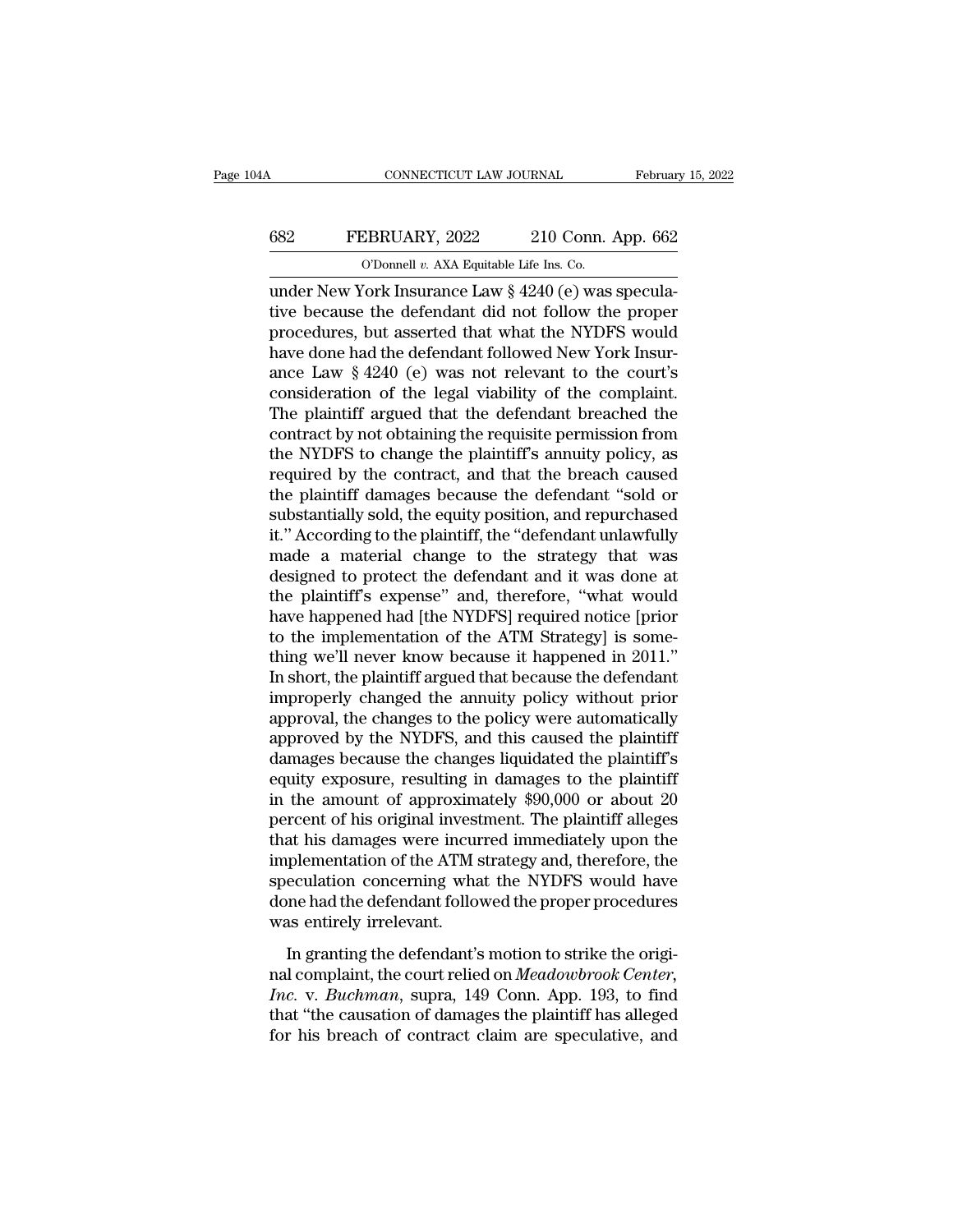under New York Insurance Law § 4240 (e) was speculative because the defendant did not follow the proper procedures, but asserted that what the NYDFS would have done had the defendant followed New York Insurance Law § 4240 (e) was not relevant to the court's consideration of the legal viability of the complaint. The plaintiff argued that the defendant breached the contract by not obtaining the requisite permission from the NYDFS to change the plaintiff's annuity policy, as required by the contract, and that the breach caused the plaintiff damages because the defendant "sold or substantially sold, the equity position, and repurchased it." According to the plaintiff, the "defendant unlawfully made a material change to the strategy that was designed to protect the defendant and it was done at the plaintiff's expense" and, therefore, "what would have happened had [the NYDFS] required notice [prior to the implementation of the ATM Strategy] is something we'll never know because it happened in 2011." In short, the plaintiff argued that because the defendant improperly changed the annuity policy without prior approval, the changes to the policy were automatically approved by the NYDFS, and this caused the plaintiff damages because the changes liquidated the plaintiff's equity exposure, resulting in damages to the plaintiff in the amount of approximately $90,000 or about 20 percent of his original investment. The plaintiff alleges that his damages were incurred immediately upon the implementation of the ATM strategy and, therefore, the speculation concerning what the NYDFS would have done had the defendant followed the proper procedures was entirely irrelevant.

In granting the defendant's motion to strike the original complaint, the court relied on *Meadowbrook Center, Inc.* v. *Buchman*, supra, 149 Conn. App. 193, to find that "the causation of damages the plaintiff has alleged for his breach of contract claim are speculative, and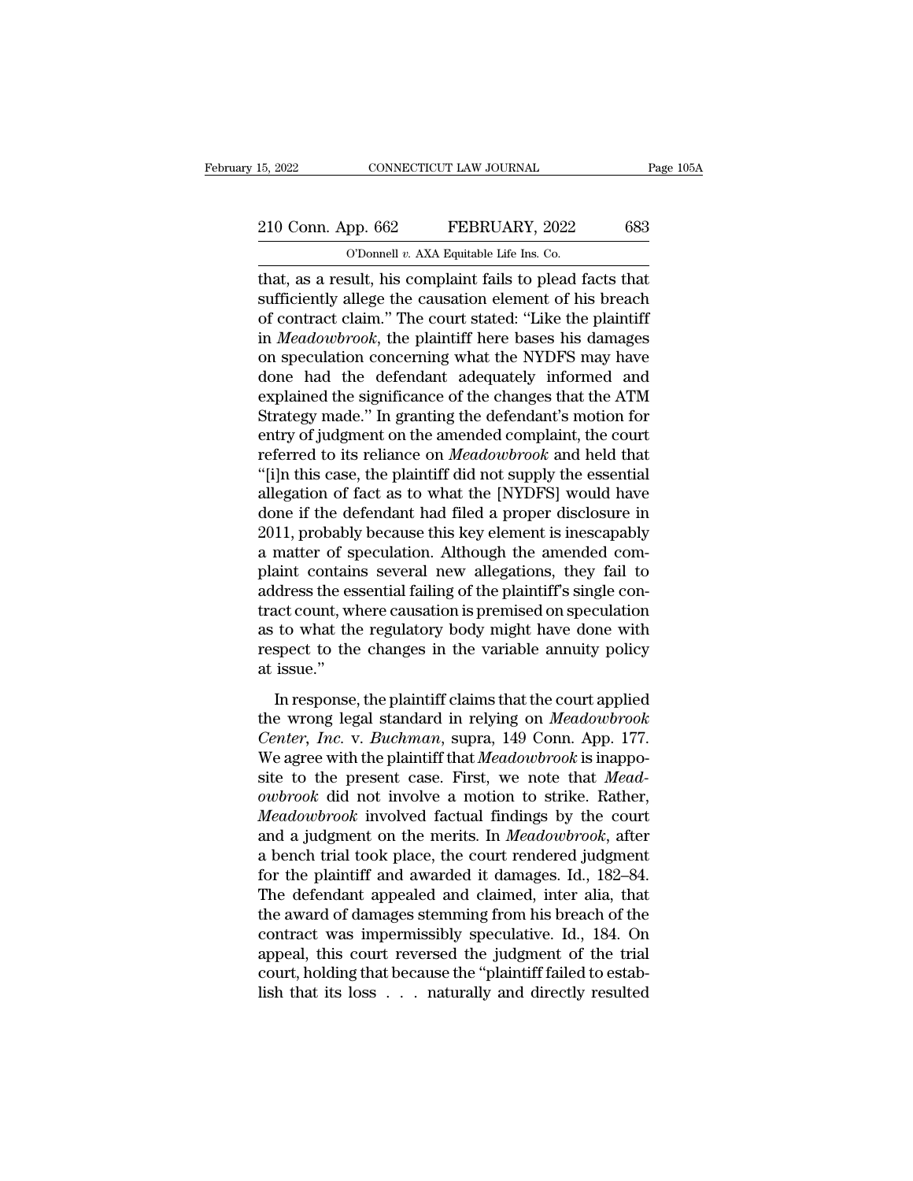that, as a result, his complaint fails to plead facts that sufficiently allege the causation element of his breach of contract claim." The court stated: "Like the plaintiff in *Meadowbrook*, the plaintiff here bases his damages on speculation concerning what the NYDFS may have done had the defendant adequately informed and explained the significance of the changes that the ATM Strategy made." In granting the defendant's motion for entry of judgment on the amended complaint, the court referred to its reliance on *Meadowbrook* and held that "[i]n this case, the plaintiff did not supply the essential allegation of fact as to what the [NYDFS] would have done if the defendant had filed a proper disclosure in 2011, probably because this key element is inescapably a matter of speculation. Although the amended complaint contains several new allegations, they fail to address the essential failing of the plaintiff's single contract count, where causation is premised on speculation as to what the regulatory body might have done with respect to the changes in the variable annuity policy at issue."

In response, the plaintiff claims that the court applied the wrong legal standard in relying on *Meadowbrook Center, Inc.* v. *Buchman*, supra, 149 Conn. App. 177. We agree with the plaintiff that *Meadowbrook* is inapposite to the present case. First, we note that *Meadowbrook* did not involve a motion to strike. Rather, *Meadowbrook* involved factual findings by the court and a judgment on the merits. In *Meadowbrook*, after a bench trial took place, the court rendered judgment for the plaintiff and awarded it damages. Id., 182–84. The defendant appealed and claimed, inter alia, that the award of damages stemming from his breach of the contract was impermissibly speculative. Id., 184. On appeal, this court reversed the judgment of the trial court, holding that because the "plaintiff failed to establish that its loss . . . naturally and directly resulted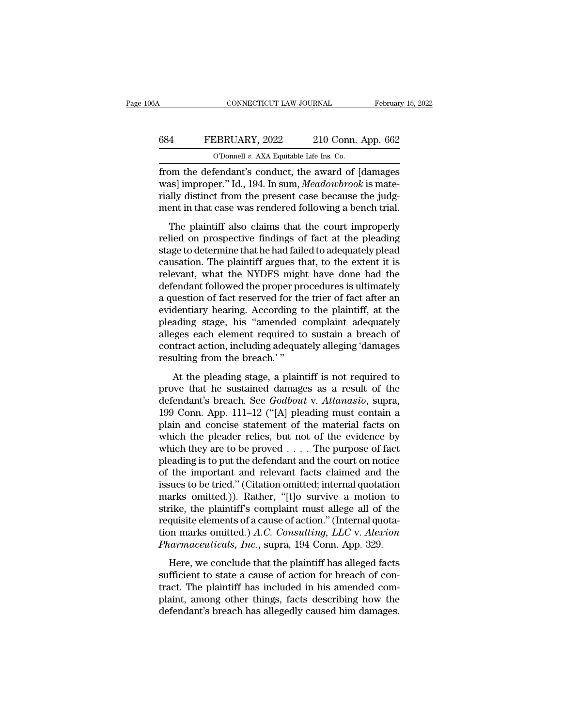from the defendant's conduct, the award of [damages was] improper." Id., 194. In sum, *Meadowbrook* is materially distinct from the present case because the judgment in that case was rendered following a bench trial.

The plaintiff also claims that the court improperly relied on prospective findings of fact at the pleading stage to determine that he had failed to adequately plead causation. The plaintiff argues that, to the extent it is relevant, what the NYDFS might have done had the defendant followed the proper procedures is ultimately a question of fact reserved for the trier of fact after an evidentiary hearing. According to the plaintiff, at the pleading stage, his "amended complaint adequately alleges each element required to sustain a breach of contract action, including adequately alleging 'damages resulting from the breach.' "

At the pleading stage, a plaintiff is not required to prove that he sustained damages as a result of the defendant's breach. See *Godbout* v. *Attanasio*, supra, 199 Conn. App. 111–12 ("[A] pleading must contain a plain and concise statement of the material facts on which the pleader relies, but not of the evidence by which they are to be proved . . . . The purpose of fact pleading is to put the defendant and the court on notice of the important and relevant facts claimed and the issues to be tried." (Citation omitted; internal quotation marks omitted.)). Rather, "[t]o survive a motion to strike, the plaintiff's complaint must allege all of the requisite elements of a cause of action." (Internal quotation marks omitted.) *A.C. Consulting, LLC* v. *Alexion Pharmaceuticals, Inc.*, supra, 194 Conn. App. 329.

Here, we conclude that the plaintiff has alleged facts sufficient to state a cause of action for breach of contract. The plaintiff has included in his amended complaint, among other things, facts describing how the defendant's breach has allegedly caused him damages.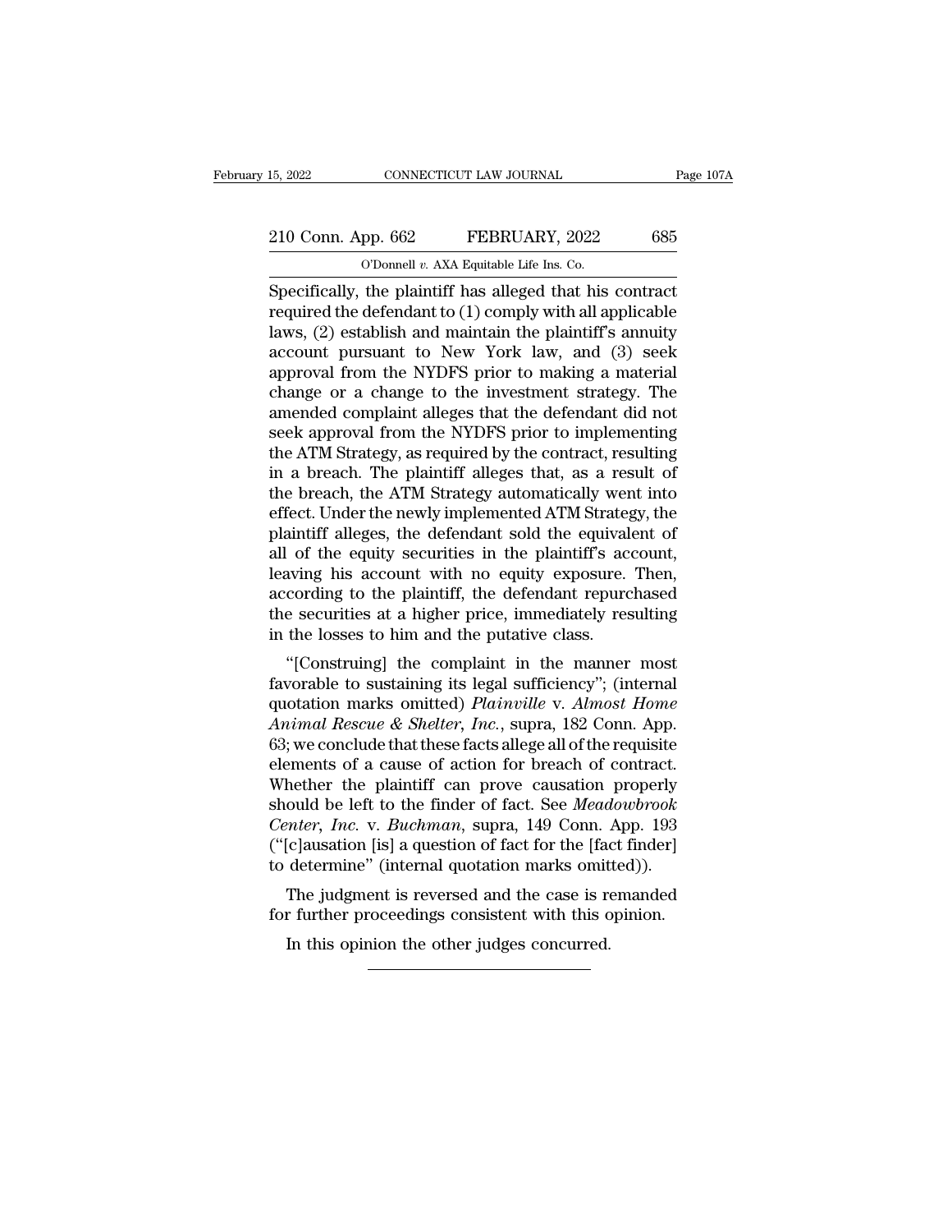Specifically, the plaintiff has alleged that his contract required the defendant to (1) comply with all applicable laws, (2) establish and maintain the plaintiff's annuity account pursuant to New York law, and (3) seek approval from the NYDFS prior to making a material change or a change to the investment strategy. The amended complaint alleges that the defendant did not seek approval from the NYDFS prior to implementing the ATM Strategy, as required by the contract, resulting in a breach. The plaintiff alleges that, as a result of the breach, the ATM Strategy automatically went into effect. Under the newly implemented ATM Strategy, the plaintiff alleges, the defendant sold the equivalent of all of the equity securities in the plaintiff's account, leaving his account with no equity exposure. Then, according to the plaintiff, the defendant repurchased the securities at a higher price, immediately resulting in the losses to him and the putative class.

"[Construing] the complaint in the manner most favorable to sustaining its legal sufficiency"; (internal quotation marks omitted) *Plainville* v. *Almost Home Animal Rescue & Shelter, Inc.*, supra, 182 Conn. App. 63; we conclude that these facts allege all of the requisite elements of a cause of action for breach of contract. Whether the plaintiff can prove causation properly should be left to the finder of fact. See *Meadowbrook Center, Inc.* v. *Buchman*, supra, 149 Conn. App. 193 ("[c]ausation [is] a question of fact for the [fact finder] to determine" (internal quotation marks omitted)).

The judgment is reversed and the case is remanded for further proceedings consistent with this opinion.

In this opinion the other judges concurred.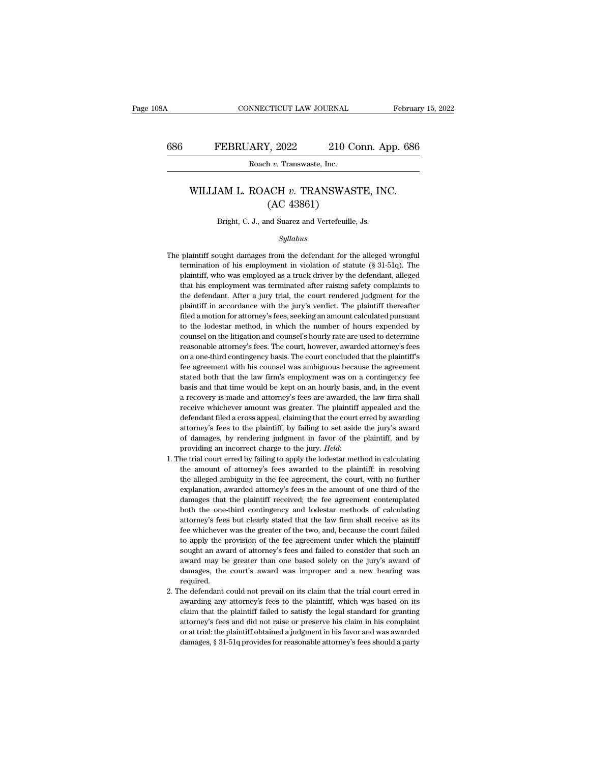# WILLIAM L. ROACH *v.* TRANSWASTE, INC.
## (AC 43861)

Bright, C. J., and Suarez and Vertefeuille, Js.

*Syllabus*

The plaintiff sought damages from the defendant for the alleged wrongful termination of his employment in violation of statute (§ 31-51q). The plaintiff, who was employed as a truck driver by the defendant, alleged that his employment was terminated after raising safety complaints to the defendant. After a jury trial, the court rendered judgment for the plaintiff in accordance with the jury's verdict. The plaintiff thereafter filed a motion for attorney's fees, seeking an amount calculated pursuant to the lodestar method, in which the number of hours expended by counsel on the litigation and counsel's hourly rate are used to determine reasonable attorney's fees. The court, however, awarded attorney's fees on a one-third contingency basis. The court concluded that the plaintiff's fee agreement with his counsel was ambiguous because the agreement stated both that the law firm's employment was on a contingency fee basis and that time would be kept on an hourly basis, and, in the event a recovery is made and attorney's fees are awarded, the law firm shall receive whichever amount was greater. The plaintiff appealed and the defendant filed a cross appeal, claiming that the court erred by awarding attorney's fees to the plaintiff, by failing to set aside the jury's award of damages, by rendering judgment in favor of the plaintiff, and by providing an incorrect charge to the jury. *Held*:

1. The trial court erred by failing to apply the lodestar method in calculating the amount of attorney's fees awarded to the plaintiff: in resolving the alleged ambiguity in the fee agreement, the court, with no further explanation, awarded attorney's fees in the amount of one third of the damages that the plaintiff received; the fee agreement contemplated both the one-third contingency and lodestar methods of calculating attorney's fees but clearly stated that the law firm shall receive as its fee whichever was the greater of the two, and, because the court failed to apply the provision of the fee agreement under which the plaintiff sought an award of attorney's fees and failed to consider that such an award may be greater than one based solely on the jury's award of damages, the court's award was improper and a new hearing was required.
2. The defendant could not prevail on its claim that the trial court erred in awarding any attorney's fees to the plaintiff, which was based on its claim that the plaintiff failed to satisfy the legal standard for granting attorney's fees and did not raise or preserve his claim in his complaint or at trial: the plaintiff obtained a judgment in his favor and was awarded damages, § 31-51q provides for reasonable attorney's fees should a party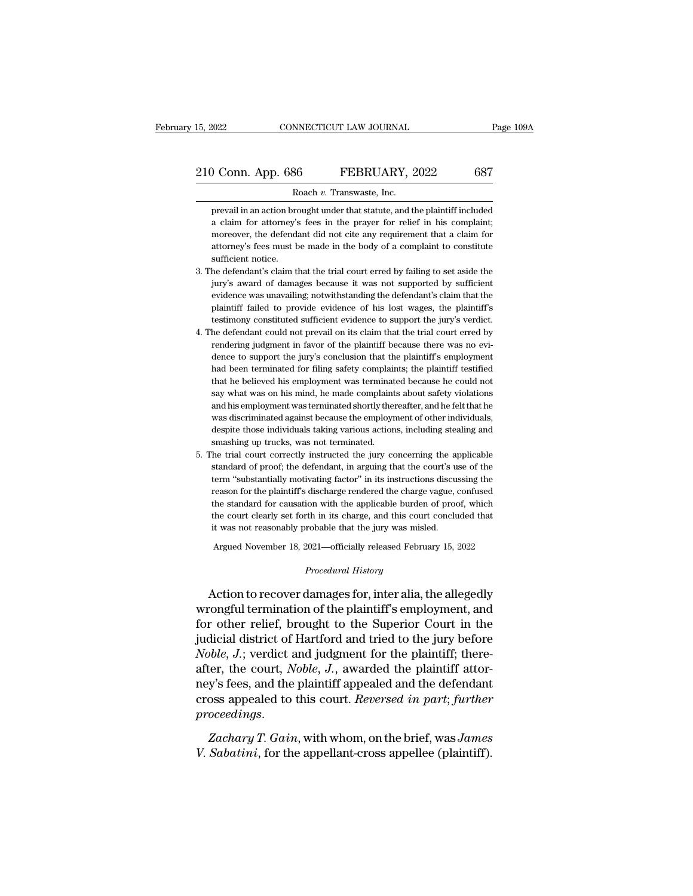prevail in an action brought under that statute, and the plaintiff included a claim for attorney's fees in the prayer for relief in his complaint; moreover, the defendant did not cite any requirement that a claim for attorney's fees must be made in the body of a complaint to constitute sufficient notice.

3. The defendant's claim that the trial court erred by failing to set aside the jury's award of damages because it was not supported by sufficient evidence was unavailing; notwithstanding the defendant's claim that the plaintiff failed to provide evidence of his lost wages, the plaintiff's testimony constituted sufficient evidence to support the jury's verdict.
4. The defendant could not prevail on its claim that the trial court erred by rendering judgment in favor of the plaintiff because there was no evidence to support the jury's conclusion that the plaintiff's employment had been terminated for filing safety complaints; the plaintiff testified that he believed his employment was terminated because he could not say what was on his mind, he made complaints about safety violations and his employment was terminated shortly thereafter, and he felt that he was discriminated against because the employment of other individuals, despite those individuals taking various actions, including stealing and smashing up trucks, was not terminated.
5. The trial court correctly instructed the jury concerning the applicable standard of proof; the defendant, in arguing that the court's use of the term "substantially motivating factor" in its instructions discussing the reason for the plaintiff's discharge rendered the charge vague, confused the standard for causation with the applicable burden of proof, which the court clearly set forth in its charge, and this court concluded that it was not reasonably probable that the jury was misled.

Argued November 18, 2021—officially released February 15, 2022

*Procedural History*

Action to recover damages for, inter alia, the allegedly wrongful termination of the plaintiff's employment, and for other relief, brought to the Superior Court in the judicial district of Hartford and tried to the jury before *Noble, J.*; verdict and judgment for the plaintiff; thereafter, the court, *Noble, J.*, awarded the plaintiff attorney's fees, and the plaintiff appealed and the defendant cross appealed to this court. *Reversed in part*; *further proceedings*.

*Zachary T. Gain*, with whom, on the brief, was *James V. Sabatini*, for the appellant-cross appellee (plaintiff).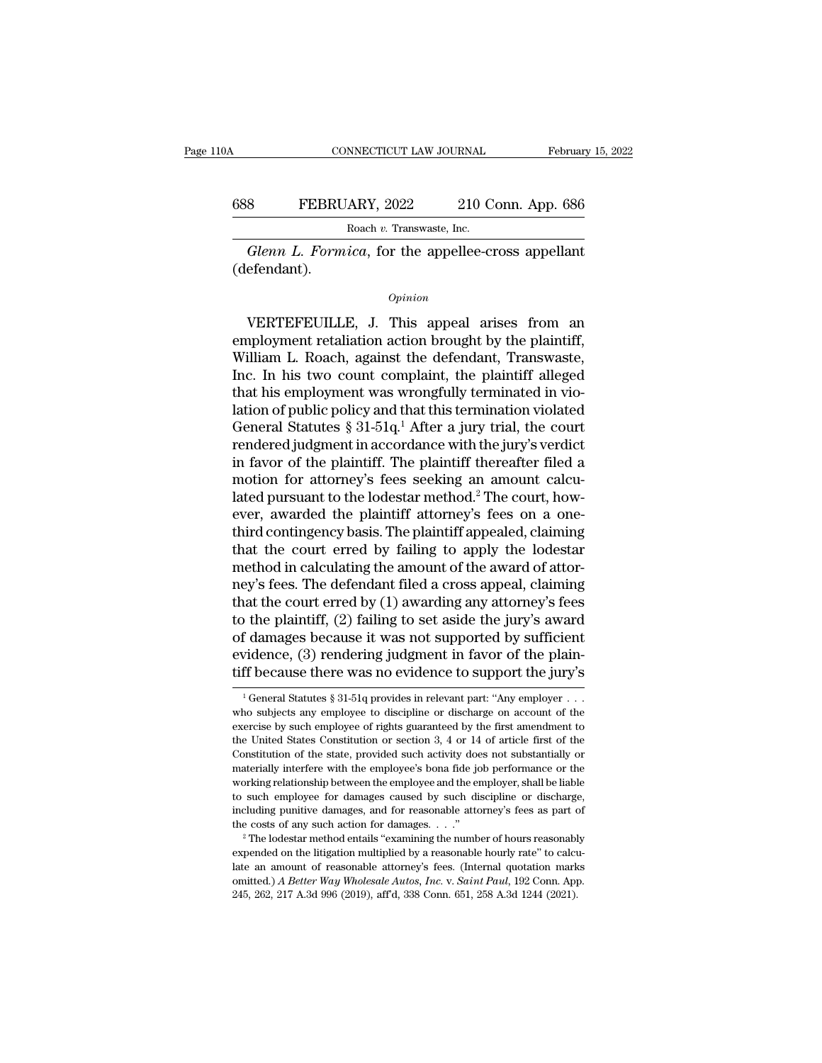*Glenn L. Formica*, for the appellee-cross appellant (defendant).

*Opinion*

VERTEFEUILLE, J. This appeal arises from an employment retaliation action brought by the plaintiff, William L. Roach, against the defendant, Transwaste, Inc. In his two count complaint, the plaintiff alleged that his employment was wrongfully terminated in violation of public policy and that this termination violated General Statutes § 31-51q.[1] After a jury trial, the court rendered judgment in accordance with the jury's verdict in favor of the plaintiff. The plaintiff thereafter filed a motion for attorney's fees seeking an amount calculated pursuant to the lodestar method.[2] The court, however, awarded the plaintiff attorney's fees on a one-third contingency basis. The plaintiff appealed, claiming that the court erred by failing to apply the lodestar method in calculating the amount of the award of attorney's fees. The defendant filed a cross appeal, claiming that the court erred by (1) awarding any attorney's fees to the plaintiff, (2) failing to set aside the jury's award of damages because it was not supported by sufficient evidence, (3) rendering judgment in favor of the plaintiff because there was no evidence to support the jury's

[1] General Statutes § 31-51q provides in relevant part: "Any employer . . . who subjects any employee to discipline or discharge on account of the exercise by such employee of rights guaranteed by the first amendment to the United States Constitution or section 3, 4 or 14 of article first of the Constitution of the state, provided such activity does not substantially or materially interfere with the employee's bona fide job performance or the working relationship between the employee and the employer, shall be liable to such employee for damages caused by such discipline or discharge, including punitive damages, and for reasonable attorney's fees as part of the costs of any such action for damages. . . ."

[2] The lodestar method entails "examining the number of hours reasonably expended on the litigation multiplied by a reasonable hourly rate" to calculate an amount of reasonable attorney's fees. (Internal quotation marks omitted.) *A Better Way Wholesale Autos, Inc.* v. *Saint Paul*, 192 Conn. App. 245, 262, 217 A.3d 996 (2019), aff'd, 338 Conn. 651, 258 A.3d 1244 (2021).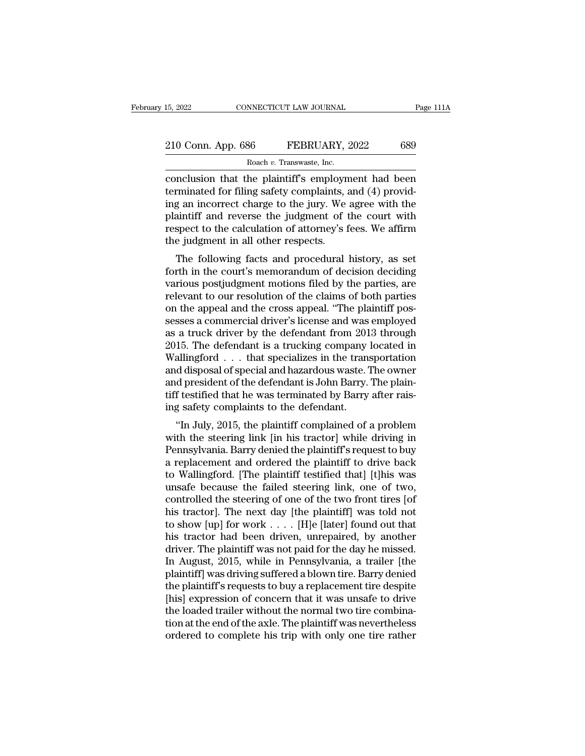conclusion that the plaintiff's employment had been terminated for filing safety complaints, and (4) providing an incorrect charge to the jury. We agree with the plaintiff and reverse the judgment of the court with respect to the calculation of attorney's fees. We affirm the judgment in all other respects.

The following facts and procedural history, as set forth in the court's memorandum of decision deciding various postjudgment motions filed by the parties, are relevant to our resolution of the claims of both parties on the appeal and the cross appeal. "The plaintiff possesses a commercial driver's license and was employed as a truck driver by the defendant from 2013 through 2015. The defendant is a trucking company located in Wallingford . . . that specializes in the transportation and disposal of special and hazardous waste. The owner and president of the defendant is John Barry. The plaintiff testified that he was terminated by Barry after raising safety complaints to the defendant.

"In July, 2015, the plaintiff complained of a problem with the steering link [in his tractor] while driving in Pennsylvania. Barry denied the plaintiff's request to buy a replacement and ordered the plaintiff to drive back to Wallingford. [The plaintiff testified that] [t]his was unsafe because the failed steering link, one of two, controlled the steering of one of the two front tires [of his tractor]. The next day [the plaintiff] was told not to show [up] for work . . . . [H]e [later] found out that his tractor had been driven, unrepaired, by another driver. The plaintiff was not paid for the day he missed. In August, 2015, while in Pennsylvania, a trailer [the plaintiff] was driving suffered a blown tire. Barry denied the plaintiff's requests to buy a replacement tire despite [his] expression of concern that it was unsafe to drive the loaded trailer without the normal two tire combination at the end of the axle. The plaintiff was nevertheless ordered to complete his trip with only one tire rather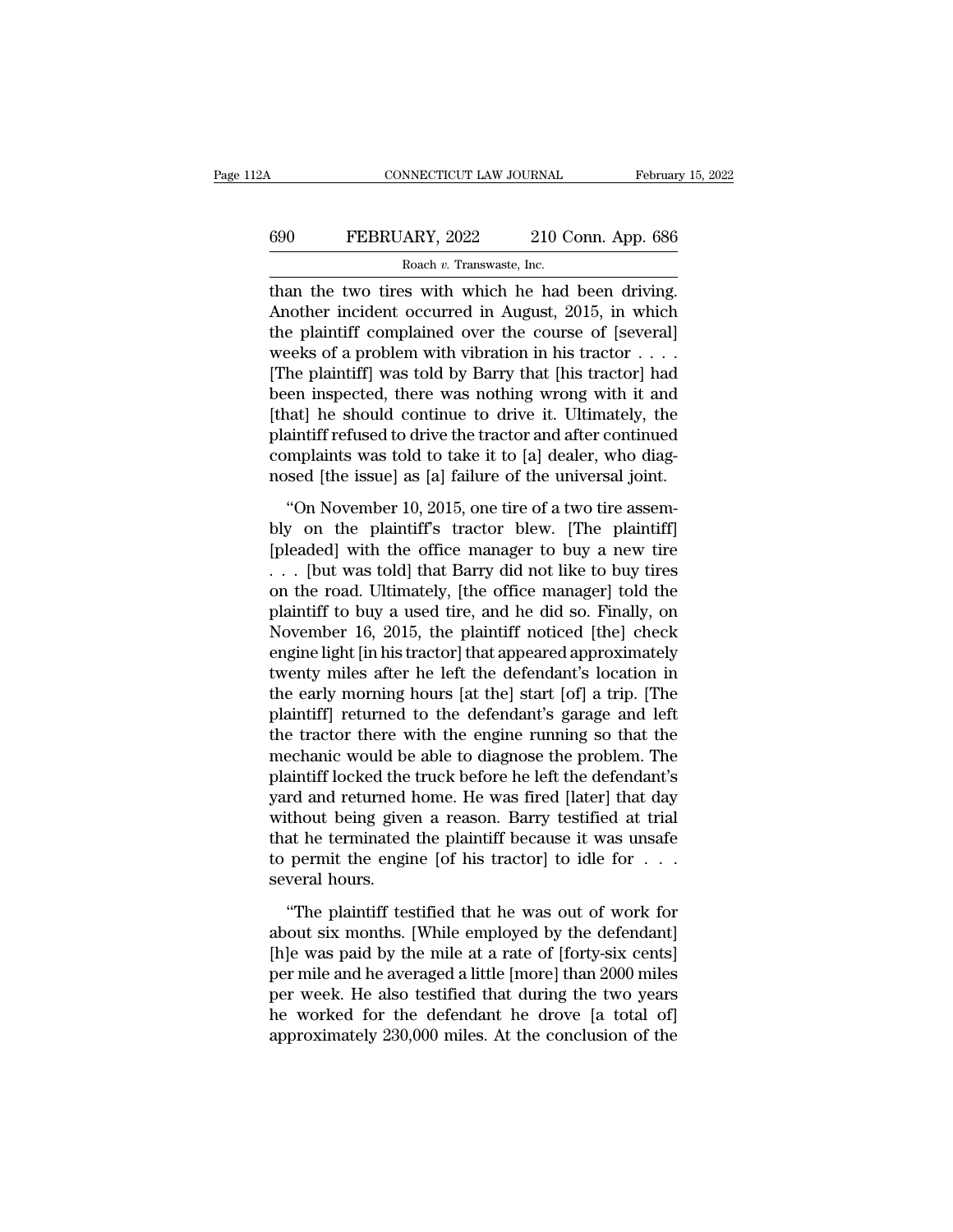than the two tires with which he had been driving. Another incident occurred in August, 2015, in which the plaintiff complained over the course of [several] weeks of a problem with vibration in his tractor . . . . [The plaintiff] was told by Barry that [his tractor] had been inspected, there was nothing wrong with it and [that] he should continue to drive it. Ultimately, the plaintiff refused to drive the tractor and after continued complaints was told to take it to [a] dealer, who diagnosed [the issue] as [a] failure of the universal joint.

"On November 10, 2015, one tire of a two tire assembly on the plaintiff's tractor blew. [The plaintiff] [pleaded] with the office manager to buy a new tire . . . [but was told] that Barry did not like to buy tires on the road. Ultimately, [the office manager] told the plaintiff to buy a used tire, and he did so. Finally, on November 16, 2015, the plaintiff noticed [the] check engine light [in his tractor] that appeared approximately twenty miles after he left the defendant's location in the early morning hours [at the] start [of] a trip. [The plaintiff] returned to the defendant's garage and left the tractor there with the engine running so that the mechanic would be able to diagnose the problem. The plaintiff locked the truck before he left the defendant's yard and returned home. He was fired [later] that day without being given a reason. Barry testified at trial that he terminated the plaintiff because it was unsafe to permit the engine [of his tractor] to idle for . . . several hours.

"The plaintiff testified that he was out of work for about six months. [While employed by the defendant] [h]e was paid by the mile at a rate of [forty-six cents] per mile and he averaged a little [more] than 2000 miles per week. He also testified that during the two years he worked for the defendant he drove [a total of] approximately 230,000 miles. At the conclusion of the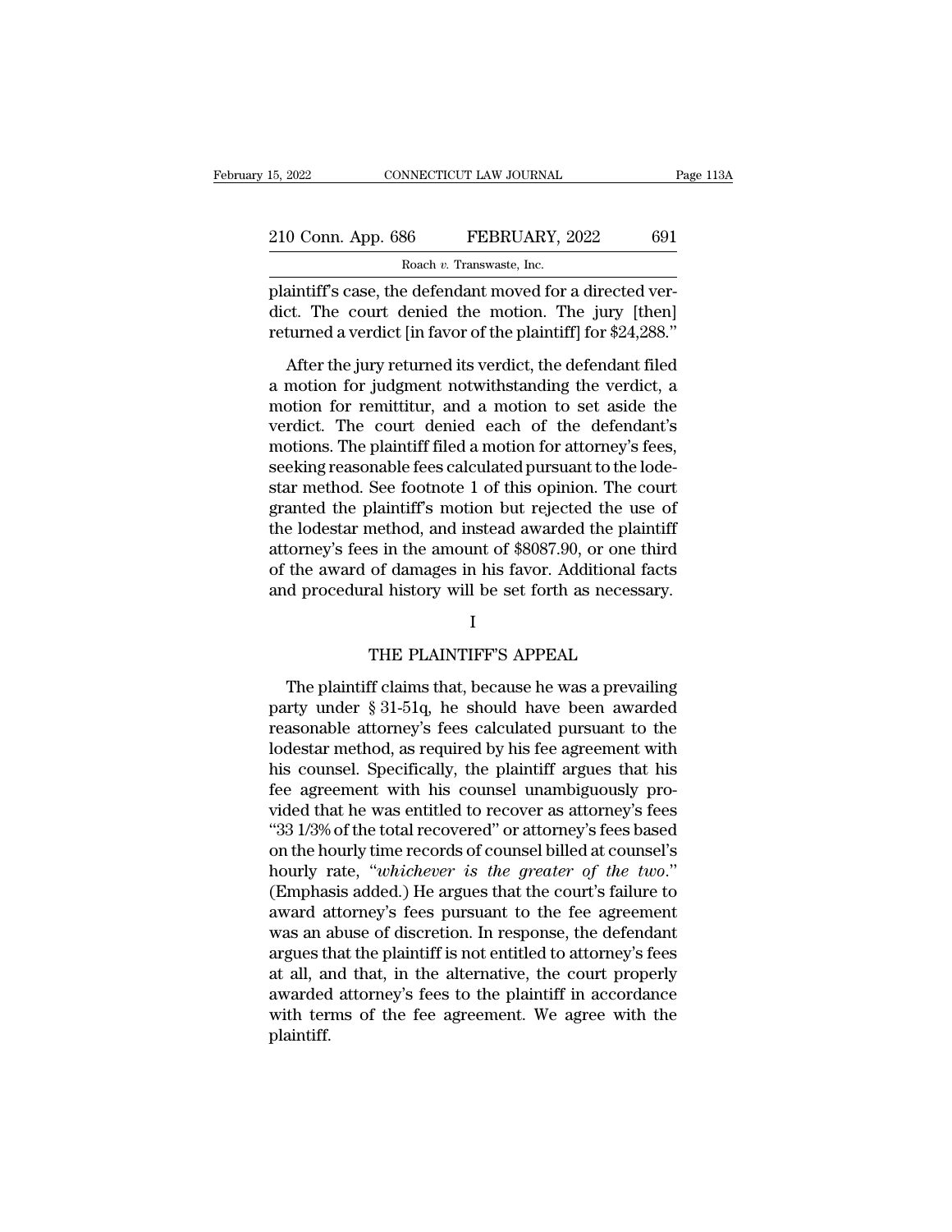plaintiff's case, the defendant moved for a directed verdict. The court denied the motion. The jury [then] returned a verdict [in favor of the plaintiff] for $24,288."

After the jury returned its verdict, the defendant filed a motion for judgment notwithstanding the verdict, a motion for remittitur, and a motion to set aside the verdict. The court denied each of the defendant's motions. The plaintiff filed a motion for attorney's fees, seeking reasonable fees calculated pursuant to the lodestar method. See footnote 1 of this opinion. The court granted the plaintiff's motion but rejected the use of the lodestar method, and instead awarded the plaintiff attorney's fees in the amount of $8087.90, or one third of the award of damages in his favor. Additional facts and procedural history will be set forth as necessary.

I

THE PLAINTIFF'S APPEAL

The plaintiff claims that, because he was a prevailing party under § 31-51q, he should have been awarded reasonable attorney's fees calculated pursuant to the lodestar method, as required by his fee agreement with his counsel. Specifically, the plaintiff argues that his fee agreement with his counsel unambiguously provided that he was entitled to recover as attorney's fees "33 1/3% of the total recovered" or attorney's fees based on the hourly time records of counsel billed at counsel's hourly rate, "*whichever is the greater of the two*." (Emphasis added.) He argues that the court's failure to award attorney's fees pursuant to the fee agreement was an abuse of discretion. In response, the defendant argues that the plaintiff is not entitled to attorney's fees at all, and that, in the alternative, the court properly awarded attorney's fees to the plaintiff in accordance with terms of the fee agreement. We agree with the plaintiff.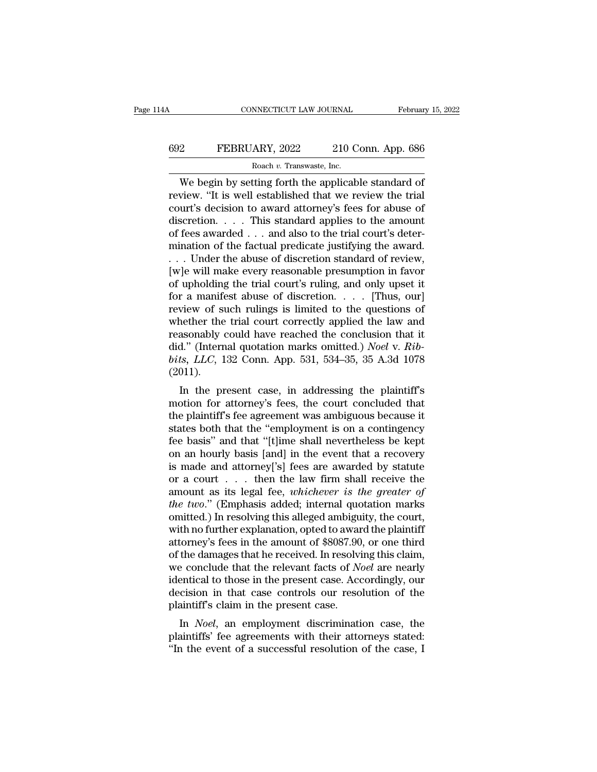We begin by setting forth the applicable standard of review. "It is well established that we review the trial court's decision to award attorney's fees for abuse of discretion. . . . This standard applies to the amount of fees awarded . . . and also to the trial court's determination of the factual predicate justifying the award. . . . Under the abuse of discretion standard of review, [w]e will make every reasonable presumption in favor of upholding the trial court's ruling, and only upset it for a manifest abuse of discretion. . . . [Thus, our] review of such rulings is limited to the questions of whether the trial court correctly applied the law and reasonably could have reached the conclusion that it did." (Internal quotation marks omitted.) *Noel* v. *Ribbits, LLC*, 132 Conn. App. 531, 534–35, 35 A.3d 1078 (2011).

In the present case, in addressing the plaintiff's motion for attorney's fees, the court concluded that the plaintiff's fee agreement was ambiguous because it states both that the "employment is on a contingency fee basis" and that "[t]ime shall nevertheless be kept on an hourly basis [and] in the event that a recovery is made and attorney['s] fees are awarded by statute or a court . . . then the law firm shall receive the amount as its legal fee, *whichever is the greater of the two*." (Emphasis added; internal quotation marks omitted.) In resolving this alleged ambiguity, the court, with no further explanation, opted to award the plaintiff attorney's fees in the amount of $8087.90, or one third of the damages that he received. In resolving this claim, we conclude that the relevant facts of *Noel* are nearly identical to those in the present case. Accordingly, our decision in that case controls our resolution of the plaintiff's claim in the present case.

In *Noel*, an employment discrimination case, the plaintiffs' fee agreements with their attorneys stated: "In the event of a successful resolution of the case, I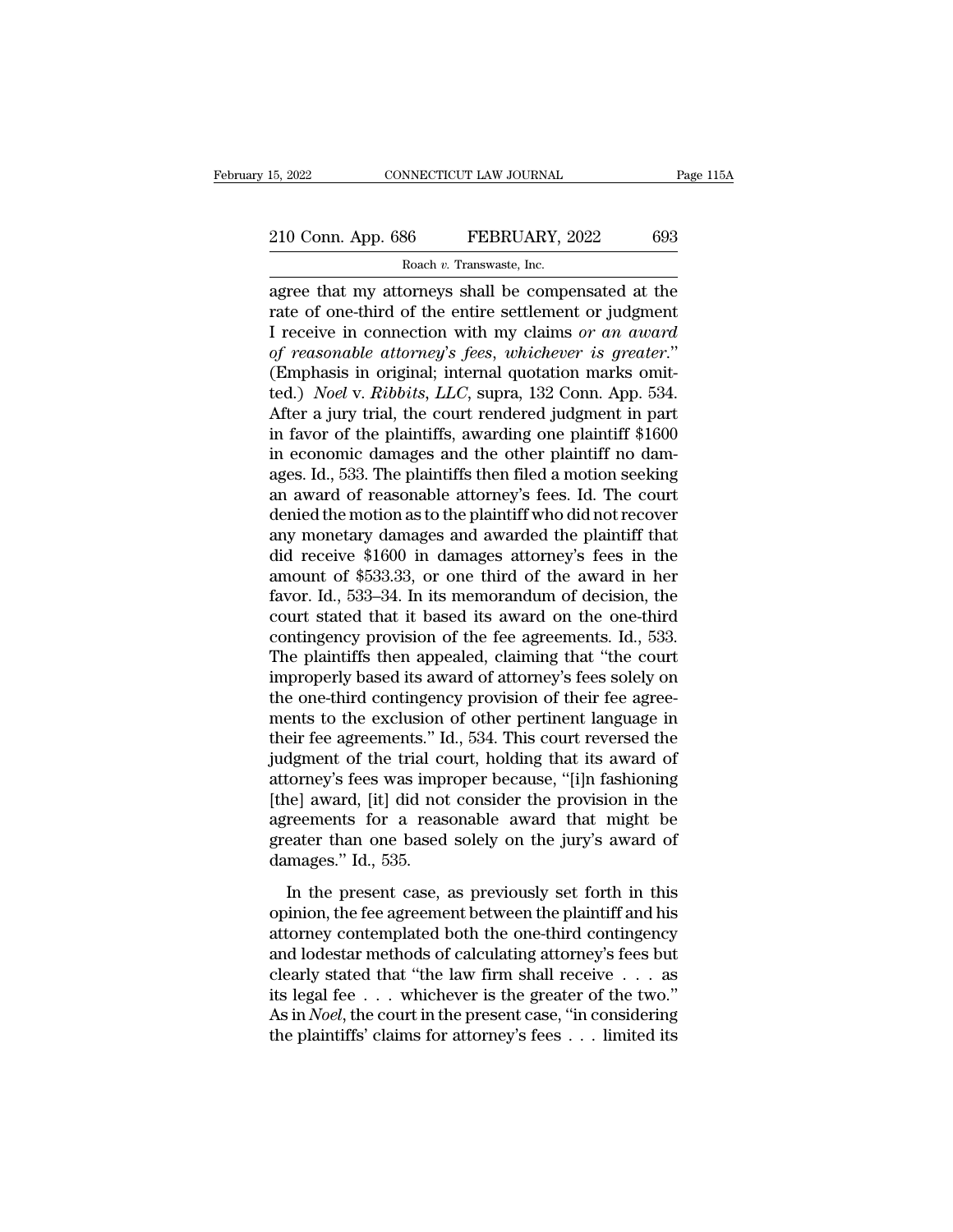agree that my attorneys shall be compensated at the rate of one-third of the entire settlement or judgment I receive in connection with my claims *or an award of reasonable attorney's fees, whichever is greater*." (Emphasis in original; internal quotation marks omitted.) *Noel* v. *Ribbits, LLC*, supra, 132 Conn. App. 534. After a jury trial, the court rendered judgment in part in favor of the plaintiffs, awarding one plaintiff $1600 in economic damages and the other plaintiff no damages. Id., 533. The plaintiffs then filed a motion seeking an award of reasonable attorney's fees. Id. The court denied the motion as to the plaintiff who did not recover any monetary damages and awarded the plaintiff that did receive $1600 in damages attorney's fees in the amount of $533.33, or one third of the award in her favor. Id., 533–34. In its memorandum of decision, the court stated that it based its award on the one-third contingency provision of the fee agreements. Id., 533. The plaintiffs then appealed, claiming that "the court improperly based its award of attorney's fees solely on the one-third contingency provision of their fee agreements to the exclusion of other pertinent language in their fee agreements." Id., 534. This court reversed the judgment of the trial court, holding that its award of attorney's fees was improper because, "[i]n fashioning [the] award, [it] did not consider the provision in the agreements for a reasonable award that might be greater than one based solely on the jury's award of damages." Id., 535.

In the present case, as previously set forth in this opinion, the fee agreement between the plaintiff and his attorney contemplated both the one-third contingency and lodestar methods of calculating attorney's fees but clearly stated that "the law firm shall receive . . . as its legal fee . . . whichever is the greater of the two." As in *Noel*, the court in the present case, "in considering the plaintiffs' claims for attorney's fees . . . limited its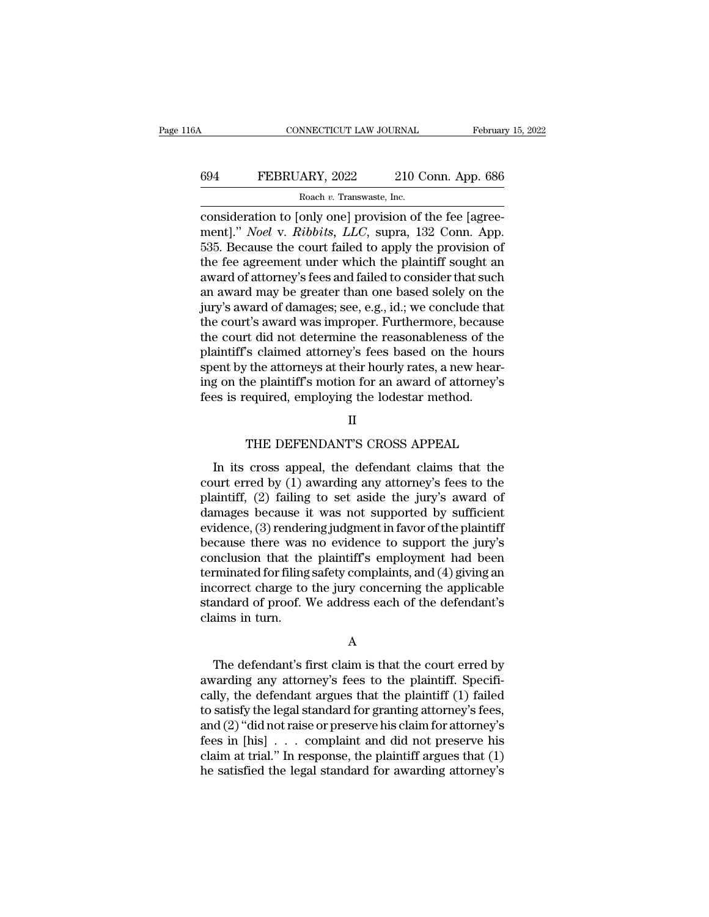consideration to [only one] provision of the fee [agreement]." *Noel* v. *Ribbits, LLC*, supra, 132 Conn. App. 535. Because the court failed to apply the provision of the fee agreement under which the plaintiff sought an award of attorney's fees and failed to consider that such an award may be greater than one based solely on the jury's award of damages; see, e.g., id.; we conclude that the court's award was improper. Furthermore, because the court did not determine the reasonableness of the plaintiff's claimed attorney's fees based on the hours spent by the attorneys at their hourly rates, a new hearing on the plaintiff's motion for an award of attorney's fees is required, employing the lodestar method.

## II

## THE DEFENDANT'S CROSS APPEAL

In its cross appeal, the defendant claims that the court erred by (1) awarding any attorney's fees to the plaintiff, (2) failing to set aside the jury's award of damages because it was not supported by sufficient evidence, (3) rendering judgment in favor of the plaintiff because there was no evidence to support the jury's conclusion that the plaintiff's employment had been terminated for filing safety complaints, and (4) giving an incorrect charge to the jury concerning the applicable standard of proof. We address each of the defendant's claims in turn.

### A

The defendant's first claim is that the court erred by awarding any attorney's fees to the plaintiff. Specifically, the defendant argues that the plaintiff (1) failed to satisfy the legal standard for granting attorney's fees, and (2) "did not raise or preserve his claim for attorney's fees in [his] . . . complaint and did not preserve his claim at trial." In response, the plaintiff argues that (1) he satisfied the legal standard for awarding attorney's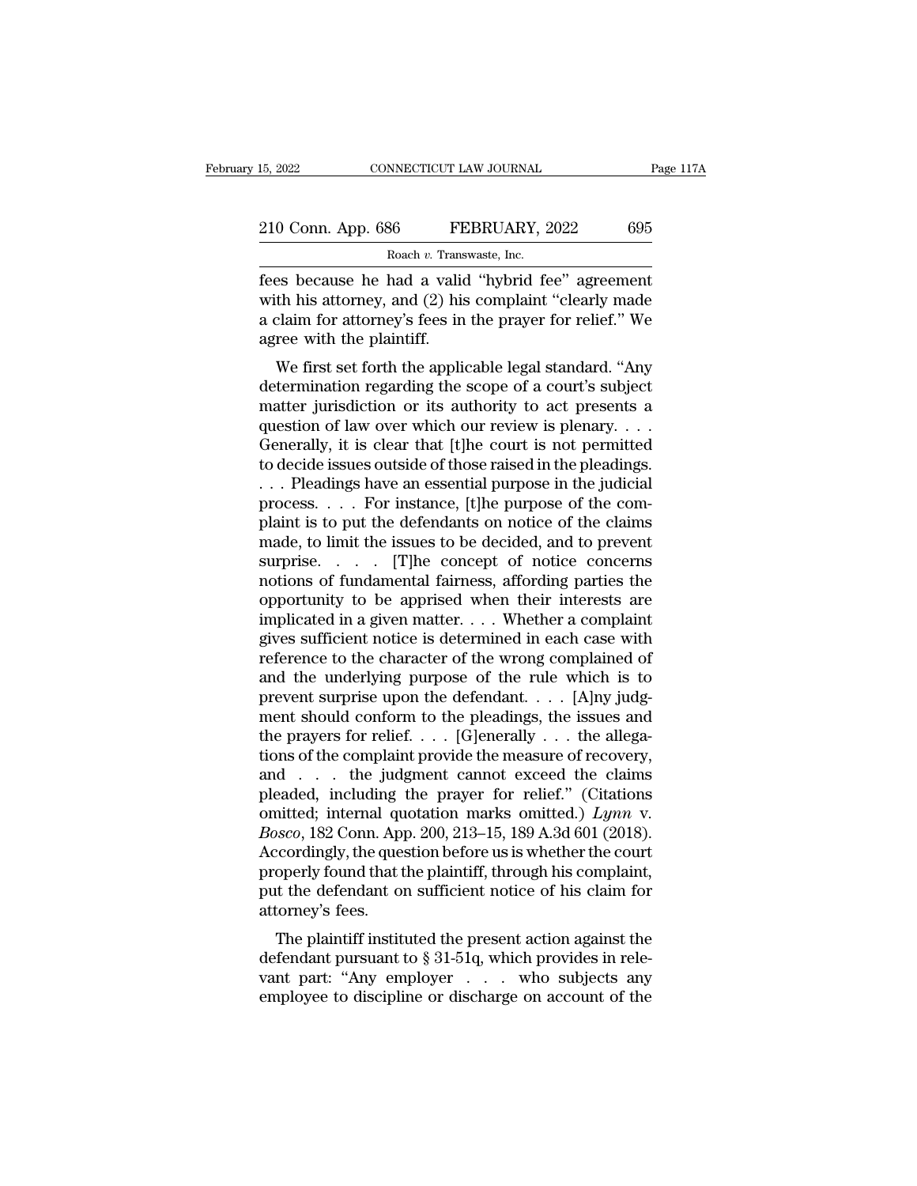fees because he had a valid "hybrid fee" agreement with his attorney, and (2) his complaint "clearly made a claim for attorney's fees in the prayer for relief." We agree with the plaintiff.

We first set forth the applicable legal standard. "Any determination regarding the scope of a court's subject matter jurisdiction or its authority to act presents a question of law over which our review is plenary. . . . Generally, it is clear that [t]he court is not permitted to decide issues outside of those raised in the pleadings. . . . Pleadings have an essential purpose in the judicial process. . . . For instance, [t]he purpose of the complaint is to put the defendants on notice of the claims made, to limit the issues to be decided, and to prevent surprise. . . . [T]he concept of notice concerns notions of fundamental fairness, affording parties the opportunity to be apprised when their interests are implicated in a given matter. . . . Whether a complaint gives sufficient notice is determined in each case with reference to the character of the wrong complained of and the underlying purpose of the rule which is to prevent surprise upon the defendant. . . . [A]ny judgment should conform to the pleadings, the issues and the prayers for relief. . . . [G]enerally . . . the allegations of the complaint provide the measure of recovery, and . . . the judgment cannot exceed the claims pleaded, including the prayer for relief." (Citations omitted; internal quotation marks omitted.) *Lynn* v. *Bosco*, 182 Conn. App. 200, 213–15, 189 A.3d 601 (2018). Accordingly, the question before us is whether the court properly found that the plaintiff, through his complaint, put the defendant on sufficient notice of his claim for attorney's fees.

The plaintiff instituted the present action against the defendant pursuant to § 31-51q, which provides in relevant part: "Any employer . . . who subjects any employee to discipline or discharge on account of the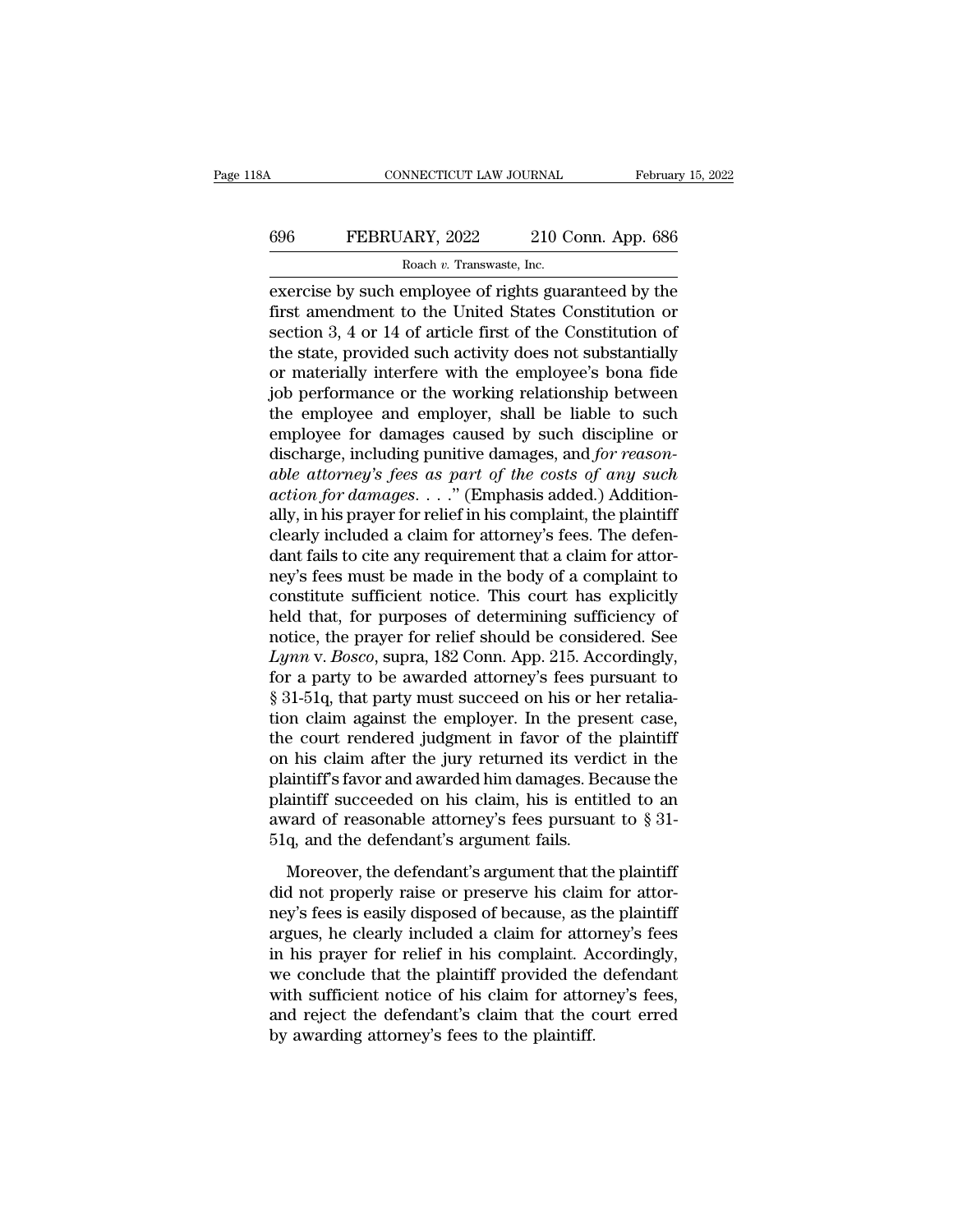exercise by such employee of rights guaranteed by the first amendment to the United States Constitution or section 3, 4 or 14 of article first of the Constitution of the state, provided such activity does not substantially or materially interfere with the employee's bona fide job performance or the working relationship between the employee and employer, shall be liable to such employee for damages caused by such discipline or discharge, including punitive damages, and *for reasonable attorney's fees as part of the costs of any such action for damages*. . . ." (Emphasis added.) Additionally, in his prayer for relief in his complaint, the plaintiff clearly included a claim for attorney's fees. The defendant fails to cite any requirement that a claim for attorney's fees must be made in the body of a complaint to constitute sufficient notice. This court has explicitly held that, for purposes of determining sufficiency of notice, the prayer for relief should be considered. See *Lynn* v. *Bosco*, supra, 182 Conn. App. 215. Accordingly, for a party to be awarded attorney's fees pursuant to § 31-51q, that party must succeed on his or her retaliation claim against the employer. In the present case, the court rendered judgment in favor of the plaintiff on his claim after the jury returned its verdict in the plaintiff's favor and awarded him damages. Because the plaintiff succeeded on his claim, his is entitled to an award of reasonable attorney's fees pursuant to § 31-51q, and the defendant's argument fails.

Moreover, the defendant's argument that the plaintiff did not properly raise or preserve his claim for attorney's fees is easily disposed of because, as the plaintiff argues, he clearly included a claim for attorney's fees in his prayer for relief in his complaint. Accordingly, we conclude that the plaintiff provided the defendant with sufficient notice of his claim for attorney's fees, and reject the defendant's claim that the court erred by awarding attorney's fees to the plaintiff.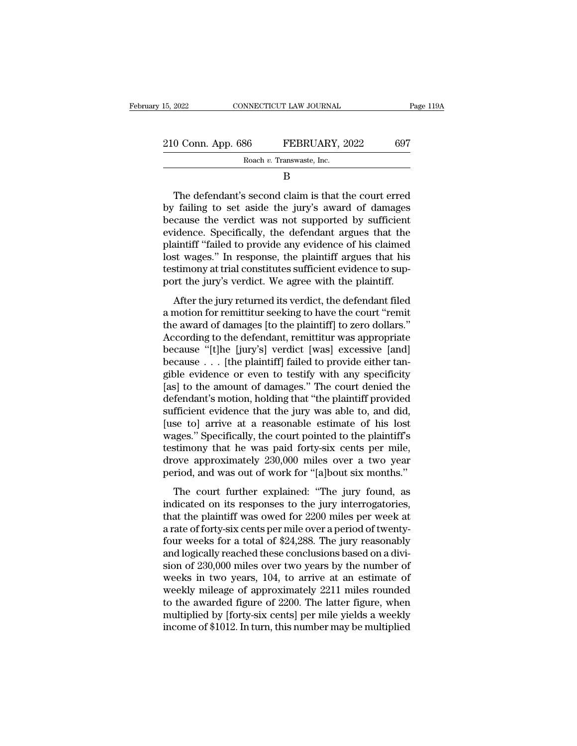B

The defendant's second claim is that the court erred by failing to set aside the jury's award of damages because the verdict was not supported by sufficient evidence. Specifically, the defendant argues that the plaintiff "failed to provide any evidence of his claimed lost wages." In response, the plaintiff argues that his testimony at trial constitutes sufficient evidence to support the jury's verdict. We agree with the plaintiff.

After the jury returned its verdict, the defendant filed a motion for remittitur seeking to have the court "remit the award of damages [to the plaintiff] to zero dollars." According to the defendant, remittitur was appropriate because "[t]he [jury's] verdict [was] excessive [and] because . . . [the plaintiff] failed to provide either tangible evidence or even to testify with any specificity [as] to the amount of damages." The court denied the defendant's motion, holding that "the plaintiff provided sufficient evidence that the jury was able to, and did, [use to] arrive at a reasonable estimate of his lost wages." Specifically, the court pointed to the plaintiff's testimony that he was paid forty-six cents per mile, drove approximately 230,000 miles over a two year period, and was out of work for "[a]bout six months."

The court further explained: "The jury found, as indicated on its responses to the jury interrogatories, that the plaintiff was owed for 2200 miles per week at a rate of forty-six cents per mile over a period of twenty-four weeks for a total of $24,288. The jury reasonably and logically reached these conclusions based on a division of 230,000 miles over two years by the number of weeks in two years, 104, to arrive at an estimate of weekly mileage of approximately 2211 miles rounded to the awarded figure of 2200. The latter figure, when multiplied by [forty-six cents] per mile yields a weekly income of $1012. In turn, this number may be multiplied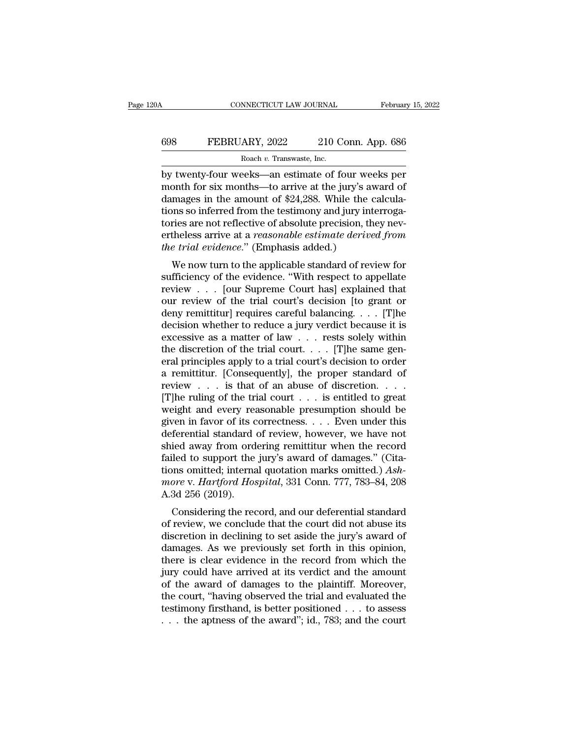by twenty-four weeks—an estimate of four weeks per month for six months—to arrive at the jury's award of damages in the amount of $24,288. While the calculations so inferred from the testimony and jury interrogatories are not reflective of absolute precision, they nevertheless arrive at a *reasonable estimate derived from the trial evidence*." (Emphasis added.)

We now turn to the applicable standard of review for sufficiency of the evidence. "With respect to appellate review . . . [our Supreme Court has] explained that our review of the trial court's decision [to grant or deny remittitur] requires careful balancing. . . . [T]he decision whether to reduce a jury verdict because it is excessive as a matter of law . . . rests solely within the discretion of the trial court. . . . [T]he same general principles apply to a trial court's decision to order a remittitur. [Consequently], the proper standard of review . . . is that of an abuse of discretion. . . . [T]he ruling of the trial court . . . is entitled to great weight and every reasonable presumption should be given in favor of its correctness. . . . Even under this deferential standard of review, however, we have not shied away from ordering remittitur when the record failed to support the jury's award of damages." (Citations omitted; internal quotation marks omitted.) *Ashmore* v. *Hartford Hospital*, 331 Conn. 777, 783–84, 208 A.3d 256 (2019).

Considering the record, and our deferential standard of review, we conclude that the court did not abuse its discretion in declining to set aside the jury's award of damages. As we previously set forth in this opinion, there is clear evidence in the record from which the jury could have arrived at its verdict and the amount of the award of damages to the plaintiff. Moreover, the court, "having observed the trial and evaluated the testimony firsthand, is better positioned . . . to assess . . . the aptness of the award"; id., 783; and the court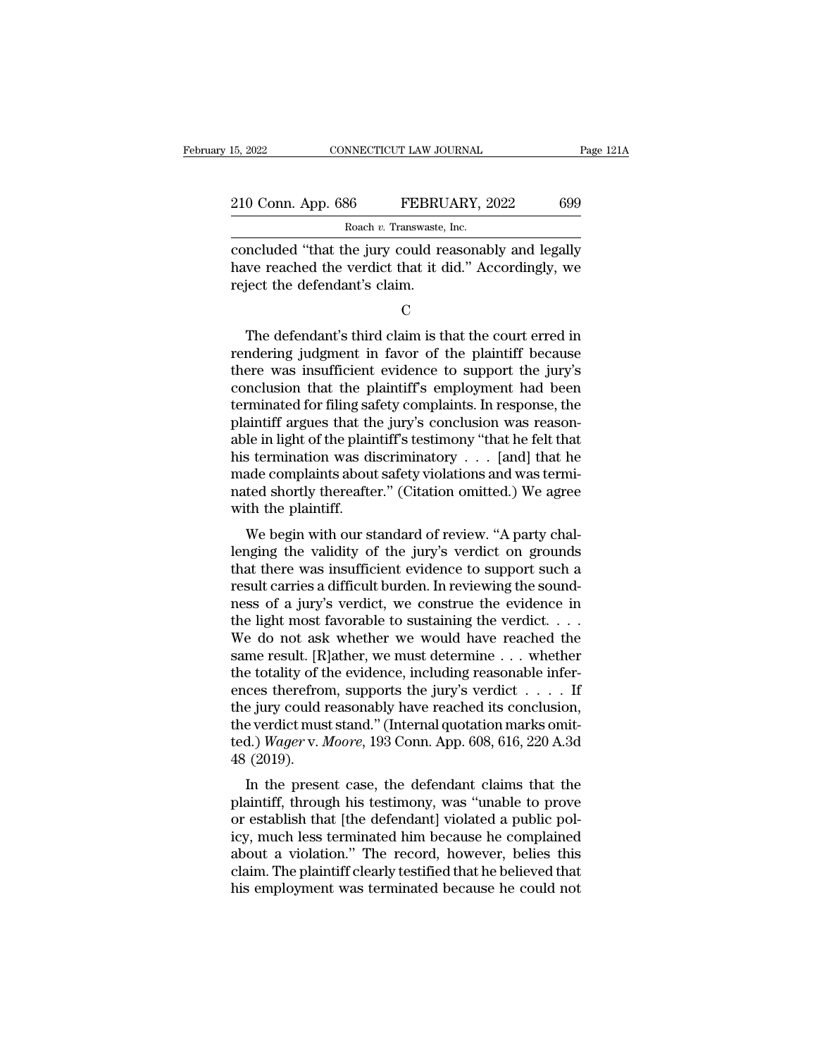concluded "that the jury could reasonably and legally have reached the verdict that it did." Accordingly, we reject the defendant's claim.

C

The defendant's third claim is that the court erred in rendering judgment in favor of the plaintiff because there was insufficient evidence to support the jury's conclusion that the plaintiff's employment had been terminated for filing safety complaints. In response, the plaintiff argues that the jury's conclusion was reasonable in light of the plaintiff's testimony "that he felt that his termination was discriminatory . . . [and] that he made complaints about safety violations and was terminated shortly thereafter." (Citation omitted.) We agree with the plaintiff.

We begin with our standard of review. "A party challenging the validity of the jury's verdict on grounds that there was insufficient evidence to support such a result carries a difficult burden. In reviewing the soundness of a jury's verdict, we construe the evidence in the light most favorable to sustaining the verdict. . . . We do not ask whether we would have reached the same result. [R]ather, we must determine . . . whether the totality of the evidence, including reasonable inferences therefrom, supports the jury's verdict . . . . If the jury could reasonably have reached its conclusion, the verdict must stand." (Internal quotation marks omitted.) *Wager* v. *Moore*, 193 Conn. App. 608, 616, 220 A.3d 48 (2019).

In the present case, the defendant claims that the plaintiff, through his testimony, was "unable to prove or establish that [the defendant] violated a public policy, much less terminated him because he complained about a violation." The record, however, belies this claim. The plaintiff clearly testified that he believed that his employment was terminated because he could not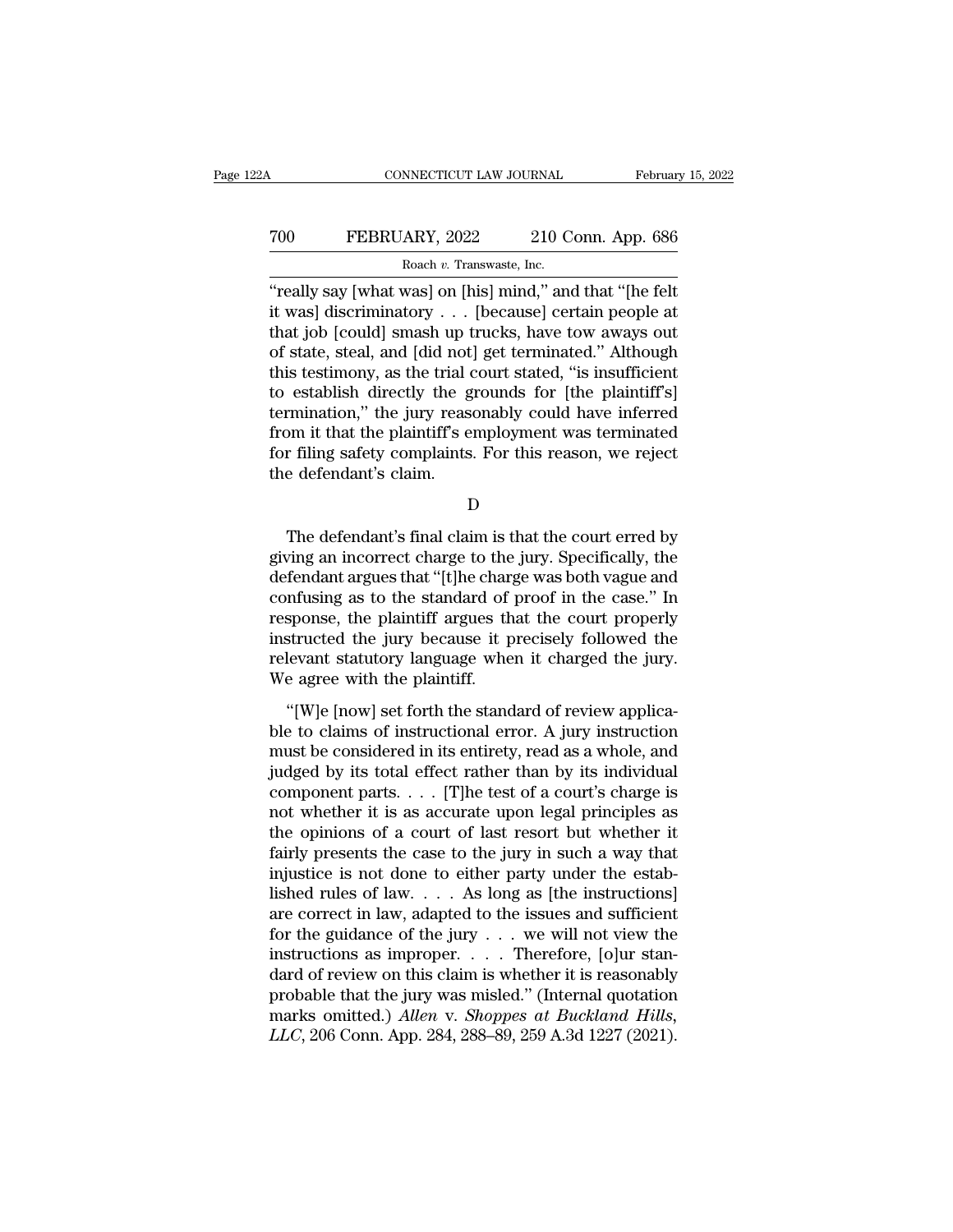"really say [what was] on [his] mind," and that "[he felt it was] discriminatory . . . [because] certain people at that job [could] smash up trucks, have tow aways out of state, steal, and [did not] get terminated." Although this testimony, as the trial court stated, "is insufficient to establish directly the grounds for [the plaintiff's] termination," the jury reasonably could have inferred from it that the plaintiff's employment was terminated for filing safety complaints. For this reason, we reject the defendant's claim.

D

The defendant's final claim is that the court erred by giving an incorrect charge to the jury. Specifically, the defendant argues that "[t]he charge was both vague and confusing as to the standard of proof in the case." In response, the plaintiff argues that the court properly instructed the jury because it precisely followed the relevant statutory language when it charged the jury. We agree with the plaintiff.

"[W]e [now] set forth the standard of review applicable to claims of instructional error. A jury instruction must be considered in its entirety, read as a whole, and judged by its total effect rather than by its individual component parts. . . . [T]he test of a court's charge is not whether it is as accurate upon legal principles as the opinions of a court of last resort but whether it fairly presents the case to the jury in such a way that injustice is not done to either party under the established rules of law. . . . As long as [the instructions] are correct in law, adapted to the issues and sufficient for the guidance of the jury . . . we will not view the instructions as improper. . . . Therefore, [o]ur standard of review on this claim is whether it is reasonably probable that the jury was misled." (Internal quotation marks omitted.) *Allen* v. *Shoppes at Buckland Hills, LLC*, 206 Conn. App. 284, 288–89, 259 A.3d 1227 (2021).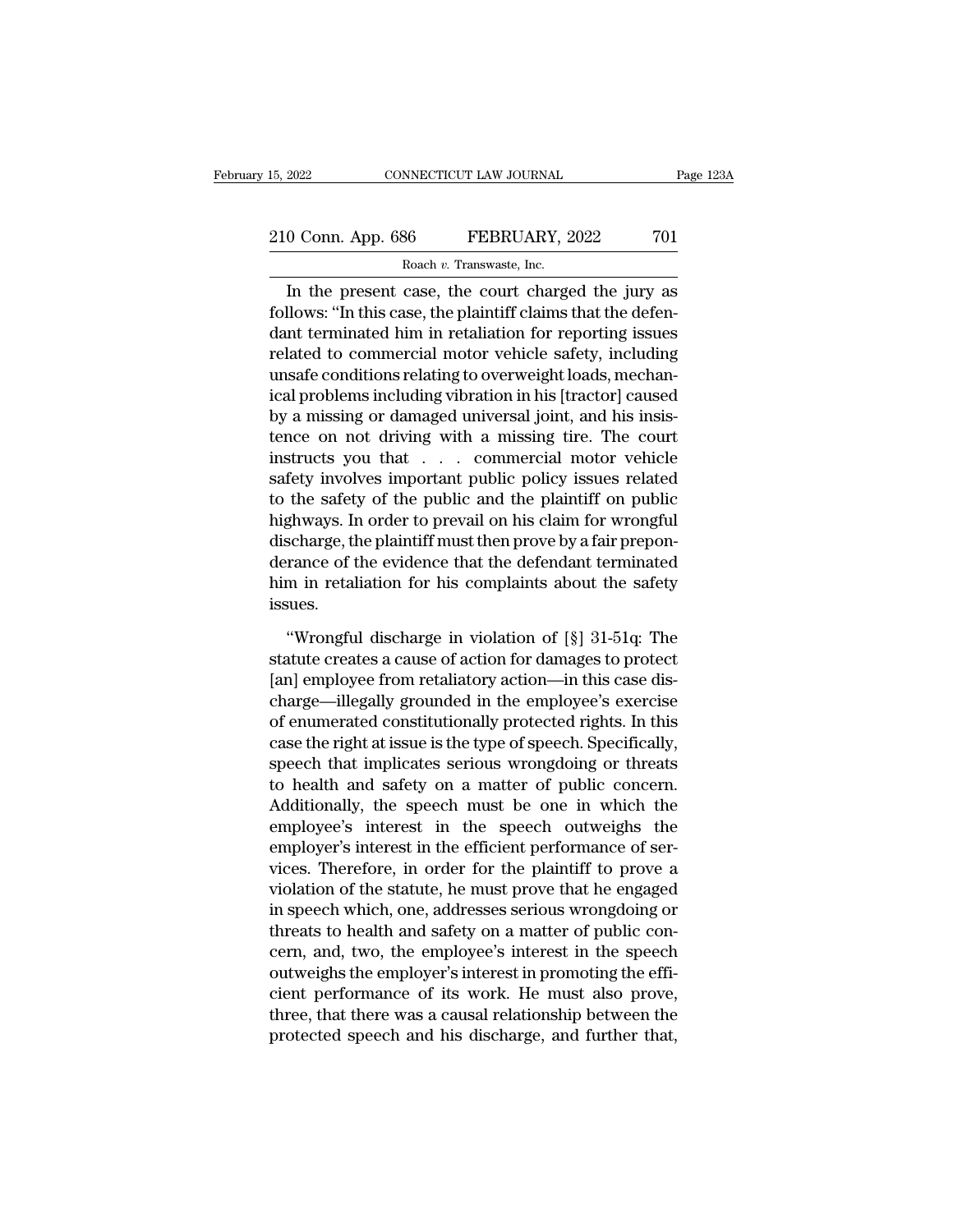In the present case, the court charged the jury as follows: "In this case, the plaintiff claims that the defendant terminated him in retaliation for reporting issues related to commercial motor vehicle safety, including unsafe conditions relating to overweight loads, mechanical problems including vibration in his [tractor] caused by a missing or damaged universal joint, and his insistence on not driving with a missing tire. The court instructs you that . . . commercial motor vehicle safety involves important public policy issues related to the safety of the public and the plaintiff on public highways. In order to prevail on his claim for wrongful discharge, the plaintiff must then prove by a fair preponderance of the evidence that the defendant terminated him in retaliation for his complaints about the safety issues.

"Wrongful discharge in violation of [§] 31-51q: The statute creates a cause of action for damages to protect [an] employee from retaliatory action—in this case discharge—illegally grounded in the employee's exercise of enumerated constitutionally protected rights. In this case the right at issue is the type of speech. Specifically, speech that implicates serious wrongdoing or threats to health and safety on a matter of public concern. Additionally, the speech must be one in which the employee's interest in the speech outweighs the employer's interest in the efficient performance of services. Therefore, in order for the plaintiff to prove a violation of the statute, he must prove that he engaged in speech which, one, addresses serious wrongdoing or threats to health and safety on a matter of public concern, and, two, the employee's interest in the speech outweighs the employer's interest in promoting the efficient performance of its work. He must also prove, three, that there was a causal relationship between the protected speech and his discharge, and further that,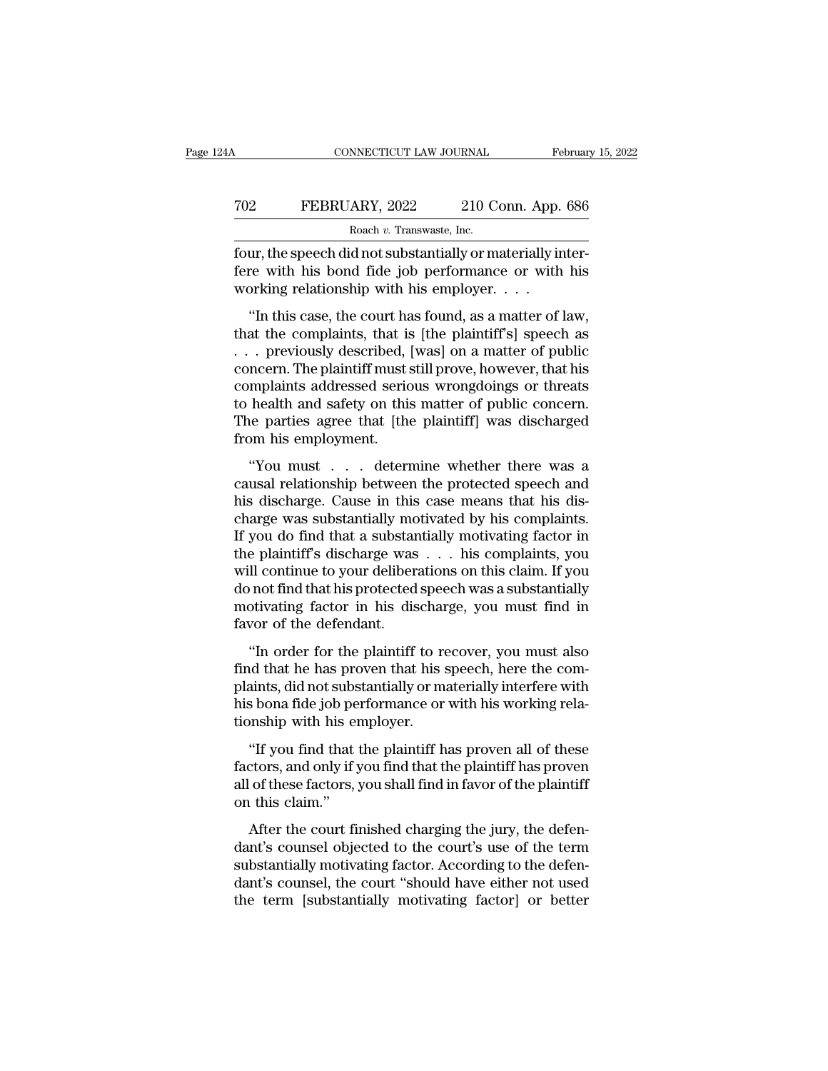four, the speech did not substantially or materially interfere with his bond fide job performance or with his working relationship with his employer. . . .

"In this case, the court has found, as a matter of law, that the complaints, that is [the plaintiff's] speech as . . . previously described, [was] on a matter of public concern. The plaintiff must still prove, however, that his complaints addressed serious wrongdoings or threats to health and safety on this matter of public concern. The parties agree that [the plaintiff] was discharged from his employment.

"You must . . . determine whether there was a causal relationship between the protected speech and his discharge. Cause in this case means that his discharge was substantially motivated by his complaints. If you do find that a substantially motivating factor in the plaintiff's discharge was . . . his complaints, you will continue to your deliberations on this claim. If you do not find that his protected speech was a substantially motivating factor in his discharge, you must find in favor of the defendant.

"In order for the plaintiff to recover, you must also find that he has proven that his speech, here the complaints, did not substantially or materially interfere with his bona fide job performance or with his working relationship with his employer.

"If you find that the plaintiff has proven all of these factors, and only if you find that the plaintiff has proven all of these factors, you shall find in favor of the plaintiff on this claim."

After the court finished charging the jury, the defendant's counsel objected to the court's use of the term substantially motivating factor. According to the defendant's counsel, the court "should have either not used the term [substantially motivating factor] or better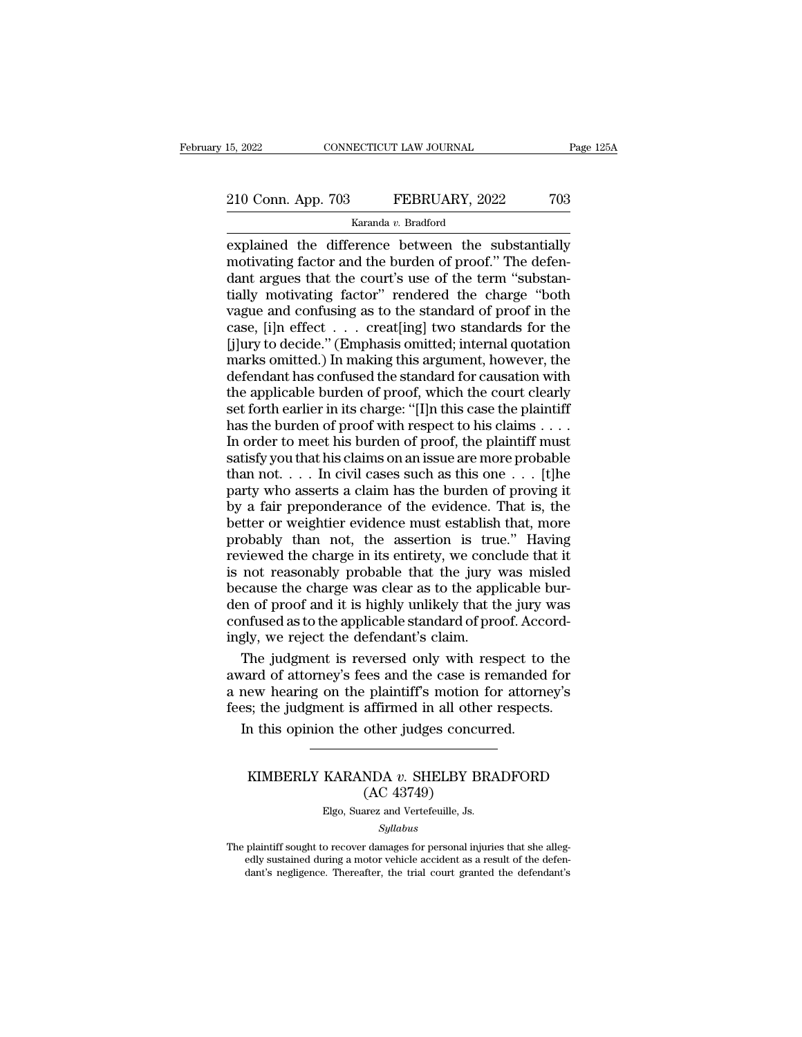explained the difference between the substantially motivating factor and the burden of proof." The defendant argues that the court's use of the term "substantially motivating factor" rendered the charge "both vague and confusing as to the standard of proof in the case, [i]n effect . . . creat[ing] two standards for the [j]ury to decide." (Emphasis omitted; internal quotation marks omitted.) In making this argument, however, the defendant has confused the standard for causation with the applicable burden of proof, which the court clearly set forth earlier in its charge: "[I]n this case the plaintiff has the burden of proof with respect to his claims . . . . In order to meet his burden of proof, the plaintiff must satisfy you that his claims on an issue are more probable than not. . . . In civil cases such as this one . . . [t]he party who asserts a claim has the burden of proving it by a fair preponderance of the evidence. That is, the better or weightier evidence must establish that, more probably than not, the assertion is true." Having reviewed the charge in its entirety, we conclude that it is not reasonably probable that the jury was misled because the charge was clear as to the applicable burden of proof and it is highly unlikely that the jury was confused as to the applicable standard of proof. Accordingly, we reject the defendant's claim.

The judgment is reversed only with respect to the award of attorney's fees and the case is remanded for a new hearing on the plaintiff's motion for attorney's fees; the judgment is affirmed in all other respects.

In this opinion the other judges concurred.

---

## KIMBERLY KARANDA *v.* SHELBY BRADFORD
### (AC 43749)

Elgo, Suarez and Vertefeuille, Js.

*Syllabus*

The plaintiff sought to recover damages for personal injuries that she allegedly sustained during a motor vehicle accident as a result of the defendant's negligence. Thereafter, the trial court granted the defendant's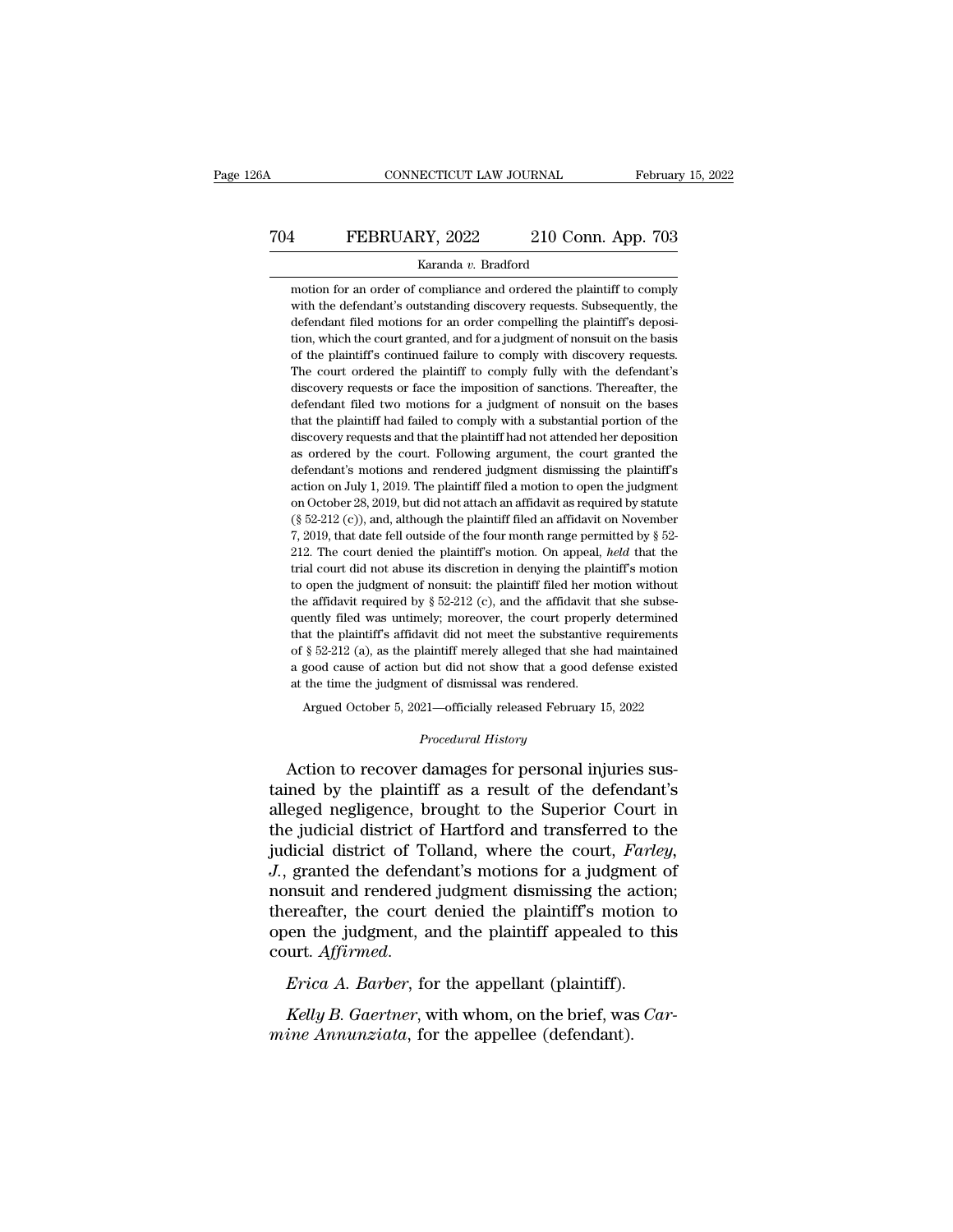motion for an order of compliance and ordered the plaintiff to comply with the defendant's outstanding discovery requests. Subsequently, the defendant filed motions for an order compelling the plaintiff's deposition, which the court granted, and for a judgment of nonsuit on the basis of the plaintiff's continued failure to comply with discovery requests. The court ordered the plaintiff to comply fully with the defendant's discovery requests or face the imposition of sanctions. Thereafter, the defendant filed two motions for a judgment of nonsuit on the bases that the plaintiff had failed to comply with a substantial portion of the discovery requests and that the plaintiff had not attended her deposition as ordered by the court. Following argument, the court granted the defendant's motions and rendered judgment dismissing the plaintiff's action on July 1, 2019. The plaintiff filed a motion to open the judgment on October 28, 2019, but did not attach an affidavit as required by statute (§ 52-212 (c)), and, although the plaintiff filed an affidavit on November 7, 2019, that date fell outside of the four month range permitted by § 52-212. The court denied the plaintiff's motion. On appeal, *held* that the trial court did not abuse its discretion in denying the plaintiff's motion to open the judgment of nonsuit: the plaintiff filed her motion without the affidavit required by § 52-212 (c), and the affidavit that she subsequently filed was untimely; moreover, the court properly determined that the plaintiff's affidavit did not meet the substantive requirements of § 52-212 (a), as the plaintiff merely alleged that she had maintained a good cause of action but did not show that a good defense existed at the time the judgment of dismissal was rendered.

Argued October 5, 2021—officially released February 15, 2022

*Procedural History*

Action to recover damages for personal injuries sustained by the plaintiff as a result of the defendant's alleged negligence, brought to the Superior Court in the judicial district of Hartford and transferred to the judicial district of Tolland, where the court, *Farley*, *J.*, granted the defendant's motions for a judgment of nonsuit and rendered judgment dismissing the action; thereafter, the court denied the plaintiff's motion to open the judgment, and the plaintiff appealed to this court. *Affirmed*.

*Erica A. Barber*, for the appellant (plaintiff).

*Kelly B. Gaertner*, with whom, on the brief, was *Carmine Annunziata*, for the appellee (defendant).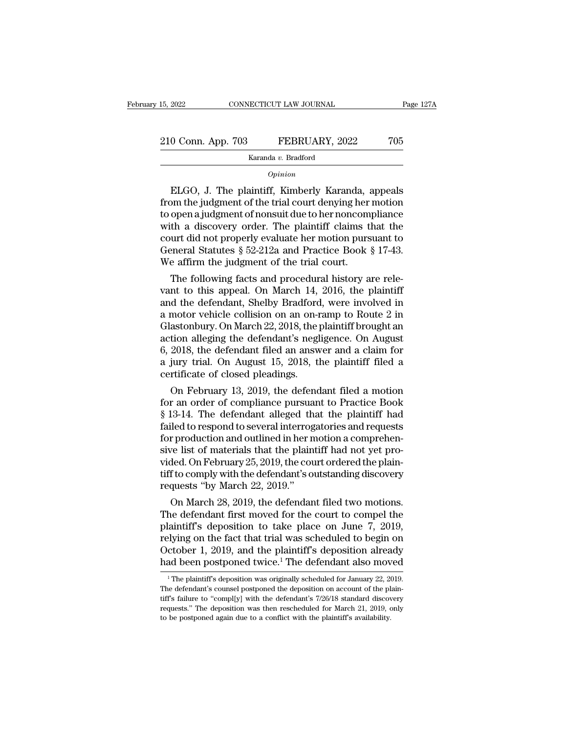*Opinion*

ELGO, J. The plaintiff, Kimberly Karanda, appeals from the judgment of the trial court denying her motion to open a judgment of nonsuit due to her noncompliance with a discovery order. The plaintiff claims that the court did not properly evaluate her motion pursuant to General Statutes § 52-212a and Practice Book § 17-43. We affirm the judgment of the trial court.

The following facts and procedural history are relevant to this appeal. On March 14, 2016, the plaintiff and the defendant, Shelby Bradford, were involved in a motor vehicle collision on an on-ramp to Route 2 in Glastonbury. On March 22, 2018, the plaintiff brought an action alleging the defendant's negligence. On August 6, 2018, the defendant filed an answer and a claim for a jury trial. On August 15, 2018, the plaintiff filed a certificate of closed pleadings.

On February 13, 2019, the defendant filed a motion for an order of compliance pursuant to Practice Book § 13-14. The defendant alleged that the plaintiff had failed to respond to several interrogatories and requests for production and outlined in her motion a comprehensive list of materials that the plaintiff had not yet provided. On February 25, 2019, the court ordered the plaintiff to comply with the defendant's outstanding discovery requests "by March 22, 2019."

On March 28, 2019, the defendant filed two motions. The defendant first moved for the court to compel the plaintiff's deposition to take place on June 7, 2019, relying on the fact that trial was scheduled to begin on October 1, 2019, and the plaintiff's deposition already had been postponed twice.[1] The defendant also moved

---

[1] The plaintiff's deposition was originally scheduled for January 22, 2019. The defendant's counsel postponed the deposition on account of the plaintiff's failure to "compl[y] with the defendant's 7/26/18 standard discovery requests." The deposition was then rescheduled for March 21, 2019, only to be postponed again due to a conflict with the plaintiff's availability.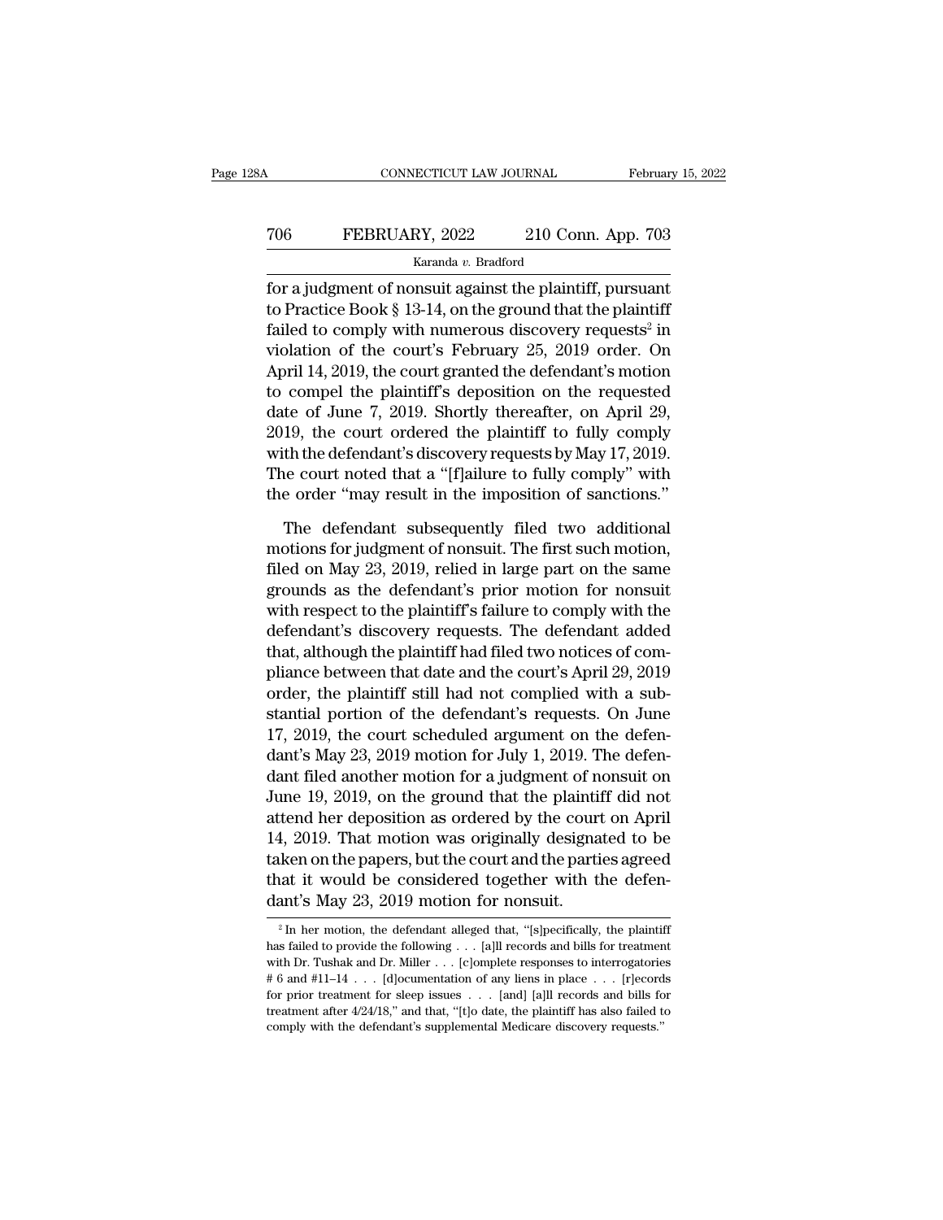for a judgment of nonsuit against the plaintiff, pursuant to Practice Book § 13-14, on the ground that the plaintiff failed to comply with numerous discovery requests[2] in violation of the court's February 25, 2019 order. On April 14, 2019, the court granted the defendant's motion to compel the plaintiff's deposition on the requested date of June 7, 2019. Shortly thereafter, on April 29, 2019, the court ordered the plaintiff to fully comply with the defendant's discovery requests by May 17, 2019. The court noted that a "[f]ailure to fully comply" with the order "may result in the imposition of sanctions."

The defendant subsequently filed two additional motions for judgment of nonsuit. The first such motion, filed on May 23, 2019, relied in large part on the same grounds as the defendant's prior motion for nonsuit with respect to the plaintiff's failure to comply with the defendant's discovery requests. The defendant added that, although the plaintiff had filed two notices of compliance between that date and the court's April 29, 2019 order, the plaintiff still had not complied with a substantial portion of the defendant's requests. On June 17, 2019, the court scheduled argument on the defendant's May 23, 2019 motion for July 1, 2019. The defendant filed another motion for a judgment of nonsuit on June 19, 2019, on the ground that the plaintiff did not attend her deposition as ordered by the court on April 14, 2019. That motion was originally designated to be taken on the papers, but the court and the parties agreed that it would be considered together with the defendant's May 23, 2019 motion for nonsuit.

[2] In her motion, the defendant alleged that, "[s]pecifically, the plaintiff has failed to provide the following . . . [a]ll records and bills for treatment with Dr. Tushak and Dr. Miller . . . [c]omplete responses to interrogatories # 6 and #11–14 . . . [d]ocumentation of any liens in place . . . [r]ecords for prior treatment for sleep issues . . . [and] [a]ll records and bills for treatment after 4/24/18," and that, "[t]o date, the plaintiff has also failed to comply with the defendant's supplemental Medicare discovery requests."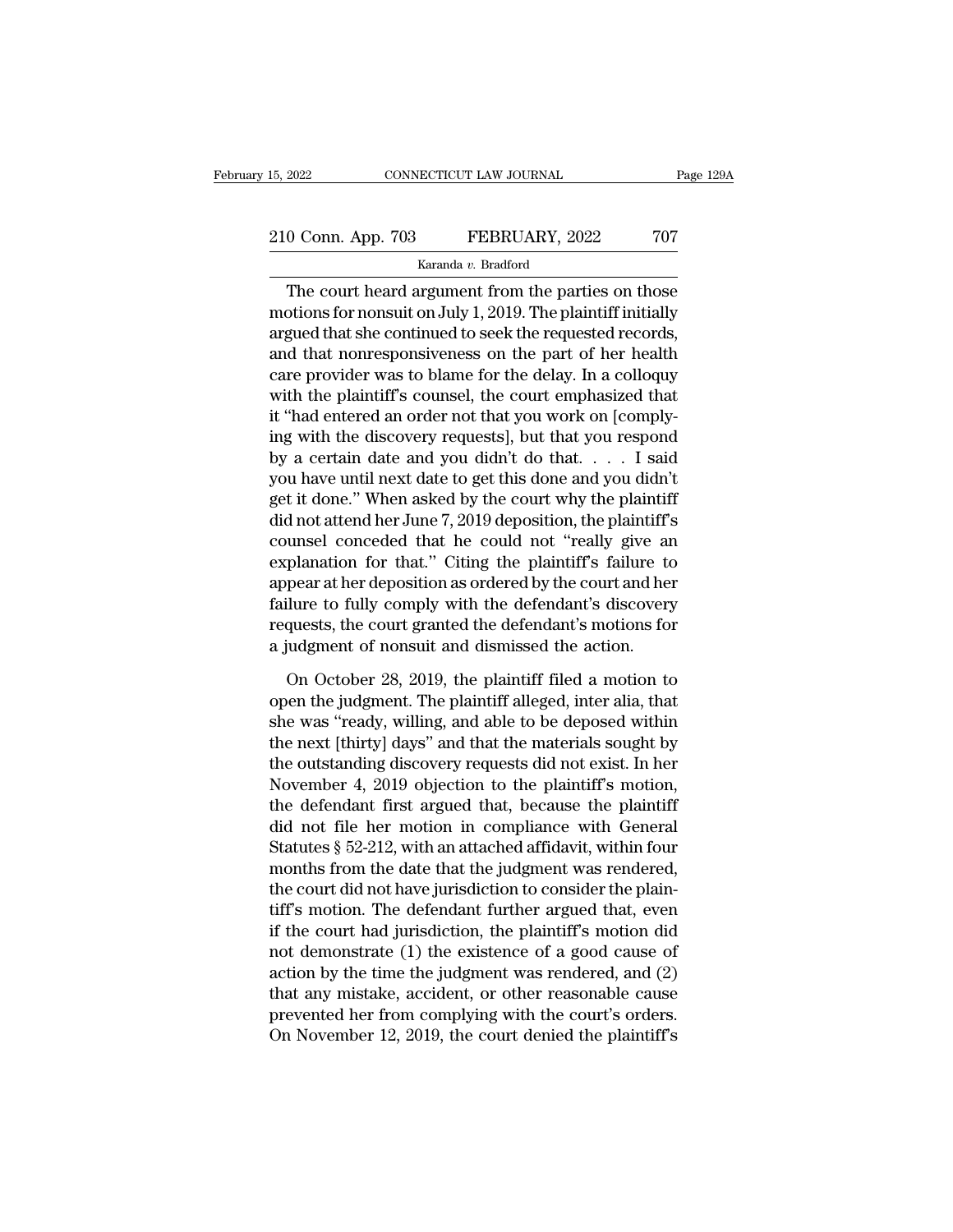The court heard argument from the parties on those motions for nonsuit on July 1, 2019. The plaintiff initially argued that she continued to seek the requested records, and that nonresponsiveness on the part of her health care provider was to blame for the delay. In a colloquy with the plaintiff's counsel, the court emphasized that it "had entered an order not that you work on [complying with the discovery requests], but that you respond by a certain date and you didn't do that. . . . I said you have until next date to get this done and you didn't get it done." When asked by the court why the plaintiff did not attend her June 7, 2019 deposition, the plaintiff's counsel conceded that he could not "really give an explanation for that." Citing the plaintiff's failure to appear at her deposition as ordered by the court and her failure to fully comply with the defendant's discovery requests, the court granted the defendant's motions for a judgment of nonsuit and dismissed the action.

On October 28, 2019, the plaintiff filed a motion to open the judgment. The plaintiff alleged, inter alia, that she was "ready, willing, and able to be deposed within the next [thirty] days" and that the materials sought by the outstanding discovery requests did not exist. In her November 4, 2019 objection to the plaintiff's motion, the defendant first argued that, because the plaintiff did not file her motion in compliance with General Statutes § 52-212, with an attached affidavit, within four months from the date that the judgment was rendered, the court did not have jurisdiction to consider the plaintiff's motion. The defendant further argued that, even if the court had jurisdiction, the plaintiff's motion did not demonstrate (1) the existence of a good cause of action by the time the judgment was rendered, and (2) that any mistake, accident, or other reasonable cause prevented her from complying with the court's orders. On November 12, 2019, the court denied the plaintiff's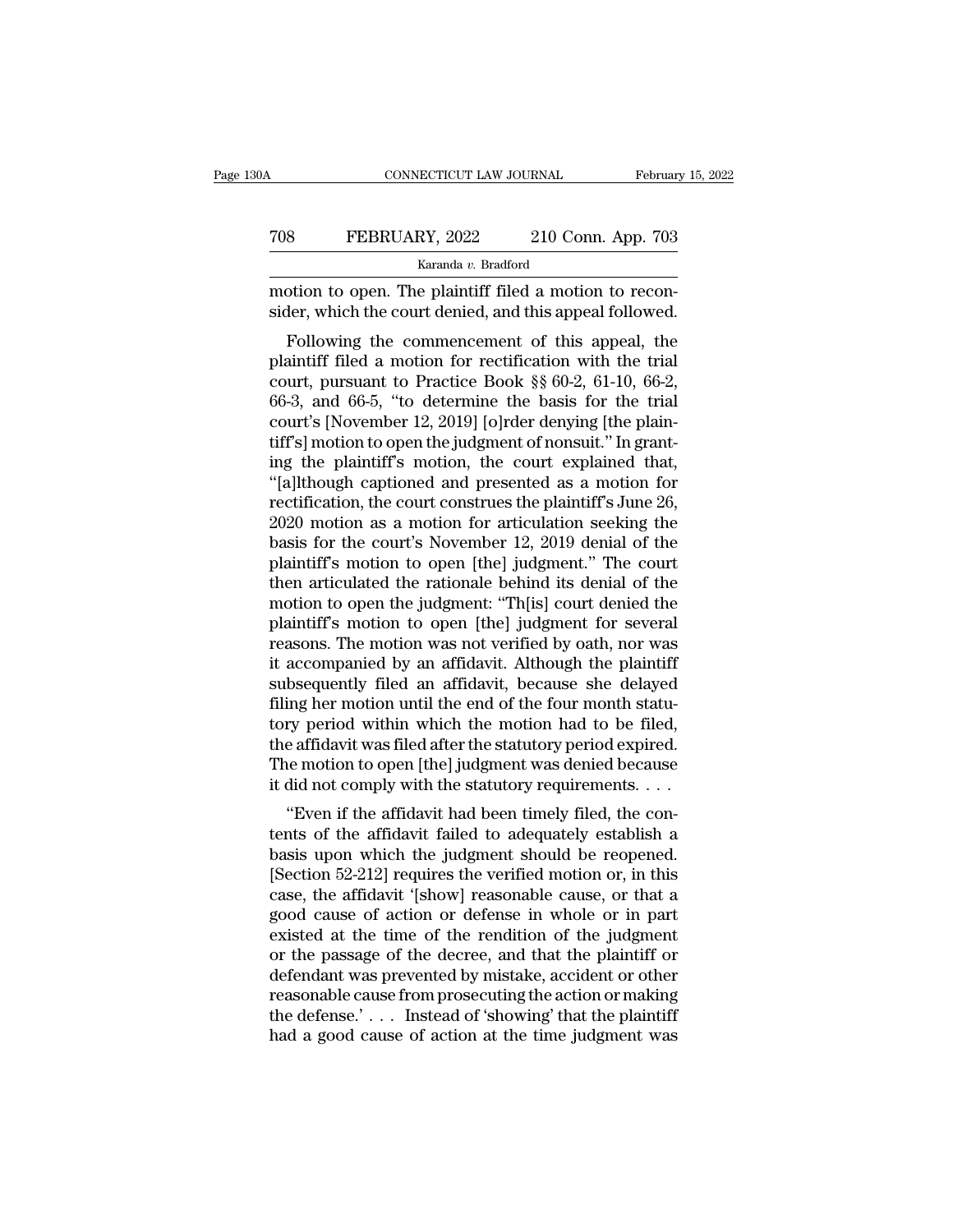motion to open. The plaintiff filed a motion to reconsider, which the court denied, and this appeal followed.

Following the commencement of this appeal, the plaintiff filed a motion for rectification with the trial court, pursuant to Practice Book §§ 60-2, 61-10, 66-2, 66-3, and 66-5, "to determine the basis for the trial court's [November 12, 2019] [o]rder denying [the plaintiff's] motion to open the judgment of nonsuit." In granting the plaintiff's motion, the court explained that, "[a]lthough captioned and presented as a motion for rectification, the court construes the plaintiff's June 26, 2020 motion as a motion for articulation seeking the basis for the court's November 12, 2019 denial of the plaintiff's motion to open [the] judgment." The court then articulated the rationale behind its denial of the motion to open the judgment: "Th[is] court denied the plaintiff's motion to open [the] judgment for several reasons. The motion was not verified by oath, nor was it accompanied by an affidavit. Although the plaintiff subsequently filed an affidavit, because she delayed filing her motion until the end of the four month statutory period within which the motion had to be filed, the affidavit was filed after the statutory period expired. The motion to open [the] judgment was denied because it did not comply with the statutory requirements. . . .

"Even if the affidavit had been timely filed, the contents of the affidavit failed to adequately establish a basis upon which the judgment should be reopened. [Section 52-212] requires the verified motion or, in this case, the affidavit '[show] reasonable cause, or that a good cause of action or defense in whole or in part existed at the time of the rendition of the judgment or the passage of the decree, and that the plaintiff or defendant was prevented by mistake, accident or other reasonable cause from prosecuting the action or making the defense.' . . . Instead of 'showing' that the plaintiff had a good cause of action at the time judgment was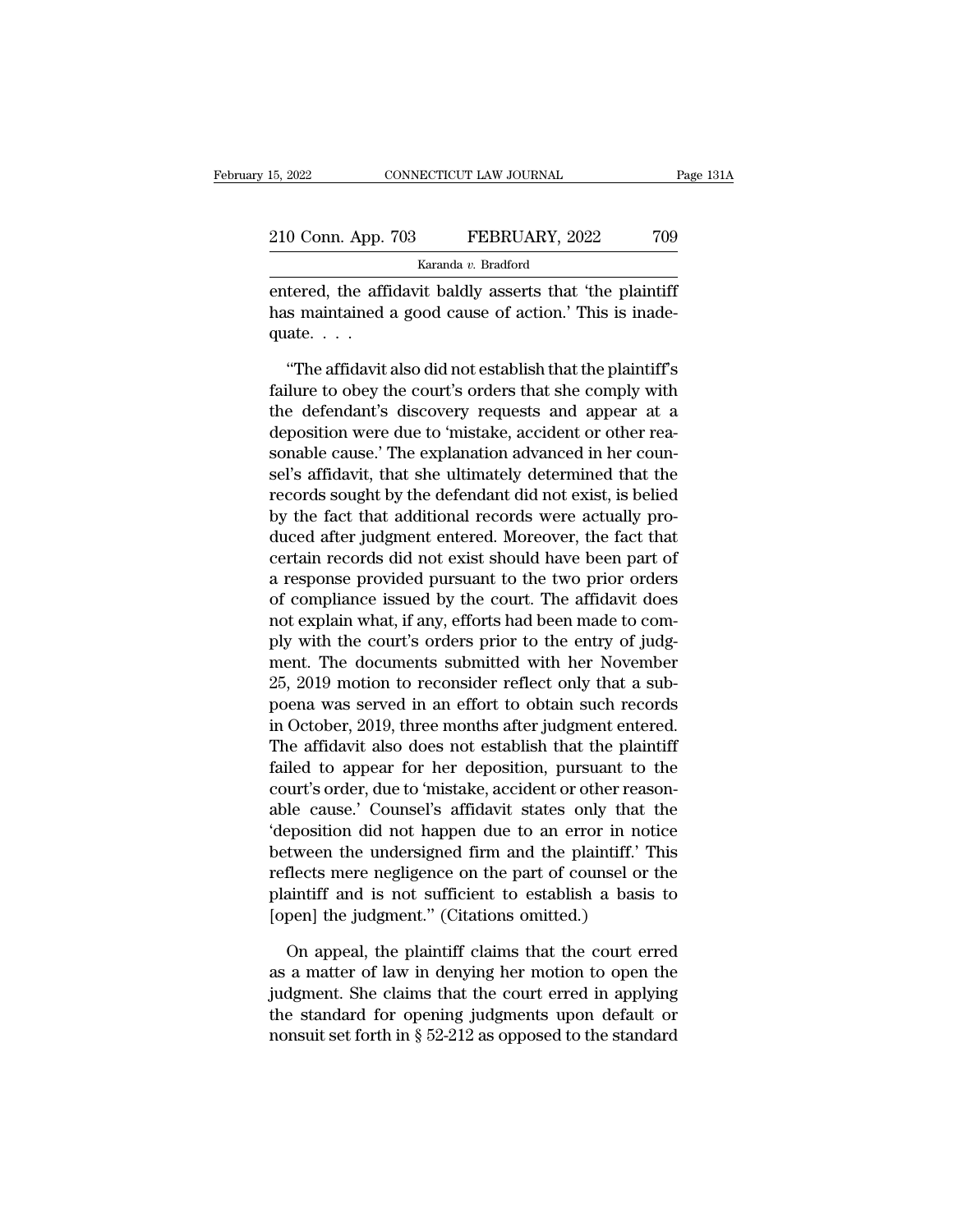entered, the affidavit baldly asserts that 'the plaintiff has maintained a good cause of action.' This is inadequate. . . .

"The affidavit also did not establish that the plaintiff's failure to obey the court's orders that she comply with the defendant's discovery requests and appear at a deposition were due to 'mistake, accident or other reasonable cause.' The explanation advanced in her counsel's affidavit, that she ultimately determined that the records sought by the defendant did not exist, is belied by the fact that additional records were actually produced after judgment entered. Moreover, the fact that certain records did not exist should have been part of a response provided pursuant to the two prior orders of compliance issued by the court. The affidavit does not explain what, if any, efforts had been made to comply with the court's orders prior to the entry of judgment. The documents submitted with her November 25, 2019 motion to reconsider reflect only that a subpoena was served in an effort to obtain such records in October, 2019, three months after judgment entered. The affidavit also does not establish that the plaintiff failed to appear for her deposition, pursuant to the court's order, due to 'mistake, accident or other reasonable cause.' Counsel's affidavit states only that the 'deposition did not happen due to an error in notice between the undersigned firm and the plaintiff.' This reflects mere negligence on the part of counsel or the plaintiff and is not sufficient to establish a basis to [open] the judgment." (Citations omitted.)

On appeal, the plaintiff claims that the court erred as a matter of law in denying her motion to open the judgment. She claims that the court erred in applying the standard for opening judgments upon default or nonsuit set forth in § 52-212 as opposed to the standard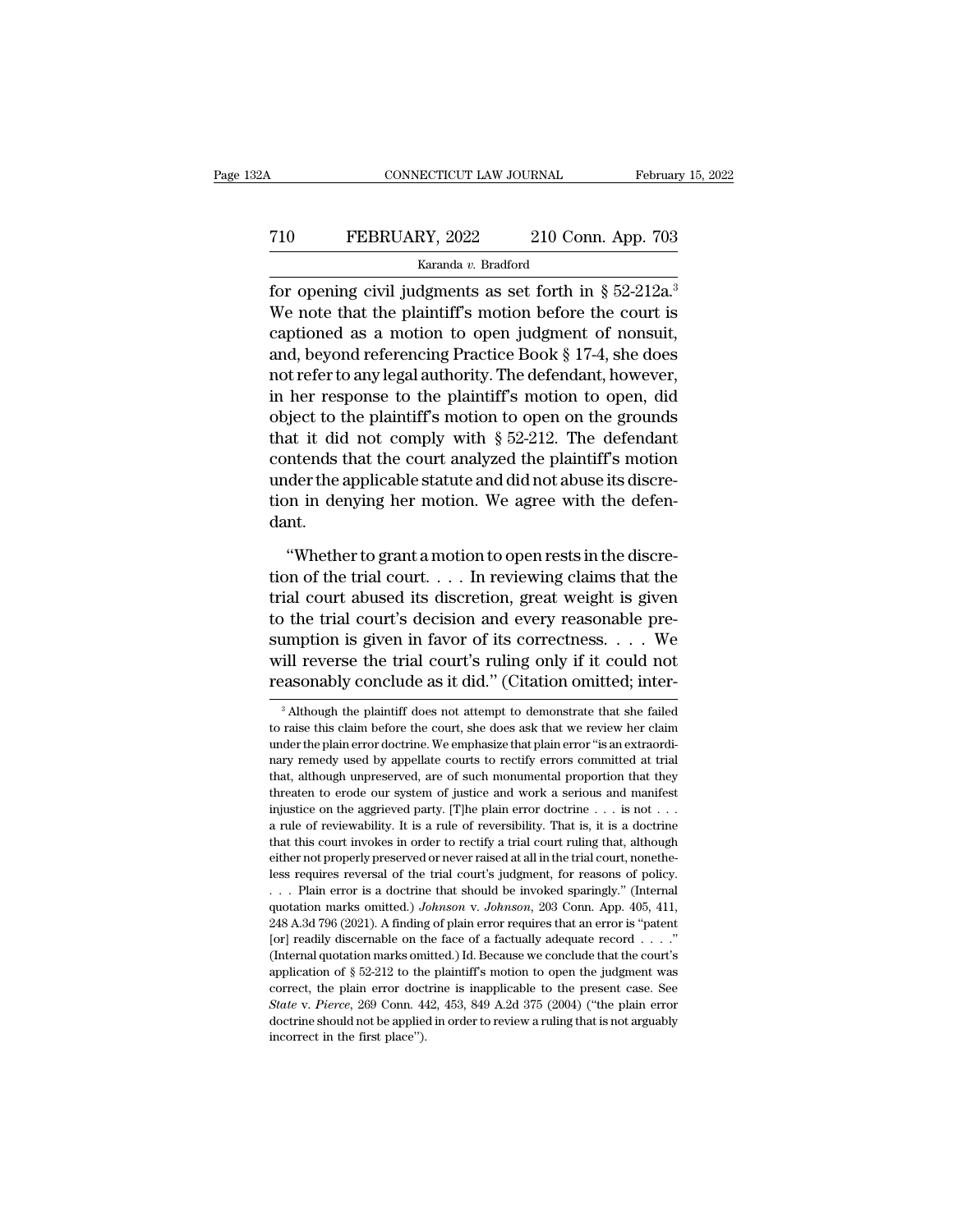for opening civil judgments as set forth in § 52-212a.[3] We note that the plaintiff's motion before the court is captioned as a motion to open judgment of nonsuit, and, beyond referencing Practice Book § 17-4, she does not refer to any legal authority. The defendant, however, in her response to the plaintiff's motion to open, did object to the plaintiff's motion to open on the grounds that it did not comply with § 52-212. The defendant contends that the court analyzed the plaintiff's motion under the applicable statute and did not abuse its discretion in denying her motion. We agree with the defendant.

"Whether to grant a motion to open rests in the discretion of the trial court. . . . In reviewing claims that the trial court abused its discretion, great weight is given to the trial court's decision and every reasonable presumption is given in favor of its correctness. . . . We will reverse the trial court's ruling only if it could not reasonably conclude as it did." (Citation omitted; inter-

[3] Although the plaintiff does not attempt to demonstrate that she failed to raise this claim before the court, she does ask that we review her claim under the plain error doctrine. We emphasize that plain error "is an extraordinary remedy used by appellate courts to rectify errors committed at trial that, although unpreserved, are of such monumental proportion that they threaten to erode our system of justice and work a serious and manifest injustice on the aggrieved party. [T]he plain error doctrine . . . is not . . . a rule of reviewability. It is a rule of reversibility. That is, it is a doctrine that this court invokes in order to rectify a trial court ruling that, although either not properly preserved or never raised at all in the trial court, nonetheless requires reversal of the trial court's judgment, for reasons of policy. . . . Plain error is a doctrine that should be invoked sparingly." (Internal quotation marks omitted.) *Johnson* v. *Johnson*, 203 Conn. App. 405, 411, 248 A.3d 796 (2021). A finding of plain error requires that an error is "patent [or] readily discernable on the face of a factually adequate record . . . ." (Internal quotation marks omitted.) Id. Because we conclude that the court's application of § 52-212 to the plaintiff's motion to open the judgment was correct, the plain error doctrine is inapplicable to the present case. See *State* v. *Pierce*, 269 Conn. 442, 453, 849 A.2d 375 (2004) ("the plain error doctrine should not be applied in order to review a ruling that is not arguably incorrect in the first place").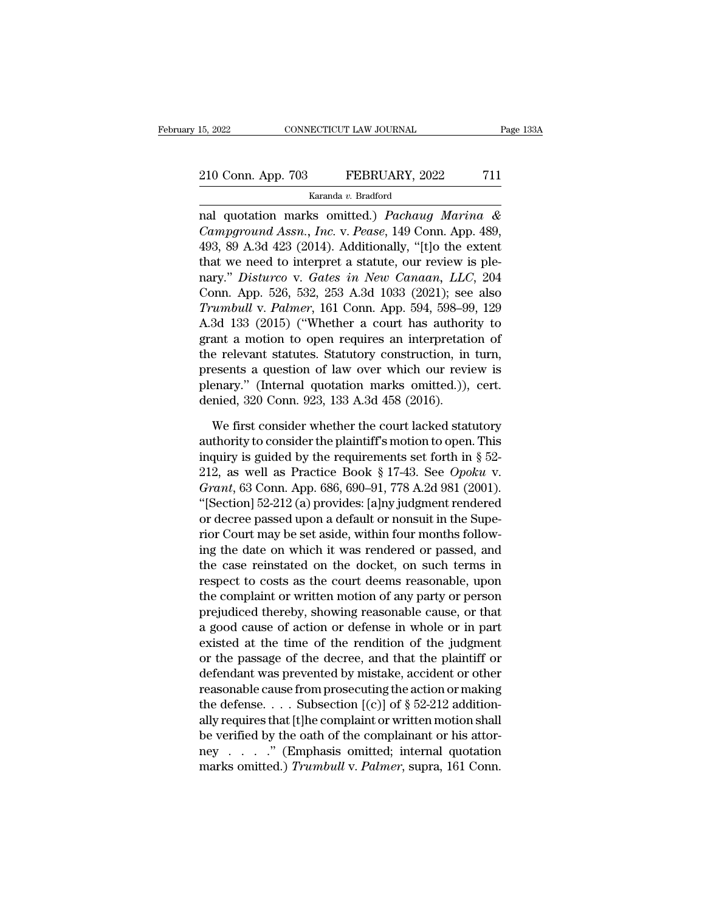nal quotation marks omitted.) *Pachaug Marina & Campground Assn., Inc.* v. *Pease*, 149 Conn. App. 489, 493, 89 A.3d 423 (2014). Additionally, "[t]o the extent that we need to interpret a statute, our review is plenary." *Disturco* v. *Gates in New Canaan, LLC*, 204 Conn. App. 526, 532, 253 A.3d 1033 (2021); see also *Trumbull* v. *Palmer*, 161 Conn. App. 594, 598–99, 129 A.3d 133 (2015) ("Whether a court has authority to grant a motion to open requires an interpretation of the relevant statutes. Statutory construction, in turn, presents a question of law over which our review is plenary." (Internal quotation marks omitted.)), cert. denied, 320 Conn. 923, 133 A.3d 458 (2016).

We first consider whether the court lacked statutory authority to consider the plaintiff's motion to open. This inquiry is guided by the requirements set forth in § 52-212, as well as Practice Book § 17-43. See *Opoku* v. *Grant*, 63 Conn. App. 686, 690–91, 778 A.2d 981 (2001). "[Section] 52-212 (a) provides: [a]ny judgment rendered or decree passed upon a default or nonsuit in the Superior Court may be set aside, within four months following the date on which it was rendered or passed, and the case reinstated on the docket, on such terms in respect to costs as the court deems reasonable, upon the complaint or written motion of any party or person prejudiced thereby, showing reasonable cause, or that a good cause of action or defense in whole or in part existed at the time of the rendition of the judgment or the passage of the decree, and that the plaintiff or defendant was prevented by mistake, accident or other reasonable cause from prosecuting the action or making the defense. . . . Subsection [(c)] of § 52-212 additionally requires that [t]he complaint or written motion shall be verified by the oath of the complainant or his attorney . . . ." (Emphasis omitted; internal quotation marks omitted.) *Trumbull* v. *Palmer*, supra, 161 Conn.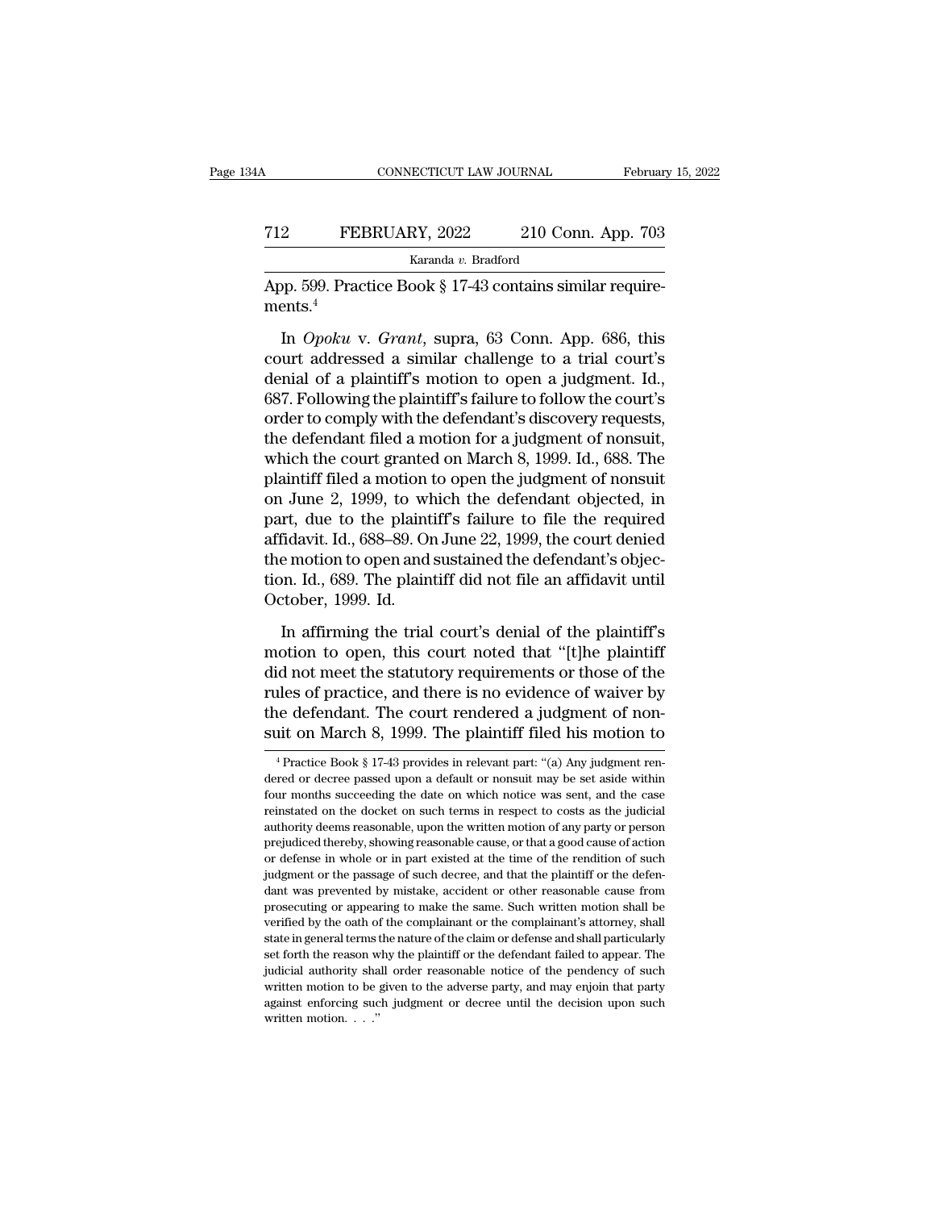App. 599. Practice Book § 17-43 contains similar requirements.[4]

In *Opoku* v. *Grant*, supra, 63 Conn. App. 686, this court addressed a similar challenge to a trial court's denial of a plaintiff's motion to open a judgment. Id., 687. Following the plaintiff's failure to follow the court's order to comply with the defendant's discovery requests, the defendant filed a motion for a judgment of nonsuit, which the court granted on March 8, 1999. Id., 688. The plaintiff filed a motion to open the judgment of nonsuit on June 2, 1999, to which the defendant objected, in part, due to the plaintiff's failure to file the required affidavit. Id., 688–89. On June 22, 1999, the court denied the motion to open and sustained the defendant's objection. Id., 689. The plaintiff did not file an affidavit until October, 1999. Id.

In affirming the trial court's denial of the plaintiff's motion to open, this court noted that "[t]he plaintiff did not meet the statutory requirements or those of the rules of practice, and there is no evidence of waiver by the defendant. The court rendered a judgment of nonsuit on March 8, 1999. The plaintiff filed his motion to

[4] Practice Book § 17-43 provides in relevant part: "(a) Any judgment rendered or decree passed upon a default or nonsuit may be set aside within four months succeeding the date on which notice was sent, and the case reinstated on the docket on such terms in respect to costs as the judicial authority deems reasonable, upon the written motion of any party or person prejudiced thereby, showing reasonable cause, or that a good cause of action or defense in whole or in part existed at the time of the rendition of such judgment or the passage of such decree, and that the plaintiff or the defendant was prevented by mistake, accident or other reasonable cause from prosecuting or appearing to make the same. Such written motion shall be verified by the oath of the complainant or the complainant's attorney, shall state in general terms the nature of the claim or defense and shall particularly set forth the reason why the plaintiff or the defendant failed to appear. The judicial authority shall order reasonable notice of the pendency of such written motion to be given to the adverse party, and may enjoin that party against enforcing such judgment or decree until the decision upon such written motion. . . ."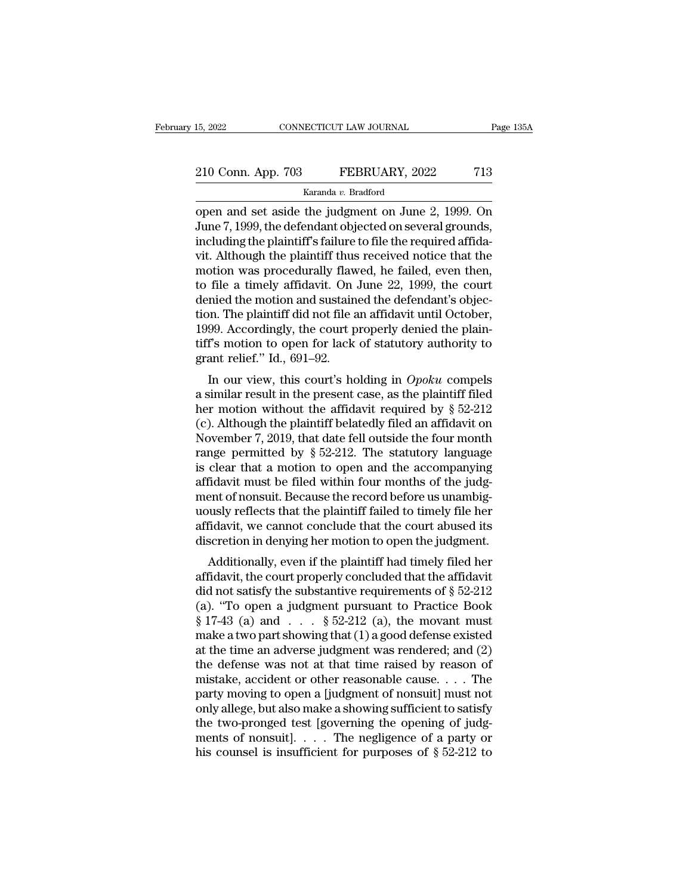open and set aside the judgment on June 2, 1999. On June 7, 1999, the defendant objected on several grounds, including the plaintiff's failure to file the required affidavit. Although the plaintiff thus received notice that the motion was procedurally flawed, he failed, even then, to file a timely affidavit. On June 22, 1999, the court denied the motion and sustained the defendant's objection. The plaintiff did not file an affidavit until October, 1999. Accordingly, the court properly denied the plaintiff's motion to open for lack of statutory authority to grant relief." Id., 691–92.

In our view, this court's holding in *Opoku* compels a similar result in the present case, as the plaintiff filed her motion without the affidavit required by § 52-212 (c). Although the plaintiff belatedly filed an affidavit on November 7, 2019, that date fell outside the four month range permitted by § 52-212. The statutory language is clear that a motion to open and the accompanying affidavit must be filed within four months of the judgment of nonsuit. Because the record before us unambiguously reflects that the plaintiff failed to timely file her affidavit, we cannot conclude that the court abused its discretion in denying her motion to open the judgment.

Additionally, even if the plaintiff had timely filed her affidavit, the court properly concluded that the affidavit did not satisfy the substantive requirements of § 52-212 (a). "To open a judgment pursuant to Practice Book § 17-43 (a) and . . . § 52-212 (a), the movant must make a two part showing that (1) a good defense existed at the time an adverse judgment was rendered; and (2) the defense was not at that time raised by reason of mistake, accident or other reasonable cause. . . . The party moving to open a [judgment of nonsuit] must not only allege, but also make a showing sufficient to satisfy the two-pronged test [governing the opening of judgments of nonsuit]. . . . The negligence of a party or his counsel is insufficient for purposes of § 52-212 to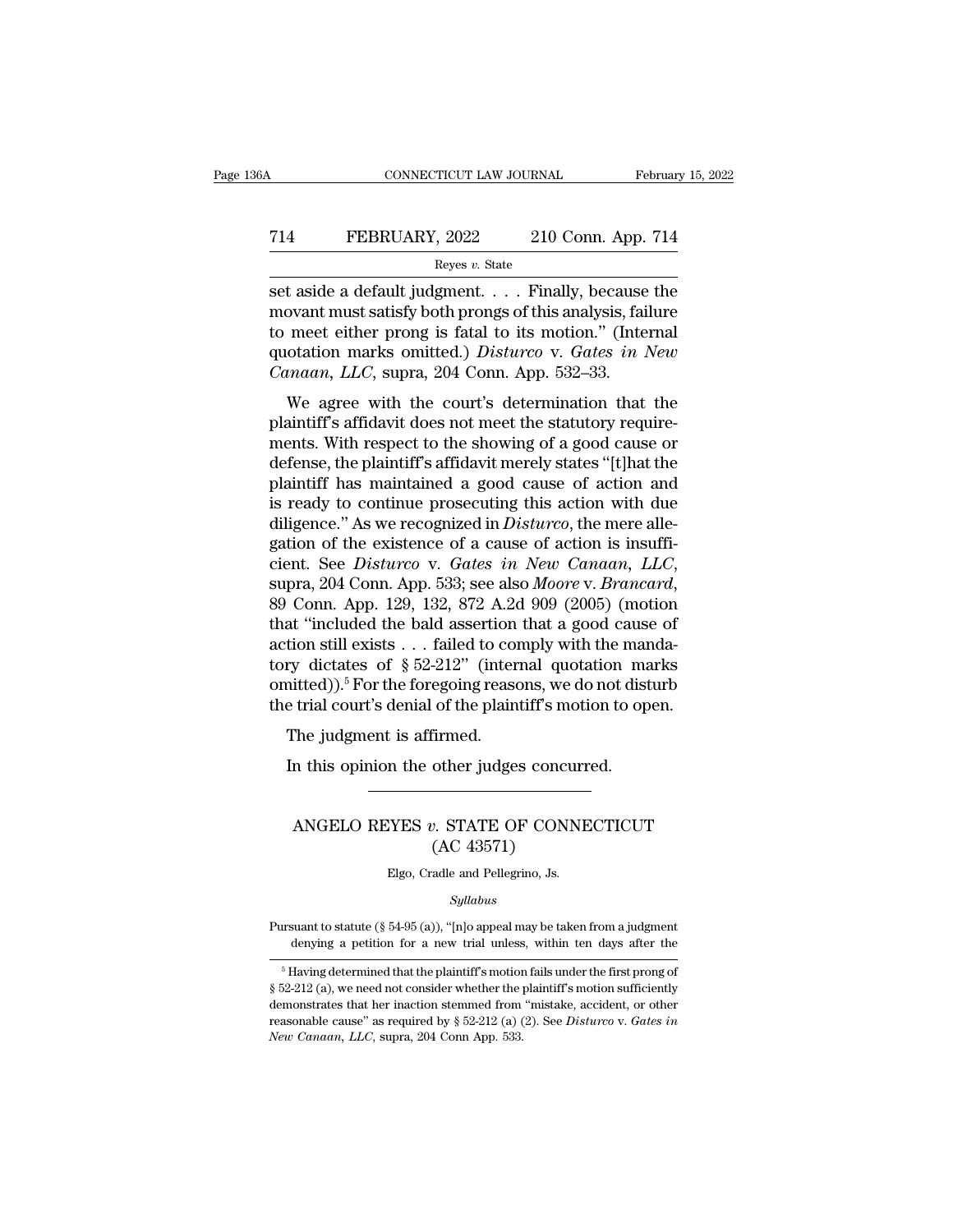set aside a default judgment. . . . Finally, because the movant must satisfy both prongs of this analysis, failure to meet either prong is fatal to its motion." (Internal quotation marks omitted.) *Disturco* v. *Gates in New Canaan, LLC*, supra, 204 Conn. App. 532–33.

We agree with the court's determination that the plaintiff's affidavit does not meet the statutory requirements. With respect to the showing of a good cause or defense, the plaintiff's affidavit merely states "[t]hat the plaintiff has maintained a good cause of action and is ready to continue prosecuting this action with due diligence." As we recognized in *Disturco*, the mere allegation of the existence of a cause of action is insufficient. See *Disturco* v. *Gates in New Canaan, LLC*, supra, 204 Conn. App. 533; see also *Moore* v. *Brancard*, 89 Conn. App. 129, 132, 872 A.2d 909 (2005) (motion that "included the bald assertion that a good cause of action still exists . . . failed to comply with the mandatory dictates of § 52-212" (internal quotation marks omitted)).[5] For the foregoing reasons, we do not disturb the trial court's denial of the plaintiff's motion to open.

The judgment is affirmed.

In this opinion the other judges concurred.

---

## ANGELO REYES *v.* STATE OF CONNECTICUT
## (AC 43571)

Elgo, Cradle and Pellegrino, Js.

*Syllabus*

Pursuant to statute (§ 54-95 (a)), "[n]o appeal may be taken from a judgment denying a petition for a new trial unless, within ten days after the

---

[5] Having determined that the plaintiff's motion fails under the first prong of § 52-212 (a), we need not consider whether the plaintiff's motion sufficiently demonstrates that her inaction stemmed from "mistake, accident, or other reasonable cause" as required by § 52-212 (a) (2). See *Disturco* v. *Gates in New Canaan, LLC*, supra, 204 Conn App. 533.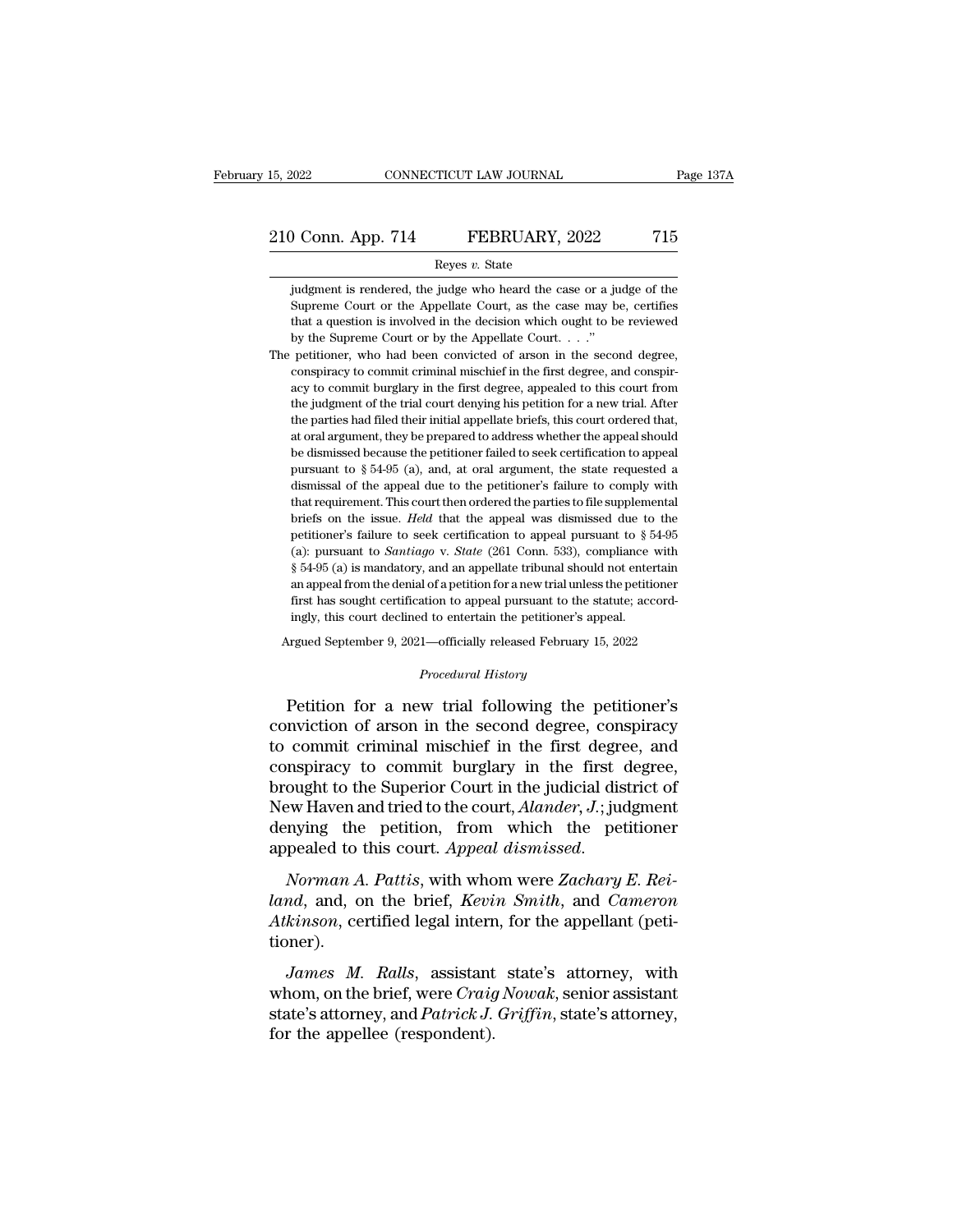judgment is rendered, the judge who heard the case or a judge of the Supreme Court or the Appellate Court, as the case may be, certifies that a question is involved in the decision which ought to be reviewed by the Supreme Court or by the Appellate Court. . . ."

The petitioner, who had been convicted of arson in the second degree, conspiracy to commit criminal mischief in the first degree, and conspiracy to commit burglary in the first degree, appealed to this court from the judgment of the trial court denying his petition for a new trial. After the parties had filed their initial appellate briefs, this court ordered that, at oral argument, they be prepared to address whether the appeal should be dismissed because the petitioner failed to seek certification to appeal pursuant to § 54-95 (a), and, at oral argument, the state requested a dismissal of the appeal due to the petitioner's failure to comply with that requirement. This court then ordered the parties to file supplemental briefs on the issue. *Held* that the appeal was dismissed due to the petitioner's failure to seek certification to appeal pursuant to § 54-95 (a): pursuant to *Santiago* v. *State* (261 Conn. 533), compliance with § 54-95 (a) is mandatory, and an appellate tribunal should not entertain an appeal from the denial of a petition for a new trial unless the petitioner first has sought certification to appeal pursuant to the statute; accordingly, this court declined to entertain the petitioner's appeal.

Argued September 9, 2021—officially released February 15, 2022

*Procedural History*

Petition for a new trial following the petitioner's conviction of arson in the second degree, conspiracy to commit criminal mischief in the first degree, and conspiracy to commit burglary in the first degree, brought to the Superior Court in the judicial district of New Haven and tried to the court, *Alander, J.*; judgment denying the petition, from which the petitioner appealed to this court. *Appeal dismissed.*

*Norman A. Pattis*, with whom were *Zachary E. Reiland*, and, on the brief, *Kevin Smith*, and *Cameron Atkinson*, certified legal intern, for the appellant (petitioner).

*James M. Ralls*, assistant state's attorney, with whom, on the brief, were *Craig Nowak*, senior assistant state's attorney, and *Patrick J. Griffin*, state's attorney, for the appellee (respondent).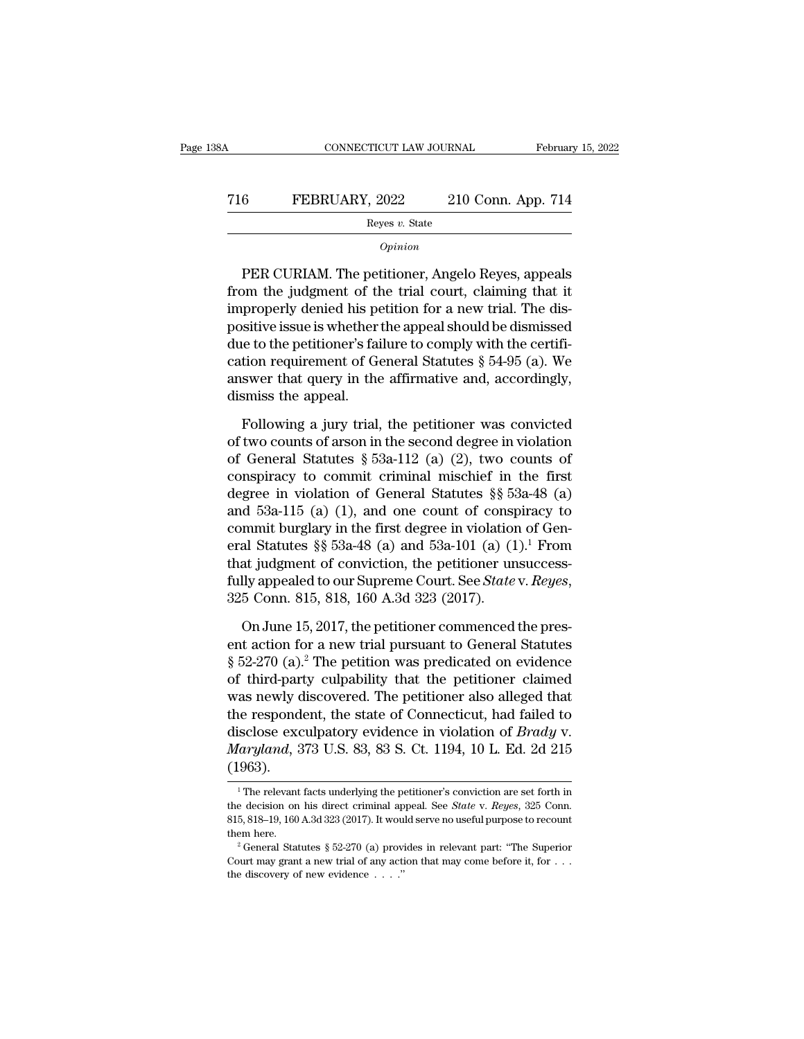*Opinion*

PER CURIAM. The petitioner, Angelo Reyes, appeals from the judgment of the trial court, claiming that it improperly denied his petition for a new trial. The dispositive issue is whether the appeal should be dismissed due to the petitioner's failure to comply with the certification requirement of General Statutes § 54-95 (a). We answer that query in the affirmative and, accordingly, dismiss the appeal.

Following a jury trial, the petitioner was convicted of two counts of arson in the second degree in violation of General Statutes § 53a-112 (a) (2), two counts of conspiracy to commit criminal mischief in the first degree in violation of General Statutes §§ 53a-48 (a) and 53a-115 (a) (1), and one count of conspiracy to commit burglary in the first degree in violation of General Statutes §§ 53a-48 (a) and 53a-101 (a) (1).[1] From that judgment of conviction, the petitioner unsuccessfully appealed to our Supreme Court. See *State* v. *Reyes*, 325 Conn. 815, 818, 160 A.3d 323 (2017).

On June 15, 2017, the petitioner commenced the present action for a new trial pursuant to General Statutes § 52-270 (a).[2] The petition was predicated on evidence of third-party culpability that the petitioner claimed was newly discovered. The petitioner also alleged that the respondent, the state of Connecticut, had failed to disclose exculpatory evidence in violation of *Brady* v. *Maryland*, 373 U.S. 83, 83 S. Ct. 1194, 10 L. Ed. 2d 215 (1963).

[1] The relevant facts underlying the petitioner's conviction are set forth in the decision on his direct criminal appeal. See *State* v. *Reyes*, 325 Conn. 815, 818–19, 160 A.3d 323 (2017). It would serve no useful purpose to recount them here.

[2] General Statutes § 52-270 (a) provides in relevant part: "The Superior Court may grant a new trial of any action that may come before it, for . . . the discovery of new evidence . . . ."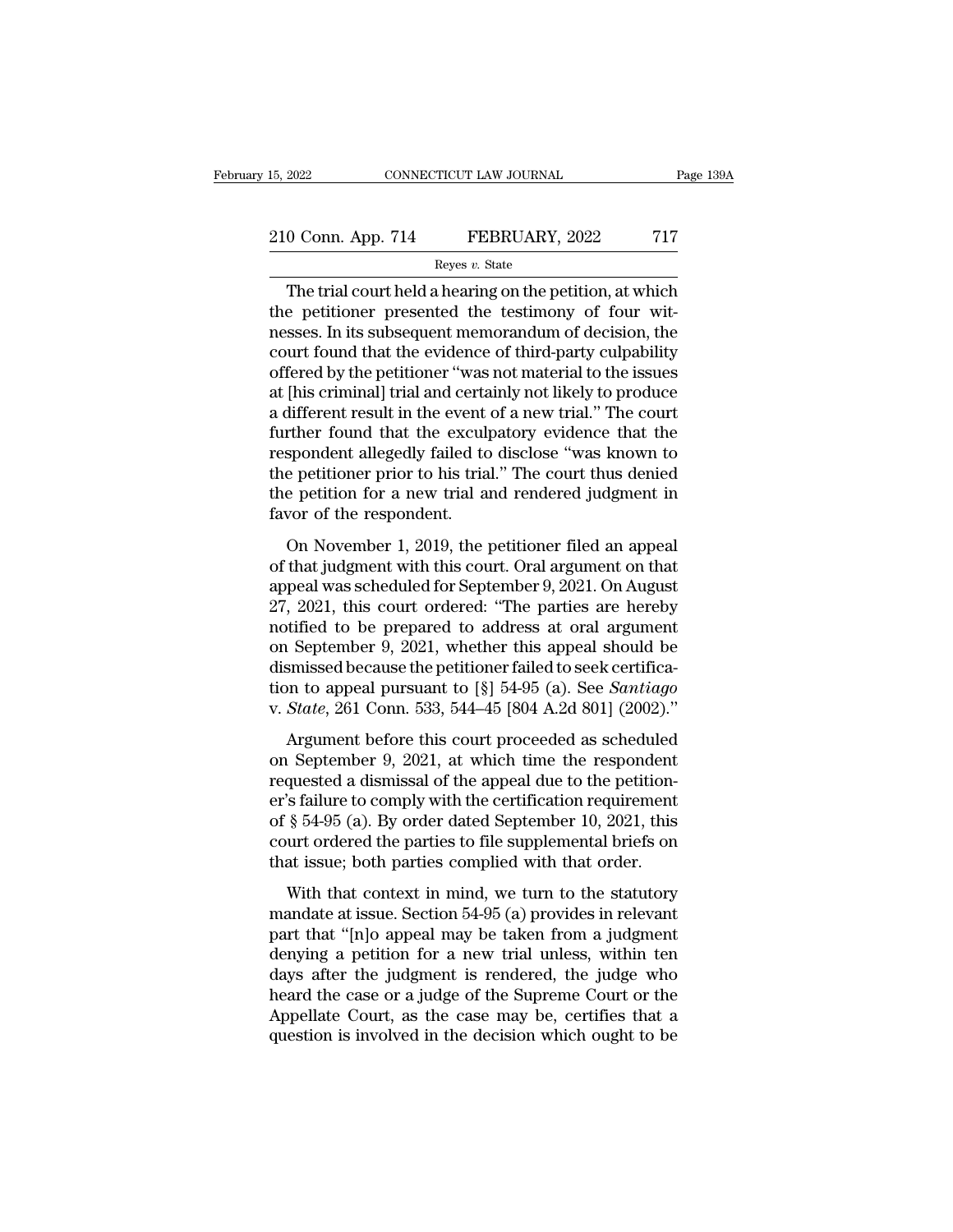The trial court held a hearing on the petition, at which the petitioner presented the testimony of four witnesses. In its subsequent memorandum of decision, the court found that the evidence of third-party culpability offered by the petitioner "was not material to the issues at [his criminal] trial and certainly not likely to produce a different result in the event of a new trial." The court further found that the exculpatory evidence that the respondent allegedly failed to disclose "was known to the petitioner prior to his trial." The court thus denied the petition for a new trial and rendered judgment in favor of the respondent.

On November 1, 2019, the petitioner filed an appeal of that judgment with this court. Oral argument on that appeal was scheduled for September 9, 2021. On August 27, 2021, this court ordered: "The parties are hereby notified to be prepared to address at oral argument on September 9, 2021, whether this appeal should be dismissed because the petitioner failed to seek certification to appeal pursuant to [§] 54-95 (a). See *Santiago* v. *State*, 261 Conn. 533, 544–45 [804 A.2d 801] (2002)."

Argument before this court proceeded as scheduled on September 9, 2021, at which time the respondent requested a dismissal of the appeal due to the petitioner's failure to comply with the certification requirement of § 54-95 (a). By order dated September 10, 2021, this court ordered the parties to file supplemental briefs on that issue; both parties complied with that order.

With that context in mind, we turn to the statutory mandate at issue. Section 54-95 (a) provides in relevant part that "[n]o appeal may be taken from a judgment denying a petition for a new trial unless, within ten days after the judgment is rendered, the judge who heard the case or a judge of the Supreme Court or the Appellate Court, as the case may be, certifies that a question is involved in the decision which ought to be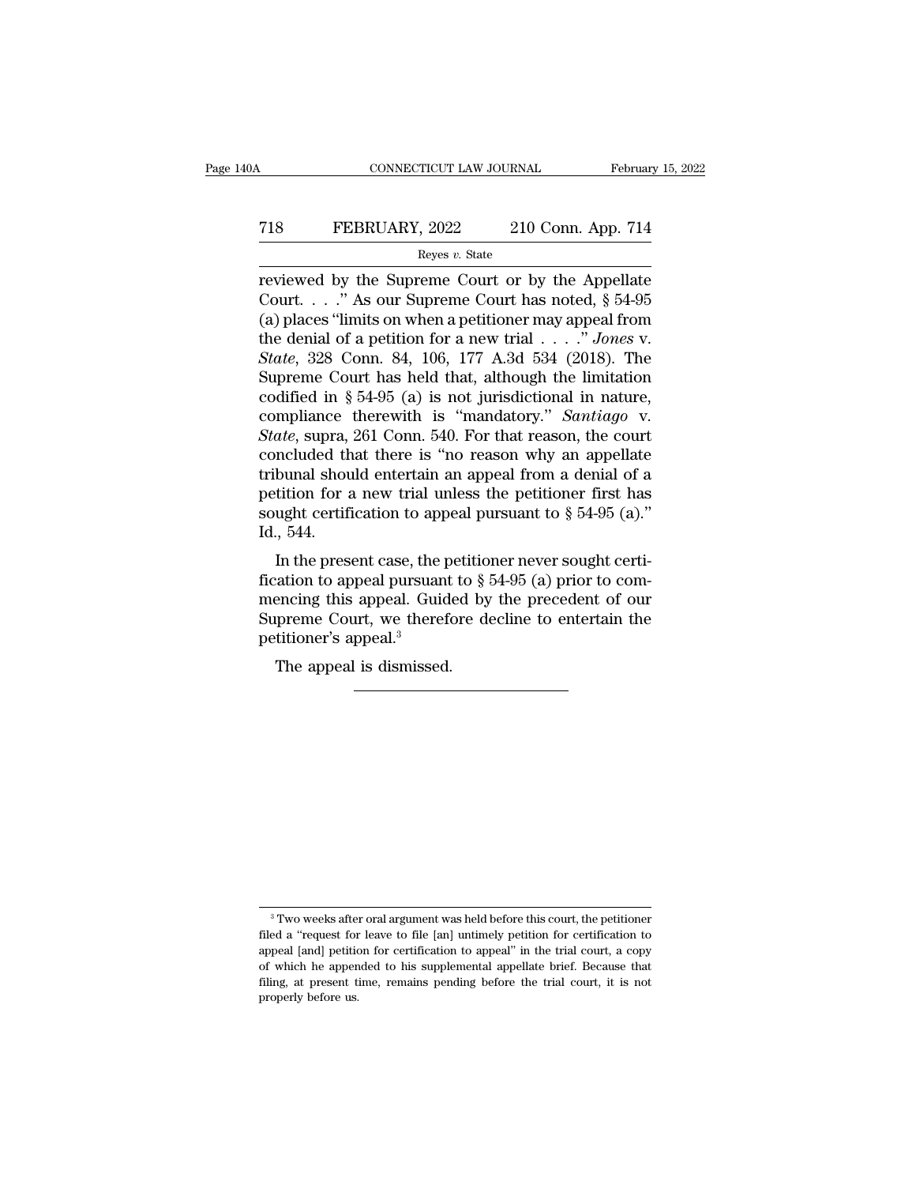reviewed by the Supreme Court or by the Appellate Court. . . ." As our Supreme Court has noted, § 54-95 (a) places "limits on when a petitioner may appeal from the denial of a petition for a new trial . . . ." *Jones* v. *State*, 328 Conn. 84, 106, 177 A.3d 534 (2018). The Supreme Court has held that, although the limitation codified in § 54-95 (a) is not jurisdictional in nature, compliance therewith is "mandatory." *Santiago* v. *State*, supra, 261 Conn. 540. For that reason, the court concluded that there is "no reason why an appellate tribunal should entertain an appeal from a denial of a petition for a new trial unless the petitioner first has sought certification to appeal pursuant to § 54-95 (a)." Id., 544.

In the present case, the petitioner never sought certification to appeal pursuant to § 54-95 (a) prior to commencing this appeal. Guided by the precedent of our Supreme Court, we therefore decline to entertain the petitioner's appeal.[3]

The appeal is dismissed.

---

[3] Two weeks after oral argument was held before this court, the petitioner filed a "request for leave to file [an] untimely petition for certification to appeal [and] petition for certification to appeal" in the trial court, a copy of which he appended to his supplemental appellate brief. Because that filing, at present time, remains pending before the trial court, it is not properly before us.